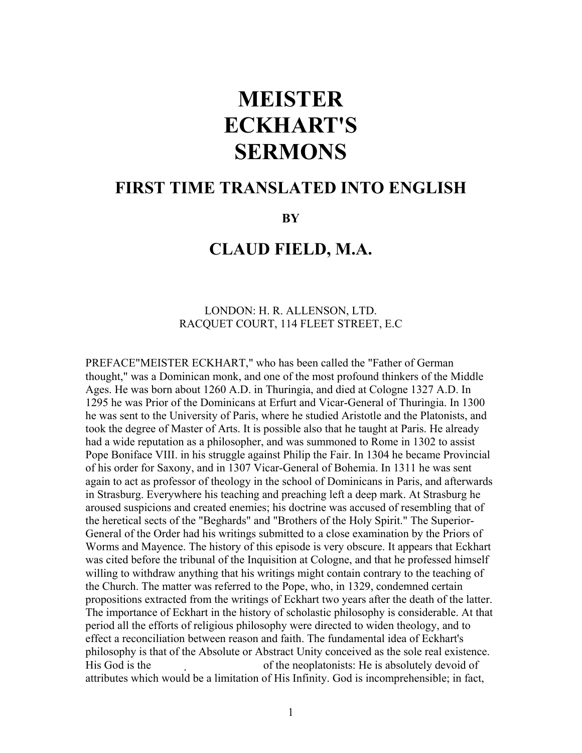# MEISTER ECKHART'S SERMONS

## FIRST TIME TRANSLATED INTO ENGLISH

**BY**

## CLAUD FIELD, M.A.

LONDON: H. R. ALLENSON, LTD.
RACQUET COURT, 114 FLEET STREET, E.C

PREFACE"MEISTER ECKHART," who has been called the "Father of German thought," was a Dominican monk, and one of the most profound thinkers of the Middle Ages. He was born about 1260 A.D. in Thuringia, and died at Cologne 1327 A.D. In 1295 he was Prior of the Dominicans at Erfurt and Vicar-General of Thuringia. In 1300 he was sent to the University of Paris, where he studied Aristotle and the Platonists, and took the degree of Master of Arts. It is possible also that he taught at Paris. He already had a wide reputation as a philosopher, and was summoned to Rome in 1302 to assist Pope Boniface VIII. in his struggle against Philip the Fair. In 1304 he became Provincial of his order for Saxony, and in 1307 Vicar-General of Bohemia. In 1311 he was sent again to act as professor of theology in the school of Dominicans in Paris, and afterwards in Strasburg. Everywhere his teaching and preaching left a deep mark. At Strasburg he aroused suspicions and created enemies; his doctrine was accused of resembling that of the heretical sects of the "Beghards" and "Brothers of the Holy Spirit." The Superior-General of the Order had his writings submitted to a close examination by the Priors of Worms and Mayence. The history of this episode is very obscure. It appears that Eckhart was cited before the tribunal of the Inquisition at Cologne, and that he professed himself willing to withdraw anything that his writings might contain contrary to the teaching of the Church. The matter was referred to the Pope, who, in 1329, condemned certain propositions extracted from the writings of Eckhart two years after the death of the latter. The importance of Eckhart in the history of scholastic philosophy is considerable. At that period all the efforts of religious philosophy were directed to widen theology, and to effect a reconciliation between reason and faith. The fundamental idea of Eckhart's philosophy is that of the Absolute or Abstract Unity conceived as the sole real existence. His God is the . of the neoplatonists: He is absolutely devoid of attributes which would be a limitation of His Infinity. God is incomprehensible; in fact,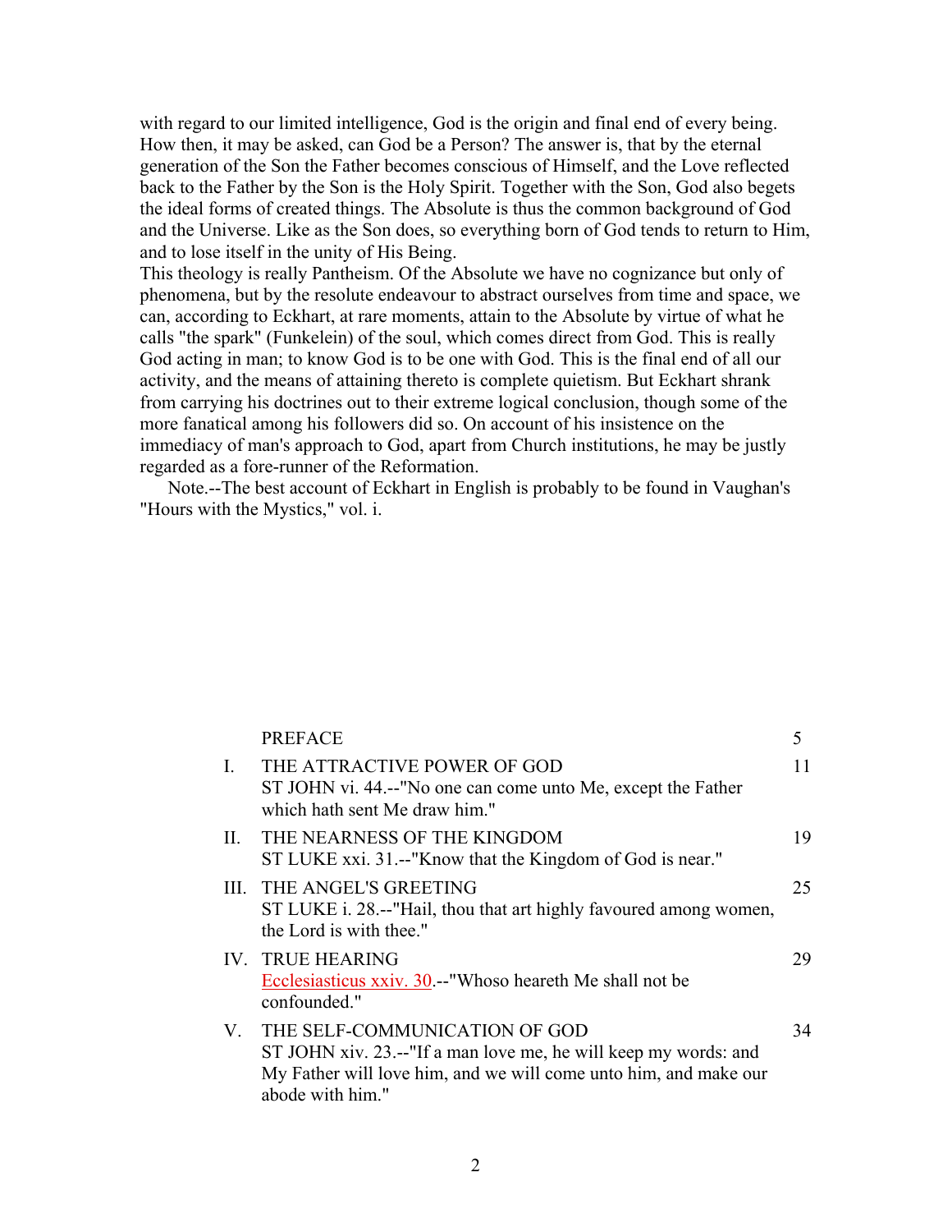with regard to our limited intelligence, God is the origin and final end of every being. How then, it may be asked, can God be a Person? The answer is, that by the eternal generation of the Son the Father becomes conscious of Himself, and the Love reflected back to the Father by the Son is the Holy Spirit. Together with the Son, God also begets the ideal forms of created things. The Absolute is thus the common background of God and the Universe. Like as the Son does, so everything born of God tends to return to Him, and to lose itself in the unity of His Being.

This theology is really Pantheism. Of the Absolute we have no cognizance but only of phenomena, but by the resolute endeavour to abstract ourselves from time and space, we can, according to Eckhart, at rare moments, attain to the Absolute by virtue of what he calls "the spark" (Funkelein) of the soul, which comes direct from God. This is really God acting in man; to know God is to be one with God. This is the final end of all our activity, and the means of attaining thereto is complete quietism. But Eckhart shrank from carrying his doctrines out to their extreme logical conclusion, though some of the more fanatical among his followers did so. On account of his insistence on the immediacy of man's approach to God, apart from Church institutions, he may be justly regarded as a fore-runner of the Reformation.

Note.--The best account of Eckhart in English is probably to be found in Vaughan's "Hours with the Mystics," vol. i.

| | | |
|---|---|---|
| | PREFACE | 5 |
| I. | THE ATTRACTIVE POWER OF GOD<br>ST JOHN vi. 44.--"No one can come unto Me, except the Father which hath sent Me draw him." | 11 |
| II. | THE NEARNESS OF THE KINGDOM<br>ST LUKE xxi. 31.--"Know that the Kingdom of God is near." | 19 |
| III. | THE ANGEL'S GREETING<br>ST LUKE i. 28.--"Hail, thou that art highly favoured among women, the Lord is with thee." | 25 |
| IV. | TRUE HEARING<br>Ecclesiasticus xxiv. 30.--"Whoso heareth Me shall not be confounded." | 29 |
| V. | THE SELF-COMMUNICATION OF GOD<br>ST JOHN xiv. 23.--"If a man love me, he will keep my words: and My Father will love him, and we will come unto him, and make our abode with him." | 34 |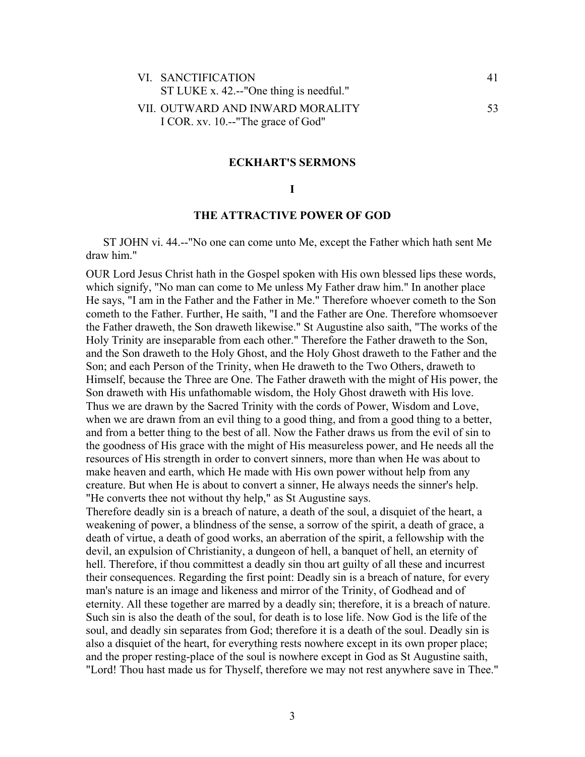VI. SANCTIFICATION 41
ST LUKE x. 42.--"One thing is needful."

VII. OUTWARD AND INWARD MORALITY 53
I COR. xv. 10.--"The grace of God"

## ECKHART'S SERMONS

### I

### THE ATTRACTIVE POWER OF GOD

ST JOHN vi. 44.--"No one can come unto Me, except the Father which hath sent Me draw him."

OUR Lord Jesus Christ hath in the Gospel spoken with His own blessed lips these words, which signify, "No man can come to Me unless My Father draw him." In another place He says, "I am in the Father and the Father in Me." Therefore whoever cometh to the Son cometh to the Father. Further, He saith, "I and the Father are One. Therefore whomsoever the Father draweth, the Son draweth likewise." St Augustine also saith, "The works of the Holy Trinity are inseparable from each other." Therefore the Father draweth to the Son, and the Son draweth to the Holy Ghost, and the Holy Ghost draweth to the Father and the Son; and each Person of the Trinity, when He draweth to the Two Others, draweth to Himself, because the Three are One. The Father draweth with the might of His power, the Son draweth with His unfathomable wisdom, the Holy Ghost draweth with His love. Thus we are drawn by the Sacred Trinity with the cords of Power, Wisdom and Love, when we are drawn from an evil thing to a good thing, and from a good thing to a better, and from a better thing to the best of all. Now the Father draws us from the evil of sin to the goodness of His grace with the might of His measureless power, and He needs all the resources of His strength in order to convert sinners, more than when He was about to make heaven and earth, which He made with His own power without help from any creature. But when He is about to convert a sinner, He always needs the sinner's help. "He converts thee not without thy help," as St Augustine says.

Therefore deadly sin is a breach of nature, a death of the soul, a disquiet of the heart, a weakening of power, a blindness of the sense, a sorrow of the spirit, a death of grace, a death of virtue, a death of good works, an aberration of the spirit, a fellowship with the devil, an expulsion of Christianity, a dungeon of hell, a banquet of hell, an eternity of hell. Therefore, if thou committest a deadly sin thou art guilty of all these and incurrest their consequences. Regarding the first point: Deadly sin is a breach of nature, for every man's nature is an image and likeness and mirror of the Trinity, of Godhead and of eternity. All these together are marred by a deadly sin; therefore, it is a breach of nature. Such sin is also the death of the soul, for death is to lose life. Now God is the life of the soul, and deadly sin separates from God; therefore it is a death of the soul. Deadly sin is also a disquiet of the heart, for everything rests nowhere except in its own proper place; and the proper resting-place of the soul is nowhere except in God as St Augustine saith, "Lord! Thou hast made us for Thyself, therefore we may not rest anywhere save in Thee."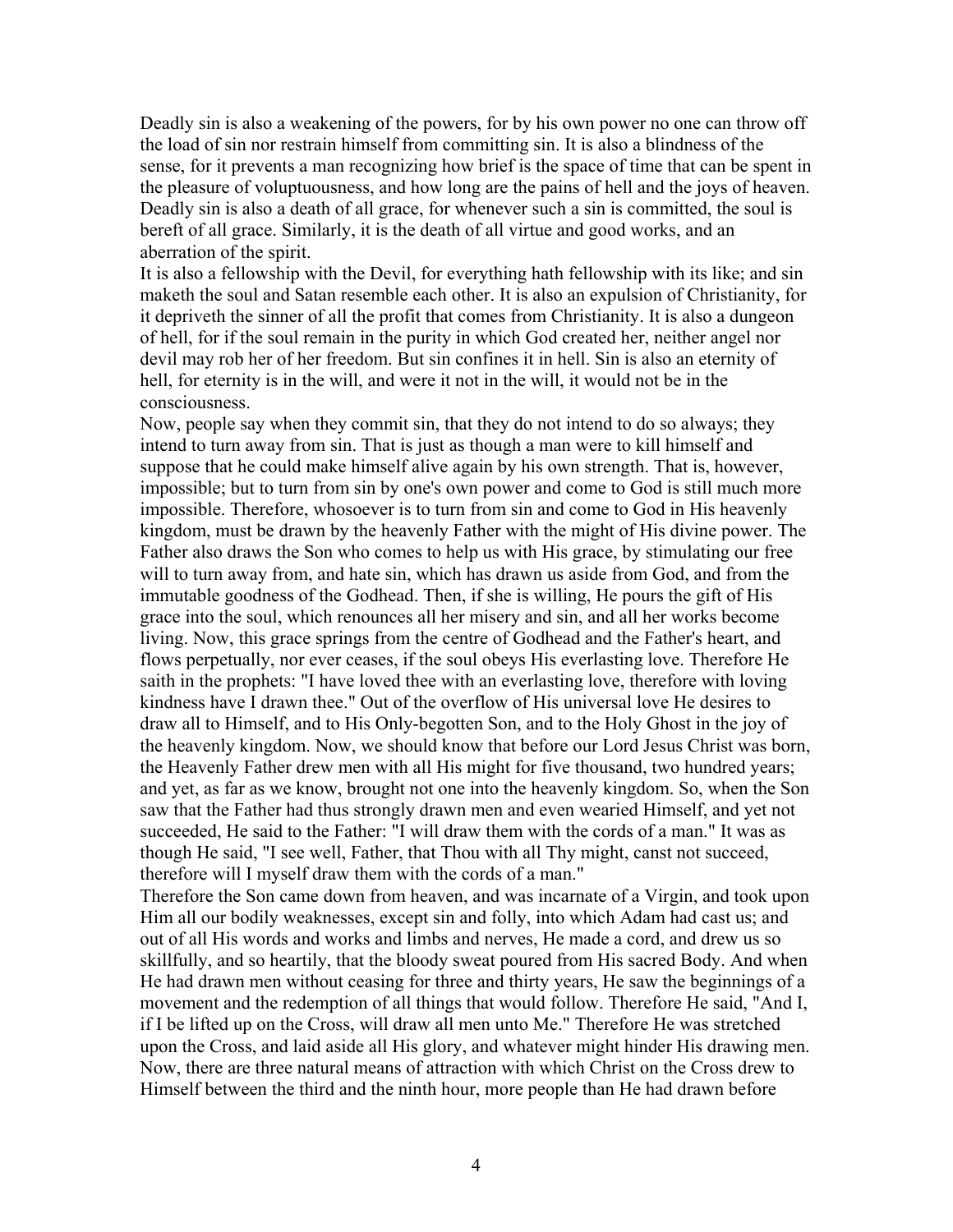Deadly sin is also a weakening of the powers, for by his own power no one can throw off the load of sin nor restrain himself from committing sin. It is also a blindness of the sense, for it prevents a man recognizing how brief is the space of time that can be spent in the pleasure of voluptuousness, and how long are the pains of hell and the joys of heaven. Deadly sin is also a death of all grace, for whenever such a sin is committed, the soul is bereft of all grace. Similarly, it is the death of all virtue and good works, and an aberration of the spirit.

It is also a fellowship with the Devil, for everything hath fellowship with its like; and sin maketh the soul and Satan resemble each other. It is also an expulsion of Christianity, for it depriveth the sinner of all the profit that comes from Christianity. It is also a dungeon of hell, for if the soul remain in the purity in which God created her, neither angel nor devil may rob her of her freedom. But sin confines it in hell. Sin is also an eternity of hell, for eternity is in the will, and were it not in the will, it would not be in the consciousness.

Now, people say when they commit sin, that they do not intend to do so always; they intend to turn away from sin. That is just as though a man were to kill himself and suppose that he could make himself alive again by his own strength. That is, however, impossible; but to turn from sin by one's own power and come to God is still much more impossible. Therefore, whosoever is to turn from sin and come to God in His heavenly kingdom, must be drawn by the heavenly Father with the might of His divine power. The Father also draws the Son who comes to help us with His grace, by stimulating our free will to turn away from, and hate sin, which has drawn us aside from God, and from the immutable goodness of the Godhead. Then, if she is willing, He pours the gift of His grace into the soul, which renounces all her misery and sin, and all her works become living. Now, this grace springs from the centre of Godhead and the Father's heart, and flows perpetually, nor ever ceases, if the soul obeys His everlasting love. Therefore He saith in the prophets: "I have loved thee with an everlasting love, therefore with loving kindness have I drawn thee." Out of the overflow of His universal love He desires to draw all to Himself, and to His Only-begotten Son, and to the Holy Ghost in the joy of the heavenly kingdom. Now, we should know that before our Lord Jesus Christ was born, the Heavenly Father drew men with all His might for five thousand, two hundred years; and yet, as far as we know, brought not one into the heavenly kingdom. So, when the Son saw that the Father had thus strongly drawn men and even wearied Himself, and yet not succeeded, He said to the Father: "I will draw them with the cords of a man." It was as though He said, "I see well, Father, that Thou with all Thy might, canst not succeed, therefore will I myself draw them with the cords of a man."

Therefore the Son came down from heaven, and was incarnate of a Virgin, and took upon Him all our bodily weaknesses, except sin and folly, into which Adam had cast us; and out of all His words and works and limbs and nerves, He made a cord, and drew us so skillfully, and so heartily, that the bloody sweat poured from His sacred Body. And when He had drawn men without ceasing for three and thirty years, He saw the beginnings of a movement and the redemption of all things that would follow. Therefore He said, "And I, if I be lifted up on the Cross, will draw all men unto Me." Therefore He was stretched upon the Cross, and laid aside all His glory, and whatever might hinder His drawing men. Now, there are three natural means of attraction with which Christ on the Cross drew to Himself between the third and the ninth hour, more people than He had drawn before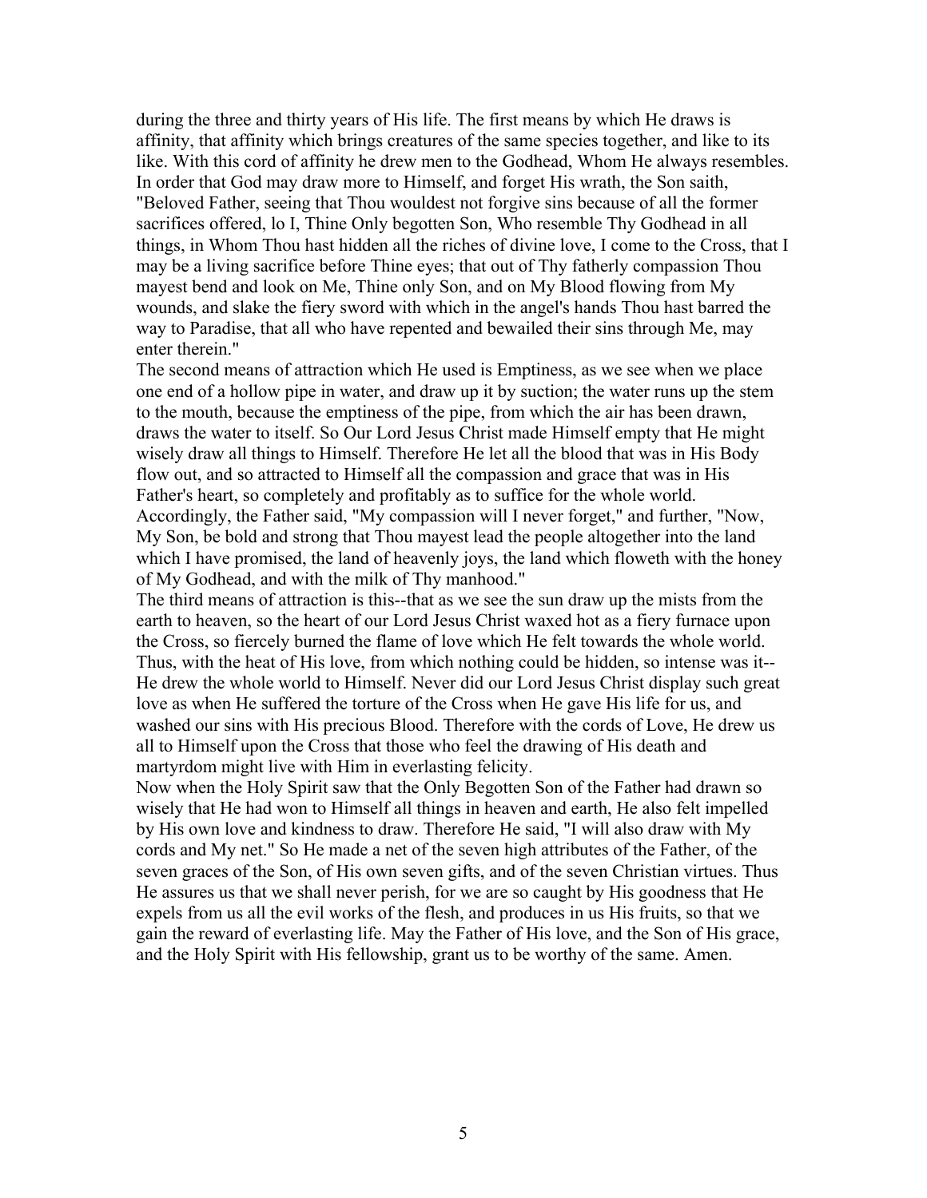during the three and thirty years of His life. The first means by which He draws is affinity, that affinity which brings creatures of the same species together, and like to its like. With this cord of affinity he drew men to the Godhead, Whom He always resembles. In order that God may draw more to Himself, and forget His wrath, the Son saith, "Beloved Father, seeing that Thou wouldest not forgive sins because of all the former sacrifices offered, lo I, Thine Only begotten Son, Who resemble Thy Godhead in all things, in Whom Thou hast hidden all the riches of divine love, I come to the Cross, that I may be a living sacrifice before Thine eyes; that out of Thy fatherly compassion Thou mayest bend and look on Me, Thine only Son, and on My Blood flowing from My wounds, and slake the fiery sword with which in the angel's hands Thou hast barred the way to Paradise, that all who have repented and bewailed their sins through Me, may enter therein."

The second means of attraction which He used is Emptiness, as we see when we place one end of a hollow pipe in water, and draw up it by suction; the water runs up the stem to the mouth, because the emptiness of the pipe, from which the air has been drawn, draws the water to itself. So Our Lord Jesus Christ made Himself empty that He might wisely draw all things to Himself. Therefore He let all the blood that was in His Body flow out, and so attracted to Himself all the compassion and grace that was in His Father's heart, so completely and profitably as to suffice for the whole world. Accordingly, the Father said, "My compassion will I never forget," and further, "Now, My Son, be bold and strong that Thou mayest lead the people altogether into the land which I have promised, the land of heavenly joys, the land which floweth with the honey of My Godhead, and with the milk of Thy manhood."

The third means of attraction is this--that as we see the sun draw up the mists from the earth to heaven, so the heart of our Lord Jesus Christ waxed hot as a fiery furnace upon the Cross, so fiercely burned the flame of love which He felt towards the whole world. Thus, with the heat of His love, from which nothing could be hidden, so intense was it--He drew the whole world to Himself. Never did our Lord Jesus Christ display such great love as when He suffered the torture of the Cross when He gave His life for us, and washed our sins with His precious Blood. Therefore with the cords of Love, He drew us all to Himself upon the Cross that those who feel the drawing of His death and martyrdom might live with Him in everlasting felicity.

Now when the Holy Spirit saw that the Only Begotten Son of the Father had drawn so wisely that He had won to Himself all things in heaven and earth, He also felt impelled by His own love and kindness to draw. Therefore He said, "I will also draw with My cords and My net." So He made a net of the seven high attributes of the Father, of the seven graces of the Son, of His own seven gifts, and of the seven Christian virtues. Thus He assures us that we shall never perish, for we are so caught by His goodness that He expels from us all the evil works of the flesh, and produces in us His fruits, so that we gain the reward of everlasting life. May the Father of His love, and the Son of His grace, and the Holy Spirit with His fellowship, grant us to be worthy of the same. Amen.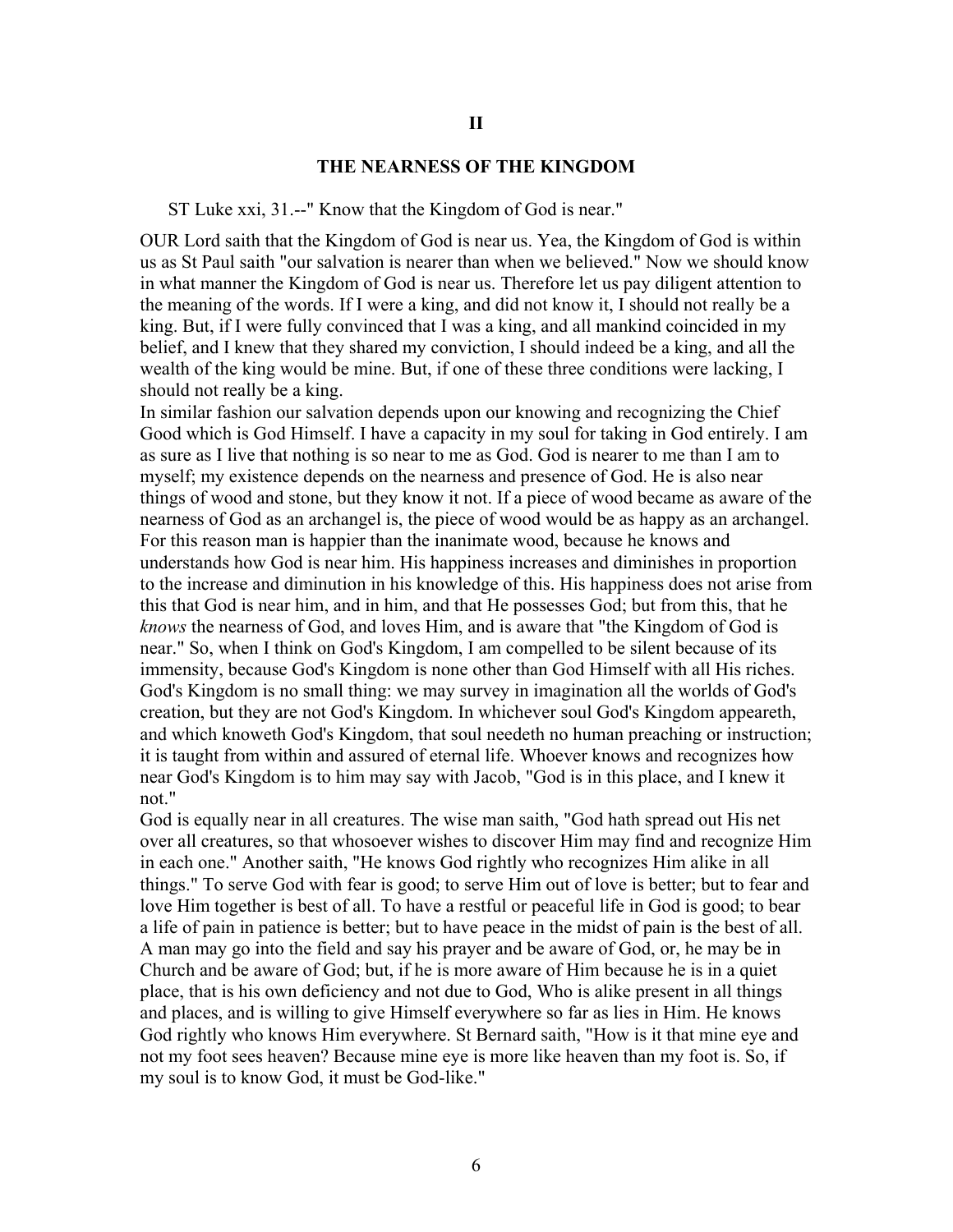## II

## THE NEARNESS OF THE KINGDOM

ST Luke xxi, 31.--" Know that the Kingdom of God is near."

OUR Lord saith that the Kingdom of God is near us. Yea, the Kingdom of God is within us as St Paul saith "our salvation is nearer than when we believed." Now we should know in what manner the Kingdom of God is near us. Therefore let us pay diligent attention to the meaning of the words. If I were a king, and did not know it, I should not really be a king. But, if I were fully convinced that I was a king, and all mankind coincided in my belief, and I knew that they shared my conviction, I should indeed be a king, and all the wealth of the king would be mine. But, if one of these three conditions were lacking, I should not really be a king.

In similar fashion our salvation depends upon our knowing and recognizing the Chief Good which is God Himself. I have a capacity in my soul for taking in God entirely. I am as sure as I live that nothing is so near to me as God. God is nearer to me than I am to myself; my existence depends on the nearness and presence of God. He is also near things of wood and stone, but they know it not. If a piece of wood became as aware of the nearness of God as an archangel is, the piece of wood would be as happy as an archangel. For this reason man is happier than the inanimate wood, because he knows and understands how God is near him. His happiness increases and diminishes in proportion to the increase and diminution in his knowledge of this. His happiness does not arise from this that God is near him, and in him, and that He possesses God; but from this, that he *knows* the nearness of God, and loves Him, and is aware that "the Kingdom of God is near." So, when I think on God's Kingdom, I am compelled to be silent because of its immensity, because God's Kingdom is none other than God Himself with all His riches. God's Kingdom is no small thing: we may survey in imagination all the worlds of God's creation, but they are not God's Kingdom. In whichever soul God's Kingdom appeareth, and which knoweth God's Kingdom, that soul needeth no human preaching or instruction; it is taught from within and assured of eternal life. Whoever knows and recognizes how near God's Kingdom is to him may say with Jacob, "God is in this place, and I knew it not."

God is equally near in all creatures. The wise man saith, "God hath spread out His net over all creatures, so that whosoever wishes to discover Him may find and recognize Him in each one." Another saith, "He knows God rightly who recognizes Him alike in all things." To serve God with fear is good; to serve Him out of love is better; but to fear and love Him together is best of all. To have a restful or peaceful life in God is good; to bear a life of pain in patience is better; but to have peace in the midst of pain is the best of all. A man may go into the field and say his prayer and be aware of God, or, he may be in Church and be aware of God; but, if he is more aware of Him because he is in a quiet place, that is his own deficiency and not due to God, Who is alike present in all things and places, and is willing to give Himself everywhere so far as lies in Him. He knows God rightly who knows Him everywhere. St Bernard saith, "How is it that mine eye and not my foot sees heaven? Because mine eye is more like heaven than my foot is. So, if my soul is to know God, it must be God-like."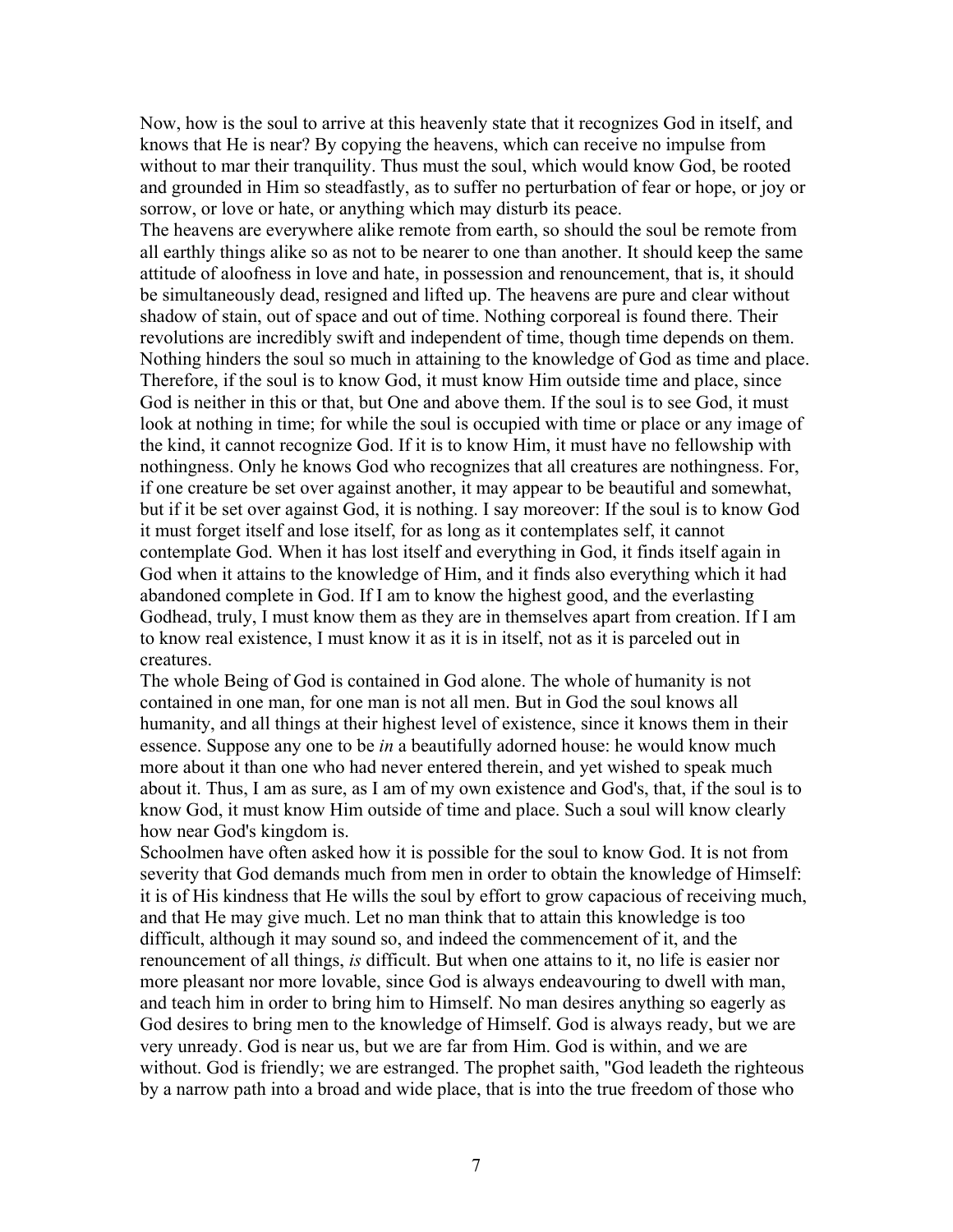Now, how is the soul to arrive at this heavenly state that it recognizes God in itself, and knows that He is near? By copying the heavens, which can receive no impulse from without to mar their tranquility. Thus must the soul, which would know God, be rooted and grounded in Him so steadfastly, as to suffer no perturbation of fear or hope, or joy or sorrow, or love or hate, or anything which may disturb its peace.

The heavens are everywhere alike remote from earth, so should the soul be remote from all earthly things alike so as not to be nearer to one than another. It should keep the same attitude of aloofness in love and hate, in possession and renouncement, that is, it should be simultaneously dead, resigned and lifted up. The heavens are pure and clear without shadow of stain, out of space and out of time. Nothing corporeal is found there. Their revolutions are incredibly swift and independent of time, though time depends on them. Nothing hinders the soul so much in attaining to the knowledge of God as time and place. Therefore, if the soul is to know God, it must know Him outside time and place, since God is neither in this or that, but One and above them. If the soul is to see God, it must look at nothing in time; for while the soul is occupied with time or place or any image of the kind, it cannot recognize God. If it is to know Him, it must have no fellowship with nothingness. Only he knows God who recognizes that all creatures are nothingness. For, if one creature be set over against another, it may appear to be beautiful and somewhat, but if it be set over against God, it is nothing. I say moreover: If the soul is to know God it must forget itself and lose itself, for as long as it contemplates self, it cannot contemplate God. When it has lost itself and everything in God, it finds itself again in God when it attains to the knowledge of Him, and it finds also everything which it had abandoned complete in God. If I am to know the highest good, and the everlasting Godhead, truly, I must know them as they are in themselves apart from creation. If I am to know real existence, I must know it as it is in itself, not as it is parceled out in creatures.

The whole Being of God is contained in God alone. The whole of humanity is not contained in one man, for one man is not all men. But in God the soul knows all humanity, and all things at their highest level of existence, since it knows them in their essence. Suppose any one to be *in* a beautifully adorned house: he would know much more about it than one who had never entered therein, and yet wished to speak much about it. Thus, I am as sure, as I am of my own existence and God's, that, if the soul is to know God, it must know Him outside of time and place. Such a soul will know clearly how near God's kingdom is.

Schoolmen have often asked how it is possible for the soul to know God. It is not from severity that God demands much from men in order to obtain the knowledge of Himself: it is of His kindness that He wills the soul by effort to grow capacious of receiving much, and that He may give much. Let no man think that to attain this knowledge is too difficult, although it may sound so, and indeed the commencement of it, and the renouncement of all things, *is* difficult. But when one attains to it, no life is easier nor more pleasant nor more lovable, since God is always endeavouring to dwell with man, and teach him in order to bring him to Himself. No man desires anything so eagerly as God desires to bring men to the knowledge of Himself. God is always ready, but we are very unready. God is near us, but we are far from Him. God is within, and we are without. God is friendly; we are estranged. The prophet saith, "God leadeth the righteous by a narrow path into a broad and wide place, that is into the true freedom of those who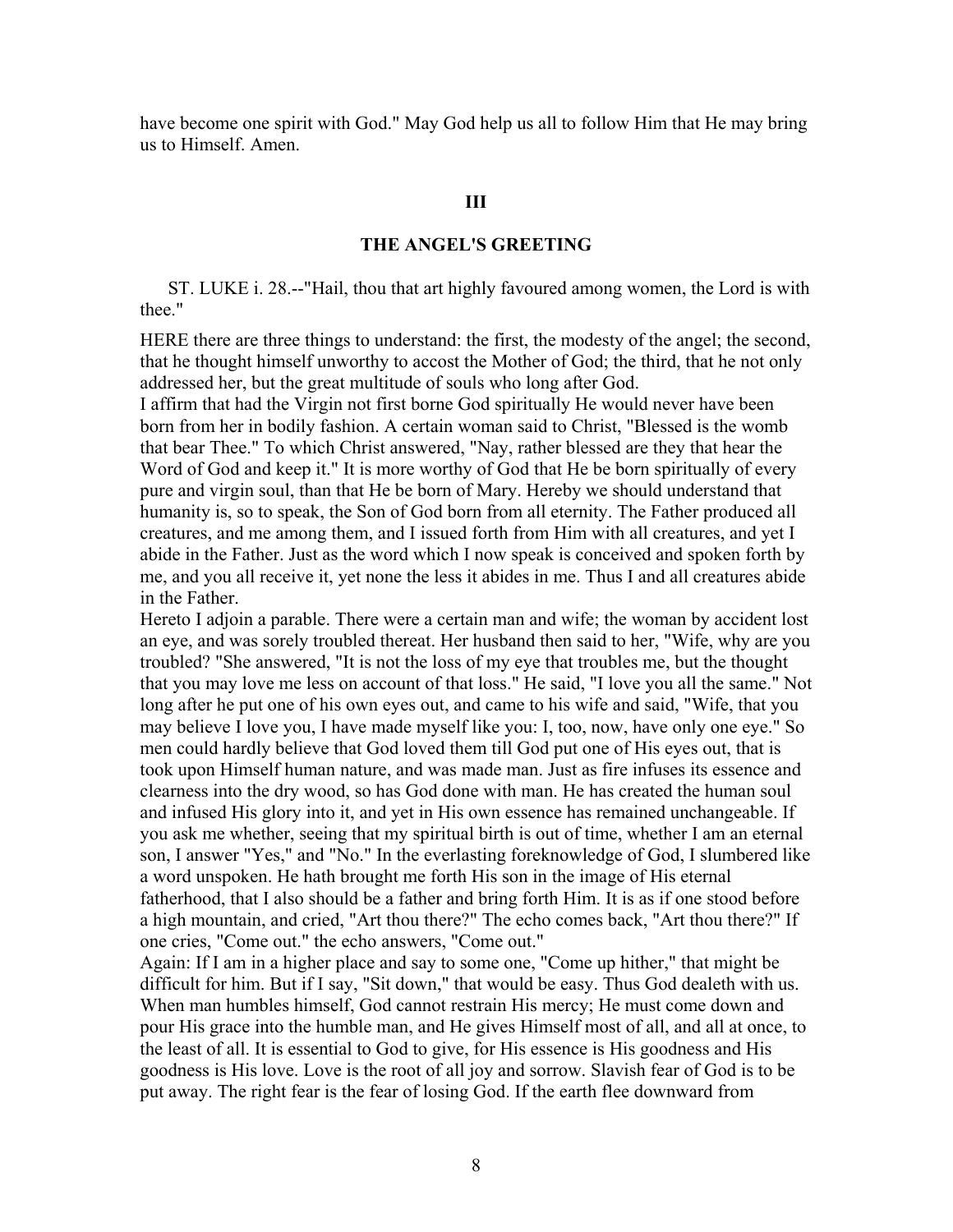have become one spirit with God." May God help us all to follow Him that He may bring us to Himself. Amen.

## III

## THE ANGEL'S GREETING

ST. LUKE i. 28.--"Hail, thou that art highly favoured among women, the Lord is with thee."

HERE there are three things to understand: the first, the modesty of the angel; the second, that he thought himself unworthy to accost the Mother of God; the third, that he not only addressed her, but the great multitude of souls who long after God.

I affirm that had the Virgin not first borne God spiritually He would never have been born from her in bodily fashion. A certain woman said to Christ, "Blessed is the womb that bear Thee." To which Christ answered, "Nay, rather blessed are they that hear the Word of God and keep it." It is more worthy of God that He be born spiritually of every pure and virgin soul, than that He be born of Mary. Hereby we should understand that humanity is, so to speak, the Son of God born from all eternity. The Father produced all creatures, and me among them, and I issued forth from Him with all creatures, and yet I abide in the Father. Just as the word which I now speak is conceived and spoken forth by me, and you all receive it, yet none the less it abides in me. Thus I and all creatures abide in the Father.

Hereto I adjoin a parable. There were a certain man and wife; the woman by accident lost an eye, and was sorely troubled thereat. Her husband then said to her, "Wife, why are you troubled? "She answered, "It is not the loss of my eye that troubles me, but the thought that you may love me less on account of that loss." He said, "I love you all the same." Not long after he put one of his own eyes out, and came to his wife and said, "Wife, that you may believe I love you, I have made myself like you: I, too, now, have only one eye." So men could hardly believe that God loved them till God put one of His eyes out, that is took upon Himself human nature, and was made man. Just as fire infuses its essence and clearness into the dry wood, so has God done with man. He has created the human soul and infused His glory into it, and yet in His own essence has remained unchangeable. If you ask me whether, seeing that my spiritual birth is out of time, whether I am an eternal son, I answer "Yes," and "No." In the everlasting foreknowledge of God, I slumbered like a word unspoken. He hath brought me forth His son in the image of His eternal fatherhood, that I also should be a father and bring forth Him. It is as if one stood before a high mountain, and cried, "Art thou there?" The echo comes back, "Art thou there?" If one cries, "Come out." the echo answers, "Come out."

Again: If I am in a higher place and say to some one, "Come up hither," that might be difficult for him. But if I say, "Sit down," that would be easy. Thus God dealeth with us. When man humbles himself, God cannot restrain His mercy; He must come down and pour His grace into the humble man, and He gives Himself most of all, and all at once, to the least of all. It is essential to God to give, for His essence is His goodness and His goodness is His love. Love is the root of all joy and sorrow. Slavish fear of God is to be put away. The right fear is the fear of losing God. If the earth flee downward from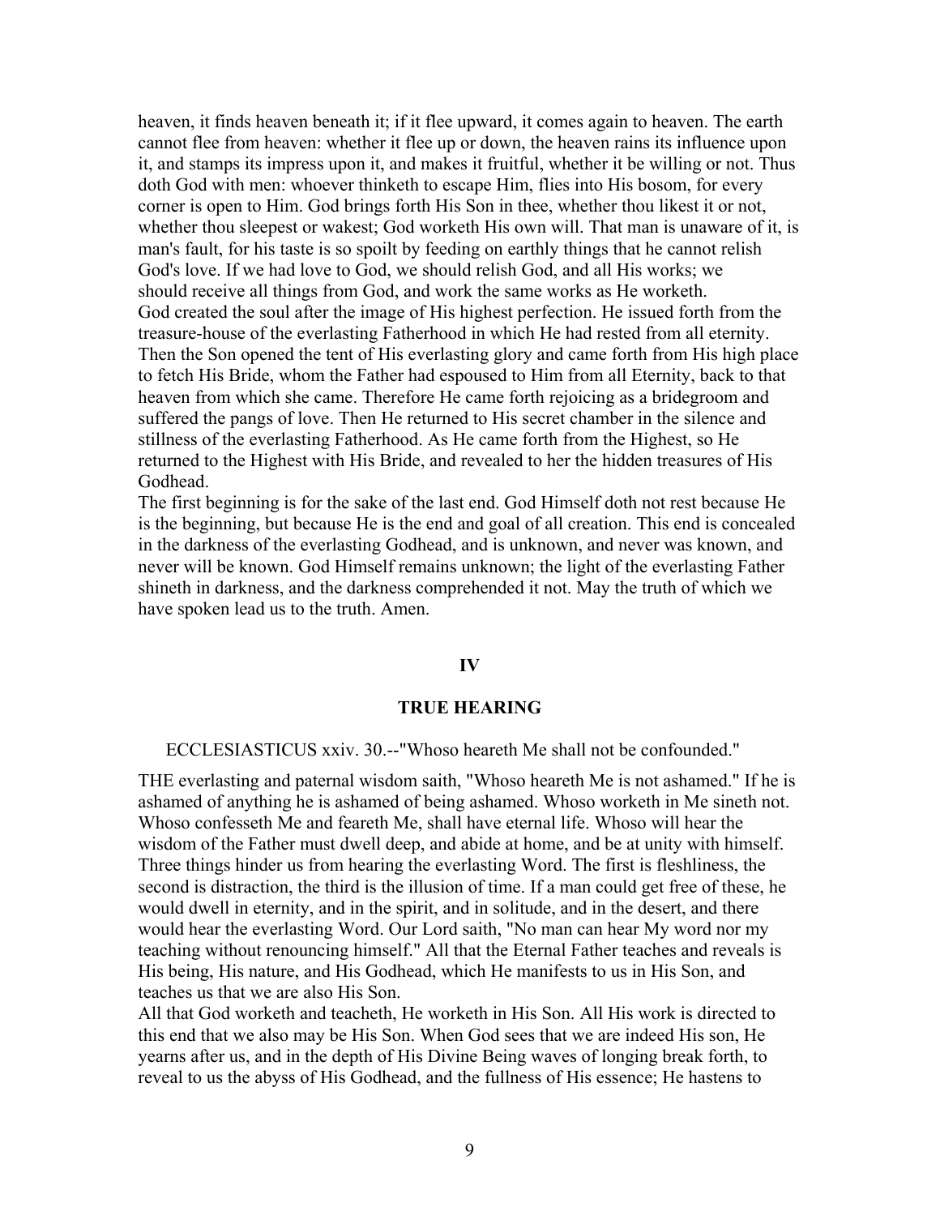heaven, it finds heaven beneath it; if it flee upward, it comes again to heaven. The earth cannot flee from heaven: whether it flee up or down, the heaven rains its influence upon it, and stamps its impress upon it, and makes it fruitful, whether it be willing or not. Thus doth God with men: whoever thinketh to escape Him, flies into His bosom, for every corner is open to Him. God brings forth His Son in thee, whether thou likest it or not, whether thou sleepest or wakest; God worketh His own will. That man is unaware of it, is man's fault, for his taste is so spoilt by feeding on earthly things that he cannot relish God's love. If we had love to God, we should relish God, and all His works; we should receive all things from God, and work the same works as He worketh.

God created the soul after the image of His highest perfection. He issued forth from the treasure-house of the everlasting Fatherhood in which He had rested from all eternity. Then the Son opened the tent of His everlasting glory and came forth from His high place to fetch His Bride, whom the Father had espoused to Him from all Eternity, back to that heaven from which she came. Therefore He came forth rejoicing as a bridegroom and suffered the pangs of love. Then He returned to His secret chamber in the silence and stillness of the everlasting Fatherhood. As He came forth from the Highest, so He returned to the Highest with His Bride, and revealed to her the hidden treasures of His Godhead.

The first beginning is for the sake of the last end. God Himself doth not rest because He is the beginning, but because He is the end and goal of all creation. This end is concealed in the darkness of the everlasting Godhead, and is unknown, and never was known, and never will be known. God Himself remains unknown; the light of the everlasting Father shineth in darkness, and the darkness comprehended it not. May the truth of which we have spoken lead us to the truth. Amen.

## IV

## TRUE HEARING

ECCLESIASTICUS xxiv. 30.--"Whoso heareth Me shall not be confounded."

THE everlasting and paternal wisdom saith, "Whoso heareth Me is not ashamed." If he is ashamed of anything he is ashamed of being ashamed. Whoso worketh in Me sineth not. Whoso confesseth Me and feareth Me, shall have eternal life. Whoso will hear the wisdom of the Father must dwell deep, and abide at home, and be at unity with himself. Three things hinder us from hearing the everlasting Word. The first is fleshliness, the second is distraction, the third is the illusion of time. If a man could get free of these, he would dwell in eternity, and in the spirit, and in solitude, and in the desert, and there would hear the everlasting Word. Our Lord saith, "No man can hear My word nor my teaching without renouncing himself." All that the Eternal Father teaches and reveals is His being, His nature, and His Godhead, which He manifests to us in His Son, and teaches us that we are also His Son.

All that God worketh and teacheth, He worketh in His Son. All His work is directed to this end that we also may be His Son. When God sees that we are indeed His son, He yearns after us, and in the depth of His Divine Being waves of longing break forth, to reveal to us the abyss of His Godhead, and the fullness of His essence; He hastens to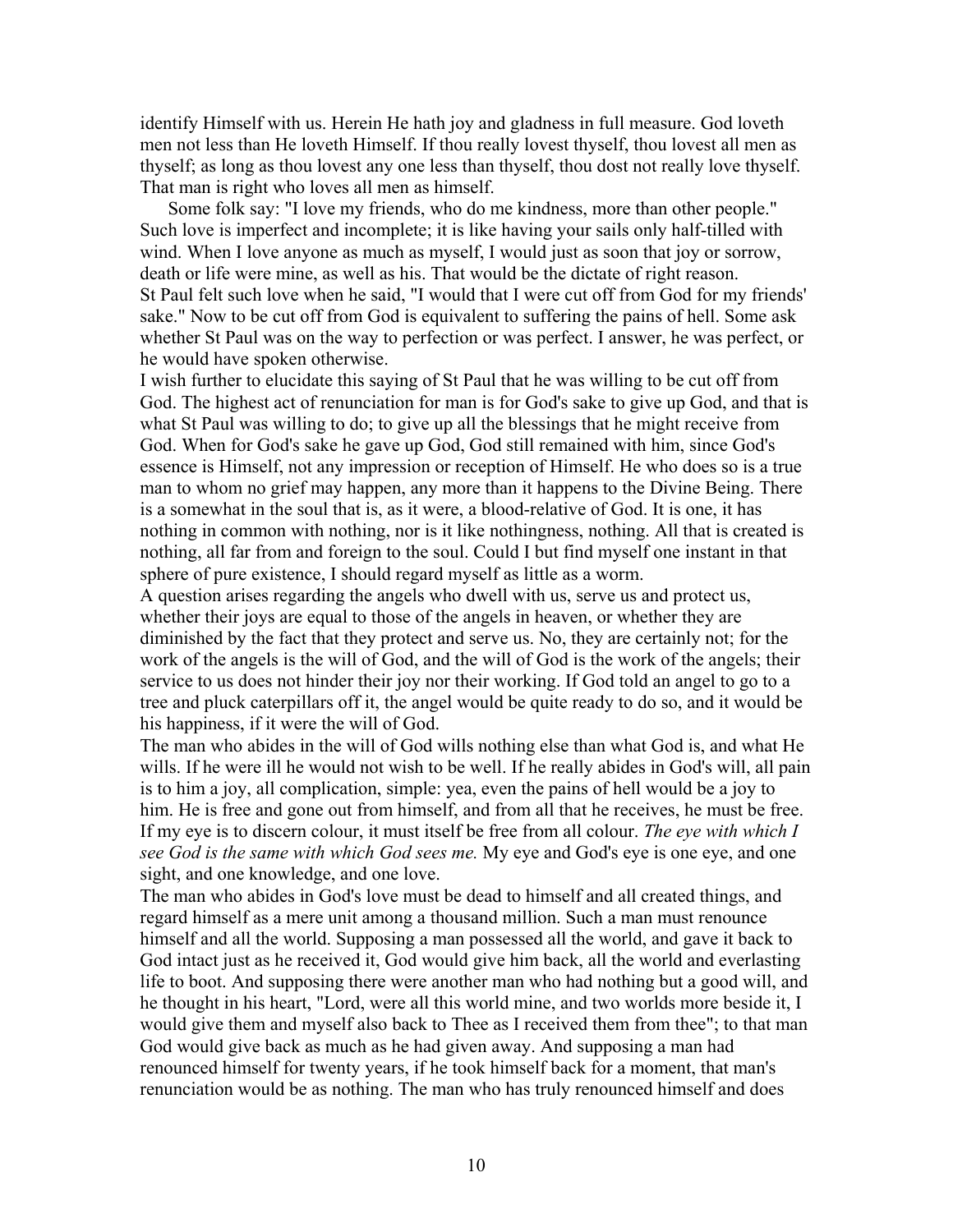identify Himself with us. Herein He hath joy and gladness in full measure. God loveth men not less than He loveth Himself. If thou really lovest thyself, thou lovest all men as thyself; as long as thou lovest any one less than thyself, thou dost not really love thyself. That man is right who loves all men as himself.

Some folk say: "I love my friends, who do me kindness, more than other people." Such love is imperfect and incomplete; it is like having your sails only half-tilled with wind. When I love anyone as much as myself, I would just as soon that joy or sorrow, death or life were mine, as well as his. That would be the dictate of right reason. St Paul felt such love when he said, "I would that I were cut off from God for my friends' sake." Now to be cut off from God is equivalent to suffering the pains of hell. Some ask whether St Paul was on the way to perfection or was perfect. I answer, he was perfect, or he would have spoken otherwise.

I wish further to elucidate this saying of St Paul that he was willing to be cut off from God. The highest act of renunciation for man is for God's sake to give up God, and that is what St Paul was willing to do; to give up all the blessings that he might receive from God. When for God's sake he gave up God, God still remained with him, since God's essence is Himself, not any impression or reception of Himself. He who does so is a true man to whom no grief may happen, any more than it happens to the Divine Being. There is a somewhat in the soul that is, as it were, a blood-relative of God. It is one, it has nothing in common with nothing, nor is it like nothingness, nothing. All that is created is nothing, all far from and foreign to the soul. Could I but find myself one instant in that sphere of pure existence, I should regard myself as little as a worm.

A question arises regarding the angels who dwell with us, serve us and protect us, whether their joys are equal to those of the angels in heaven, or whether they are diminished by the fact that they protect and serve us. No, they are certainly not; for the work of the angels is the will of God, and the will of God is the work of the angels; their service to us does not hinder their joy nor their working. If God told an angel to go to a tree and pluck caterpillars off it, the angel would be quite ready to do so, and it would be his happiness, if it were the will of God.

The man who abides in the will of God wills nothing else than what God is, and what He wills. If he were ill he would not wish to be well. If he really abides in God's will, all pain is to him a joy, all complication, simple: yea, even the pains of hell would be a joy to him. He is free and gone out from himself, and from all that he receives, he must be free. If my eye is to discern colour, it must itself be free from all colour. *The eye with which I see God is the same with which God sees me.* My eye and God's eye is one eye, and one sight, and one knowledge, and one love.

The man who abides in God's love must be dead to himself and all created things, and regard himself as a mere unit among a thousand million. Such a man must renounce himself and all the world. Supposing a man possessed all the world, and gave it back to God intact just as he received it, God would give him back, all the world and everlasting life to boot. And supposing there were another man who had nothing but a good will, and he thought in his heart, "Lord, were all this world mine, and two worlds more beside it, I would give them and myself also back to Thee as I received them from thee"; to that man God would give back as much as he had given away. And supposing a man had renounced himself for twenty years, if he took himself back for a moment, that man's renunciation would be as nothing. The man who has truly renounced himself and does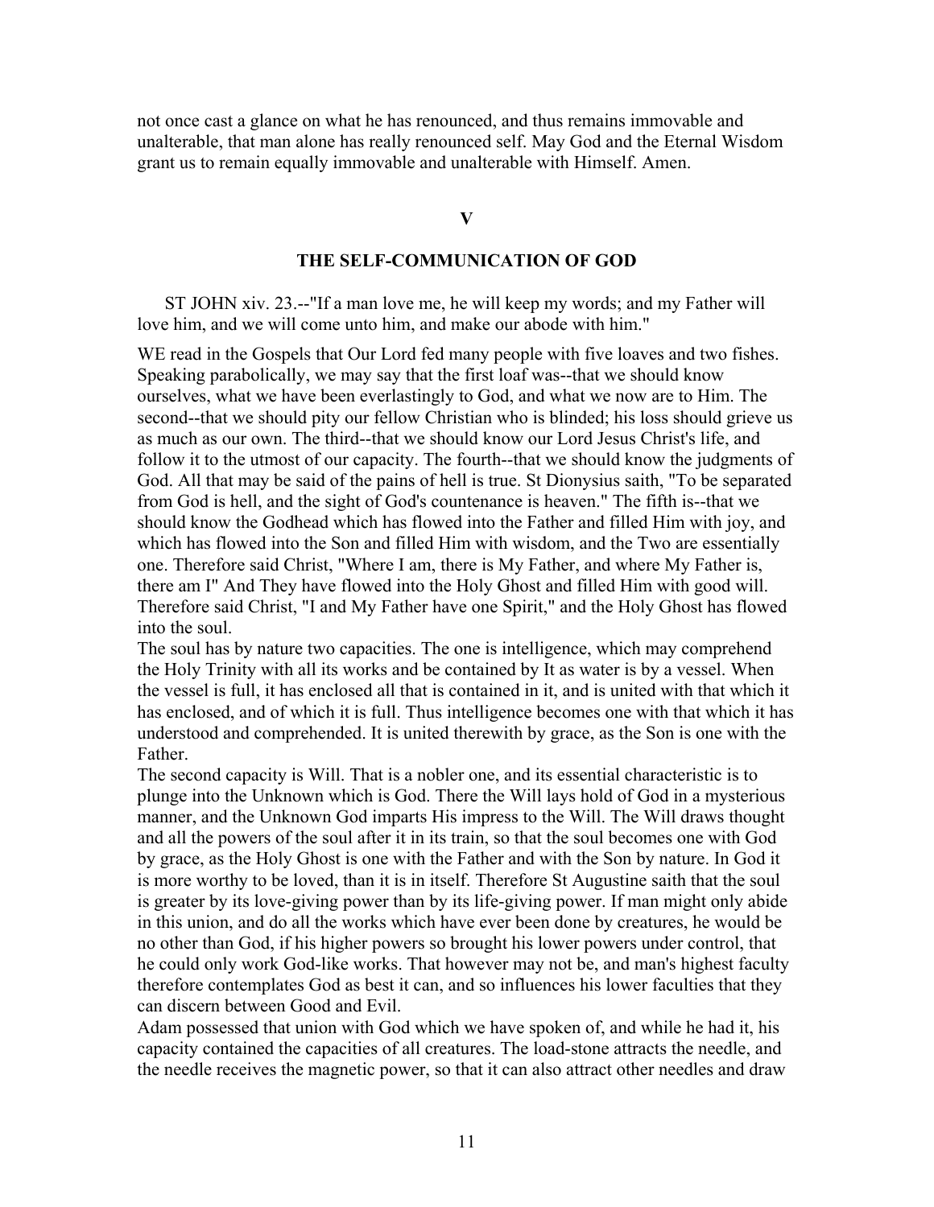not once cast a glance on what he has renounced, and thus remains immovable and unalterable, that man alone has really renounced self. May God and the Eternal Wisdom grant us to remain equally immovable and unalterable with Himself. Amen.

## V

## THE SELF-COMMUNICATION OF GOD

ST JOHN xiv. 23.--"If a man love me, he will keep my words; and my Father will love him, and we will come unto him, and make our abode with him."

WE read in the Gospels that Our Lord fed many people with five loaves and two fishes. Speaking parabolically, we may say that the first loaf was--that we should know ourselves, what we have been everlastingly to God, and what we now are to Him. The second--that we should pity our fellow Christian who is blinded; his loss should grieve us as much as our own. The third--that we should know our Lord Jesus Christ's life, and follow it to the utmost of our capacity. The fourth--that we should know the judgments of God. All that may be said of the pains of hell is true. St Dionysius saith, "To be separated from God is hell, and the sight of God's countenance is heaven." The fifth is--that we should know the Godhead which has flowed into the Father and filled Him with joy, and which has flowed into the Son and filled Him with wisdom, and the Two are essentially one. Therefore said Christ, "Where I am, there is My Father, and where My Father is, there am I" And They have flowed into the Holy Ghost and filled Him with good will. Therefore said Christ, "I and My Father have one Spirit," and the Holy Ghost has flowed into the soul.

The soul has by nature two capacities. The one is intelligence, which may comprehend the Holy Trinity with all its works and be contained by It as water is by a vessel. When the vessel is full, it has enclosed all that is contained in it, and is united with that which it has enclosed, and of which it is full. Thus intelligence becomes one with that which it has understood and comprehended. It is united therewith by grace, as the Son is one with the Father.

The second capacity is Will. That is a nobler one, and its essential characteristic is to plunge into the Unknown which is God. There the Will lays hold of God in a mysterious manner, and the Unknown God imparts His impress to the Will. The Will draws thought and all the powers of the soul after it in its train, so that the soul becomes one with God by grace, as the Holy Ghost is one with the Father and with the Son by nature. In God it is more worthy to be loved, than it is in itself. Therefore St Augustine saith that the soul is greater by its love-giving power than by its life-giving power. If man might only abide in this union, and do all the works which have ever been done by creatures, he would be no other than God, if his higher powers so brought his lower powers under control, that he could only work God-like works. That however may not be, and man's highest faculty therefore contemplates God as best it can, and so influences his lower faculties that they can discern between Good and Evil.

Adam possessed that union with God which we have spoken of, and while he had it, his capacity contained the capacities of all creatures. The load-stone attracts the needle, and the needle receives the magnetic power, so that it can also attract other needles and draw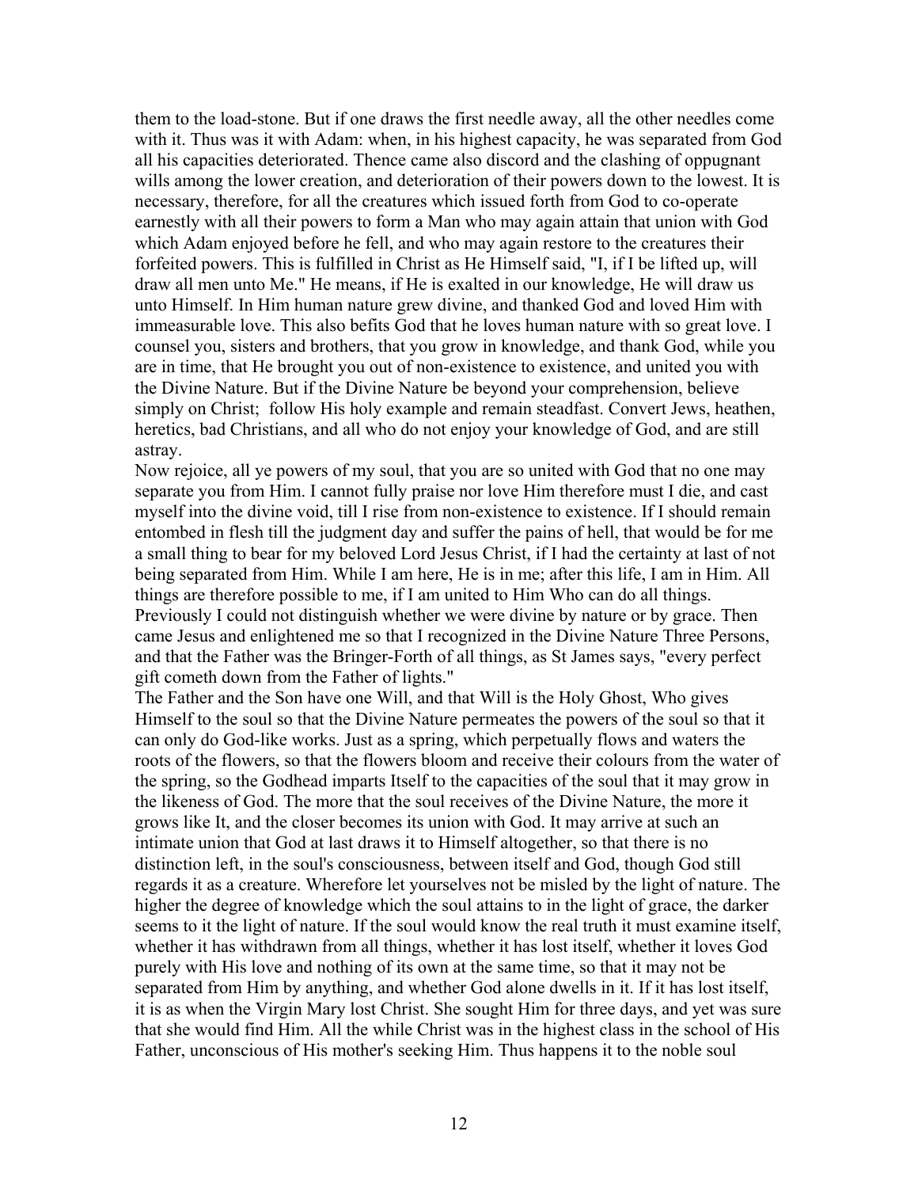them to the load-stone. But if one draws the first needle away, all the other needles come with it. Thus was it with Adam: when, in his highest capacity, he was separated from God all his capacities deteriorated. Thence came also discord and the clashing of oppugnant wills among the lower creation, and deterioration of their powers down to the lowest. It is necessary, therefore, for all the creatures which issued forth from God to co-operate earnestly with all their powers to form a Man who may again attain that union with God which Adam enjoyed before he fell, and who may again restore to the creatures their forfeited powers. This is fulfilled in Christ as He Himself said, "I, if I be lifted up, will draw all men unto Me." He means, if He is exalted in our knowledge, He will draw us unto Himself. In Him human nature grew divine, and thanked God and loved Him with immeasurable love. This also befits God that he loves human nature with so great love. I counsel you, sisters and brothers, that you grow in knowledge, and thank God, while you are in time, that He brought you out of non-existence to existence, and united you with the Divine Nature. But if the Divine Nature be beyond your comprehension, believe simply on Christ; follow His holy example and remain steadfast. Convert Jews, heathen, heretics, bad Christians, and all who do not enjoy your knowledge of God, and are still astray.

Now rejoice, all ye powers of my soul, that you are so united with God that no one may separate you from Him. I cannot fully praise nor love Him therefore must I die, and cast myself into the divine void, till I rise from non-existence to existence. If I should remain entombed in flesh till the judgment day and suffer the pains of hell, that would be for me a small thing to bear for my beloved Lord Jesus Christ, if I had the certainty at last of not being separated from Him. While I am here, He is in me; after this life, I am in Him. All things are therefore possible to me, if I am united to Him Who can do all things. Previously I could not distinguish whether we were divine by nature or by grace. Then came Jesus and enlightened me so that I recognized in the Divine Nature Three Persons, and that the Father was the Bringer-Forth of all things, as St James says, "every perfect gift cometh down from the Father of lights."

The Father and the Son have one Will, and that Will is the Holy Ghost, Who gives Himself to the soul so that the Divine Nature permeates the powers of the soul so that it can only do God-like works. Just as a spring, which perpetually flows and waters the roots of the flowers, so that the flowers bloom and receive their colours from the water of the spring, so the Godhead imparts Itself to the capacities of the soul that it may grow in the likeness of God. The more that the soul receives of the Divine Nature, the more it grows like It, and the closer becomes its union with God. It may arrive at such an intimate union that God at last draws it to Himself altogether, so that there is no distinction left, in the soul's consciousness, between itself and God, though God still regards it as a creature. Wherefore let yourselves not be misled by the light of nature. The higher the degree of knowledge which the soul attains to in the light of grace, the darker seems to it the light of nature. If the soul would know the real truth it must examine itself, whether it has withdrawn from all things, whether it has lost itself, whether it loves God purely with His love and nothing of its own at the same time, so that it may not be separated from Him by anything, and whether God alone dwells in it. If it has lost itself, it is as when the Virgin Mary lost Christ. She sought Him for three days, and yet was sure that she would find Him. All the while Christ was in the highest class in the school of His Father, unconscious of His mother's seeking Him. Thus happens it to the noble soul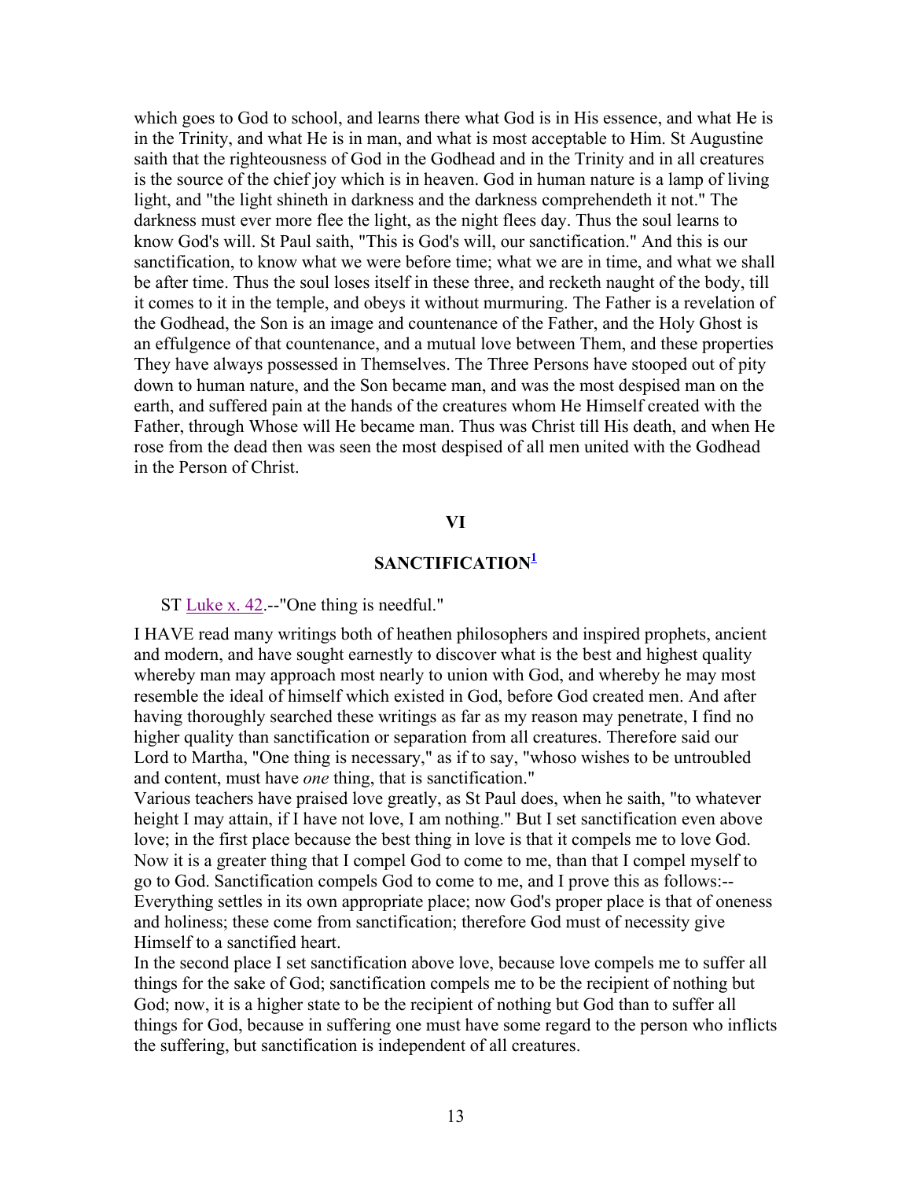which goes to God to school, and learns there what God is in His essence, and what He is in the Trinity, and what He is in man, and what is most acceptable to Him. St Augustine saith that the righteousness of God in the Godhead and in the Trinity and in all creatures is the source of the chief joy which is in heaven. God in human nature is a lamp of living light, and "the light shineth in darkness and the darkness comprehendeth it not." The darkness must ever more flee the light, as the night flees day. Thus the soul learns to know God's will. St Paul saith, "This is God's will, our sanctification." And this is our sanctification, to know what we were before time; what we are in time, and what we shall be after time. Thus the soul loses itself in these three, and recketh naught of the body, till it comes to it in the temple, and obeys it without murmuring. The Father is a revelation of the Godhead, the Son is an image and countenance of the Father, and the Holy Ghost is an effulgence of that countenance, and a mutual love between Them, and these properties They have always possessed in Themselves. The Three Persons have stooped out of pity down to human nature, and the Son became man, and was the most despised man on the earth, and suffered pain at the hands of the creatures whom He Himself created with the Father, through Whose will He became man. Thus was Christ till His death, and when He rose from the dead then was seen the most despised of all men united with the Godhead in the Person of Christ.

## VI

## SANCTIFICATION[1]

ST Luke x. 42.--"One thing is needful."

I HAVE read many writings both of heathen philosophers and inspired prophets, ancient and modern, and have sought earnestly to discover what is the best and highest quality whereby man may approach most nearly to union with God, and whereby he may most resemble the ideal of himself which existed in God, before God created men. And after having thoroughly searched these writings as far as my reason may penetrate, I find no higher quality than sanctification or separation from all creatures. Therefore said our Lord to Martha, "One thing is necessary," as if to say, "whoso wishes to be untroubled and content, must have *one* thing, that is sanctification."

Various teachers have praised love greatly, as St Paul does, when he saith, "to whatever height I may attain, if I have not love, I am nothing." But I set sanctification even above love; in the first place because the best thing in love is that it compels me to love God. Now it is a greater thing that I compel God to come to me, than that I compel myself to go to God. Sanctification compels God to come to me, and I prove this as follows:-- Everything settles in its own appropriate place; now God's proper place is that of oneness and holiness; these come from sanctification; therefore God must of necessity give Himself to a sanctified heart.

In the second place I set sanctification above love, because love compels me to suffer all things for the sake of God; sanctification compels me to be the recipient of nothing but God; now, it is a higher state to be the recipient of nothing but God than to suffer all things for God, because in suffering one must have some regard to the person who inflicts the suffering, but sanctification is independent of all creatures.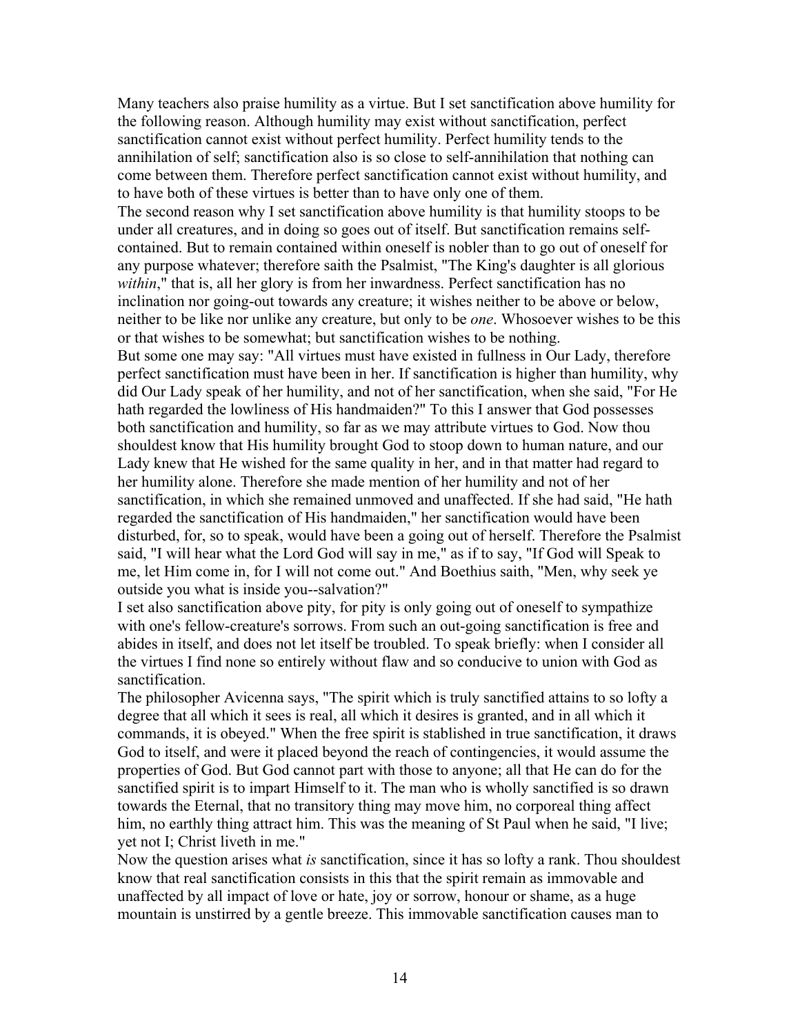Many teachers also praise humility as a virtue. But I set sanctification above humility for the following reason. Although humility may exist without sanctification, perfect sanctification cannot exist without perfect humility. Perfect humility tends to the annihilation of self; sanctification also is so close to self-annihilation that nothing can come between them. Therefore perfect sanctification cannot exist without humility, and to have both of these virtues is better than to have only one of them.

The second reason why I set sanctification above humility is that humility stoops to be under all creatures, and in doing so goes out of itself. But sanctification remains self-contained. But to remain contained within oneself is nobler than to go out of oneself for any purpose whatever; therefore saith the Psalmist, "The King's daughter is all glorious *within*," that is, all her glory is from her inwardness. Perfect sanctification has no inclination nor going-out towards any creature; it wishes neither to be above or below, neither to be like nor unlike any creature, but only to be *one*. Whosoever wishes to be this or that wishes to be somewhat; but sanctification wishes to be nothing.

But some one may say: "All virtues must have existed in fullness in Our Lady, therefore perfect sanctification must have been in her. If sanctification is higher than humility, why did Our Lady speak of her humility, and not of her sanctification, when she said, "For He hath regarded the lowliness of His handmaiden?" To this I answer that God possesses both sanctification and humility, so far as we may attribute virtues to God. Now thou shouldest know that His humility brought God to stoop down to human nature, and our Lady knew that He wished for the same quality in her, and in that matter had regard to her humility alone. Therefore she made mention of her humility and not of her sanctification, in which she remained unmoved and unaffected. If she had said, "He hath regarded the sanctification of His handmaiden," her sanctification would have been disturbed, for, so to speak, would have been a going out of herself. Therefore the Psalmist said, "I will hear what the Lord God will say in me," as if to say, "If God will Speak to me, let Him come in, for I will not come out." And Boethius saith, "Men, why seek ye outside you what is inside you--salvation?"

I set also sanctification above pity, for pity is only going out of oneself to sympathize with one's fellow-creature's sorrows. From such an out-going sanctification is free and abides in itself, and does not let itself be troubled. To speak briefly: when I consider all the virtues I find none so entirely without flaw and so conducive to union with God as sanctification.

The philosopher Avicenna says, "The spirit which is truly sanctified attains to so lofty a degree that all which it sees is real, all which it desires is granted, and in all which it commands, it is obeyed." When the free spirit is stablished in true sanctification, it draws God to itself, and were it placed beyond the reach of contingencies, it would assume the properties of God. But God cannot part with those to anyone; all that He can do for the sanctified spirit is to impart Himself to it. The man who is wholly sanctified is so drawn towards the Eternal, that no transitory thing may move him, no corporeal thing affect him, no earthly thing attract him. This was the meaning of St Paul when he said, "I live; yet not I; Christ liveth in me."

Now the question arises what *is* sanctification, since it has so lofty a rank. Thou shouldest know that real sanctification consists in this that the spirit remain as immovable and unaffected by all impact of love or hate, joy or sorrow, honour or shame, as a huge mountain is unstirred by a gentle breeze. This immovable sanctification causes man to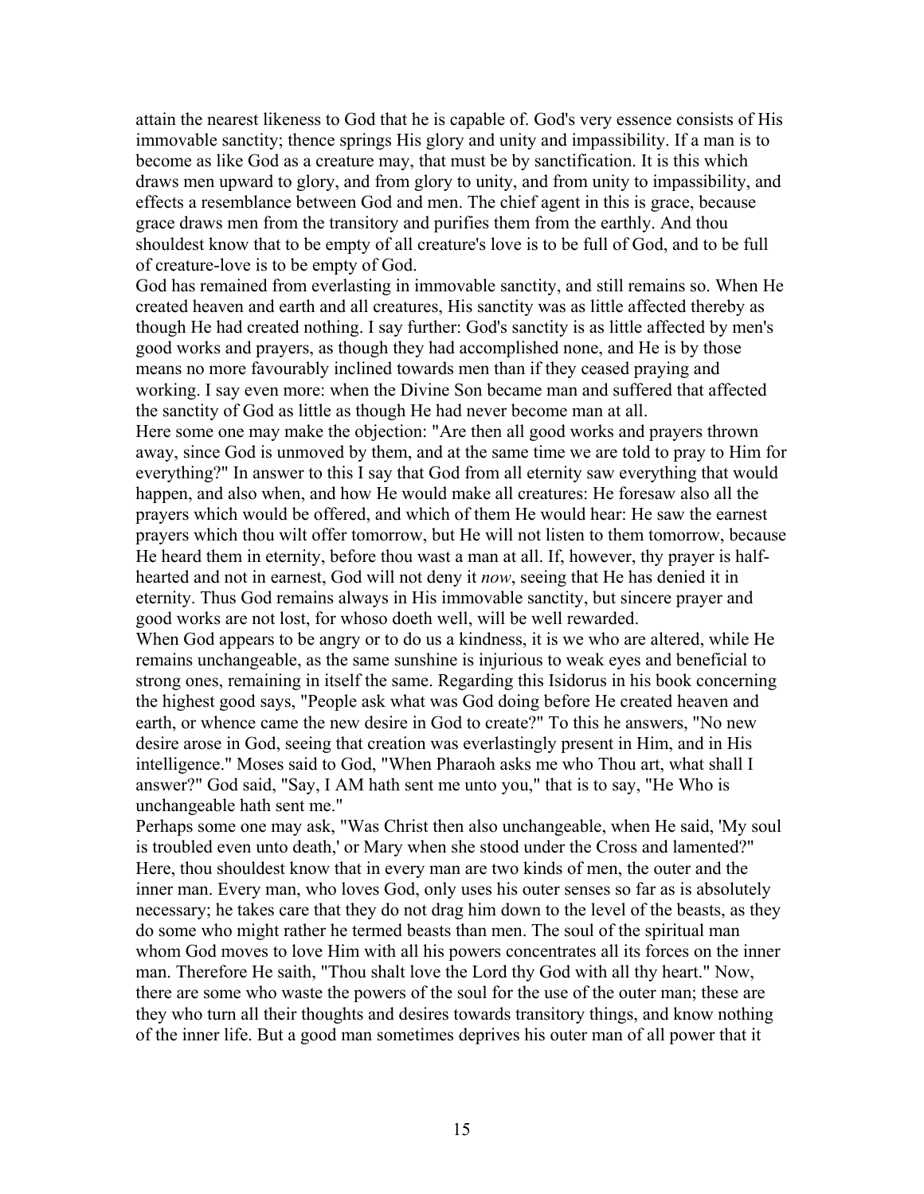attain the nearest likeness to God that he is capable of. God's very essence consists of His immovable sanctity; thence springs His glory and unity and impassibility. If a man is to become as like God as a creature may, that must be by sanctification. It is this which draws men upward to glory, and from glory to unity, and from unity to impassibility, and effects a resemblance between God and men. The chief agent in this is grace, because grace draws men from the transitory and purifies them from the earthly. And thou shouldest know that to be empty of all creature's love is to be full of God, and to be full of creature-love is to be empty of God.

God has remained from everlasting in immovable sanctity, and still remains so. When He created heaven and earth and all creatures, His sanctity was as little affected thereby as though He had created nothing. I say further: God's sanctity is as little affected by men's good works and prayers, as though they had accomplished none, and He is by those means no more favourably inclined towards men than if they ceased praying and working. I say even more: when the Divine Son became man and suffered that affected the sanctity of God as little as though He had never become man at all.

Here some one may make the objection: "Are then all good works and prayers thrown away, since God is unmoved by them, and at the same time we are told to pray to Him for everything?" In answer to this I say that God from all eternity saw everything that would happen, and also when, and how He would make all creatures: He foresaw also all the prayers which would be offered, and which of them He would hear: He saw the earnest prayers which thou wilt offer tomorrow, but He will not listen to them tomorrow, because He heard them in eternity, before thou wast a man at all. If, however, thy prayer is half-hearted and not in earnest, God will not deny it *now*, seeing that He has denied it in eternity. Thus God remains always in His immovable sanctity, but sincere prayer and good works are not lost, for whoso doeth well, will be well rewarded.

When God appears to be angry or to do us a kindness, it is we who are altered, while He remains unchangeable, as the same sunshine is injurious to weak eyes and beneficial to strong ones, remaining in itself the same. Regarding this Isidorus in his book concerning the highest good says, "People ask what was God doing before He created heaven and earth, or whence came the new desire in God to create?" To this he answers, "No new desire arose in God, seeing that creation was everlastingly present in Him, and in His intelligence." Moses said to God, "When Pharaoh asks me who Thou art, what shall I answer?" God said, "Say, I AM hath sent me unto you," that is to say, "He Who is unchangeable hath sent me."

Perhaps some one may ask, "Was Christ then also unchangeable, when He said, 'My soul is troubled even unto death,' or Mary when she stood under the Cross and lamented?" Here, thou shouldest know that in every man are two kinds of men, the outer and the inner man. Every man, who loves God, only uses his outer senses so far as is absolutely necessary; he takes care that they do not drag him down to the level of the beasts, as they do some who might rather he termed beasts than men. The soul of the spiritual man whom God moves to love Him with all his powers concentrates all its forces on the inner man. Therefore He saith, "Thou shalt love the Lord thy God with all thy heart." Now, there are some who waste the powers of the soul for the use of the outer man; these are they who turn all their thoughts and desires towards transitory things, and know nothing of the inner life. But a good man sometimes deprives his outer man of all power that it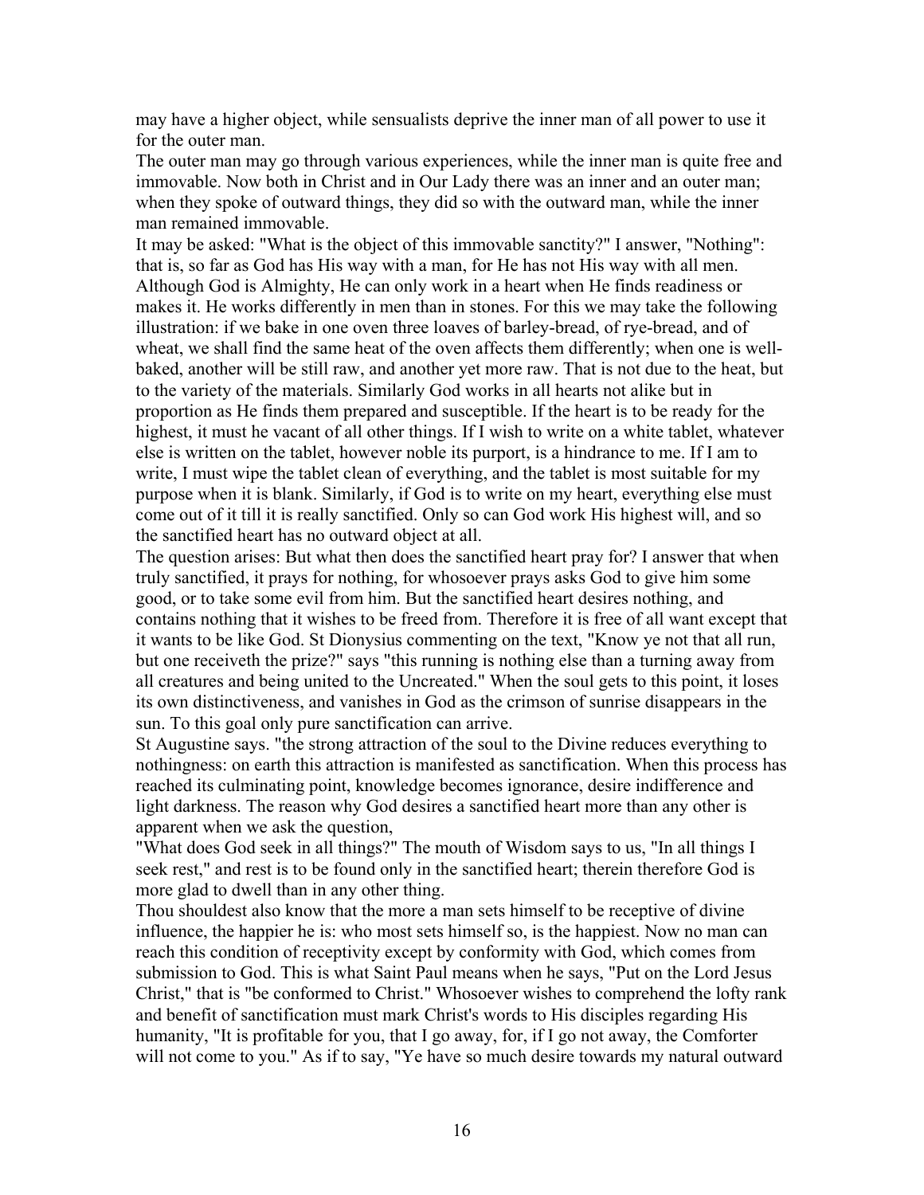may have a higher object, while sensualists deprive the inner man of all power to use it for the outer man.

The outer man may go through various experiences, while the inner man is quite free and immovable. Now both in Christ and in Our Lady there was an inner and an outer man; when they spoke of outward things, they did so with the outward man, while the inner man remained immovable.

It may be asked: "What is the object of this immovable sanctity?" I answer, "Nothing": that is, so far as God has His way with a man, for He has not His way with all men. Although God is Almighty, He can only work in a heart when He finds readiness or makes it. He works differently in men than in stones. For this we may take the following illustration: if we bake in one oven three loaves of barley-bread, of rye-bread, and of wheat, we shall find the same heat of the oven affects them differently; when one is well-baked, another will be still raw, and another yet more raw. That is not due to the heat, but to the variety of the materials. Similarly God works in all hearts not alike but in proportion as He finds them prepared and susceptible. If the heart is to be ready for the highest, it must he vacant of all other things. If I wish to write on a white tablet, whatever else is written on the tablet, however noble its purport, is a hindrance to me. If I am to write, I must wipe the tablet clean of everything, and the tablet is most suitable for my purpose when it is blank. Similarly, if God is to write on my heart, everything else must come out of it till it is really sanctified. Only so can God work His highest will, and so the sanctified heart has no outward object at all.

The question arises: But what then does the sanctified heart pray for? I answer that when truly sanctified, it prays for nothing, for whosoever prays asks God to give him some good, or to take some evil from him. But the sanctified heart desires nothing, and contains nothing that it wishes to be freed from. Therefore it is free of all want except that it wants to be like God. St Dionysius commenting on the text, "Know ye not that all run, but one receiveth the prize?" says "this running is nothing else than a turning away from all creatures and being united to the Uncreated." When the soul gets to this point, it loses its own distinctiveness, and vanishes in God as the crimson of sunrise disappears in the sun. To this goal only pure sanctification can arrive.

St Augustine says. "the strong attraction of the soul to the Divine reduces everything to nothingness: on earth this attraction is manifested as sanctification. When this process has reached its culminating point, knowledge becomes ignorance, desire indifference and light darkness. The reason why God desires a sanctified heart more than any other is apparent when we ask the question,

"What does God seek in all things?" The mouth of Wisdom says to us, "In all things I seek rest," and rest is to be found only in the sanctified heart; therein therefore God is more glad to dwell than in any other thing.

Thou shouldest also know that the more a man sets himself to be receptive of divine influence, the happier he is: who most sets himself so, is the happiest. Now no man can reach this condition of receptivity except by conformity with God, which comes from submission to God. This is what Saint Paul means when he says, "Put on the Lord Jesus Christ," that is "be conformed to Christ." Whosoever wishes to comprehend the lofty rank and benefit of sanctification must mark Christ's words to His disciples regarding His humanity, "It is profitable for you, that I go away, for, if I go not away, the Comforter will not come to you." As if to say, "Ye have so much desire towards my natural outward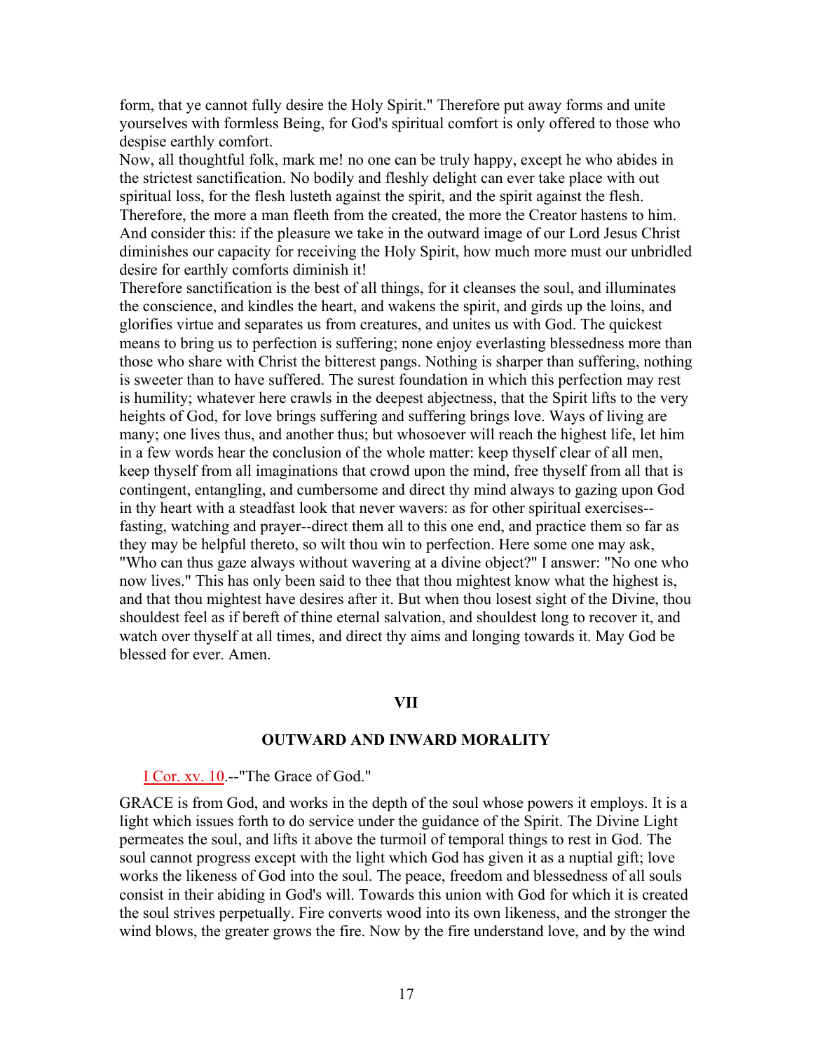form, that ye cannot fully desire the Holy Spirit." Therefore put away forms and unite yourselves with formless Being, for God's spiritual comfort is only offered to those who despise earthly comfort.

Now, all thoughtful folk, mark me! no one can be truly happy, except he who abides in the strictest sanctification. No bodily and fleshly delight can ever take place with out spiritual loss, for the flesh lusteth against the spirit, and the spirit against the flesh. Therefore, the more a man fleeth from the created, the more the Creator hastens to him. And consider this: if the pleasure we take in the outward image of our Lord Jesus Christ diminishes our capacity for receiving the Holy Spirit, how much more must our unbridled desire for earthly comforts diminish it!

Therefore sanctification is the best of all things, for it cleanses the soul, and illuminates the conscience, and kindles the heart, and wakens the spirit, and girds up the loins, and glorifies virtue and separates us from creatures, and unites us with God. The quickest means to bring us to perfection is suffering; none enjoy everlasting blessedness more than those who share with Christ the bitterest pangs. Nothing is sharper than suffering, nothing is sweeter than to have suffered. The surest foundation in which this perfection may rest is humility; whatever here crawls in the deepest abjectness, that the Spirit lifts to the very heights of God, for love brings suffering and suffering brings love. Ways of living are many; one lives thus, and another thus; but whosoever will reach the highest life, let him in a few words hear the conclusion of the whole matter: keep thyself clear of all men, keep thyself from all imaginations that crowd upon the mind, free thyself from all that is contingent, entangling, and cumbersome and direct thy mind always to gazing upon God in thy heart with a steadfast look that never wavers: as for other spiritual exercises--fasting, watching and prayer--direct them all to this one end, and practice them so far as they may be helpful thereto, so wilt thou win to perfection. Here some one may ask, "Who can thus gaze always without wavering at a divine object?" I answer: "No one who now lives." This has only been said to thee that thou mightest know what the highest is, and that thou mightest have desires after it. But when thou losest sight of the Divine, thou shouldest feel as if bereft of thine eternal salvation, and shouldest long to recover it, and watch over thyself at all times, and direct thy aims and longing towards it. May God be blessed for ever. Amen.

## VII

## OUTWARD AND INWARD MORALITY

I Cor. xv. 10.--"The Grace of God."

GRACE is from God, and works in the depth of the soul whose powers it employs. It is a light which issues forth to do service under the guidance of the Spirit. The Divine Light permeates the soul, and lifts it above the turmoil of temporal things to rest in God. The soul cannot progress except with the light which God has given it as a nuptial gift; love works the likeness of God into the soul. The peace, freedom and blessedness of all souls consist in their abiding in God's will. Towards this union with God for which it is created the soul strives perpetually. Fire converts wood into its own likeness, and the stronger the wind blows, the greater grows the fire. Now by the fire understand love, and by the wind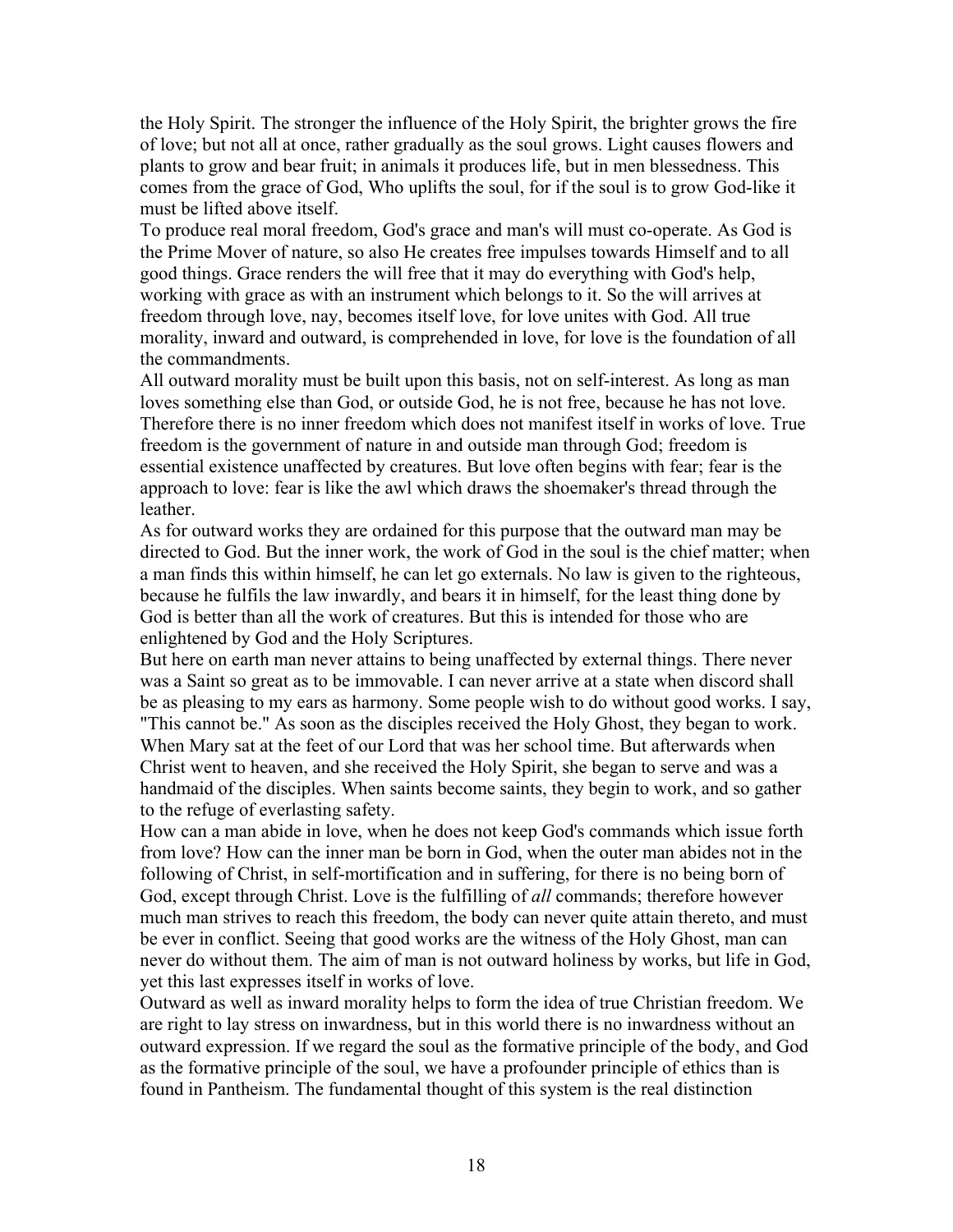the Holy Spirit. The stronger the influence of the Holy Spirit, the brighter grows the fire of love; but not all at once, rather gradually as the soul grows. Light causes flowers and plants to grow and bear fruit; in animals it produces life, but in men blessedness. This comes from the grace of God, Who uplifts the soul, for if the soul is to grow God-like it must be lifted above itself.

To produce real moral freedom, God's grace and man's will must co-operate. As God is the Prime Mover of nature, so also He creates free impulses towards Himself and to all good things. Grace renders the will free that it may do everything with God's help, working with grace as with an instrument which belongs to it. So the will arrives at freedom through love, nay, becomes itself love, for love unites with God. All true morality, inward and outward, is comprehended in love, for love is the foundation of all the commandments.

All outward morality must be built upon this basis, not on self-interest. As long as man loves something else than God, or outside God, he is not free, because he has not love. Therefore there is no inner freedom which does not manifest itself in works of love. True freedom is the government of nature in and outside man through God; freedom is essential existence unaffected by creatures. But love often begins with fear; fear is the approach to love: fear is like the awl which draws the shoemaker's thread through the leather.

As for outward works they are ordained for this purpose that the outward man may be directed to God. But the inner work, the work of God in the soul is the chief matter; when a man finds this within himself, he can let go externals. No law is given to the righteous, because he fulfils the law inwardly, and bears it in himself, for the least thing done by God is better than all the work of creatures. But this is intended for those who are enlightened by God and the Holy Scriptures.

But here on earth man never attains to being unaffected by external things. There never was a Saint so great as to be immovable. I can never arrive at a state when discord shall be as pleasing to my ears as harmony. Some people wish to do without good works. I say, "This cannot be." As soon as the disciples received the Holy Ghost, they began to work. When Mary sat at the feet of our Lord that was her school time. But afterwards when Christ went to heaven, and she received the Holy Spirit, she began to serve and was a handmaid of the disciples. When saints become saints, they begin to work, and so gather to the refuge of everlasting safety.

How can a man abide in love, when he does not keep God's commands which issue forth from love? How can the inner man be born in God, when the outer man abides not in the following of Christ, in self-mortification and in suffering, for there is no being born of God, except through Christ. Love is the fulfilling of *all* commands; therefore however much man strives to reach this freedom, the body can never quite attain thereto, and must be ever in conflict. Seeing that good works are the witness of the Holy Ghost, man can never do without them. The aim of man is not outward holiness by works, but life in God, yet this last expresses itself in works of love.

Outward as well as inward morality helps to form the idea of true Christian freedom. We are right to lay stress on inwardness, but in this world there is no inwardness without an outward expression. If we regard the soul as the formative principle of the body, and God as the formative principle of the soul, we have a profounder principle of ethics than is found in Pantheism. The fundamental thought of this system is the real distinction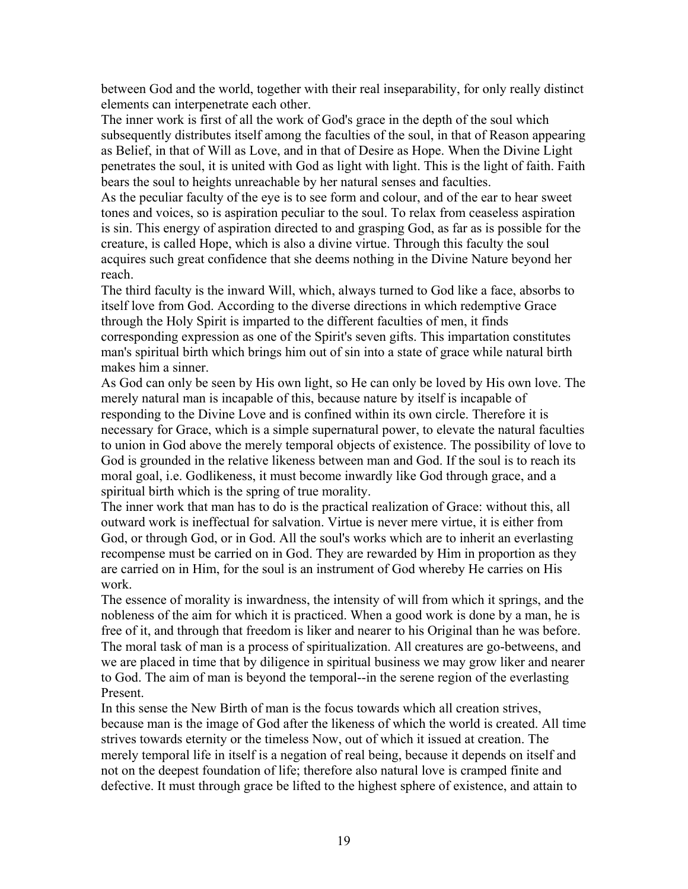between God and the world, together with their real inseparability, for only really distinct elements can interpenetrate each other.

The inner work is first of all the work of God's grace in the depth of the soul which subsequently distributes itself among the faculties of the soul, in that of Reason appearing as Belief, in that of Will as Love, and in that of Desire as Hope. When the Divine Light penetrates the soul, it is united with God as light with light. This is the light of faith. Faith bears the soul to heights unreachable by her natural senses and faculties.

As the peculiar faculty of the eye is to see form and colour, and of the ear to hear sweet tones and voices, so is aspiration peculiar to the soul. To relax from ceaseless aspiration is sin. This energy of aspiration directed to and grasping God, as far as is possible for the creature, is called Hope, which is also a divine virtue. Through this faculty the soul acquires such great confidence that she deems nothing in the Divine Nature beyond her reach.

The third faculty is the inward Will, which, always turned to God like a face, absorbs to itself love from God. According to the diverse directions in which redemptive Grace through the Holy Spirit is imparted to the different faculties of men, it finds corresponding expression as one of the Spirit's seven gifts. This impartation constitutes man's spiritual birth which brings him out of sin into a state of grace while natural birth makes him a sinner.

As God can only be seen by His own light, so He can only be loved by His own love. The merely natural man is incapable of this, because nature by itself is incapable of responding to the Divine Love and is confined within its own circle. Therefore it is necessary for Grace, which is a simple supernatural power, to elevate the natural faculties to union in God above the merely temporal objects of existence. The possibility of love to God is grounded in the relative likeness between man and God. If the soul is to reach its moral goal, i.e. Godlikeness, it must become inwardly like God through grace, and a spiritual birth which is the spring of true morality.

The inner work that man has to do is the practical realization of Grace: without this, all outward work is ineffectual for salvation. Virtue is never mere virtue, it is either from God, or through God, or in God. All the soul's works which are to inherit an everlasting recompense must be carried on in God. They are rewarded by Him in proportion as they are carried on in Him, for the soul is an instrument of God whereby He carries on His work.

The essence of morality is inwardness, the intensity of will from which it springs, and the nobleness of the aim for which it is practiced. When a good work is done by a man, he is free of it, and through that freedom is liker and nearer to his Original than he was before. The moral task of man is a process of spiritualization. All creatures are go-betweens, and we are placed in time that by diligence in spiritual business we may grow liker and nearer to God. The aim of man is beyond the temporal--in the serene region of the everlasting Present.

In this sense the New Birth of man is the focus towards which all creation strives, because man is the image of God after the likeness of which the world is created. All time strives towards eternity or the timeless Now, out of which it issued at creation. The merely temporal life in itself is a negation of real being, because it depends on itself and not on the deepest foundation of life; therefore also natural love is cramped finite and defective. It must through grace be lifted to the highest sphere of existence, and attain to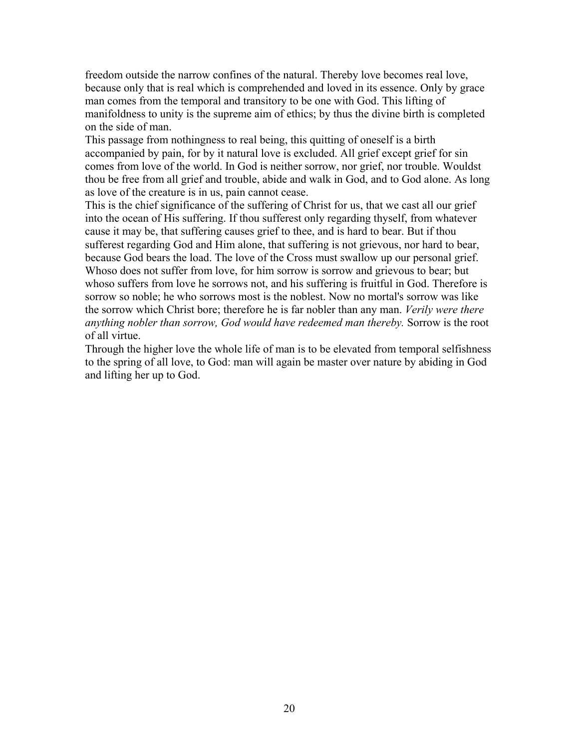freedom outside the narrow confines of the natural. Thereby love becomes real love, because only that is real which is comprehended and loved in its essence. Only by grace man comes from the temporal and transitory to be one with God. This lifting of manifoldness to unity is the supreme aim of ethics; by thus the divine birth is completed on the side of man.

This passage from nothingness to real being, this quitting of oneself is a birth accompanied by pain, for by it natural love is excluded. All grief except grief for sin comes from love of the world. In God is neither sorrow, nor grief, nor trouble. Wouldst thou be free from all grief and trouble, abide and walk in God, and to God alone. As long as love of the creature is in us, pain cannot cease.

This is the chief significance of the suffering of Christ for us, that we cast all our grief into the ocean of His suffering. If thou sufferest only regarding thyself, from whatever cause it may be, that suffering causes grief to thee, and is hard to bear. But if thou sufferest regarding God and Him alone, that suffering is not grievous, nor hard to bear, because God bears the load. The love of the Cross must swallow up our personal grief. Whoso does not suffer from love, for him sorrow is sorrow and grievous to bear; but whoso suffers from love he sorrows not, and his suffering is fruitful in God. Therefore is sorrow so noble; he who sorrows most is the noblest. Now no mortal's sorrow was like the sorrow which Christ bore; therefore he is far nobler than any man. *Verily were there anything nobler than sorrow, God would have redeemed man thereby.* Sorrow is the root of all virtue.

Through the higher love the whole life of man is to be elevated from temporal selfishness to the spring of all love, to God: man will again be master over nature by abiding in God and lifting her up to God.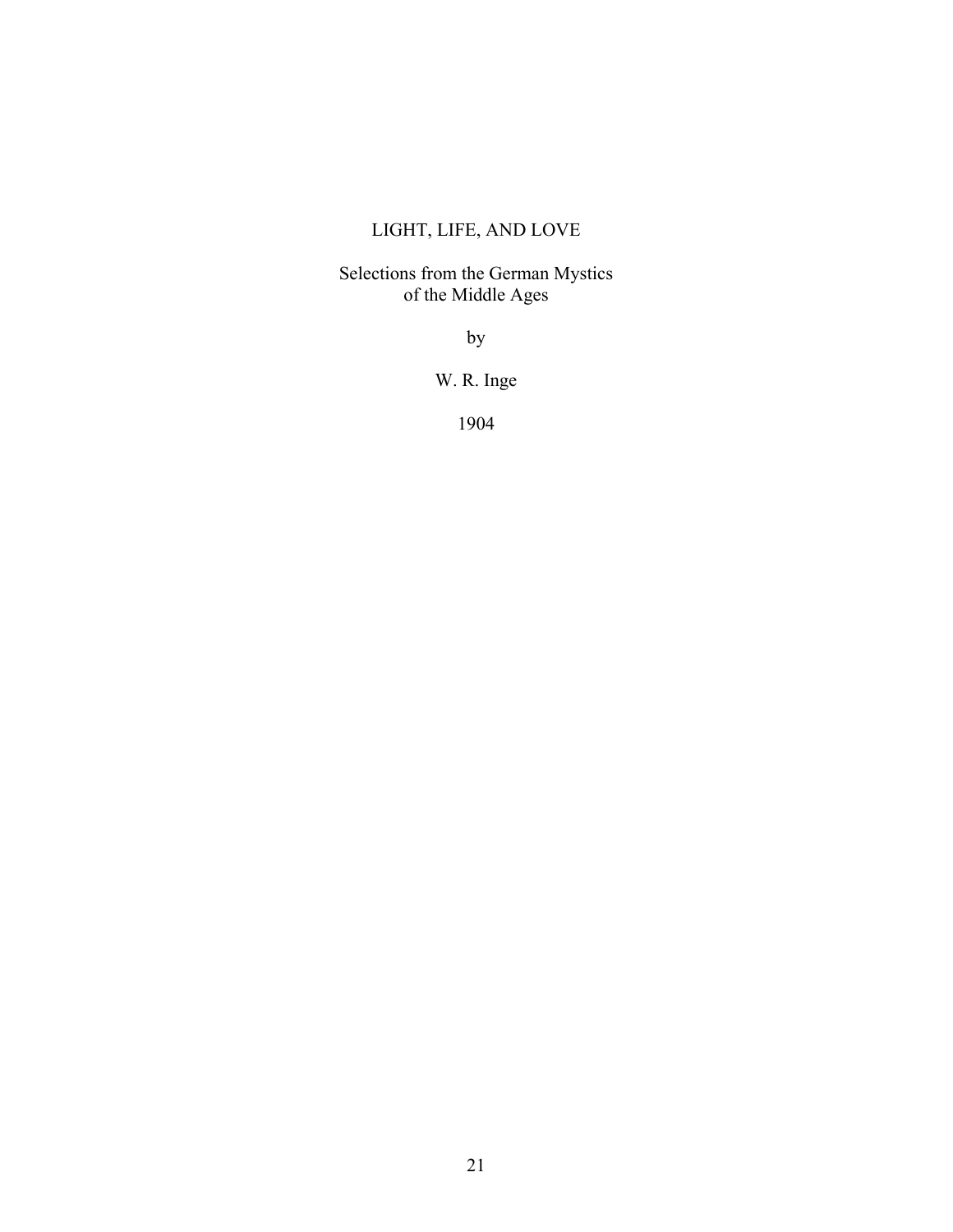# LIGHT, LIFE, AND LOVE

Selections from the German Mystics
of the Middle Ages

by

W. R. Inge

1904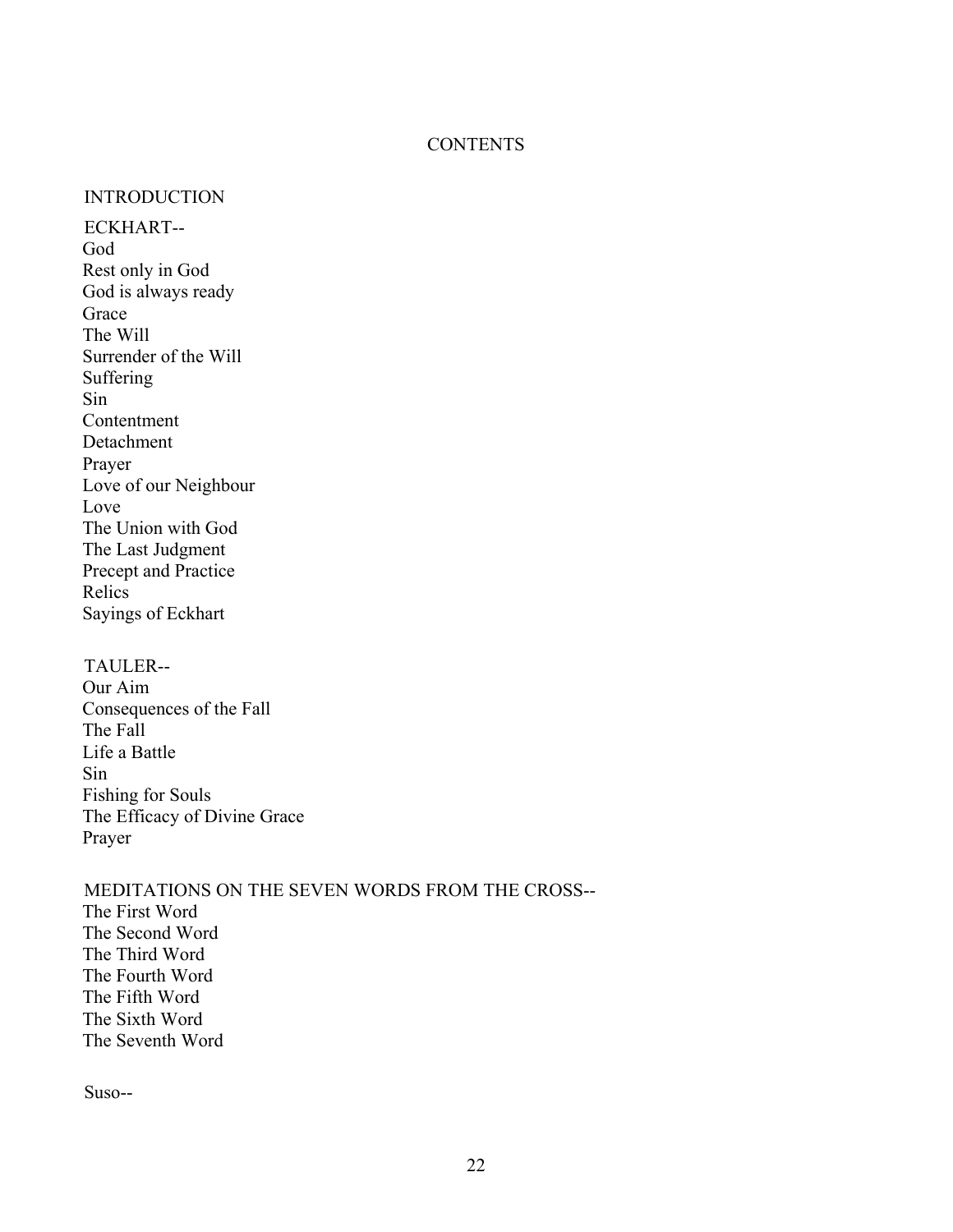# CONTENTS

INTRODUCTION

ECKHART--

God
Rest only in God
God is always ready
Grace
The Will
Surrender of the Will
Suffering
Sin
Contentment
Detachment
Prayer
Love of our Neighbour
Love
The Union with God
The Last Judgment
Precept and Practice
Relics
Sayings of Eckhart

TAULER--

Our Aim
Consequences of the Fall
The Fall
Life a Battle
Sin
Fishing for Souls
The Efficacy of Divine Grace
Prayer

MEDITATIONS ON THE SEVEN WORDS FROM THE CROSS--

The First Word
The Second Word
The Third Word
The Fourth Word
The Fifth Word
The Sixth Word
The Seventh Word

Suso--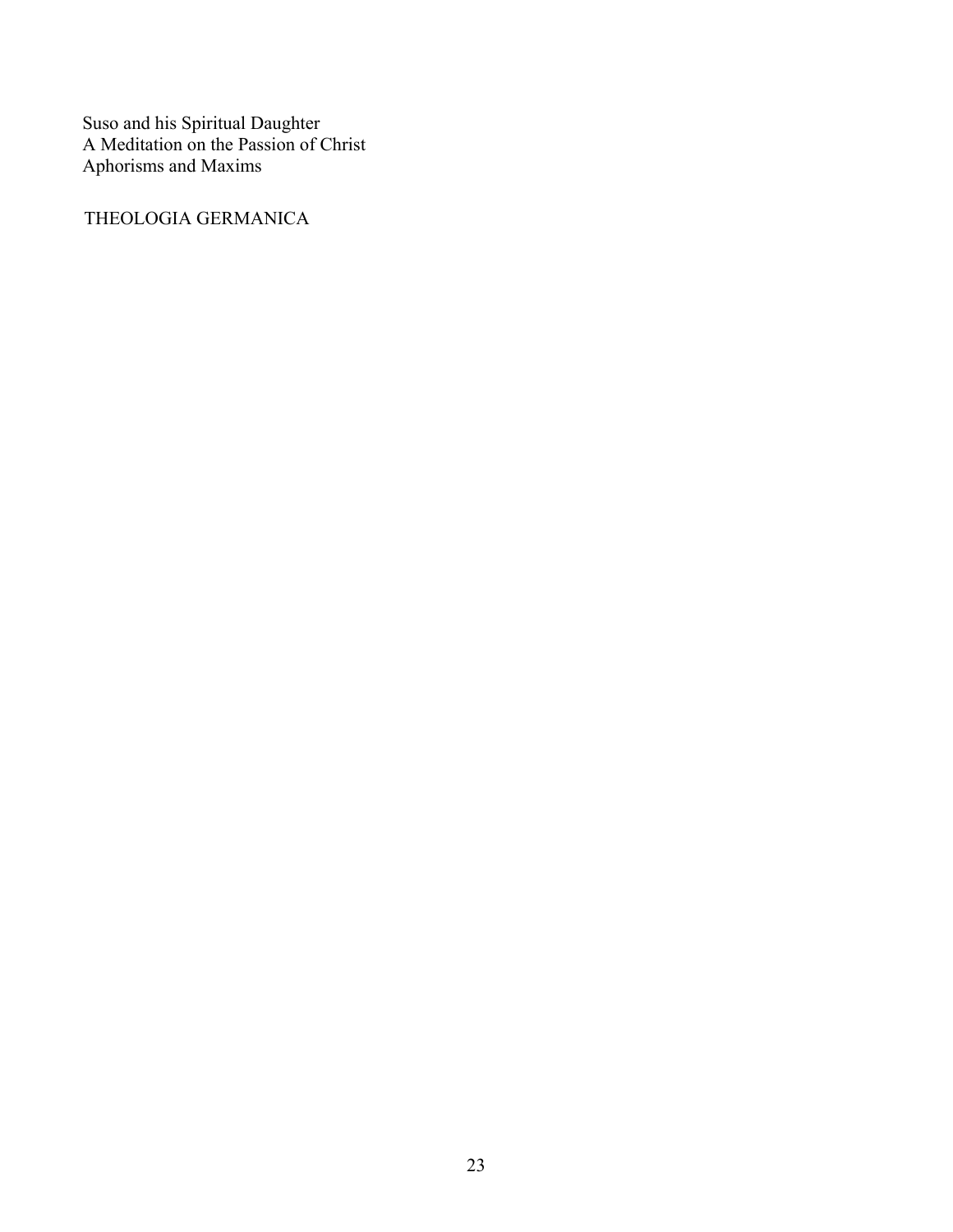Suso and his Spiritual Daughter
A Meditation on the Passion of Christ
Aphorisms and Maxims

THEOLOGIA GERMANICA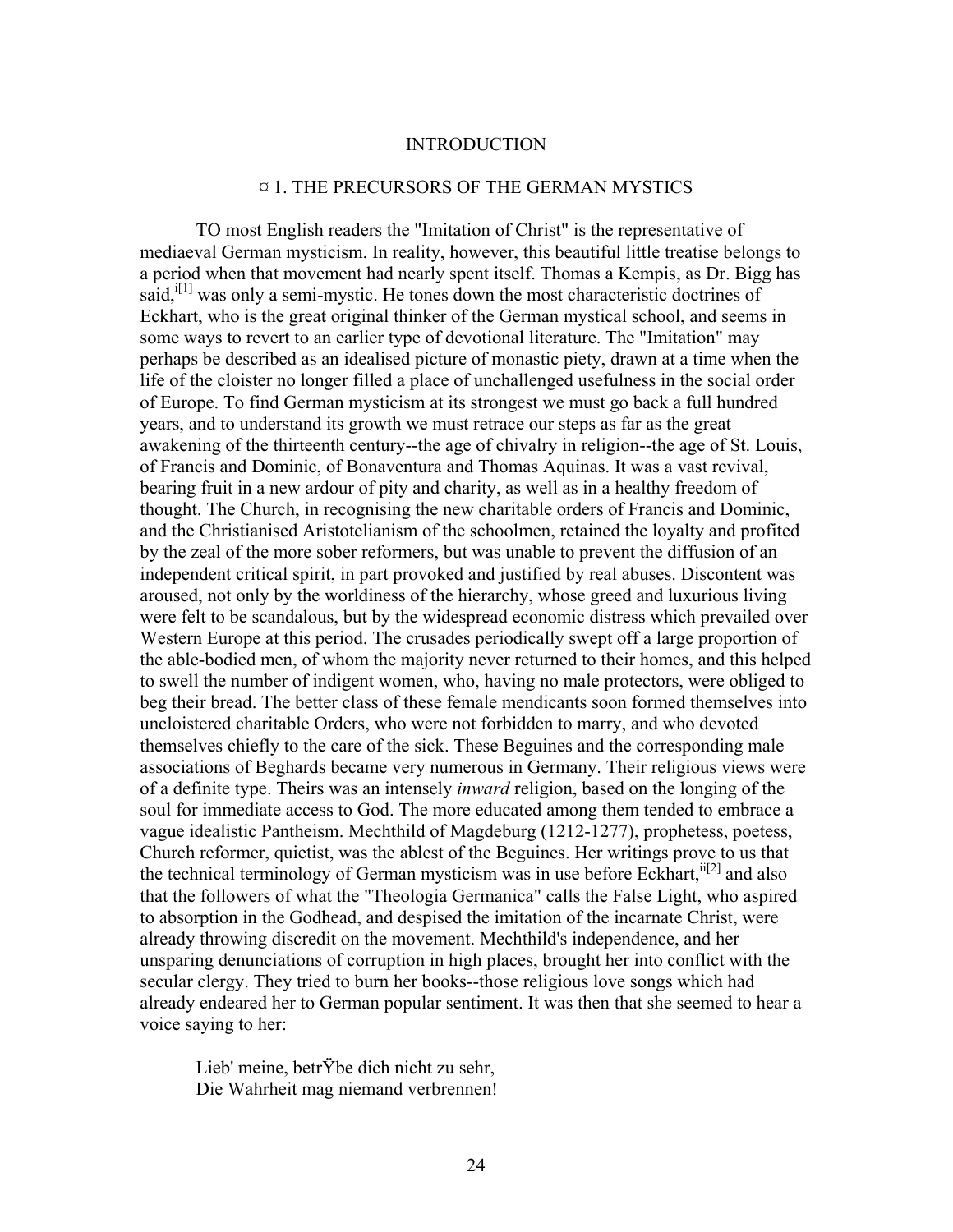# INTRODUCTION

## ¤ 1. THE PRECURSORS OF THE GERMAN MYSTICS

TO most English readers the "Imitation of Christ" is the representative of mediaeval German mysticism. In reality, however, this beautiful little treatise belongs to a period when that movement had nearly spent itself. Thomas a Kempis, as Dr. Bigg has said,[i[1]] was only a semi-mystic. He tones down the most characteristic doctrines of Eckhart, who is the great original thinker of the German mystical school, and seems in some ways to revert to an earlier type of devotional literature. The "Imitation" may perhaps be described as an idealised picture of monastic piety, drawn at a time when the life of the cloister no longer filled a place of unchallenged usefulness in the social order of Europe. To find German mysticism at its strongest we must go back a full hundred years, and to understand its growth we must retrace our steps as far as the great awakening of the thirteenth century--the age of chivalry in religion--the age of St. Louis, of Francis and Dominic, of Bonaventura and Thomas Aquinas. It was a vast revival, bearing fruit in a new ardour of pity and charity, as well as in a healthy freedom of thought. The Church, in recognising the new charitable orders of Francis and Dominic, and the Christianised Aristotelianism of the schoolmen, retained the loyalty and profited by the zeal of the more sober reformers, but was unable to prevent the diffusion of an independent critical spirit, in part provoked and justified by real abuses. Discontent was aroused, not only by the worldiness of the hierarchy, whose greed and luxurious living were felt to be scandalous, but by the widespread economic distress which prevailed over Western Europe at this period. The crusades periodically swept off a large proportion of the able-bodied men, of whom the majority never returned to their homes, and this helped to swell the number of indigent women, who, having no male protectors, were obliged to beg their bread. The better class of these female mendicants soon formed themselves into uncloistered charitable Orders, who were not forbidden to marry, and who devoted themselves chiefly to the care of the sick. These Beguines and the corresponding male associations of Beghards became very numerous in Germany. Their religious views were of a definite type. Theirs was an intensely *inward* religion, based on the longing of the soul for immediate access to God. The more educated among them tended to embrace a vague idealistic Pantheism. Mechthild of Magdeburg (1212-1277), prophetess, poetess, Church reformer, quietist, was the ablest of the Beguines. Her writings prove to us that the technical terminology of German mysticism was in use before Eckhart,[ii[2]] and also that the followers of what the "Theologia Germanica" calls the False Light, who aspired to absorption in the Godhead, and despised the imitation of the incarnate Christ, were already throwing discredit on the movement. Mechthild's independence, and her unsparing denunciations of corruption in high places, brought her into conflict with the secular clergy. They tried to burn her books--those religious love songs which had already endeared her to German popular sentiment. It was then that she seemed to hear a voice saying to her:

> Lieb' meine, betrŸbe dich nicht zu sehr,
> Die Wahrheit mag niemand verbrennen!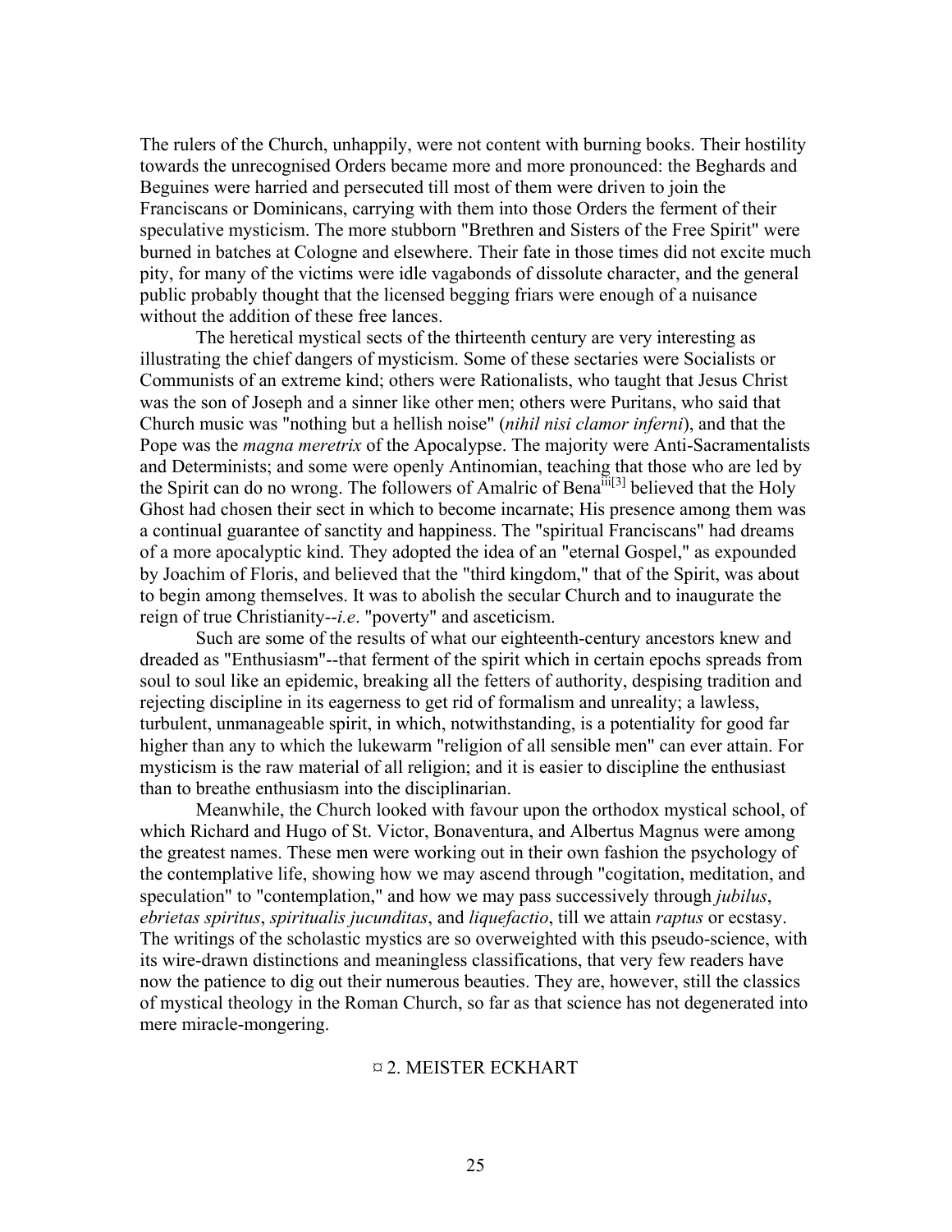The rulers of the Church, unhappily, were not content with burning books. Their hostility towards the unrecognised Orders became more and more pronounced: the Beghards and Beguines were harried and persecuted till most of them were driven to join the Franciscans or Dominicans, carrying with them into those Orders the ferment of their speculative mysticism. The more stubborn "Brethren and Sisters of the Free Spirit" were burned in batches at Cologne and elsewhere. Their fate in those times did not excite much pity, for many of the victims were idle vagabonds of dissolute character, and the general public probably thought that the licensed begging friars were enough of a nuisance without the addition of these free lances.

The heretical mystical sects of the thirteenth century are very interesting as illustrating the chief dangers of mysticism. Some of these sectaries were Socialists or Communists of an extreme kind; others were Rationalists, who taught that Jesus Christ was the son of Joseph and a sinner like other men; others were Puritans, who said that Church music was "nothing but a hellish noise" (*nihil nisi clamor inferni*), and that the Pope was the *magna meretrix* of the Apocalypse. The majority were Anti-Sacramentalists and Determinists; and some were openly Antinomian, teaching that those who are led by the Spirit can do no wrong. The followers of Amalric of Bena[iii][3] believed that the Holy Ghost had chosen their sect in which to become incarnate; His presence among them was a continual guarantee of sanctity and happiness. The "spiritual Franciscans" had dreams of a more apocalyptic kind. They adopted the idea of an "eternal Gospel," as expounded by Joachim of Floris, and believed that the "third kingdom," that of the Spirit, was about to begin among themselves. It was to abolish the secular Church and to inaugurate the reign of true Christianity--*i.e*. "poverty" and asceticism.

Such are some of the results of what our eighteenth-century ancestors knew and dreaded as "Enthusiasm"--that ferment of the spirit which in certain epochs spreads from soul to soul like an epidemic, breaking all the fetters of authority, despising tradition and rejecting discipline in its eagerness to get rid of formalism and unreality; a lawless, turbulent, unmanageable spirit, in which, notwithstanding, is a potentiality for good far higher than any to which the lukewarm "religion of all sensible men" can ever attain. For mysticism is the raw material of all religion; and it is easier to discipline the enthusiast than to breathe enthusiasm into the disciplinarian.

Meanwhile, the Church looked with favour upon the orthodox mystical school, of which Richard and Hugo of St. Victor, Bonaventura, and Albertus Magnus were among the greatest names. These men were working out in their own fashion the psychology of the contemplative life, showing how we may ascend through "cogitation, meditation, and speculation" to "contemplation," and how we may pass successively through *jubilus*, *ebrietas spiritus*, *spiritualis jucunditas*, and *liquefactio*, till we attain *raptus* or ecstasy. The writings of the scholastic mystics are so overweighted with this pseudo-science, with its wire-drawn distinctions and meaningless classifications, that very few readers have now the patience to dig out their numerous beauties. They are, however, still the classics of mystical theology in the Roman Church, so far as that science has not degenerated into mere miracle-mongering.

## ¤ 2. MEISTER ECKHART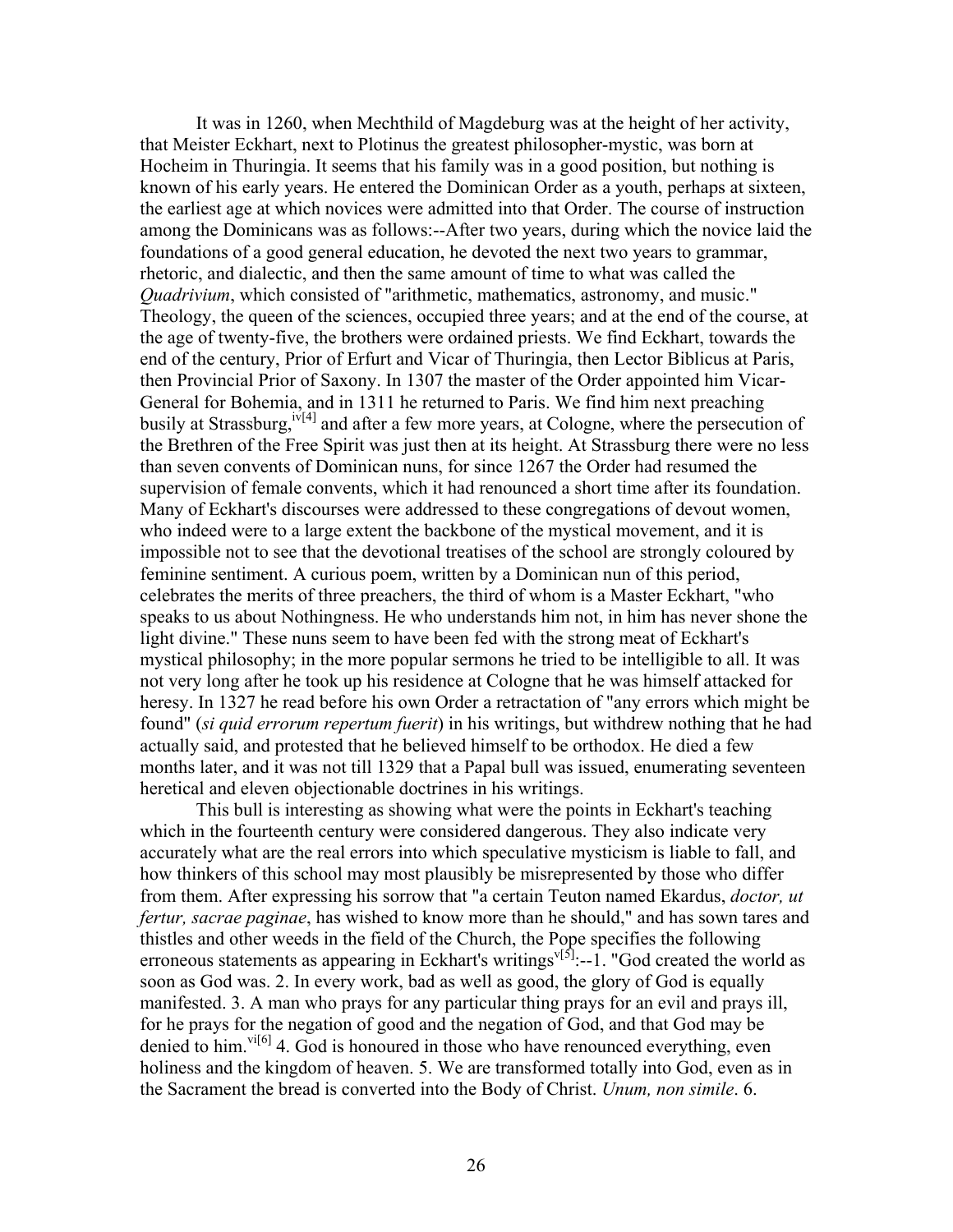It was in 1260, when Mechthild of Magdeburg was at the height of her activity, that Meister Eckhart, next to Plotinus the greatest philosopher-mystic, was born at Hocheim in Thuringia. It seems that his family was in a good position, but nothing is known of his early years. He entered the Dominican Order as a youth, perhaps at sixteen, the earliest age at which novices were admitted into that Order. The course of instruction among the Dominicans was as follows:--After two years, during which the novice laid the foundations of a good general education, he devoted the next two years to grammar, rhetoric, and dialectic, and then the same amount of time to what was called the *Quadrivium*, which consisted of "arithmetic, mathematics, astronomy, and music." Theology, the queen of the sciences, occupied three years; and at the end of the course, at the age of twenty-five, the brothers were ordained priests. We find Eckhart, towards the end of the century, Prior of Erfurt and Vicar of Thuringia, then Lector Biblicus at Paris, then Provincial Prior of Saxony. In 1307 the master of the Order appointed him Vicar-General for Bohemia, and in 1311 he returned to Paris. We find him next preaching busily at Strassburg,[iv][4] and after a few more years, at Cologne, where the persecution of the Brethren of the Free Spirit was just then at its height. At Strassburg there were no less than seven convents of Dominican nuns, for since 1267 the Order had resumed the supervision of female convents, which it had renounced a short time after its foundation. Many of Eckhart's discourses were addressed to these congregations of devout women, who indeed were to a large extent the backbone of the mystical movement, and it is impossible not to see that the devotional treatises of the school are strongly coloured by feminine sentiment. A curious poem, written by a Dominican nun of this period, celebrates the merits of three preachers, the third of whom is a Master Eckhart, "who speaks to us about Nothingness. He who understands him not, in him has never shone the light divine." These nuns seem to have been fed with the strong meat of Eckhart's mystical philosophy; in the more popular sermons he tried to be intelligible to all. It was not very long after he took up his residence at Cologne that he was himself attacked for heresy. In 1327 he read before his own Order a retractation of "any errors which might be found" (*si quid errorum repertum fuerit*) in his writings, but withdrew nothing that he had actually said, and protested that he believed himself to be orthodox. He died a few months later, and it was not till 1329 that a Papal bull was issued, enumerating seventeen heretical and eleven objectionable doctrines in his writings.

This bull is interesting as showing what were the points in Eckhart's teaching which in the fourteenth century were considered dangerous. They also indicate very accurately what are the real errors into which speculative mysticism is liable to fall, and how thinkers of this school may most plausibly be misrepresented by those who differ from them. After expressing his sorrow that "a certain Teuton named Ekardus, *doctor, ut fertur, sacrae paginae*, has wished to know more than he should," and has sown tares and thistles and other weeds in the field of the Church, the Pope specifies the following erroneous statements as appearing in Eckhart's writings[v][5]:--1. "God created the world as soon as God was. 2. In every work, bad as well as good, the glory of God is equally manifested. 3. A man who prays for any particular thing prays for an evil and prays ill, for he prays for the negation of good and the negation of God, and that God may be denied to him.[vi][6] 4. God is honoured in those who have renounced everything, even holiness and the kingdom of heaven. 5. We are transformed totally into God, even as in the Sacrament the bread is converted into the Body of Christ. *Unum, non simile*. 6.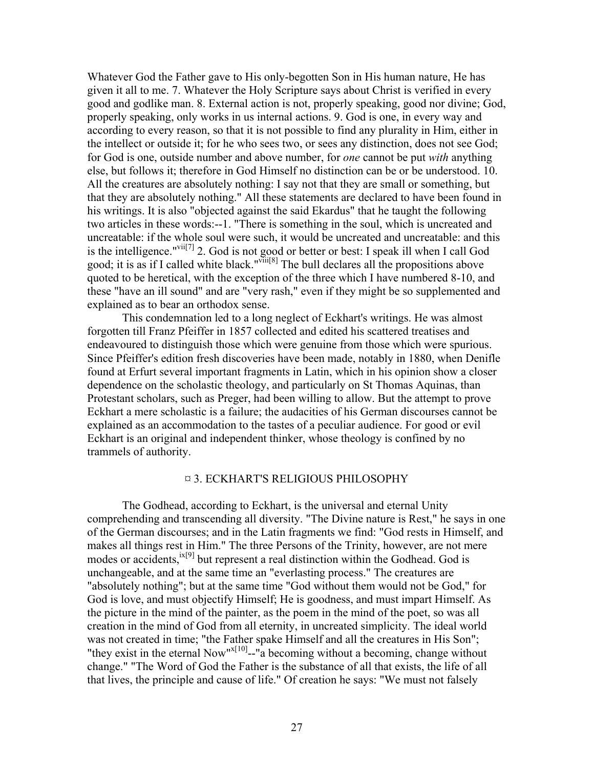Whatever God the Father gave to His only-begotten Son in His human nature, He has given it all to me. 7. Whatever the Holy Scripture says about Christ is verified in every good and godlike man. 8. External action is not, properly speaking, good nor divine; God, properly speaking, only works in us internal actions. 9. God is one, in every way and according to every reason, so that it is not possible to find any plurality in Him, either in the intellect or outside it; for he who sees two, or sees any distinction, does not see God; for God is one, outside number and above number, for *one* cannot be put *with* anything else, but follows it; therefore in God Himself no distinction can be or be understood. 10. All the creatures are absolutely nothing: I say not that they are small or something, but that they are absolutely nothing." All these statements are declared to have been found in his writings. It is also "objected against the said Ekardus" that he taught the following two articles in these words:--1. "There is something in the soul, which is uncreated and uncreatable: if the whole soul were such, it would be uncreated and uncreatable: and this is the intelligence."[vii][7] 2. God is not good or better or best: I speak ill when I call God good; it is as if I called white black."[viii][8] The bull declares all the propositions above quoted to be heretical, with the exception of the three which I have numbered 8-10, and these "have an ill sound" and are "very rash," even if they might be so supplemented and explained as to bear an orthodox sense.

This condemnation led to a long neglect of Eckhart's writings. He was almost forgotten till Franz Pfeiffer in 1857 collected and edited his scattered treatises and endeavoured to distinguish those which were genuine from those which were spurious. Since Pfeiffer's edition fresh discoveries have been made, notably in 1880, when Denifle found at Erfurt several important fragments in Latin, which in his opinion show a closer dependence on the scholastic theology, and particularly on St Thomas Aquinas, than Protestant scholars, such as Preger, had been willing to allow. But the attempt to prove Eckhart a mere scholastic is a failure; the audacities of his German discourses cannot be explained as an accommodation to the tastes of a peculiar audience. For good or evil Eckhart is an original and independent thinker, whose theology is confined by no trammels of authority.

## ¤ 3. ECKHART'S RELIGIOUS PHILOSOPHY

The Godhead, according to Eckhart, is the universal and eternal Unity comprehending and transcending all diversity. "The Divine nature is Rest," he says in one of the German discourses; and in the Latin fragments we find: "God rests in Himself, and makes all things rest in Him." The three Persons of the Trinity, however, are not mere modes or accidents,[ix][9] but represent a real distinction within the Godhead. God is unchangeable, and at the same time an "everlasting process." The creatures are "absolutely nothing"; but at the same time "God without them would not be God," for God is love, and must objectify Himself; He is goodness, and must impart Himself. As the picture in the mind of the painter, as the poem in the mind of the poet, so was all creation in the mind of God from all eternity, in uncreated simplicity. The ideal world was not created in time; "the Father spake Himself and all the creatures in His Son"; "they exist in the eternal Now"[x][10]--"a becoming without a becoming, change without change." "The Word of God the Father is the substance of all that exists, the life of all that lives, the principle and cause of life." Of creation he says: "We must not falsely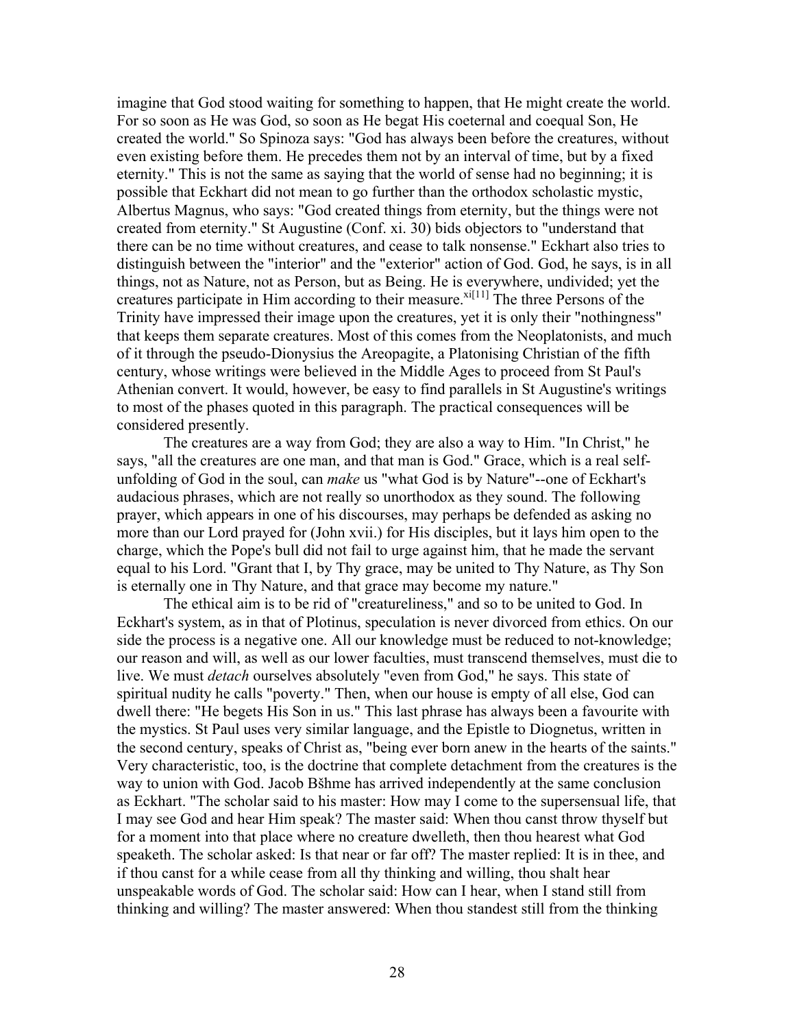imagine that God stood waiting for something to happen, that He might create the world. For so soon as He was God, so soon as He begat His coeternal and coequal Son, He created the world." So Spinoza says: "God has always been before the creatures, without even existing before them. He precedes them not by an interval of time, but by a fixed eternity." This is not the same as saying that the world of sense had no beginning; it is possible that Eckhart did not mean to go further than the orthodox scholastic mystic, Albertus Magnus, who says: "God created things from eternity, but the things were not created from eternity." St Augustine (Conf. xi. 30) bids objectors to "understand that there can be no time without creatures, and cease to talk nonsense." Eckhart also tries to distinguish between the "interior" and the "exterior" action of God. God, he says, is in all things, not as Nature, not as Person, but as Being. He is everywhere, undivided; yet the creatures participate in Him according to their measure.[xi][11] The three Persons of the Trinity have impressed their image upon the creatures, yet it is only their "nothingness" that keeps them separate creatures. Most of this comes from the Neoplatonists, and much of it through the pseudo-Dionysius the Areopagite, a Platonising Christian of the fifth century, whose writings were believed in the Middle Ages to proceed from St Paul's Athenian convert. It would, however, be easy to find parallels in St Augustine's writings to most of the phases quoted in this paragraph. The practical consequences will be considered presently.

The creatures are a way from God; they are also a way to Him. "In Christ," he says, "all the creatures are one man, and that man is God." Grace, which is a real self-unfolding of God in the soul, can *make* us "what God is by Nature"--one of Eckhart's audacious phrases, which are not really so unorthodox as they sound. The following prayer, which appears in one of his discourses, may perhaps be defended as asking no more than our Lord prayed for (John xvii.) for His disciples, but it lays him open to the charge, which the Pope's bull did not fail to urge against him, that he made the servant equal to his Lord. "Grant that I, by Thy grace, may be united to Thy Nature, as Thy Son is eternally one in Thy Nature, and that grace may become my nature."

The ethical aim is to be rid of "creatureliness," and so to be united to God. In Eckhart's system, as in that of Plotinus, speculation is never divorced from ethics. On our side the process is a negative one. All our knowledge must be reduced to not-knowledge; our reason and will, as well as our lower faculties, must transcend themselves, must die to live. We must *detach* ourselves absolutely "even from God," he says. This state of spiritual nudity he calls "poverty." Then, when our house is empty of all else, God can dwell there: "He begets His Son in us." This last phrase has always been a favourite with the mystics. St Paul uses very similar language, and the Epistle to Diognetus, written in the second century, speaks of Christ as, "being ever born anew in the hearts of the saints." Very characteristic, too, is the doctrine that complete detachment from the creatures is the way to union with God. Jacob Bšhme has arrived independently at the same conclusion as Eckhart. "The scholar said to his master: How may I come to the supersensual life, that I may see God and hear Him speak? The master said: When thou canst throw thyself but for a moment into that place where no creature dwelleth, then thou hearest what God speaketh. The scholar asked: Is that near or far off? The master replied: It is in thee, and if thou canst for a while cease from all thy thinking and willing, thou shalt hear unspeakable words of God. The scholar said: How can I hear, when I stand still from thinking and willing? The master answered: When thou standest still from the thinking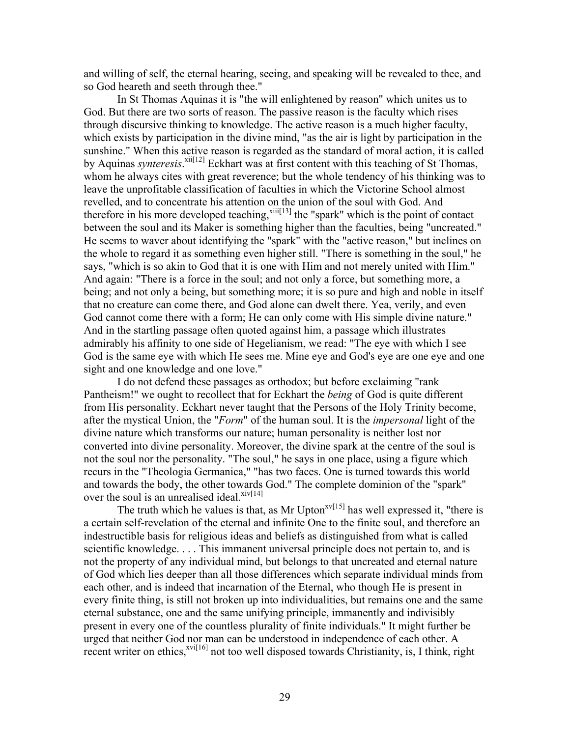and willing of self, the eternal hearing, seeing, and speaking will be revealed to thee, and so God heareth and seeth through thee."

In St Thomas Aquinas it is "the will enlightened by reason" which unites us to God. But there are two sorts of reason. The passive reason is the faculty which rises through discursive thinking to knowledge. The active reason is a much higher faculty, which exists by participation in the divine mind, "as the air is light by participation in the sunshine." When this active reason is regarded as the standard of moral action, it is called by Aquinas *synteresis*.[xii[12]] Eckhart was at first content with this teaching of St Thomas, whom he always cites with great reverence; but the whole tendency of his thinking was to leave the unprofitable classification of faculties in which the Victorine School almost revelled, and to concentrate his attention on the union of the soul with God. And therefore in his more developed teaching,[xiii[13]] the "spark" which is the point of contact between the soul and its Maker is something higher than the faculties, being "uncreated." He seems to waver about identifying the "spark" with the "active reason," but inclines on the whole to regard it as something even higher still. "There is something in the soul," he says, "which is so akin to God that it is one with Him and not merely united with Him." And again: "There is a force in the soul; and not only a force, but something more, a being; and not only a being, but something more; it is so pure and high and noble in itself that no creature can come there, and God alone can dwelt there. Yea, verily, and even God cannot come there with a form; He can only come with His simple divine nature." And in the startling passage often quoted against him, a passage which illustrates admirably his affinity to one side of Hegelianism, we read: "The eye with which I see God is the same eye with which He sees me. Mine eye and God's eye are one eye and one sight and one knowledge and one love."

I do not defend these passages as orthodox; but before exclaiming "rank Pantheism!" we ought to recollect that for Eckhart the *being* of God is quite different from His personality. Eckhart never taught that the Persons of the Holy Trinity become, after the mystical Union, the "*Form*" of the human soul. It is the *impersonal* light of the divine nature which transforms our nature; human personality is neither lost nor converted into divine personality. Moreover, the divine spark at the centre of the soul is not the soul nor the personality. "The soul," he says in one place, using a figure which recurs in the "Theologia Germanica," "has two faces. One is turned towards this world and towards the body, the other towards God." The complete dominion of the "spark" over the soul is an unrealised ideal.[xiv[14]]

The truth which he values is that, as Mr Upton[xv[15]] has well expressed it, "there is a certain self-revelation of the eternal and infinite One to the finite soul, and therefore an indestructible basis for religious ideas and beliefs as distinguished from what is called scientific knowledge. . . . This immanent universal principle does not pertain to, and is not the property of any individual mind, but belongs to that uncreated and eternal nature of God which lies deeper than all those differences which separate individual minds from each other, and is indeed that incarnation of the Eternal, who though He is present in every finite thing, is still not broken up into individualities, but remains one and the same eternal substance, one and the same unifying principle, immanently and indivisibly present in every one of the countless plurality of finite individuals." It might further be urged that neither God nor man can be understood in independence of each other. A recent writer on ethics,[xvi[16]] not too well disposed towards Christianity, is, I think, right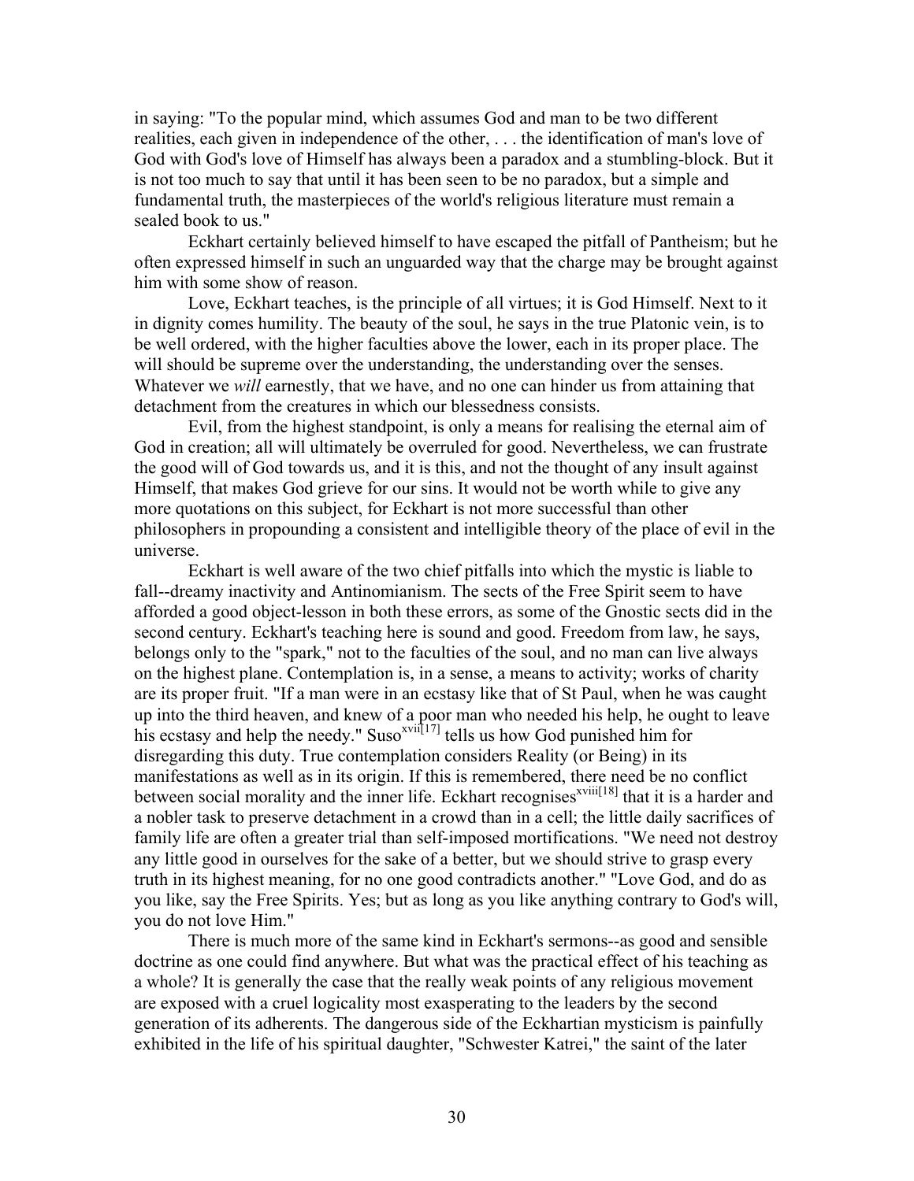in saying: "To the popular mind, which assumes God and man to be two different realities, each given in independence of the other, . . . the identification of man's love of God with God's love of Himself has always been a paradox and a stumbling-block. But it is not too much to say that until it has been seen to be no paradox, but a simple and fundamental truth, the masterpieces of the world's religious literature must remain a sealed book to us."

Eckhart certainly believed himself to have escaped the pitfall of Pantheism; but he often expressed himself in such an unguarded way that the charge may be brought against him with some show of reason.

Love, Eckhart teaches, is the principle of all virtues; it is God Himself. Next to it in dignity comes humility. The beauty of the soul, he says in the true Platonic vein, is to be well ordered, with the higher faculties above the lower, each in its proper place. The will should be supreme over the understanding, the understanding over the senses. Whatever we *will* earnestly, that we have, and no one can hinder us from attaining that detachment from the creatures in which our blessedness consists.

Evil, from the highest standpoint, is only a means for realising the eternal aim of God in creation; all will ultimately be overruled for good. Nevertheless, we can frustrate the good will of God towards us, and it is this, and not the thought of any insult against Himself, that makes God grieve for our sins. It would not be worth while to give any more quotations on this subject, for Eckhart is not more successful than other philosophers in propounding a consistent and intelligible theory of the place of evil in the universe.

Eckhart is well aware of the two chief pitfalls into which the mystic is liable to fall--dreamy inactivity and Antinomianism. The sects of the Free Spirit seem to have afforded a good object-lesson in both these errors, as some of the Gnostic sects did in the second century. Eckhart's teaching here is sound and good. Freedom from law, he says, belongs only to the "spark," not to the faculties of the soul, and no man can live always on the highest plane. Contemplation is, in a sense, a means to activity; works of charity are its proper fruit. "If a man were in an ecstasy like that of St Paul, when he was caught up into the third heaven, and knew of a poor man who needed his help, he ought to leave his ecstasy and help the needy." Suso[xvii][17] tells us how God punished him for disregarding this duty. True contemplation considers Reality (or Being) in its manifestations as well as in its origin. If this is remembered, there need be no conflict between social morality and the inner life. Eckhart recognises[xviii][18] that it is a harder and a nobler task to preserve detachment in a crowd than in a cell; the little daily sacrifices of family life are often a greater trial than self-imposed mortifications. "We need not destroy any little good in ourselves for the sake of a better, but we should strive to grasp every truth in its highest meaning, for no one good contradicts another." "Love God, and do as you like, say the Free Spirits. Yes; but as long as you like anything contrary to God's will, you do not love Him."

There is much more of the same kind in Eckhart's sermons--as good and sensible doctrine as one could find anywhere. But what was the practical effect of his teaching as a whole? It is generally the case that the really weak points of any religious movement are exposed with a cruel logicality most exasperating to the leaders by the second generation of its adherents. The dangerous side of the Eckhartian mysticism is painfully exhibited in the life of his spiritual daughter, "Schwester Katrei," the saint of the later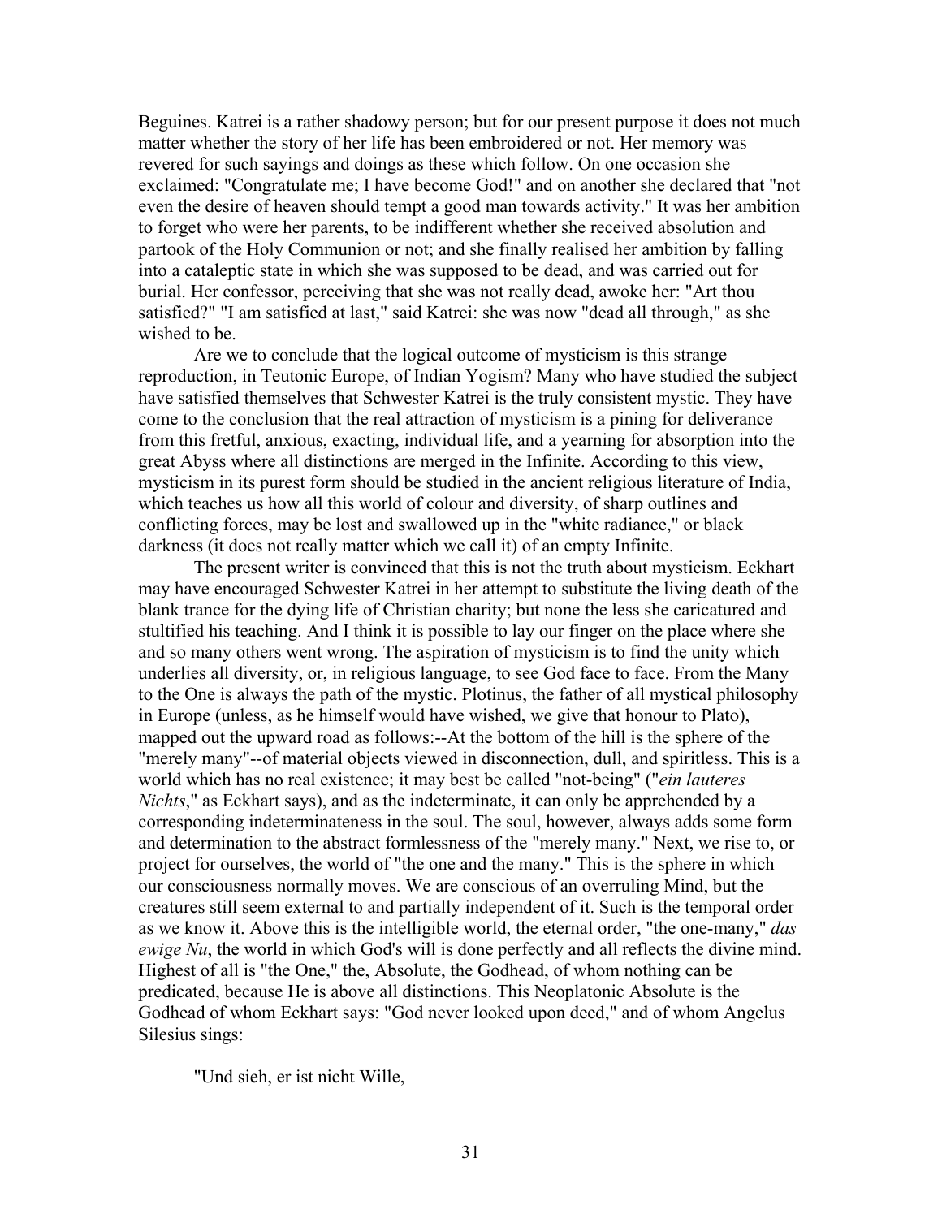Beguines. Katrei is a rather shadowy person; but for our present purpose it does not much matter whether the story of her life has been embroidered or not. Her memory was revered for such sayings and doings as these which follow. On one occasion she exclaimed: "Congratulate me; I have become God!" and on another she declared that "not even the desire of heaven should tempt a good man towards activity." It was her ambition to forget who were her parents, to be indifferent whether she received absolution and partook of the Holy Communion or not; and she finally realised her ambition by falling into a cataleptic state in which she was supposed to be dead, and was carried out for burial. Her confessor, perceiving that she was not really dead, awoke her: "Art thou satisfied?" "I am satisfied at last," said Katrei: she was now "dead all through," as she wished to be.

Are we to conclude that the logical outcome of mysticism is this strange reproduction, in Teutonic Europe, of Indian Yogism? Many who have studied the subject have satisfied themselves that Schwester Katrei is the truly consistent mystic. They have come to the conclusion that the real attraction of mysticism is a pining for deliverance from this fretful, anxious, exacting, individual life, and a yearning for absorption into the great Abyss where all distinctions are merged in the Infinite. According to this view, mysticism in its purest form should be studied in the ancient religious literature of India, which teaches us how all this world of colour and diversity, of sharp outlines and conflicting forces, may be lost and swallowed up in the "white radiance," or black darkness (it does not really matter which we call it) of an empty Infinite.

The present writer is convinced that this is not the truth about mysticism. Eckhart may have encouraged Schwester Katrei in her attempt to substitute the living death of the blank trance for the dying life of Christian charity; but none the less she caricatured and stultified his teaching. And I think it is possible to lay our finger on the place where she and so many others went wrong. The aspiration of mysticism is to find the unity which underlies all diversity, or, in religious language, to see God face to face. From the Many to the One is always the path of the mystic. Plotinus, the father of all mystical philosophy in Europe (unless, as he himself would have wished, we give that honour to Plato), mapped out the upward road as follows:--At the bottom of the hill is the sphere of the "merely many"--of material objects viewed in disconnection, dull, and spiritless. This is a world which has no real existence; it may best be called "not-being" ("*ein lauteres Nichts*," as Eckhart says), and as the indeterminate, it can only be apprehended by a corresponding indeterminateness in the soul. The soul, however, always adds some form and determination to the abstract formlessness of the "merely many." Next, we rise to, or project for ourselves, the world of "the one and the many." This is the sphere in which our consciousness normally moves. We are conscious of an overruling Mind, but the creatures still seem external to and partially independent of it. Such is the temporal order as we know it. Above this is the intelligible world, the eternal order, "the one-many," *das ewige Nu*, the world in which God's will is done perfectly and all reflects the divine mind. Highest of all is "the One," the, Absolute, the Godhead, of whom nothing can be predicated, because He is above all distinctions. This Neoplatonic Absolute is the Godhead of whom Eckhart says: "God never looked upon deed," and of whom Angelus Silesius sings:

"Und sieh, er ist nicht Wille,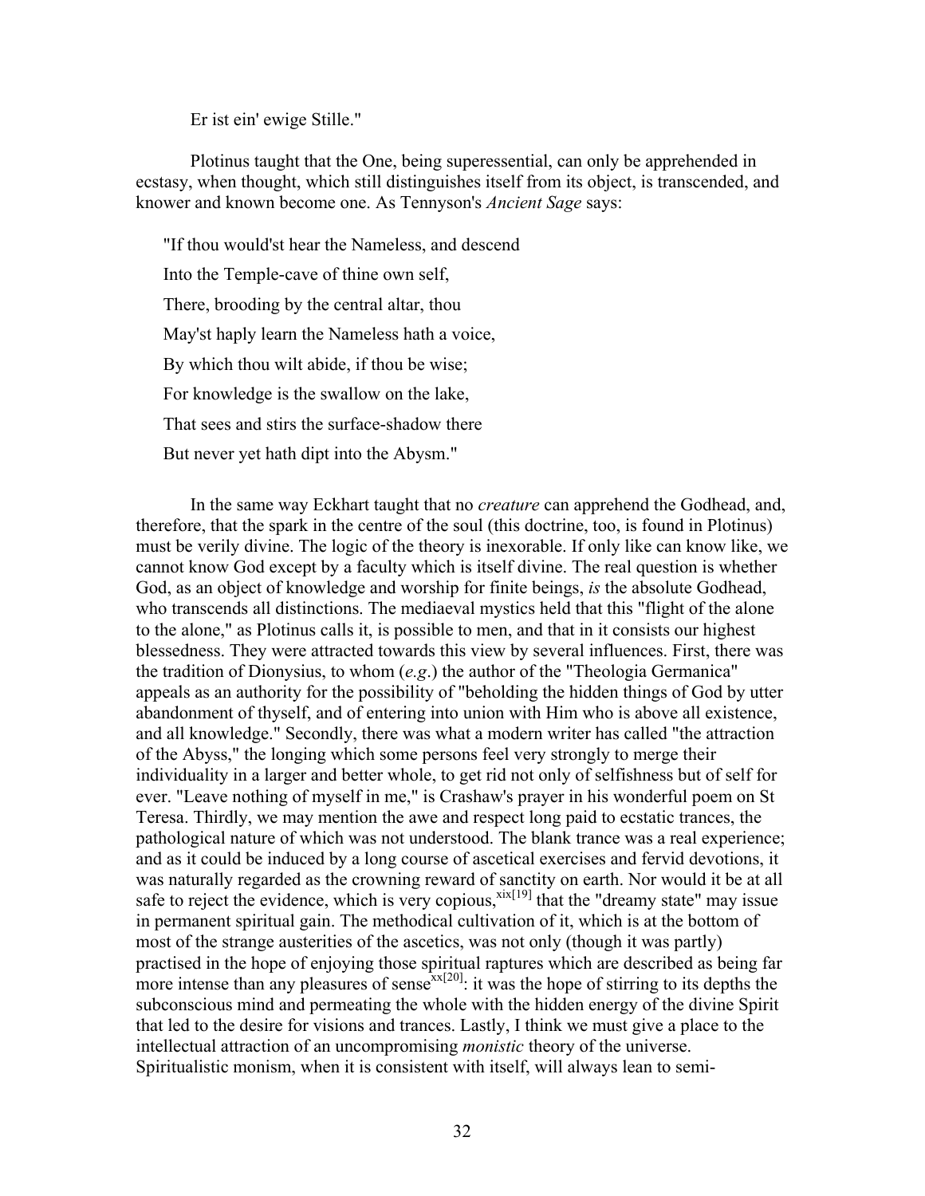Er ist ein' ewige Stille."

Plotinus taught that the One, being superessential, can only be apprehended in ecstasy, when thought, which still distinguishes itself from its object, is transcended, and knower and known become one. As Tennyson's *Ancient Sage* says:

> "If thou would'st hear the Nameless, and descend
>
> Into the Temple-cave of thine own self,
>
> There, brooding by the central altar, thou
>
> May'st haply learn the Nameless hath a voice,
>
> By which thou wilt abide, if thou be wise;
>
> For knowledge is the swallow on the lake,
>
> That sees and stirs the surface-shadow there
>
> But never yet hath dipt into the Abysm."

In the same way Eckhart taught that no *creature* can apprehend the Godhead, and, therefore, that the spark in the centre of the soul (this doctrine, too, is found in Plotinus) must be verily divine. The logic of the theory is inexorable. If only like can know like, we cannot know God except by a faculty which is itself divine. The real question is whether God, as an object of knowledge and worship for finite beings, *is* the absolute Godhead, who transcends all distinctions. The mediaeval mystics held that this "flight of the alone to the alone," as Plotinus calls it, is possible to men, and that in it consists our highest blessedness. They were attracted towards this view by several influences. First, there was the tradition of Dionysius, to whom (*e.g.*) the author of the "Theologia Germanica" appeals as an authority for the possibility of "beholding the hidden things of God by utter abandonment of thyself, and of entering into union with Him who is above all existence, and all knowledge." Secondly, there was what a modern writer has called "the attraction of the Abyss," the longing which some persons feel very strongly to merge their individuality in a larger and better whole, to get rid not only of selfishness but of self for ever. "Leave nothing of myself in me," is Crashaw's prayer in his wonderful poem on St Teresa. Thirdly, we may mention the awe and respect long paid to ecstatic trances, the pathological nature of which was not understood. The blank trance was a real experience; and as it could be induced by a long course of ascetical exercises and fervid devotions, it was naturally regarded as the crowning reward of sanctity on earth. Nor would it be at all safe to reject the evidence, which is very copious,[xix][19] that the "dreamy state" may issue in permanent spiritual gain. The methodical cultivation of it, which is at the bottom of most of the strange austerities of the ascetics, was not only (though it was partly) practised in the hope of enjoying those spiritual raptures which are described as being far more intense than any pleasures of sense[xx][20]: it was the hope of stirring to its depths the subconscious mind and permeating the whole with the hidden energy of the divine Spirit that led to the desire for visions and trances. Lastly, I think we must give a place to the intellectual attraction of an uncompromising *monistic* theory of the universe. Spiritualistic monism, when it is consistent with itself, will always lean to semi-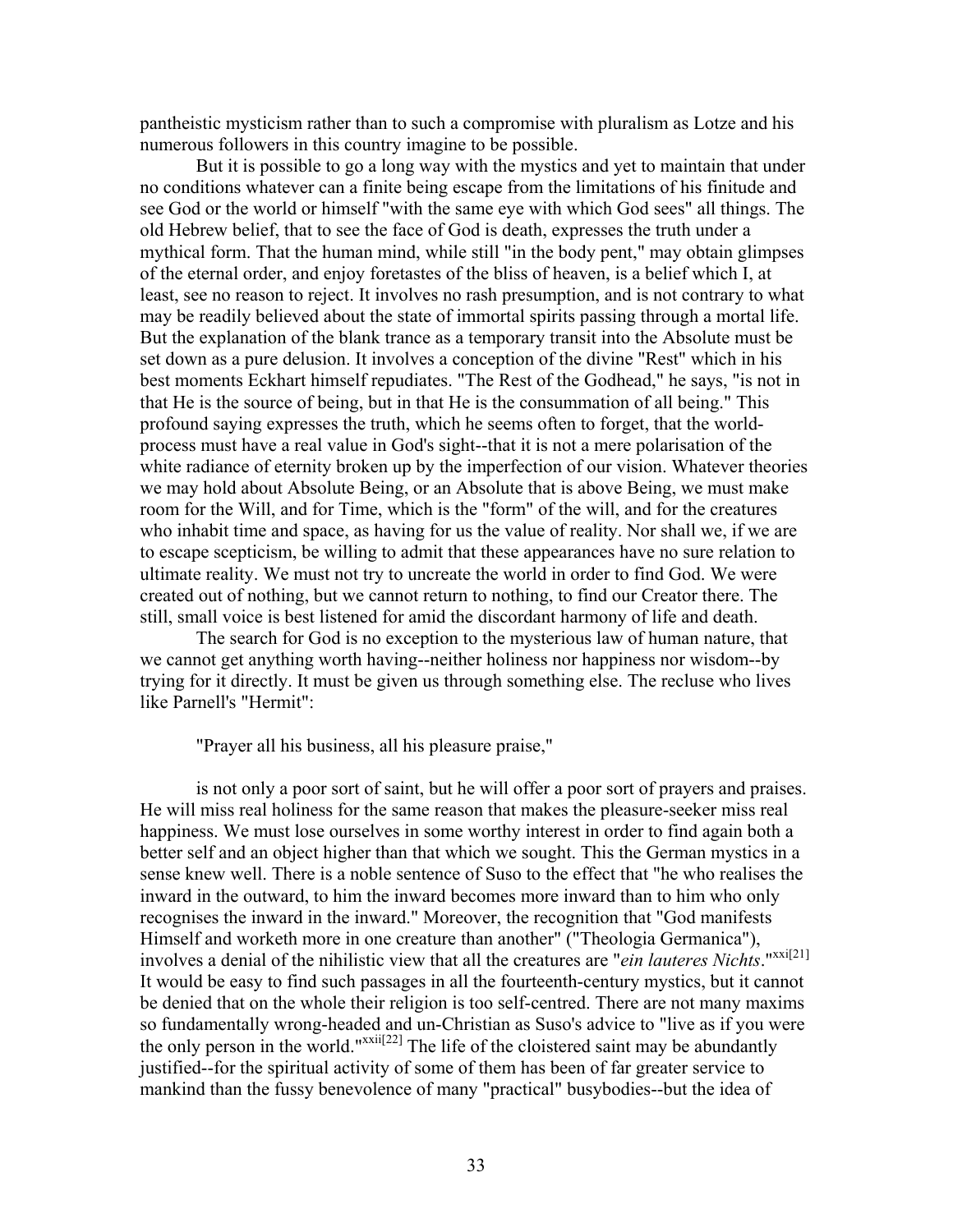pantheistic mysticism rather than to such a compromise with pluralism as Lotze and his numerous followers in this country imagine to be possible.

But it is possible to go a long way with the mystics and yet to maintain that under no conditions whatever can a finite being escape from the limitations of his finitude and see God or the world or himself "with the same eye with which God sees" all things. The old Hebrew belief, that to see the face of God is death, expresses the truth under a mythical form. That the human mind, while still "in the body pent," may obtain glimpses of the eternal order, and enjoy foretastes of the bliss of heaven, is a belief which I, at least, see no reason to reject. It involves no rash presumption, and is not contrary to what may be readily believed about the state of immortal spirits passing through a mortal life. But the explanation of the blank trance as a temporary transit into the Absolute must be set down as a pure delusion. It involves a conception of the divine "Rest" which in his best moments Eckhart himself repudiates. "The Rest of the Godhead," he says, "is not in that He is the source of being, but in that He is the consummation of all being." This profound saying expresses the truth, which he seems often to forget, that the world-process must have a real value in God's sight--that it is not a mere polarisation of the white radiance of eternity broken up by the imperfection of our vision. Whatever theories we may hold about Absolute Being, or an Absolute that is above Being, we must make room for the Will, and for Time, which is the "form" of the will, and for the creatures who inhabit time and space, as having for us the value of reality. Nor shall we, if we are to escape scepticism, be willing to admit that these appearances have no sure relation to ultimate reality. We must not try to uncreate the world in order to find God. We were created out of nothing, but we cannot return to nothing, to find our Creator there. The still, small voice is best listened for amid the discordant harmony of life and death.

The search for God is no exception to the mysterious law of human nature, that we cannot get anything worth having--neither holiness nor happiness nor wisdom--by trying for it directly. It must be given us through something else. The recluse who lives like Parnell's "Hermit":

"Prayer all his business, all his pleasure praise,"

is not only a poor sort of saint, but he will offer a poor sort of prayers and praises. He will miss real holiness for the same reason that makes the pleasure-seeker miss real happiness. We must lose ourselves in some worthy interest in order to find again both a better self and an object higher than that which we sought. This the German mystics in a sense knew well. There is a noble sentence of Suso to the effect that "he who realises the inward in the outward, to him the inward becomes more inward than to him who only recognises the inward in the inward." Moreover, the recognition that "God manifests Himself and worketh more in one creature than another" ("Theologia Germanica"), involves a denial of the nihilistic view that all the creatures are "*ein lauteres Nichts*."[xxi[21]] It would be easy to find such passages in all the fourteenth-century mystics, but it cannot be denied that on the whole their religion is too self-centred. There are not many maxims so fundamentally wrong-headed and un-Christian as Suso's advice to "live as if you were the only person in the world."[xxii[22]] The life of the cloistered saint may be abundantly justified--for the spiritual activity of some of them has been of far greater service to mankind than the fussy benevolence of many "practical" busybodies--but the idea of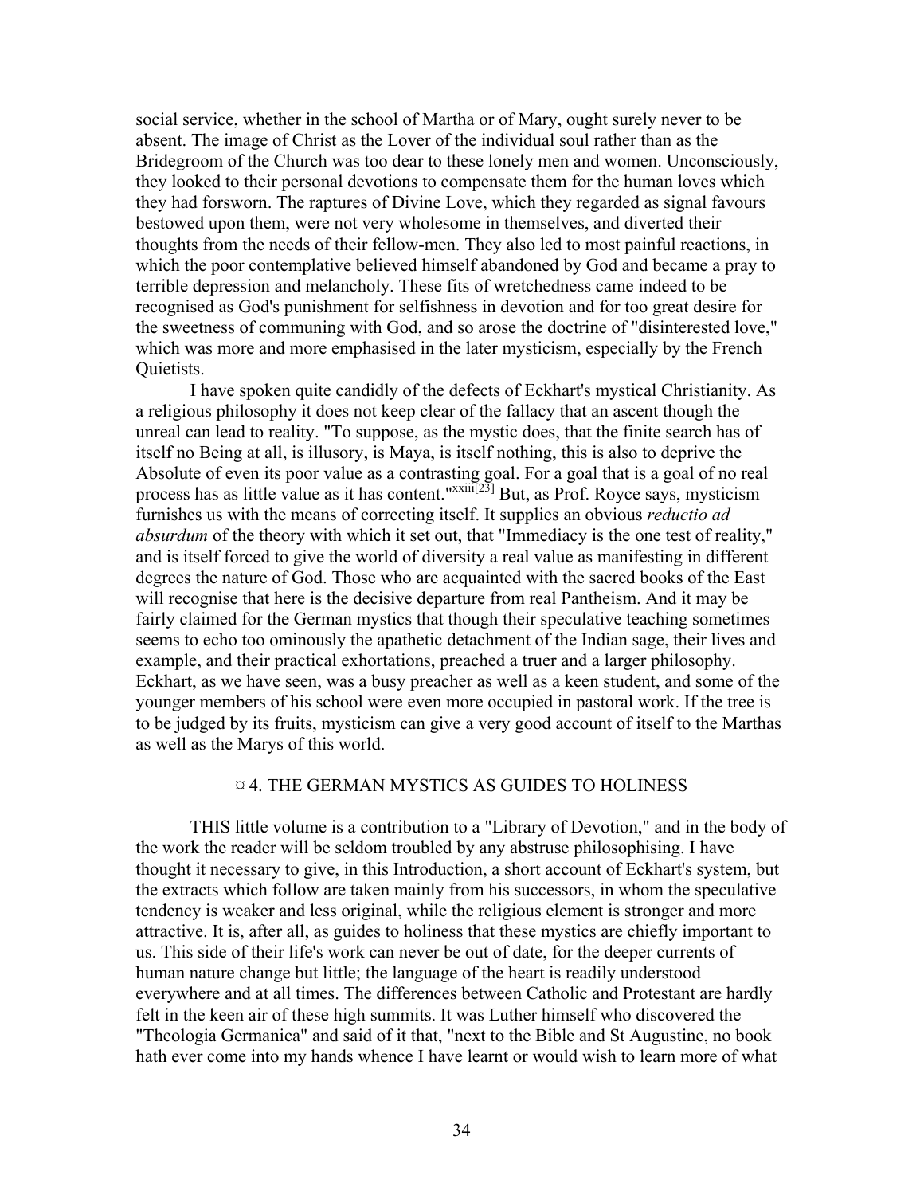social service, whether in the school of Martha or of Mary, ought surely never to be absent. The image of Christ as the Lover of the individual soul rather than as the Bridegroom of the Church was too dear to these lonely men and women. Unconsciously, they looked to their personal devotions to compensate them for the human loves which they had forsworn. The raptures of Divine Love, which they regarded as signal favours bestowed upon them, were not very wholesome in themselves, and diverted their thoughts from the needs of their fellow-men. They also led to most painful reactions, in which the poor contemplative believed himself abandoned by God and became a pray to terrible depression and melancholy. These fits of wretchedness came indeed to be recognised as God's punishment for selfishness in devotion and for too great desire for the sweetness of communing with God, and so arose the doctrine of "disinterested love," which was more and more emphasised in the later mysticism, especially by the French Quietists.

I have spoken quite candidly of the defects of Eckhart's mystical Christianity. As a religious philosophy it does not keep clear of the fallacy that an ascent though the unreal can lead to reality. "To suppose, as the mystic does, that the finite search has of itself no Being at all, is illusory, is Maya, is itself nothing, this is also to deprive the Absolute of even its poor value as a contrasting goal. For a goal that is a goal of no real process has as little value as it has content."[xxiii][23] But, as Prof. Royce says, mysticism furnishes us with the means of correcting itself. It supplies an obvious *reductio ad absurdum* of the theory with which it set out, that "Immediacy is the one test of reality," and is itself forced to give the world of diversity a real value as manifesting in different degrees the nature of God. Those who are acquainted with the sacred books of the East will recognise that here is the decisive departure from real Pantheism. And it may be fairly claimed for the German mystics that though their speculative teaching sometimes seems to echo too ominously the apathetic detachment of the Indian sage, their lives and example, and their practical exhortations, preached a truer and a larger philosophy. Eckhart, as we have seen, was a busy preacher as well as a keen student, and some of the younger members of his school were even more occupied in pastoral work. If the tree is to be judged by its fruits, mysticism can give a very good account of itself to the Marthas as well as the Marys of this world.

## ¤ 4. THE GERMAN MYSTICS AS GUIDES TO HOLINESS

THIS little volume is a contribution to a "Library of Devotion," and in the body of the work the reader will be seldom troubled by any abstruse philosophising. I have thought it necessary to give, in this Introduction, a short account of Eckhart's system, but the extracts which follow are taken mainly from his successors, in whom the speculative tendency is weaker and less original, while the religious element is stronger and more attractive. It is, after all, as guides to holiness that these mystics are chiefly important to us. This side of their life's work can never be out of date, for the deeper currents of human nature change but little; the language of the heart is readily understood everywhere and at all times. The differences between Catholic and Protestant are hardly felt in the keen air of these high summits. It was Luther himself who discovered the "Theologia Germanica" and said of it that, "next to the Bible and St Augustine, no book hath ever come into my hands whence I have learnt or would wish to learn more of what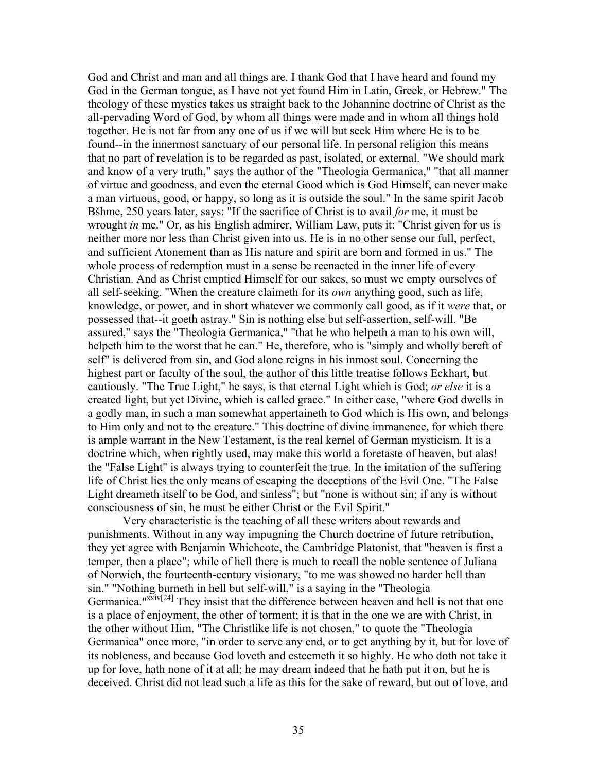God and Christ and man and all things are. I thank God that I have heard and found my God in the German tongue, as I have not yet found Him in Latin, Greek, or Hebrew." The theology of these mystics takes us straight back to the Johannine doctrine of Christ as the all-pervading Word of God, by whom all things were made and in whom all things hold together. He is not far from any one of us if we will but seek Him where He is to be found--in the innermost sanctuary of our personal life. In personal religion this means that no part of revelation is to be regarded as past, isolated, or external. "We should mark and know of a very truth," says the author of the "Theologia Germanica," "that all manner of virtue and goodness, and even the eternal Good which is God Himself, can never make a man virtuous, good, or happy, so long as it is outside the soul." In the same spirit Jacob Bšhme, 250 years later, says: "If the sacrifice of Christ is to avail *for* me, it must be wrought *in* me." Or, as his English admirer, William Law, puts it: "Christ given for us is neither more nor less than Christ given into us. He is in no other sense our full, perfect, and sufficient Atonement than as His nature and spirit are born and formed in us." The whole process of redemption must in a sense be reenacted in the inner life of every Christian. And as Christ emptied Himself for our sakes, so must we empty ourselves of all self-seeking. "When the creature claimeth for its *own* anything good, such as life, knowledge, or power, and in short whatever we commonly call good, as if it *were* that, or possessed that--it goeth astray." Sin is nothing else but self-assertion, self-will. "Be assured," says the "Theologia Germanica," "that he who helpeth a man to his own will, helpeth him to the worst that he can." He, therefore, who is "simply and wholly bereft of self" is delivered from sin, and God alone reigns in his inmost soul. Concerning the highest part or faculty of the soul, the author of this little treatise follows Eckhart, but cautiously. "The True Light," he says, is that eternal Light which is God; *or else* it is a created light, but yet Divine, which is called grace." In either case, "where God dwells in a godly man, in such a man somewhat appertaineth to God which is His own, and belongs to Him only and not to the creature." This doctrine of divine immanence, for which there is ample warrant in the New Testament, is the real kernel of German mysticism. It is a doctrine which, when rightly used, may make this world a foretaste of heaven, but alas! the "False Light" is always trying to counterfeit the true. In the imitation of the suffering life of Christ lies the only means of escaping the deceptions of the Evil One. "The False Light dreameth itself to be God, and sinless"; but "none is without sin; if any is without consciousness of sin, he must be either Christ or the Evil Spirit."

Very characteristic is the teaching of all these writers about rewards and punishments. Without in any way impugning the Church doctrine of future retribution, they yet agree with Benjamin Whichcote, the Cambridge Platonist, that "heaven is first a temper, then a place"; while of hell there is much to recall the noble sentence of Juliana of Norwich, the fourteenth-century visionary, "to me was showed no harder hell than sin." "Nothing burneth in hell but self-will," is a saying in the "Theologia Germanica."[xxiv][24] They insist that the difference between heaven and hell is not that one is a place of enjoyment, the other of torment; it is that in the one we are with Christ, in the other without Him. "The Christlike life is not chosen," to quote the "Theologia Germanica" once more, "in order to serve any end, or to get anything by it, but for love of its nobleness, and because God loveth and esteemeth it so highly. He who doth not take it up for love, hath none of it at all; he may dream indeed that he hath put it on, but he is deceived. Christ did not lead such a life as this for the sake of reward, but out of love, and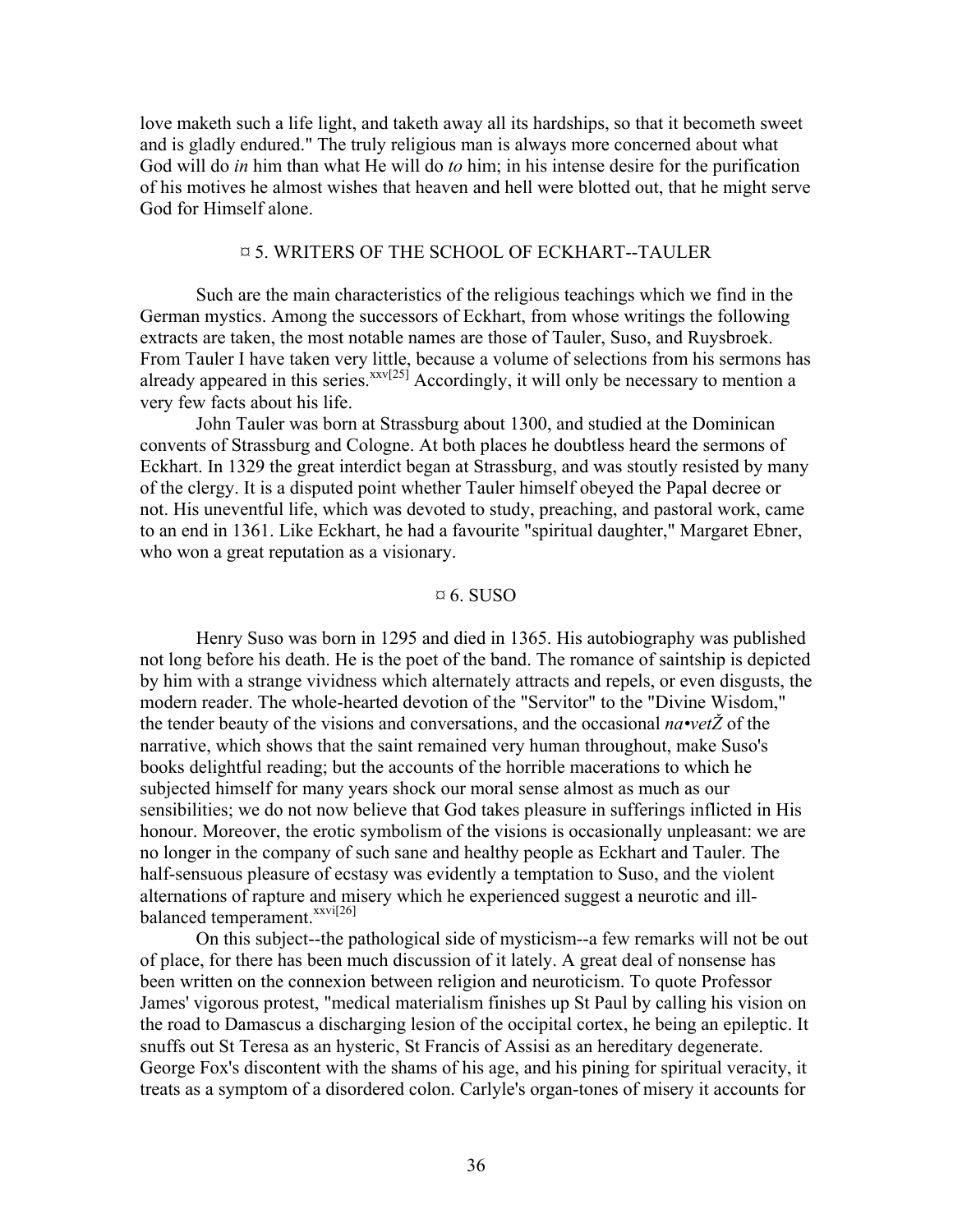love maketh such a life light, and taketh away all its hardships, so that it becometh sweet and is gladly endured." The truly religious man is always more concerned about what God will do *in* him than what He will do *to* him; in his intense desire for the purification of his motives he almost wishes that heaven and hell were blotted out, that he might serve God for Himself alone.

## ¤ 5. WRITERS OF THE SCHOOL OF ECKHART--TAULER

Such are the main characteristics of the religious teachings which we find in the German mystics. Among the successors of Eckhart, from whose writings the following extracts are taken, the most notable names are those of Tauler, Suso, and Ruysbroek. From Tauler I have taken very little, because a volume of selections from his sermons has already appeared in this series.[xxv[25]] Accordingly, it will only be necessary to mention a very few facts about his life.

John Tauler was born at Strassburg about 1300, and studied at the Dominican convents of Strassburg and Cologne. At both places he doubtless heard the sermons of Eckhart. In 1329 the great interdict began at Strassburg, and was stoutly resisted by many of the clergy. It is a disputed point whether Tauler himself obeyed the Papal decree or not. His uneventful life, which was devoted to study, preaching, and pastoral work, came to an end in 1361. Like Eckhart, he had a favourite "spiritual daughter," Margaret Ebner, who won a great reputation as a visionary.

## ¤ 6. SUSO

Henry Suso was born in 1295 and died in 1365. His autobiography was published not long before his death. He is the poet of the band. The romance of saintship is depicted by him with a strange vividness which alternately attracts and repels, or even disgusts, the modern reader. The whole-hearted devotion of the "Servitor" to the "Divine Wisdom," the tender beauty of the visions and conversations, and the occasional *na•vetŽ* of the narrative, which shows that the saint remained very human throughout, make Suso's books delightful reading; but the accounts of the horrible macerations to which he subjected himself for many years shock our moral sense almost as much as our sensibilities; we do not now believe that God takes pleasure in sufferings inflicted in His honour. Moreover, the erotic symbolism of the visions is occasionally unpleasant: we are no longer in the company of such sane and healthy people as Eckhart and Tauler. The half-sensuous pleasure of ecstasy was evidently a temptation to Suso, and the violent alternations of rapture and misery which he experienced suggest a neurotic and ill-balanced temperament.[xxvi[26]]

On this subject--the pathological side of mysticism--a few remarks will not be out of place, for there has been much discussion of it lately. A great deal of nonsense has been written on the connexion between religion and neuroticism. To quote Professor James' vigorous protest, "medical materialism finishes up St Paul by calling his vision on the road to Damascus a discharging lesion of the occipital cortex, he being an epileptic. It snuffs out St Teresa as an hysteric, St Francis of Assisi as an hereditary degenerate. George Fox's discontent with the shams of his age, and his pining for spiritual veracity, it treats as a symptom of a disordered colon. Carlyle's organ-tones of misery it accounts for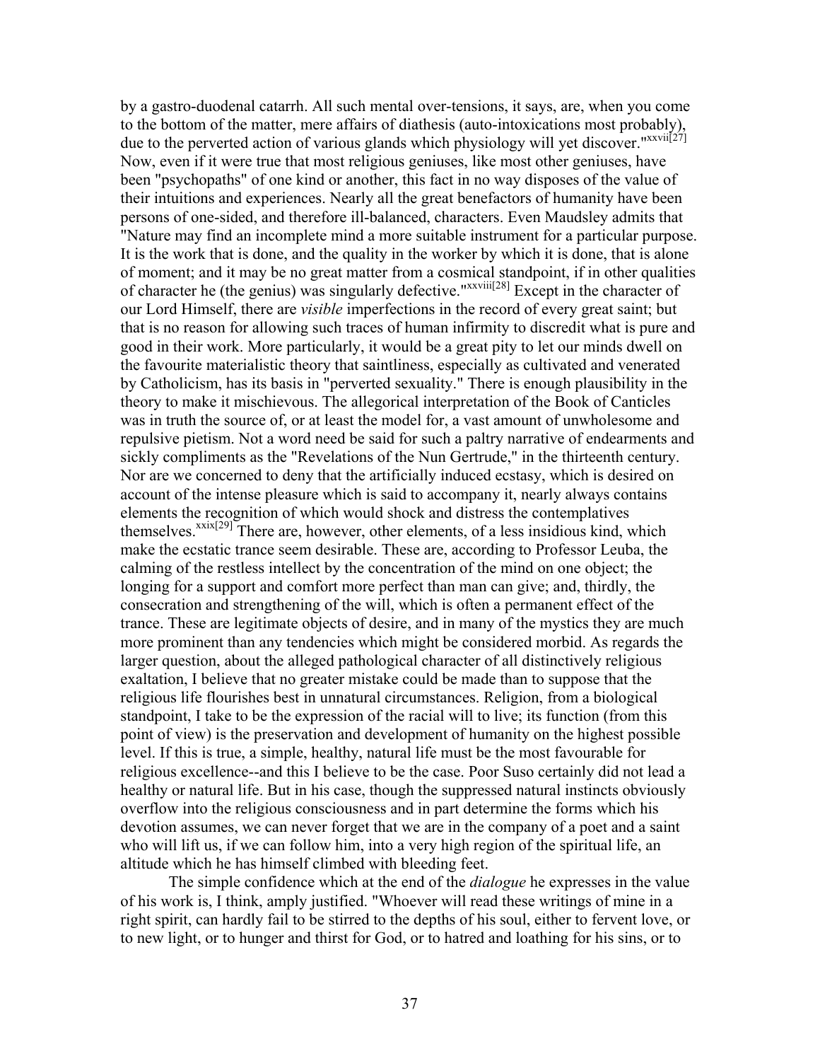by a gastro-duodenal catarrh. All such mental over-tensions, it says, are, when you come to the bottom of the matter, mere affairs of diathesis (auto-intoxications most probably), due to the perverted action of various glands which physiology will yet discover."[xxvii][27] Now, even if it were true that most religious geniuses, like most other geniuses, have been "psychopaths" of one kind or another, this fact in no way disposes of the value of their intuitions and experiences. Nearly all the great benefactors of humanity have been persons of one-sided, and therefore ill-balanced, characters. Even Maudsley admits that "Nature may find an incomplete mind a more suitable instrument for a particular purpose. It is the work that is done, and the quality in the worker by which it is done, that is alone of moment; and it may be no great matter from a cosmical standpoint, if in other qualities of character he (the genius) was singularly defective."[xxviii][28] Except in the character of our Lord Himself, there are *visible* imperfections in the record of every great saint; but that is no reason for allowing such traces of human infirmity to discredit what is pure and good in their work. More particularly, it would be a great pity to let our minds dwell on the favourite materialistic theory that saintliness, especially as cultivated and venerated by Catholicism, has its basis in "perverted sexuality." There is enough plausibility in the theory to make it mischievous. The allegorical interpretation of the Book of Canticles was in truth the source of, or at least the model for, a vast amount of unwholesome and repulsive pietism. Not a word need be said for such a paltry narrative of endearments and sickly compliments as the "Revelations of the Nun Gertrude," in the thirteenth century. Nor are we concerned to deny that the artificially induced ecstasy, which is desired on account of the intense pleasure which is said to accompany it, nearly always contains elements the recognition of which would shock and distress the contemplatives themselves.[xxix][29] There are, however, other elements, of a less insidious kind, which make the ecstatic trance seem desirable. These are, according to Professor Leuba, the calming of the restless intellect by the concentration of the mind on one object; the longing for a support and comfort more perfect than man can give; and, thirdly, the consecration and strengthening of the will, which is often a permanent effect of the trance. These are legitimate objects of desire, and in many of the mystics they are much more prominent than any tendencies which might be considered morbid. As regards the larger question, about the alleged pathological character of all distinctively religious exaltation, I believe that no greater mistake could be made than to suppose that the religious life flourishes best in unnatural circumstances. Religion, from a biological standpoint, I take to be the expression of the racial will to live; its function (from this point of view) is the preservation and development of humanity on the highest possible level. If this is true, a simple, healthy, natural life must be the most favourable for religious excellence--and this I believe to be the case. Poor Suso certainly did not lead a healthy or natural life. But in his case, though the suppressed natural instincts obviously overflow into the religious consciousness and in part determine the forms which his devotion assumes, we can never forget that we are in the company of a poet and a saint who will lift us, if we can follow him, into a very high region of the spiritual life, an altitude which he has himself climbed with bleeding feet.

The simple confidence which at the end of the *dialogue* he expresses in the value of his work is, I think, amply justified. "Whoever will read these writings of mine in a right spirit, can hardly fail to be stirred to the depths of his soul, either to fervent love, or to new light, or to hunger and thirst for God, or to hatred and loathing for his sins, or to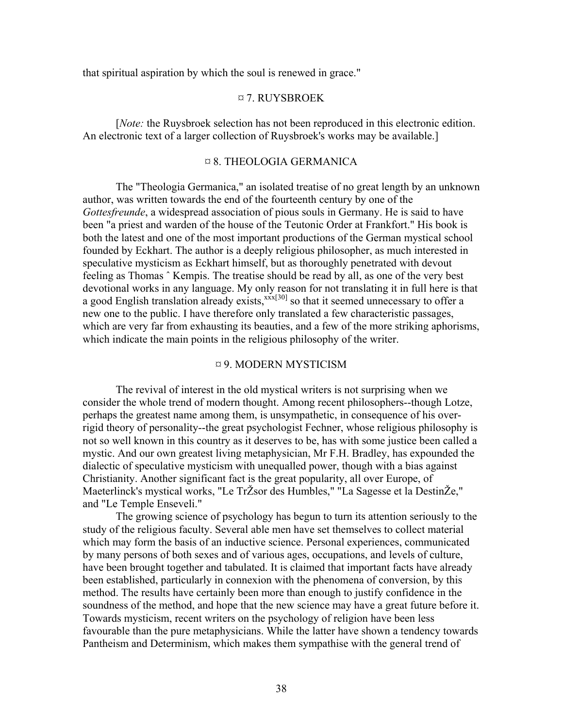that spiritual aspiration by which the soul is renewed in grace."

## ¤ 7. RUYSBROEK

[*Note:* the Ruysbroek selection has not been reproduced in this electronic edition. An electronic text of a larger collection of Ruysbroek's works may be available.]

## ¤ 8. THEOLOGIA GERMANICA

The "Theologia Germanica," an isolated treatise of no great length by an unknown author, was written towards the end of the fourteenth century by one of the *Gottesfreunde*, a widespread association of pious souls in Germany. He is said to have been "a priest and warden of the house of the Teutonic Order at Frankfort." His book is both the latest and one of the most important productions of the German mystical school founded by Eckhart. The author is a deeply religious philosopher, as much interested in speculative mysticism as Eckhart himself, but as thoroughly penetrated with devout feeling as Thomas ˆ Kempis. The treatise should be read by all, as one of the very best devotional works in any language. My only reason for not translating it in full here is that a good English translation already exists,[xxx[30]] so that it seemed unnecessary to offer a new one to the public. I have therefore only translated a few characteristic passages, which are very far from exhausting its beauties, and a few of the more striking aphorisms, which indicate the main points in the religious philosophy of the writer.

## ¤ 9. MODERN MYSTICISM

The revival of interest in the old mystical writers is not surprising when we consider the whole trend of modern thought. Among recent philosophers--though Lotze, perhaps the greatest name among them, is unsympathetic, in consequence of his over-rigid theory of personality--the great psychologist Fechner, whose religious philosophy is not so well known in this country as it deserves to be, has with some justice been called a mystic. And our own greatest living metaphysician, Mr F.H. Bradley, has expounded the dialectic of speculative mysticism with unequalled power, though with a bias against Christianity. Another significant fact is the great popularity, all over Europe, of Maeterlinck's mystical works, "Le TrŽsor des Humbles," "La Sagesse et la DestinŽe," and "Le Temple Enseveli."

The growing science of psychology has begun to turn its attention seriously to the study of the religious faculty. Several able men have set themselves to collect material which may form the basis of an inductive science. Personal experiences, communicated by many persons of both sexes and of various ages, occupations, and levels of culture, have been brought together and tabulated. It is claimed that important facts have already been established, particularly in connexion with the phenomena of conversion, by this method. The results have certainly been more than enough to justify confidence in the soundness of the method, and hope that the new science may have a great future before it. Towards mysticism, recent writers on the psychology of religion have been less favourable than the pure metaphysicians. While the latter have shown a tendency towards Pantheism and Determinism, which makes them sympathise with the general trend of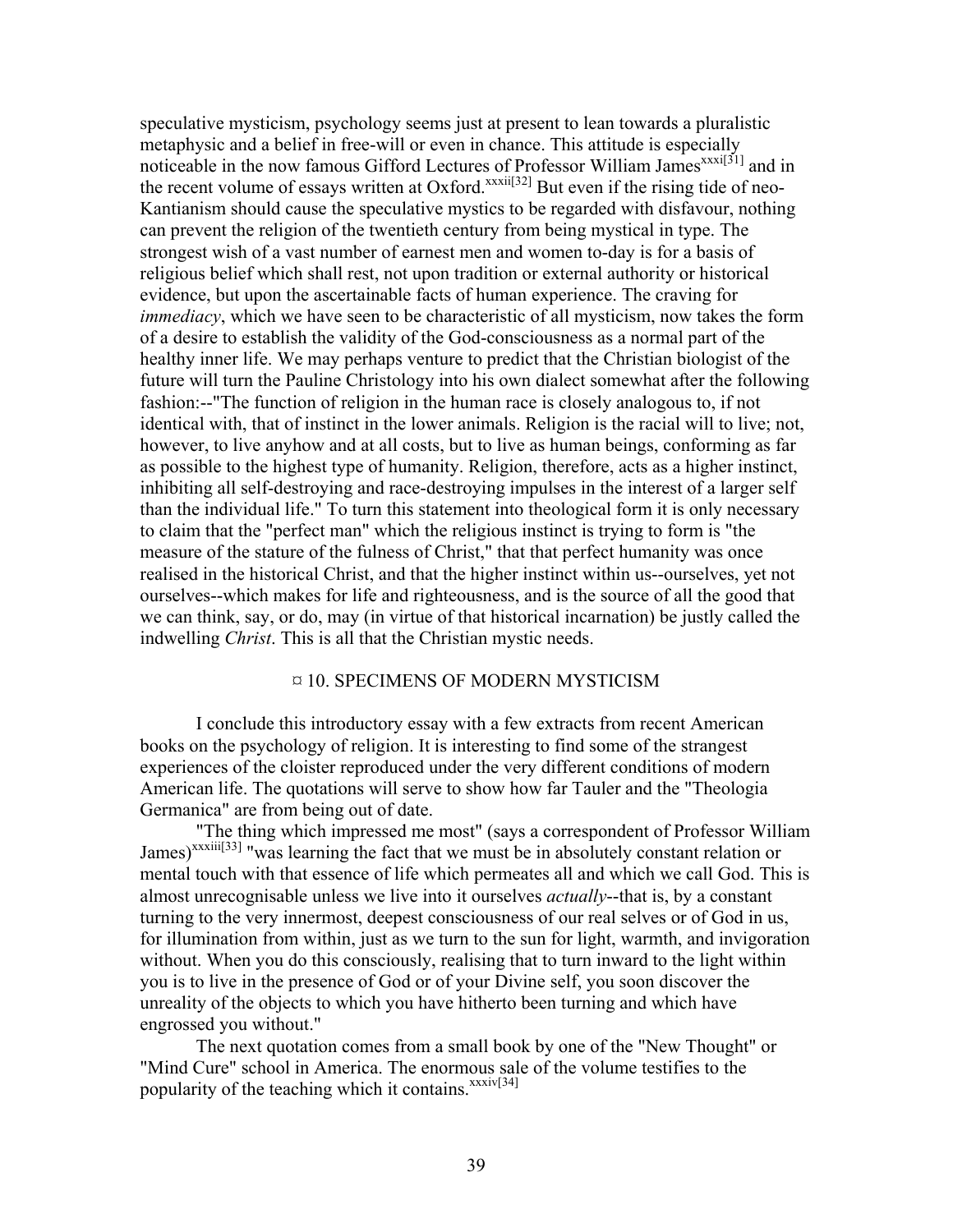speculative mysticism, psychology seems just at present to lean towards a pluralistic metaphysic and a belief in free-will or even in chance. This attitude is especially noticeable in the now famous Gifford Lectures of Professor William James[xxxi][31] and in the recent volume of essays written at Oxford.[xxxii][32] But even if the rising tide of neo-Kantianism should cause the speculative mystics to be regarded with disfavour, nothing can prevent the religion of the twentieth century from being mystical in type. The strongest wish of a vast number of earnest men and women to-day is for a basis of religious belief which shall rest, not upon tradition or external authority or historical evidence, but upon the ascertainable facts of human experience. The craving for *immediacy*, which we have seen to be characteristic of all mysticism, now takes the form of a desire to establish the validity of the God-consciousness as a normal part of the healthy inner life. We may perhaps venture to predict that the Christian biologist of the future will turn the Pauline Christology into his own dialect somewhat after the following fashion:--"The function of religion in the human race is closely analogous to, if not identical with, that of instinct in the lower animals. Religion is the racial will to live; not, however, to live anyhow and at all costs, but to live as human beings, conforming as far as possible to the highest type of humanity. Religion, therefore, acts as a higher instinct, inhibiting all self-destroying and race-destroying impulses in the interest of a larger self than the individual life." To turn this statement into theological form it is only necessary to claim that the "perfect man" which the religious instinct is trying to form is "the measure of the stature of the fulness of Christ," that that perfect humanity was once realised in the historical Christ, and that the higher instinct within us--ourselves, yet not ourselves--which makes for life and righteousness, and is the source of all the good that we can think, say, or do, may (in virtue of that historical incarnation) be justly called the indwelling *Christ*. This is all that the Christian mystic needs.

## ¤ 10. SPECIMENS OF MODERN MYSTICISM

I conclude this introductory essay with a few extracts from recent American books on the psychology of religion. It is interesting to find some of the strangest experiences of the cloister reproduced under the very different conditions of modern American life. The quotations will serve to show how far Tauler and the "Theologia Germanica" are from being out of date.

"The thing which impressed me most" (says a correspondent of Professor William James)[xxxiii][33] "was learning the fact that we must be in absolutely constant relation or mental touch with that essence of life which permeates all and which we call God. This is almost unrecognisable unless we live into it ourselves *actually*--that is, by a constant turning to the very innermost, deepest consciousness of our real selves or of God in us, for illumination from within, just as we turn to the sun for light, warmth, and invigoration without. When you do this consciously, realising that to turn inward to the light within you is to live in the presence of God or of your Divine self, you soon discover the unreality of the objects to which you have hitherto been turning and which have engrossed you without."

The next quotation comes from a small book by one of the "New Thought" or "Mind Cure" school in America. The enormous sale of the volume testifies to the popularity of the teaching which it contains.[xxxiv][34]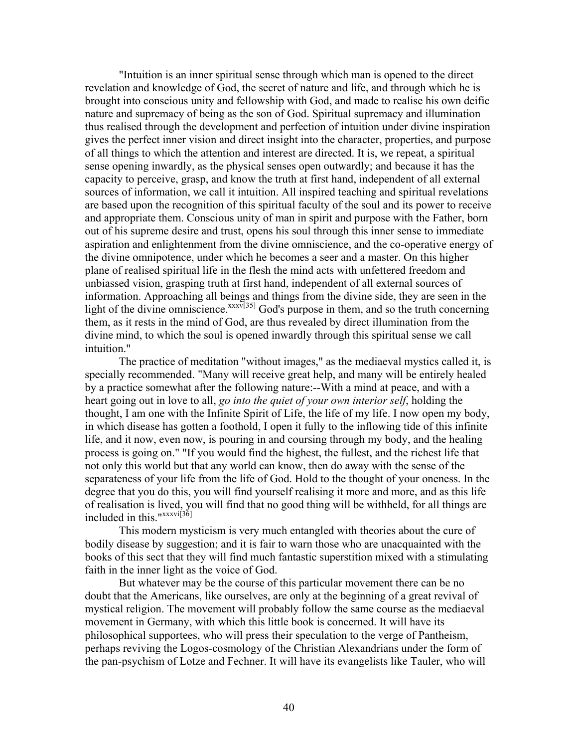"Intuition is an inner spiritual sense through which man is opened to the direct revelation and knowledge of God, the secret of nature and life, and through which he is brought into conscious unity and fellowship with God, and made to realise his own deific nature and supremacy of being as the son of God. Spiritual supremacy and illumination thus realised through the development and perfection of intuition under divine inspiration gives the perfect inner vision and direct insight into the character, properties, and purpose of all things to which the attention and interest are directed. It is, we repeat, a spiritual sense opening inwardly, as the physical senses open outwardly; and because it has the capacity to perceive, grasp, and know the truth at first hand, independent of all external sources of information, we call it intuition. All inspired teaching and spiritual revelations are based upon the recognition of this spiritual faculty of the soul and its power to receive and appropriate them. Conscious unity of man in spirit and purpose with the Father, born out of his supreme desire and trust, opens his soul through this inner sense to immediate aspiration and enlightenment from the divine omniscience, and the co-operative energy of the divine omnipotence, under which he becomes a seer and a master. On this higher plane of realised spiritual life in the flesh the mind acts with unfettered freedom and unbiassed vision, grasping truth at first hand, independent of all external sources of information. Approaching all beings and things from the divine side, they are seen in the light of the divine omniscience.[xxxv][35] God's purpose in them, and so the truth concerning them, as it rests in the mind of God, are thus revealed by direct illumination from the divine mind, to which the soul is opened inwardly through this spiritual sense we call intuition."

The practice of meditation "without images," as the mediaeval mystics called it, is specially recommended. "Many will receive great help, and many will be entirely healed by a practice somewhat after the following nature:--With a mind at peace, and with a heart going out in love to all, *go into the quiet of your own interior self*, holding the thought, I am one with the Infinite Spirit of Life, the life of my life. I now open my body, in which disease has gotten a foothold, I open it fully to the inflowing tide of this infinite life, and it now, even now, is pouring in and coursing through my body, and the healing process is going on." "If you would find the highest, the fullest, and the richest life that not only this world but that any world can know, then do away with the sense of the separateness of your life from the life of God. Hold to the thought of your oneness. In the degree that you do this, you will find yourself realising it more and more, and as this life of realisation is lived, you will find that no good thing will be withheld, for all things are included in this."[xxxvi][36]

This modern mysticism is very much entangled with theories about the cure of bodily disease by suggestion; and it is fair to warn those who are unacquainted with the books of this sect that they will find much fantastic superstition mixed with a stimulating faith in the inner light as the voice of God.

But whatever may be the course of this particular movement there can be no doubt that the Americans, like ourselves, are only at the beginning of a great revival of mystical religion. The movement will probably follow the same course as the mediaeval movement in Germany, with which this little book is concerned. It will have its philosophical supportees, who will press their speculation to the verge of Pantheism, perhaps reviving the Logos-cosmology of the Christian Alexandrians under the form of the pan-psychism of Lotze and Fechner. It will have its evangelists like Tauler, who will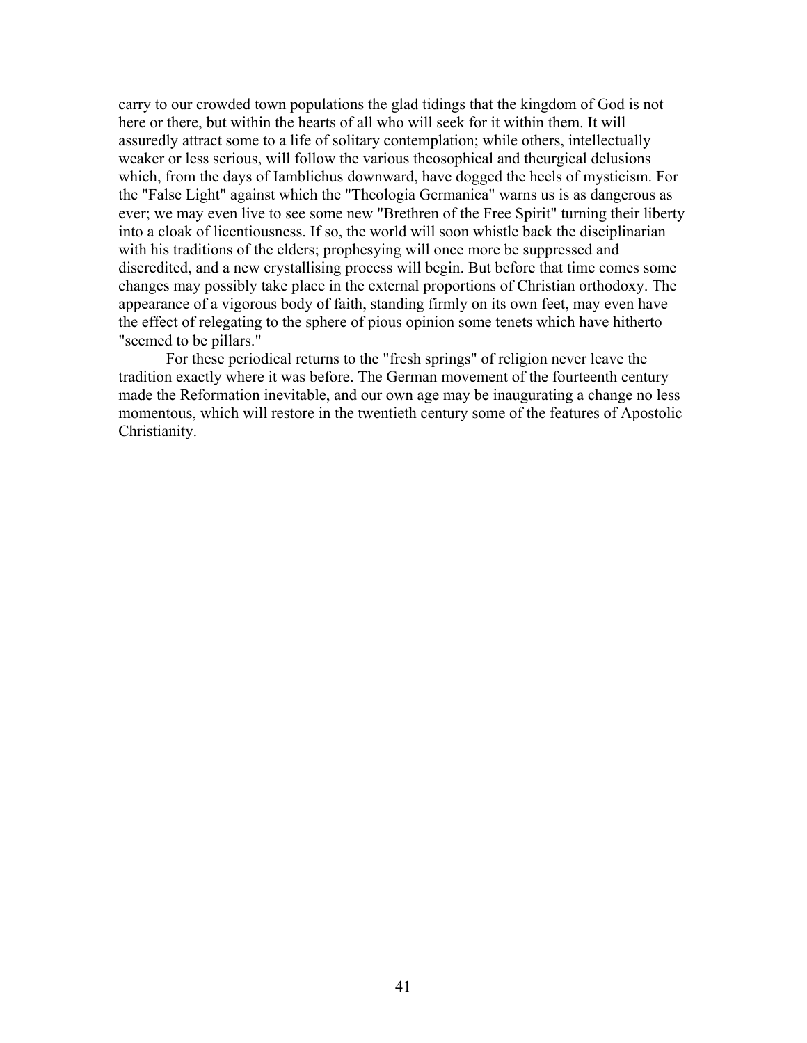carry to our crowded town populations the glad tidings that the kingdom of God is not here or there, but within the hearts of all who will seek for it within them. It will assuredly attract some to a life of solitary contemplation; while others, intellectually weaker or less serious, will follow the various theosophical and theurgical delusions which, from the days of Iamblichus downward, have dogged the heels of mysticism. For the "False Light" against which the "Theologia Germanica" warns us is as dangerous as ever; we may even live to see some new "Brethren of the Free Spirit" turning their liberty into a cloak of licentiousness. If so, the world will soon whistle back the disciplinarian with his traditions of the elders; prophesying will once more be suppressed and discredited, and a new crystallising process will begin. But before that time comes some changes may possibly take place in the external proportions of Christian orthodoxy. The appearance of a vigorous body of faith, standing firmly on its own feet, may even have the effect of relegating to the sphere of pious opinion some tenets which have hitherto "seemed to be pillars."

For these periodical returns to the "fresh springs" of religion never leave the tradition exactly where it was before. The German movement of the fourteenth century made the Reformation inevitable, and our own age may be inaugurating a change no less momentous, which will restore in the twentieth century some of the features of Apostolic Christianity.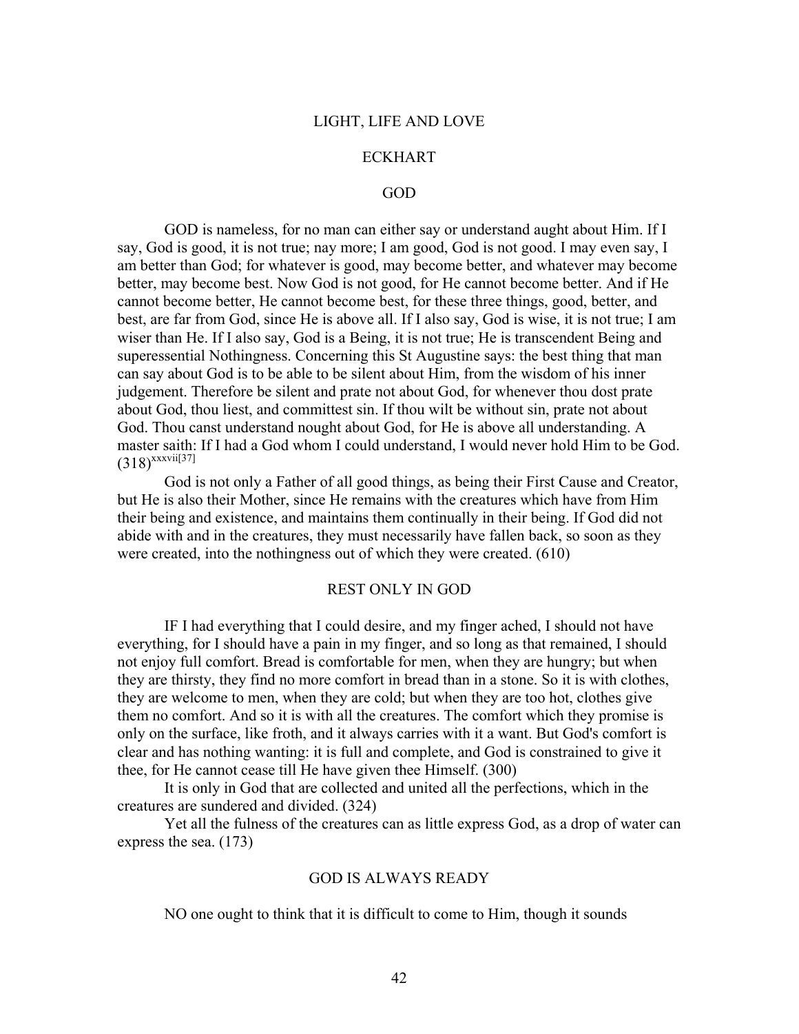# LIGHT, LIFE AND LOVE

## ECKHART

### GOD

GOD is nameless, for no man can either say or understand aught about Him. If I say, God is good, it is not true; nay more; I am good, God is not good. I may even say, I am better than God; for whatever is good, may become better, and whatever may become better, may become best. Now God is not good, for He cannot become better. And if He cannot become better, He cannot become best, for these three things, good, better, and best, are far from God, since He is above all. If I also say, God is wise, it is not true; I am wiser than He. If I also say, God is a Being, it is not true; He is transcendent Being and superessential Nothingness. Concerning this St Augustine says: the best thing that man can say about God is to be able to be silent about Him, from the wisdom of his inner judgement. Therefore be silent and prate not about God, for whenever thou dost prate about God, thou liest, and committest sin. If thou wilt be without sin, prate not about God. Thou canst understand nought about God, for He is above all understanding. A master saith: If I had a God whom I could understand, I would never hold Him to be God. (318)[xxxvii][37]

God is not only a Father of all good things, as being their First Cause and Creator, but He is also their Mother, since He remains with the creatures which have from Him their being and existence, and maintains them continually in their being. If God did not abide with and in the creatures, they must necessarily have fallen back, so soon as they were created, into the nothingness out of which they were created. (610)

### REST ONLY IN GOD

IF I had everything that I could desire, and my finger ached, I should not have everything, for I should have a pain in my finger, and so long as that remained, I should not enjoy full comfort. Bread is comfortable for men, when they are hungry; but when they are thirsty, they find no more comfort in bread than in a stone. So it is with clothes, they are welcome to men, when they are cold; but when they are too hot, clothes give them no comfort. And so it is with all the creatures. The comfort which they promise is only on the surface, like froth, and it always carries with it a want. But God's comfort is clear and has nothing wanting: it is full and complete, and God is constrained to give it thee, for He cannot cease till He have given thee Himself. (300)

It is only in God that are collected and united all the perfections, which in the creatures are sundered and divided. (324)

Yet all the fulness of the creatures can as little express God, as a drop of water can express the sea. (173)

### GOD IS ALWAYS READY

NO one ought to think that it is difficult to come to Him, though it sounds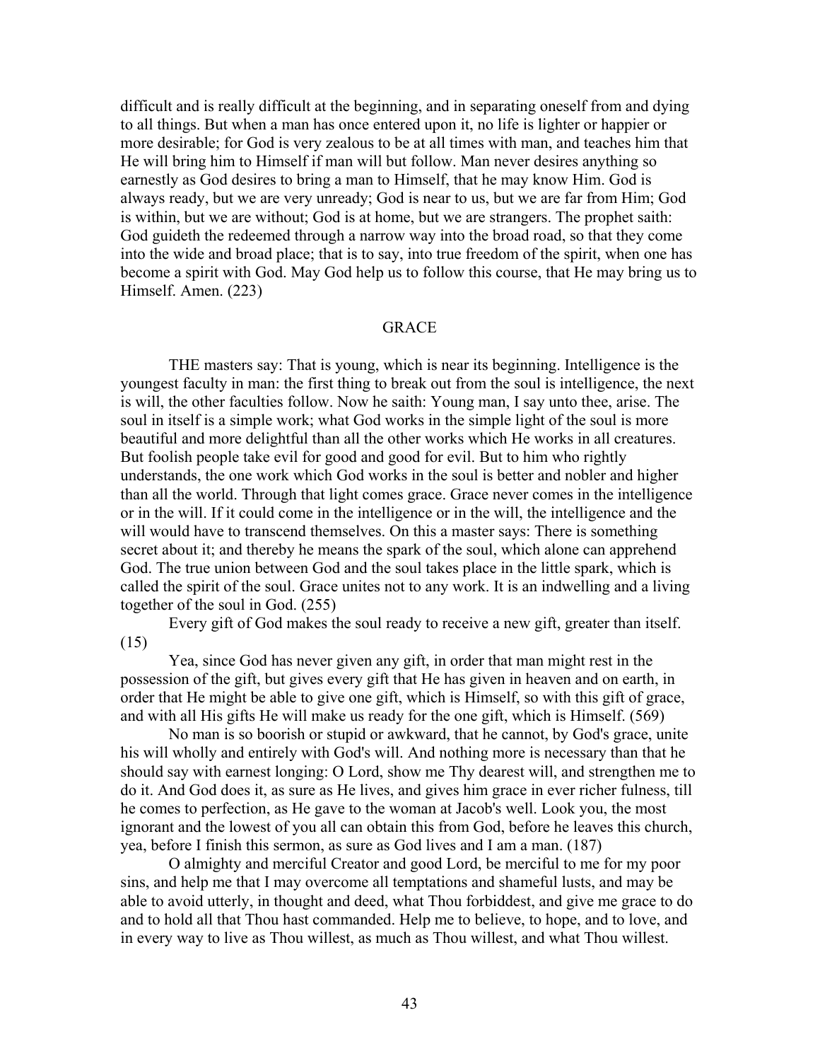difficult and is really difficult at the beginning, and in separating oneself from and dying to all things. But when a man has once entered upon it, no life is lighter or happier or more desirable; for God is very zealous to be at all times with man, and teaches him that He will bring him to Himself if man will but follow. Man never desires anything so earnestly as God desires to bring a man to Himself, that he may know Him. God is always ready, but we are very unready; God is near to us, but we are far from Him; God is within, but we are without; God is at home, but we are strangers. The prophet saith: God guideth the redeemed through a narrow way into the broad road, so that they come into the wide and broad place; that is to say, into true freedom of the spirit, when one has become a spirit with God. May God help us to follow this course, that He may bring us to Himself. Amen. (223)

## GRACE

THE masters say: That is young, which is near its beginning. Intelligence is the youngest faculty in man: the first thing to break out from the soul is intelligence, the next is will, the other faculties follow. Now he saith: Young man, I say unto thee, arise. The soul in itself is a simple work; what God works in the simple light of the soul is more beautiful and more delightful than all the other works which He works in all creatures. But foolish people take evil for good and good for evil. But to him who rightly understands, the one work which God works in the soul is better and nobler and higher than all the world. Through that light comes grace. Grace never comes in the intelligence or in the will. If it could come in the intelligence or in the will, the intelligence and the will would have to transcend themselves. On this a master says: There is something secret about it; and thereby he means the spark of the soul, which alone can apprehend God. The true union between God and the soul takes place in the little spark, which is called the spirit of the soul. Grace unites not to any work. It is an indwelling and a living together of the soul in God. (255)

Every gift of God makes the soul ready to receive a new gift, greater than itself. (15)

Yea, since God has never given any gift, in order that man might rest in the possession of the gift, but gives every gift that He has given in heaven and on earth, in order that He might be able to give one gift, which is Himself, so with this gift of grace, and with all His gifts He will make us ready for the one gift, which is Himself. (569)

No man is so boorish or stupid or awkward, that he cannot, by God's grace, unite his will wholly and entirely with God's will. And nothing more is necessary than that he should say with earnest longing: O Lord, show me Thy dearest will, and strengthen me to do it. And God does it, as sure as He lives, and gives him grace in ever richer fulness, till he comes to perfection, as He gave to the woman at Jacob's well. Look you, the most ignorant and the lowest of you all can obtain this from God, before he leaves this church, yea, before I finish this sermon, as sure as God lives and I am a man. (187)

O almighty and merciful Creator and good Lord, be merciful to me for my poor sins, and help me that I may overcome all temptations and shameful lusts, and may be able to avoid utterly, in thought and deed, what Thou forbiddest, and give me grace to do and to hold all that Thou hast commanded. Help me to believe, to hope, and to love, and in every way to live as Thou willest, as much as Thou willest, and what Thou willest.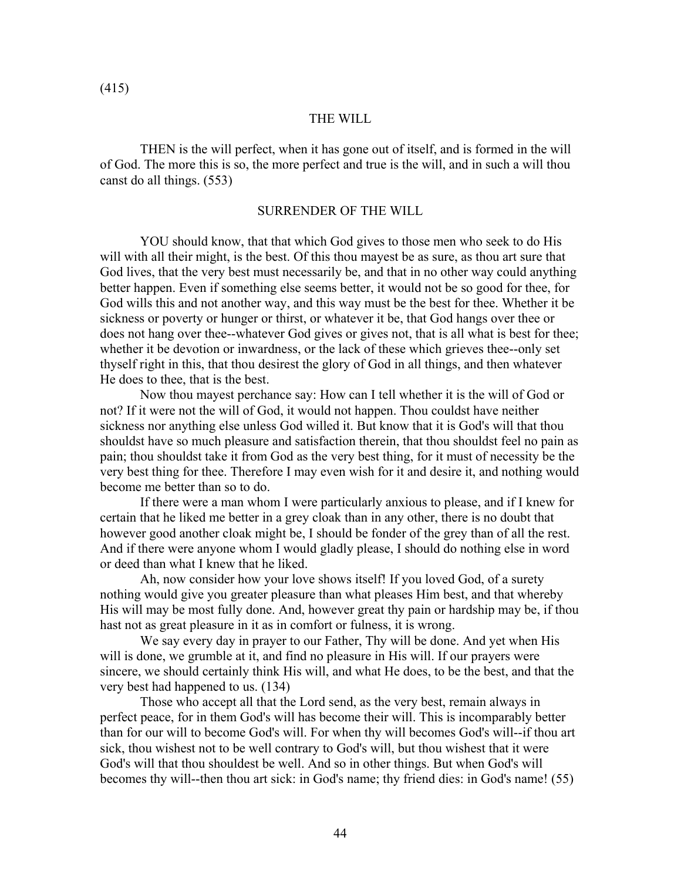(415)

## THE WILL

THEN is the will perfect, when it has gone out of itself, and is formed in the will of God. The more this is so, the more perfect and true is the will, and in such a will thou canst do all things. (553)

## SURRENDER OF THE WILL

YOU should know, that that which God gives to those men who seek to do His will with all their might, is the best. Of this thou mayest be as sure, as thou art sure that God lives, that the very best must necessarily be, and that in no other way could anything better happen. Even if something else seems better, it would not be so good for thee, for God wills this and not another way, and this way must be the best for thee. Whether it be sickness or poverty or hunger or thirst, or whatever it be, that God hangs over thee or does not hang over thee--whatever God gives or gives not, that is all what is best for thee; whether it be devotion or inwardness, or the lack of these which grieves thee--only set thyself right in this, that thou desirest the glory of God in all things, and then whatever He does to thee, that is the best.

Now thou mayest perchance say: How can I tell whether it is the will of God or not? If it were not the will of God, it would not happen. Thou couldst have neither sickness nor anything else unless God willed it. But know that it is God's will that thou shouldst have so much pleasure and satisfaction therein, that thou shouldst feel no pain as pain; thou shouldst take it from God as the very best thing, for it must of necessity be the very best thing for thee. Therefore I may even wish for it and desire it, and nothing would become me better than so to do.

If there were a man whom I were particularly anxious to please, and if I knew for certain that he liked me better in a grey cloak than in any other, there is no doubt that however good another cloak might be, I should be fonder of the grey than of all the rest. And if there were anyone whom I would gladly please, I should do nothing else in word or deed than what I knew that he liked.

Ah, now consider how your love shows itself! If you loved God, of a surety nothing would give you greater pleasure than what pleases Him best, and that whereby His will may be most fully done. And, however great thy pain or hardship may be, if thou hast not as great pleasure in it as in comfort or fulness, it is wrong.

We say every day in prayer to our Father, Thy will be done. And yet when His will is done, we grumble at it, and find no pleasure in His will. If our prayers were sincere, we should certainly think His will, and what He does, to be the best, and that the very best had happened to us. (134)

Those who accept all that the Lord send, as the very best, remain always in perfect peace, for in them God's will has become their will. This is incomparably better than for our will to become God's will. For when thy will becomes God's will--if thou art sick, thou wishest not to be well contrary to God's will, but thou wishest that it were God's will that thou shouldest be well. And so in other things. But when God's will becomes thy will--then thou art sick: in God's name; thy friend dies: in God's name! (55)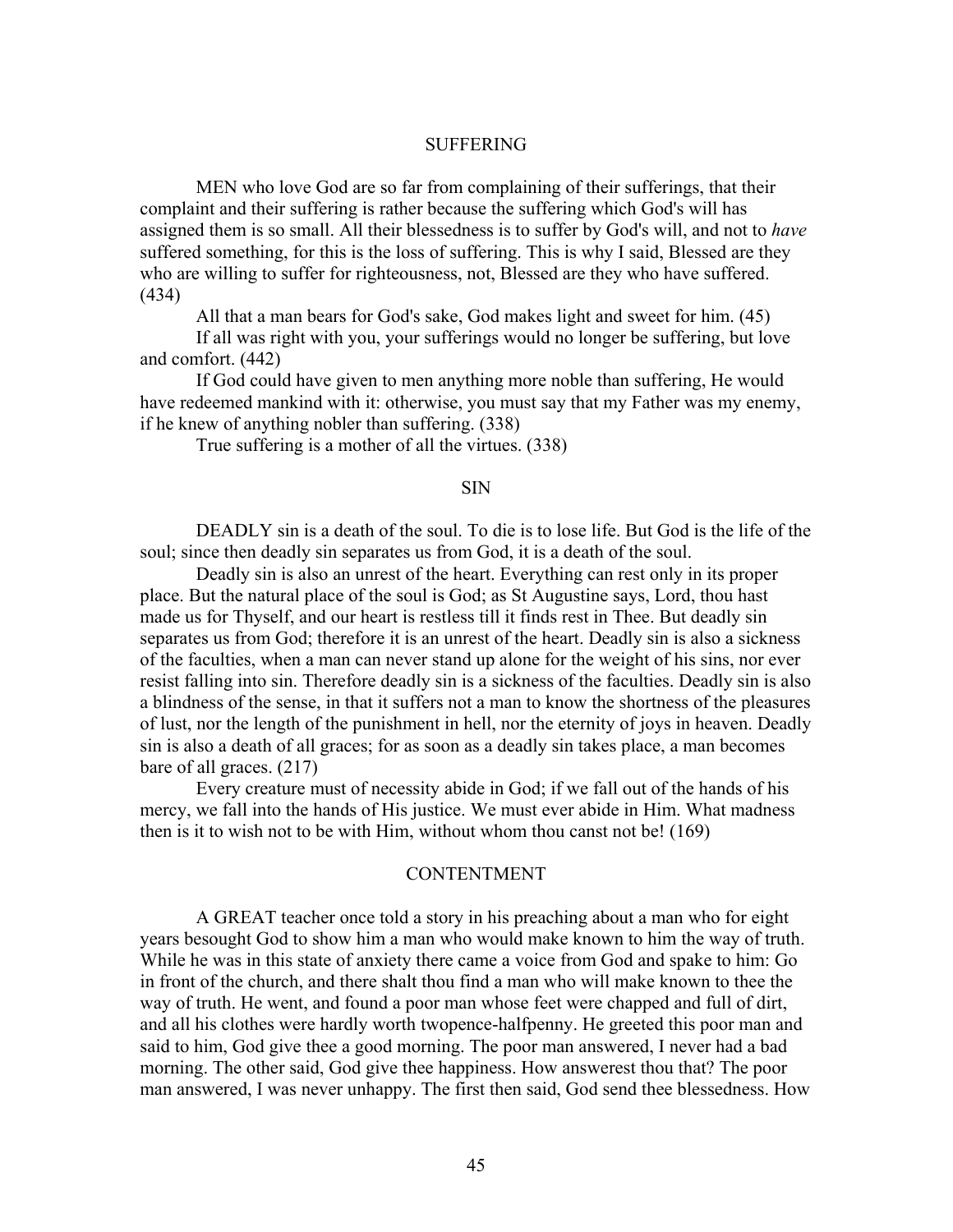## SUFFERING

MEN who love God are so far from complaining of their sufferings, that their complaint and their suffering is rather because the suffering which God's will has assigned them is so small. All their blessedness is to suffer by God's will, and not to *have* suffered something, for this is the loss of suffering. This is why I said, Blessed are they who are willing to suffer for righteousness, not, Blessed are they who have suffered. (434)

All that a man bears for God's sake, God makes light and sweet for him. (45)

If all was right with you, your sufferings would no longer be suffering, but love and comfort. (442)

If God could have given to men anything more noble than suffering, He would have redeemed mankind with it: otherwise, you must say that my Father was my enemy, if he knew of anything nobler than suffering. (338)

True suffering is a mother of all the virtues. (338)

## SIN

DEADLY sin is a death of the soul. To die is to lose life. But God is the life of the soul; since then deadly sin separates us from God, it is a death of the soul.

Deadly sin is also an unrest of the heart. Everything can rest only in its proper place. But the natural place of the soul is God; as St Augustine says, Lord, thou hast made us for Thyself, and our heart is restless till it finds rest in Thee. But deadly sin separates us from God; therefore it is an unrest of the heart. Deadly sin is also a sickness of the faculties, when a man can never stand up alone for the weight of his sins, nor ever resist falling into sin. Therefore deadly sin is a sickness of the faculties. Deadly sin is also a blindness of the sense, in that it suffers not a man to know the shortness of the pleasures of lust, nor the length of the punishment in hell, nor the eternity of joys in heaven. Deadly sin is also a death of all graces; for as soon as a deadly sin takes place, a man becomes bare of all graces. (217)

Every creature must of necessity abide in God; if we fall out of the hands of his mercy, we fall into the hands of His justice. We must ever abide in Him. What madness then is it to wish not to be with Him, without whom thou canst not be! (169)

## CONTENTMENT

A GREAT teacher once told a story in his preaching about a man who for eight years besought God to show him a man who would make known to him the way of truth. While he was in this state of anxiety there came a voice from God and spake to him: Go in front of the church, and there shalt thou find a man who will make known to thee the way of truth. He went, and found a poor man whose feet were chapped and full of dirt, and all his clothes were hardly worth twopence-halfpenny. He greeted this poor man and said to him, God give thee a good morning. The poor man answered, I never had a bad morning. The other said, God give thee happiness. How answerest thou that? The poor man answered, I was never unhappy. The first then said, God send thee blessedness. How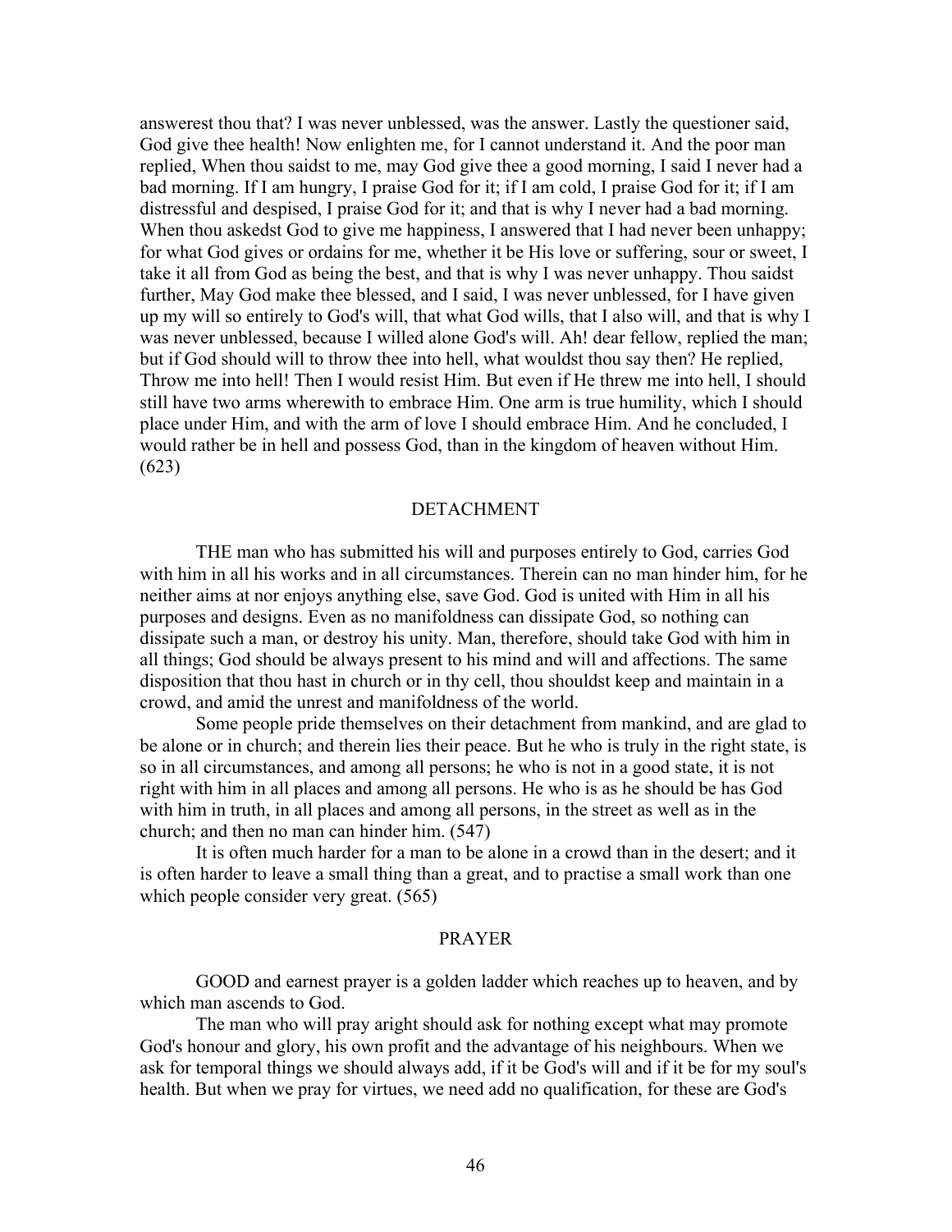answerest thou that? I was never unblessed, was the answer. Lastly the questioner said, God give thee health! Now enlighten me, for I cannot understand it. And the poor man replied, When thou saidst to me, may God give thee a good morning, I said I never had a bad morning. If I am hungry, I praise God for it; if I am cold, I praise God for it; if I am distressful and despised, I praise God for it; and that is why I never had a bad morning. When thou askedst God to give me happiness, I answered that I had never been unhappy; for what God gives or ordains for me, whether it be His love or suffering, sour or sweet, I take it all from God as being the best, and that is why I was never unhappy. Thou saidst further, May God make thee blessed, and I said, I was never unblessed, for I have given up my will so entirely to God's will, that what God wills, that I also will, and that is why I was never unblessed, because I willed alone God's will. Ah! dear fellow, replied the man; but if God should will to throw thee into hell, what wouldst thou say then? He replied, Throw me into hell! Then I would resist Him. But even if He threw me into hell, I should still have two arms wherewith to embrace Him. One arm is true humility, which I should place under Him, and with the arm of love I should embrace Him. And he concluded, I would rather be in hell and possess God, than in the kingdom of heaven without Him. (623)

## DETACHMENT

THE man who has submitted his will and purposes entirely to God, carries God with him in all his works and in all circumstances. Therein can no man hinder him, for he neither aims at nor enjoys anything else, save God. God is united with Him in all his purposes and designs. Even as no manifoldness can dissipate God, so nothing can dissipate such a man, or destroy his unity. Man, therefore, should take God with him in all things; God should be always present to his mind and will and affections. The same disposition that thou hast in church or in thy cell, thou shouldst keep and maintain in a crowd, and amid the unrest and manifoldness of the world.

Some people pride themselves on their detachment from mankind, and are glad to be alone or in church; and therein lies their peace. But he who is truly in the right state, is so in all circumstances, and among all persons; he who is not in a good state, it is not right with him in all places and among all persons. He who is as he should be has God with him in truth, in all places and among all persons, in the street as well as in the church; and then no man can hinder him. (547)

It is often much harder for a man to be alone in a crowd than in the desert; and it is often harder to leave a small thing than a great, and to practise a small work than one which people consider very great. (565)

## PRAYER

GOOD and earnest prayer is a golden ladder which reaches up to heaven, and by which man ascends to God.

The man who will pray aright should ask for nothing except what may promote God's honour and glory, his own profit and the advantage of his neighbours. When we ask for temporal things we should always add, if it be God's will and if it be for my soul's health. But when we pray for virtues, we need add no qualification, for these are God's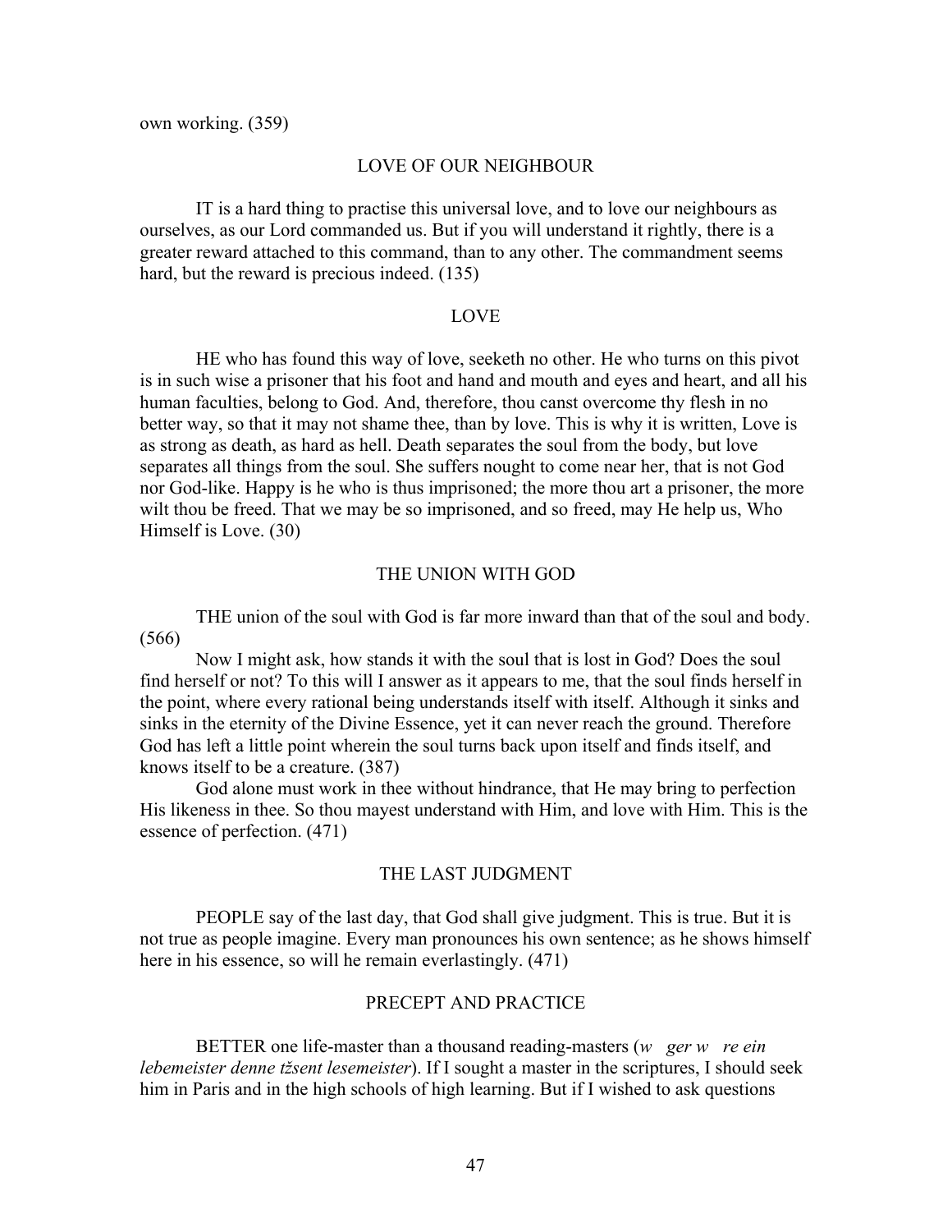own working. (359)

## LOVE OF OUR NEIGHBOUR

IT is a hard thing to practise this universal love, and to love our neighbours as ourselves, as our Lord commanded us. But if you will understand it rightly, there is a greater reward attached to this command, than to any other. The commandment seems hard, but the reward is precious indeed. (135)

## LOVE

HE who has found this way of love, seeketh no other. He who turns on this pivot is in such wise a prisoner that his foot and hand and mouth and eyes and heart, and all his human faculties, belong to God. And, therefore, thou canst overcome thy flesh in no better way, so that it may not shame thee, than by love. This is why it is written, Love is as strong as death, as hard as hell. Death separates the soul from the body, but love separates all things from the soul. She suffers nought to come near her, that is not God nor God-like. Happy is he who is thus imprisoned; the more thou art a prisoner, the more wilt thou be freed. That we may be so imprisoned, and so freed, may He help us, Who Himself is Love. (30)

## THE UNION WITH GOD

THE union of the soul with God is far more inward than that of the soul and body. (566)

Now I might ask, how stands it with the soul that is lost in God? Does the soul find herself or not? To this will I answer as it appears to me, that the soul finds herself in the point, where every rational being understands itself with itself. Although it sinks and sinks in the eternity of the Divine Essence, yet it can never reach the ground. Therefore God has left a little point wherein the soul turns back upon itself and finds itself, and knows itself to be a creature. (387)

God alone must work in thee without hindrance, that He may bring to perfection His likeness in thee. So thou mayest understand with Him, and love with Him. This is the essence of perfection. (471)

## THE LAST JUDGMENT

PEOPLE say of the last day, that God shall give judgment. This is true. But it is not true as people imagine. Every man pronounces his own sentence; as he shows himself here in his essence, so will he remain everlastingly. (471)

## PRECEPT AND PRACTICE

BETTER one life-master than a thousand reading-masters (*w ger w re ein lebemeister denne tžsent lesemeister*). If I sought a master in the scriptures, I should seek him in Paris and in the high schools of high learning. But if I wished to ask questions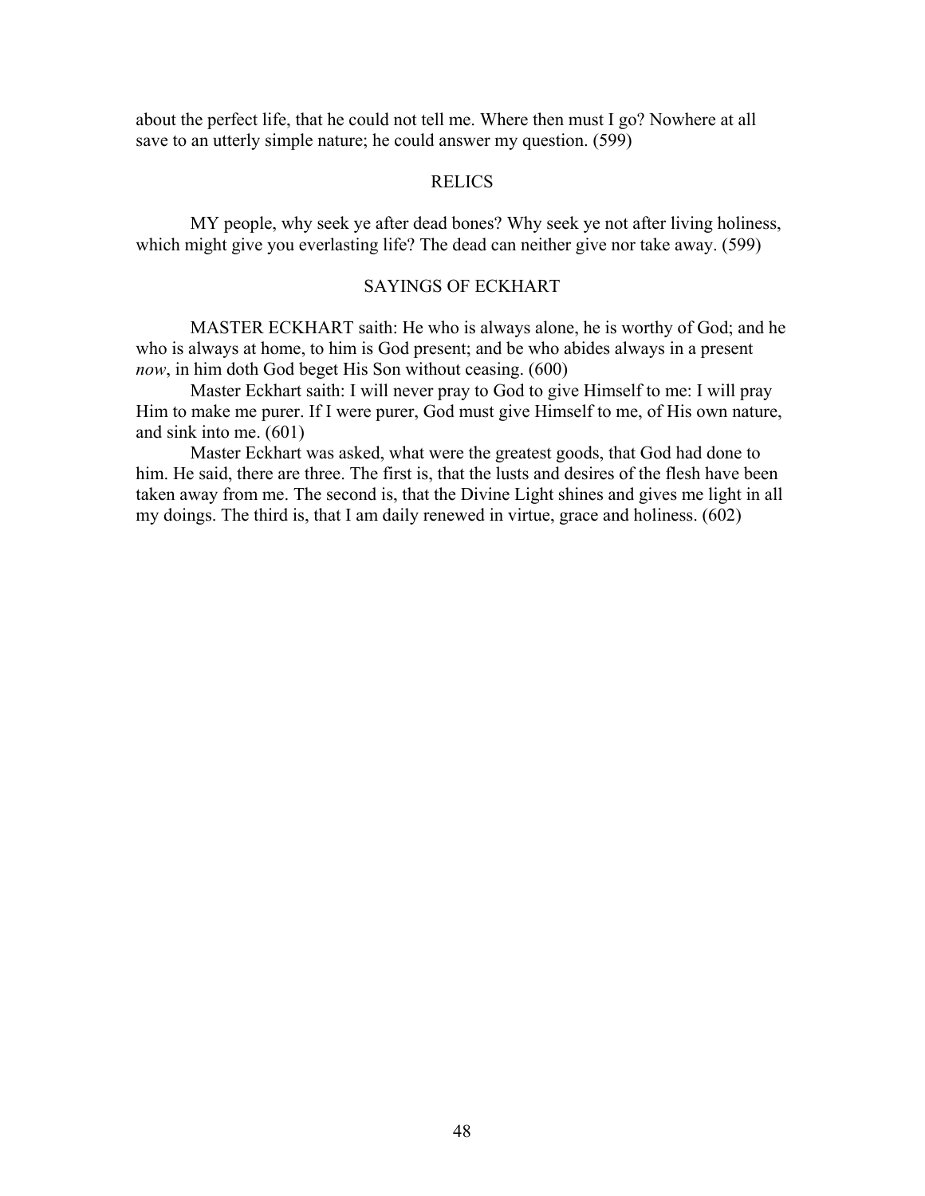about the perfect life, that he could not tell me. Where then must I go? Nowhere at all save to an utterly simple nature; he could answer my question. (599)

## RELICS

MY people, why seek ye after dead bones? Why seek ye not after living holiness, which might give you everlasting life? The dead can neither give nor take away. (599)

## SAYINGS OF ECKHART

MASTER ECKHART saith: He who is always alone, he is worthy of God; and he who is always at home, to him is God present; and be who abides always in a present *now*, in him doth God beget His Son without ceasing. (600)

Master Eckhart saith: I will never pray to God to give Himself to me: I will pray Him to make me purer. If I were purer, God must give Himself to me, of His own nature, and sink into me. (601)

Master Eckhart was asked, what were the greatest goods, that God had done to him. He said, there are three. The first is, that the lusts and desires of the flesh have been taken away from me. The second is, that the Divine Light shines and gives me light in all my doings. The third is, that I am daily renewed in virtue, grace and holiness. (602)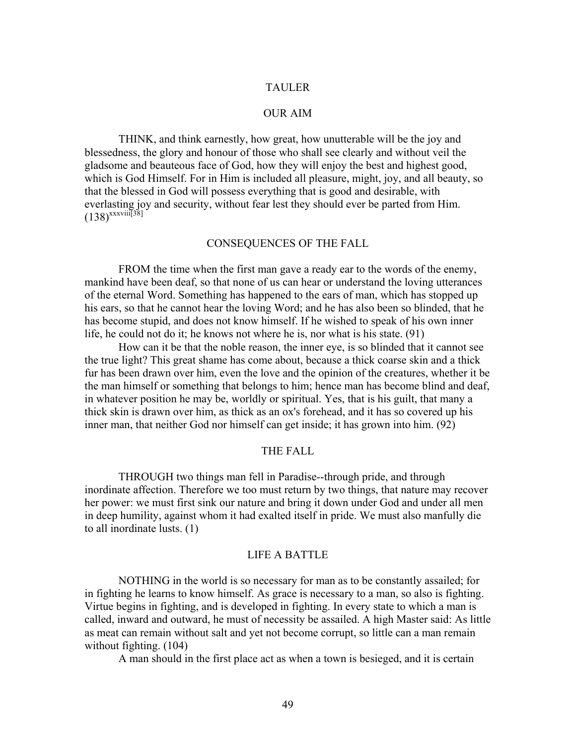# TAULER

## OUR AIM

THINK, and think earnestly, how great, how unutterable will be the joy and blessedness, the glory and honour of those who shall see clearly and without veil the gladsome and beauteous face of God, how they will enjoy the best and highest good, which is God Himself. For in Him is included all pleasure, might, joy, and all beauty, so that the blessed in God will possess everything that is good and desirable, with everlasting joy and security, without fear lest they should ever be parted from Him. (138)[xxxviii[38]]

## CONSEQUENCES OF THE FALL

FROM the time when the first man gave a ready ear to the words of the enemy, mankind have been deaf, so that none of us can hear or understand the loving utterances of the eternal Word. Something has happened to the ears of man, which has stopped up his ears, so that he cannot hear the loving Word; and he has also been so blinded, that he has become stupid, and does not know himself. If he wished to speak of his own inner life, he could not do it; he knows not where he is, nor what is his state. (91)

How can it be that the noble reason, the inner eye, is so blinded that it cannot see the true light? This great shame has come about, because a thick coarse skin and a thick fur has been drawn over him, even the love and the opinion of the creatures, whether it be the man himself or something that belongs to him; hence man has become blind and deaf, in whatever position he may be, worldly or spiritual. Yes, that is his guilt, that many a thick skin is drawn over him, as thick as an ox's forehead, and it has so covered up his inner man, that neither God nor himself can get inside; it has grown into him. (92)

## THE FALL

THROUGH two things man fell in Paradise--through pride, and through inordinate affection. Therefore we too must return by two things, that nature may recover her power: we must first sink our nature and bring it down under God and under all men in deep humility, against whom it had exalted itself in pride. We must also manfully die to all inordinate lusts. (1)

## LIFE A BATTLE

NOTHING in the world is so necessary for man as to be constantly assailed; for in fighting he learns to know himself. As grace is necessary to a man, so also is fighting. Virtue begins in fighting, and is developed in fighting. In every state to which a man is called, inward and outward, he must of necessity be assailed. A high Master said: As little as meat can remain without salt and yet not become corrupt, so little can a man remain without fighting. (104)

A man should in the first place act as when a town is besieged, and it is certain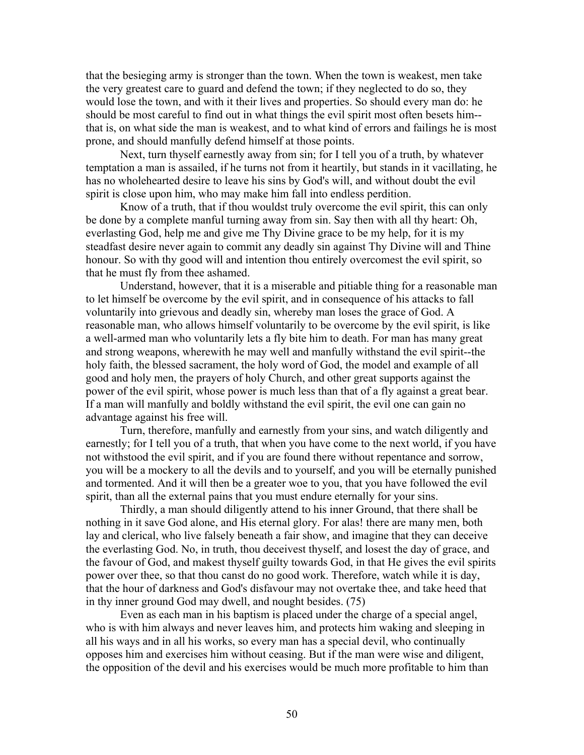that the besieging army is stronger than the town. When the town is weakest, men take the very greatest care to guard and defend the town; if they neglected to do so, they would lose the town, and with it their lives and properties. So should every man do: he should be most careful to find out in what things the evil spirit most often besets him--that is, on what side the man is weakest, and to what kind of errors and failings he is most prone, and should manfully defend himself at those points.

Next, turn thyself earnestly away from sin; for I tell you of a truth, by whatever temptation a man is assailed, if he turns not from it heartily, but stands in it vacillating, he has no wholehearted desire to leave his sins by God's will, and without doubt the evil spirit is close upon him, who may make him fall into endless perdition.

Know of a truth, that if thou wouldst truly overcome the evil spirit, this can only be done by a complete manful turning away from sin. Say then with all thy heart: Oh, everlasting God, help me and give me Thy Divine grace to be my help, for it is my steadfast desire never again to commit any deadly sin against Thy Divine will and Thine honour. So with thy good will and intention thou entirely overcomest the evil spirit, so that he must fly from thee ashamed.

Understand, however, that it is a miserable and pitiable thing for a reasonable man to let himself be overcome by the evil spirit, and in consequence of his attacks to fall voluntarily into grievous and deadly sin, whereby man loses the grace of God. A reasonable man, who allows himself voluntarily to be overcome by the evil spirit, is like a well-armed man who voluntarily lets a fly bite him to death. For man has many great and strong weapons, wherewith he may well and manfully withstand the evil spirit--the holy faith, the blessed sacrament, the holy word of God, the model and example of all good and holy men, the prayers of holy Church, and other great supports against the power of the evil spirit, whose power is much less than that of a fly against a great bear. If a man will manfully and boldly withstand the evil spirit, the evil one can gain no advantage against his free will.

Turn, therefore, manfully and earnestly from your sins, and watch diligently and earnestly; for I tell you of a truth, that when you have come to the next world, if you have not withstood the evil spirit, and if you are found there without repentance and sorrow, you will be a mockery to all the devils and to yourself, and you will be eternally punished and tormented. And it will then be a greater woe to you, that you have followed the evil spirit, than all the external pains that you must endure eternally for your sins.

Thirdly, a man should diligently attend to his inner Ground, that there shall be nothing in it save God alone, and His eternal glory. For alas! there are many men, both lay and clerical, who live falsely beneath a fair show, and imagine that they can deceive the everlasting God. No, in truth, thou deceivest thyself, and losest the day of grace, and the favour of God, and makest thyself guilty towards God, in that He gives the evil spirits power over thee, so that thou canst do no good work. Therefore, watch while it is day, that the hour of darkness and God's disfavour may not overtake thee, and take heed that in thy inner ground God may dwell, and nought besides. (75)

Even as each man in his baptism is placed under the charge of a special angel, who is with him always and never leaves him, and protects him waking and sleeping in all his ways and in all his works, so every man has a special devil, who continually opposes him and exercises him without ceasing. But if the man were wise and diligent, the opposition of the devil and his exercises would be much more profitable to him than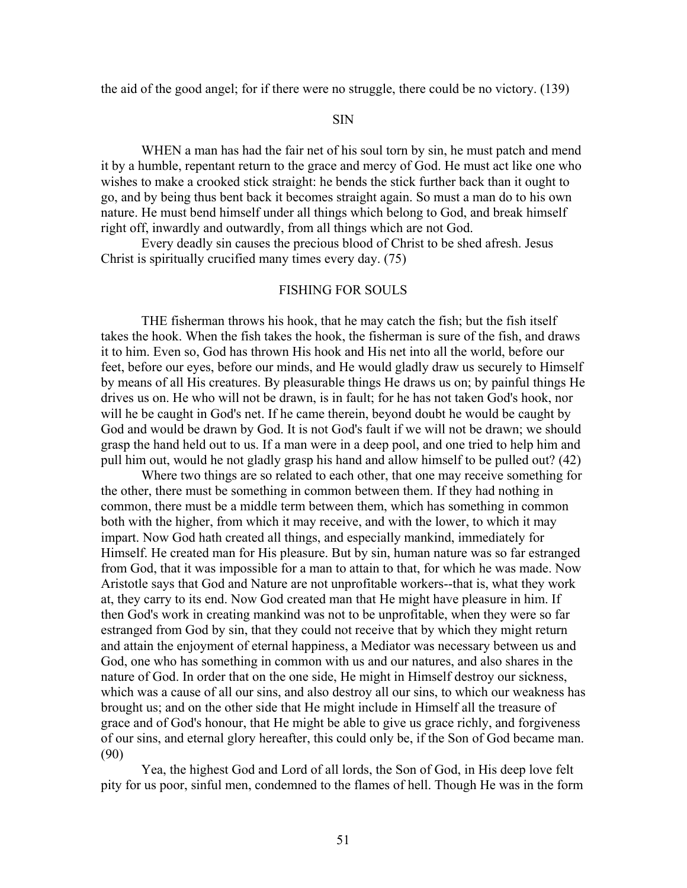the aid of the good angel; for if there were no struggle, there could be no victory. (139)

## SIN

WHEN a man has had the fair net of his soul torn by sin, he must patch and mend it by a humble, repentant return to the grace and mercy of God. He must act like one who wishes to make a crooked stick straight: he bends the stick further back than it ought to go, and by being thus bent back it becomes straight again. So must a man do to his own nature. He must bend himself under all things which belong to God, and break himself right off, inwardly and outwardly, from all things which are not God.

Every deadly sin causes the precious blood of Christ to be shed afresh. Jesus Christ is spiritually crucified many times every day. (75)

## FISHING FOR SOULS

THE fisherman throws his hook, that he may catch the fish; but the fish itself takes the hook. When the fish takes the hook, the fisherman is sure of the fish, and draws it to him. Even so, God has thrown His hook and His net into all the world, before our feet, before our eyes, before our minds, and He would gladly draw us securely to Himself by means of all His creatures. By pleasurable things He draws us on; by painful things He drives us on. He who will not be drawn, is in fault; for he has not taken God's hook, nor will he be caught in God's net. If he came therein, beyond doubt he would be caught by God and would be drawn by God. It is not God's fault if we will not be drawn; we should grasp the hand held out to us. If a man were in a deep pool, and one tried to help him and pull him out, would he not gladly grasp his hand and allow himself to be pulled out? (42)

Where two things are so related to each other, that one may receive something for the other, there must be something in common between them. If they had nothing in common, there must be a middle term between them, which has something in common both with the higher, from which it may receive, and with the lower, to which it may impart. Now God hath created all things, and especially mankind, immediately for Himself. He created man for His pleasure. But by sin, human nature was so far estranged from God, that it was impossible for a man to attain to that, for which he was made. Now Aristotle says that God and Nature are not unprofitable workers--that is, what they work at, they carry to its end. Now God created man that He might have pleasure in him. If then God's work in creating mankind was not to be unprofitable, when they were so far estranged from God by sin, that they could not receive that by which they might return and attain the enjoyment of eternal happiness, a Mediator was necessary between us and God, one who has something in common with us and our natures, and also shares in the nature of God. In order that on the one side, He might in Himself destroy our sickness, which was a cause of all our sins, and also destroy all our sins, to which our weakness has brought us; and on the other side that He might include in Himself all the treasure of grace and of God's honour, that He might be able to give us grace richly, and forgiveness of our sins, and eternal glory hereafter, this could only be, if the Son of God became man. (90)

Yea, the highest God and Lord of all lords, the Son of God, in His deep love felt pity for us poor, sinful men, condemned to the flames of hell. Though He was in the form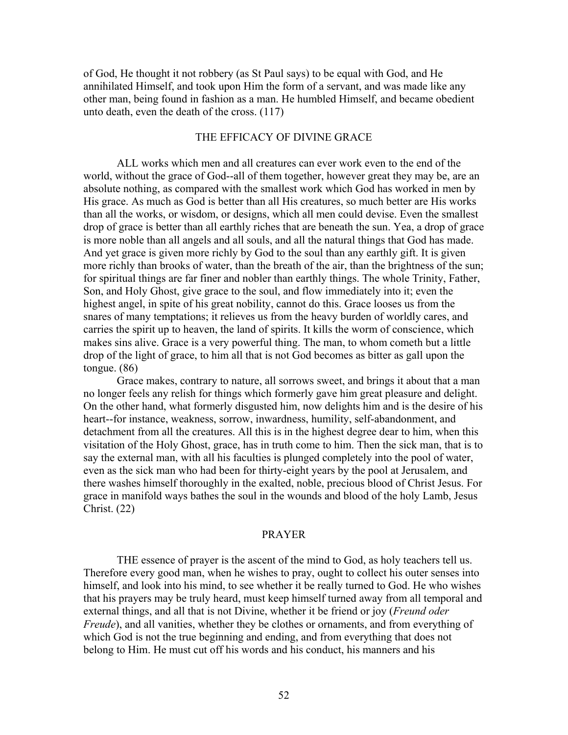of God, He thought it not robbery (as St Paul says) to be equal with God, and He annihilated Himself, and took upon Him the form of a servant, and was made like any other man, being found in fashion as a man. He humbled Himself, and became obedient unto death, even the death of the cross. (117)

## THE EFFICACY OF DIVINE GRACE

ALL works which men and all creatures can ever work even to the end of the world, without the grace of God--all of them together, however great they may be, are an absolute nothing, as compared with the smallest work which God has worked in men by His grace. As much as God is better than all His creatures, so much better are His works than all the works, or wisdom, or designs, which all men could devise. Even the smallest drop of grace is better than all earthly riches that are beneath the sun. Yea, a drop of grace is more noble than all angels and all souls, and all the natural things that God has made. And yet grace is given more richly by God to the soul than any earthly gift. It is given more richly than brooks of water, than the breath of the air, than the brightness of the sun; for spiritual things are far finer and nobler than earthly things. The whole Trinity, Father, Son, and Holy Ghost, give grace to the soul, and flow immediately into it; even the highest angel, in spite of his great nobility, cannot do this. Grace looses us from the snares of many temptations; it relieves us from the heavy burden of worldly cares, and carries the spirit up to heaven, the land of spirits. It kills the worm of conscience, which makes sins alive. Grace is a very powerful thing. The man, to whom cometh but a little drop of the light of grace, to him all that is not God becomes as bitter as gall upon the tongue. (86)

Grace makes, contrary to nature, all sorrows sweet, and brings it about that a man no longer feels any relish for things which formerly gave him great pleasure and delight. On the other hand, what formerly disgusted him, now delights him and is the desire of his heart--for instance, weakness, sorrow, inwardness, humility, self-abandonment, and detachment from all the creatures. All this is in the highest degree dear to him, when this visitation of the Holy Ghost, grace, has in truth come to him. Then the sick man, that is to say the external man, with all his faculties is plunged completely into the pool of water, even as the sick man who had been for thirty-eight years by the pool at Jerusalem, and there washes himself thoroughly in the exalted, noble, precious blood of Christ Jesus. For grace in manifold ways bathes the soul in the wounds and blood of the holy Lamb, Jesus Christ. (22)

## PRAYER

THE essence of prayer is the ascent of the mind to God, as holy teachers tell us. Therefore every good man, when he wishes to pray, ought to collect his outer senses into himself, and look into his mind, to see whether it be really turned to God. He who wishes that his prayers may be truly heard, must keep himself turned away from all temporal and external things, and all that is not Divine, whether it be friend or joy (*Freund oder Freude*), and all vanities, whether they be clothes or ornaments, and from everything of which God is not the true beginning and ending, and from everything that does not belong to Him. He must cut off his words and his conduct, his manners and his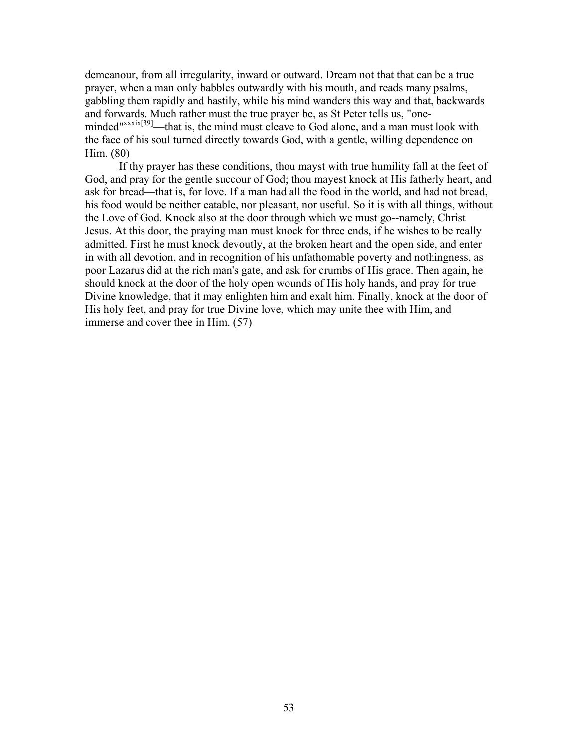demeanour, from all irregularity, inward or outward. Dream not that that can be a true prayer, when a man only babbles outwardly with his mouth, and reads many psalms, gabbling them rapidly and hastily, while his mind wanders this way and that, backwards and forwards. Much rather must the true prayer be, as St Peter tells us, "one-minded"[xxxix][39]—that is, the mind must cleave to God alone, and a man must look with the face of his soul turned directly towards God, with a gentle, willing dependence on Him. (80)

If thy prayer has these conditions, thou mayst with true humility fall at the feet of God, and pray for the gentle succour of God; thou mayest knock at His fatherly heart, and ask for bread—that is, for love. If a man had all the food in the world, and had not bread, his food would be neither eatable, nor pleasant, nor useful. So it is with all things, without the Love of God. Knock also at the door through which we must go--namely, Christ Jesus. At this door, the praying man must knock for three ends, if he wishes to be really admitted. First he must knock devoutly, at the broken heart and the open side, and enter in with all devotion, and in recognition of his unfathomable poverty and nothingness, as poor Lazarus did at the rich man's gate, and ask for crumbs of His grace. Then again, he should knock at the door of the holy open wounds of His holy hands, and pray for true Divine knowledge, that it may enlighten him and exalt him. Finally, knock at the door of His holy feet, and pray for true Divine love, which may unite thee with Him, and immerse and cover thee in Him. (57)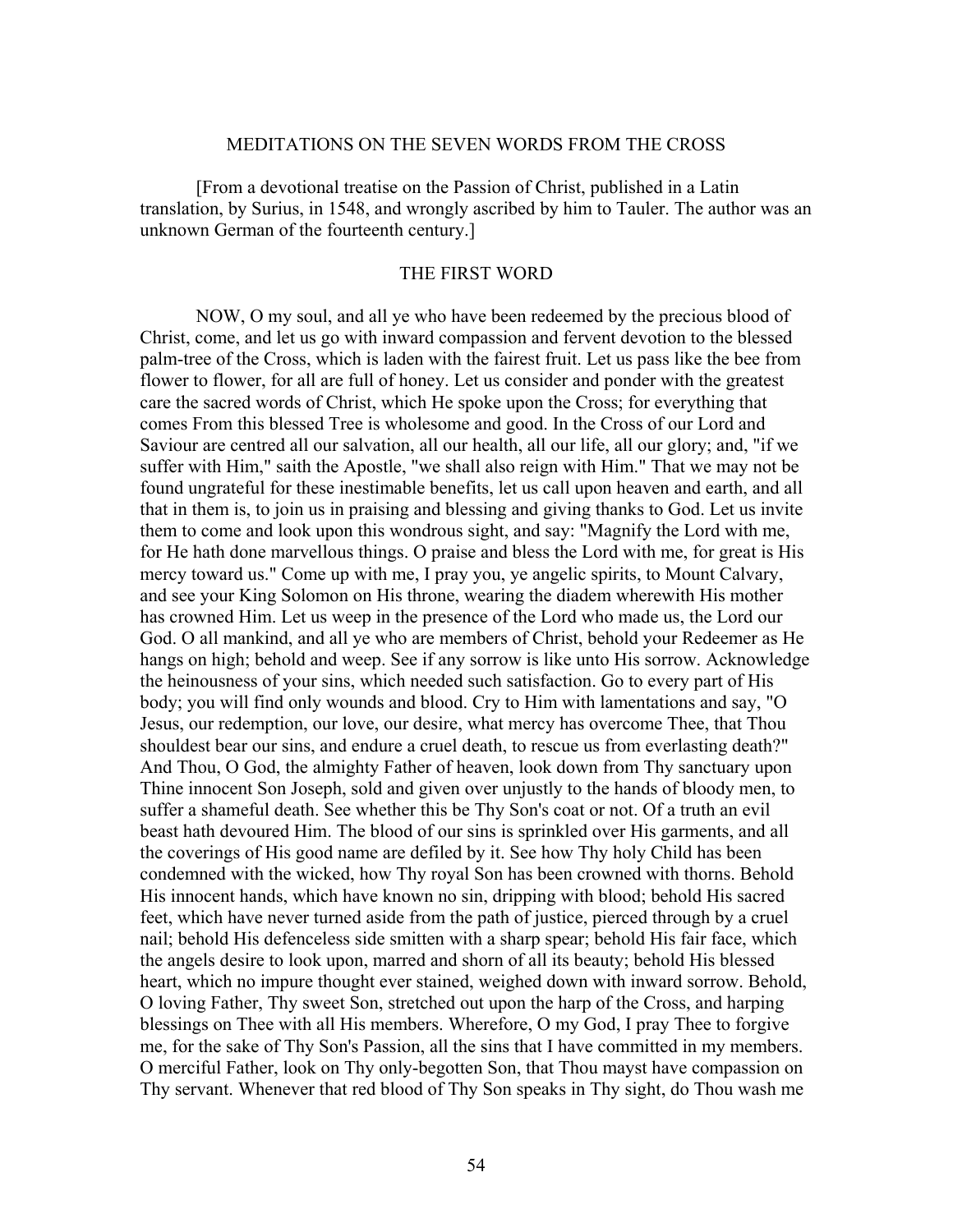## MEDITATIONS ON THE SEVEN WORDS FROM THE CROSS

[From a devotional treatise on the Passion of Christ, published in a Latin translation, by Surius, in 1548, and wrongly ascribed by him to Tauler. The author was an unknown German of the fourteenth century.]

### THE FIRST WORD

NOW, O my soul, and all ye who have been redeemed by the precious blood of Christ, come, and let us go with inward compassion and fervent devotion to the blessed palm-tree of the Cross, which is laden with the fairest fruit. Let us pass like the bee from flower to flower, for all are full of honey. Let us consider and ponder with the greatest care the sacred words of Christ, which He spoke upon the Cross; for everything that comes From this blessed Tree is wholesome and good. In the Cross of our Lord and Saviour are centred all our salvation, all our health, all our life, all our glory; and, "if we suffer with Him," saith the Apostle, "we shall also reign with Him." That we may not be found ungrateful for these inestimable benefits, let us call upon heaven and earth, and all that in them is, to join us in praising and blessing and giving thanks to God. Let us invite them to come and look upon this wondrous sight, and say: "Magnify the Lord with me, for He hath done marvellous things. O praise and bless the Lord with me, for great is His mercy toward us." Come up with me, I pray you, ye angelic spirits, to Mount Calvary, and see your King Solomon on His throne, wearing the diadem wherewith His mother has crowned Him. Let us weep in the presence of the Lord who made us, the Lord our God. O all mankind, and all ye who are members of Christ, behold your Redeemer as He hangs on high; behold and weep. See if any sorrow is like unto His sorrow. Acknowledge the heinousness of your sins, which needed such satisfaction. Go to every part of His body; you will find only wounds and blood. Cry to Him with lamentations and say, "O Jesus, our redemption, our love, our desire, what mercy has overcome Thee, that Thou shouldest bear our sins, and endure a cruel death, to rescue us from everlasting death?" And Thou, O God, the almighty Father of heaven, look down from Thy sanctuary upon Thine innocent Son Joseph, sold and given over unjustly to the hands of bloody men, to suffer a shameful death. See whether this be Thy Son's coat or not. Of a truth an evil beast hath devoured Him. The blood of our sins is sprinkled over His garments, and all the coverings of His good name are defiled by it. See how Thy holy Child has been condemned with the wicked, how Thy royal Son has been crowned with thorns. Behold His innocent hands, which have known no sin, dripping with blood; behold His sacred feet, which have never turned aside from the path of justice, pierced through by a cruel nail; behold His defenceless side smitten with a sharp spear; behold His fair face, which the angels desire to look upon, marred and shorn of all its beauty; behold His blessed heart, which no impure thought ever stained, weighed down with inward sorrow. Behold, O loving Father, Thy sweet Son, stretched out upon the harp of the Cross, and harping blessings on Thee with all His members. Wherefore, O my God, I pray Thee to forgive me, for the sake of Thy Son's Passion, all the sins that I have committed in my members. O merciful Father, look on Thy only-begotten Son, that Thou mayst have compassion on Thy servant. Whenever that red blood of Thy Son speaks in Thy sight, do Thou wash me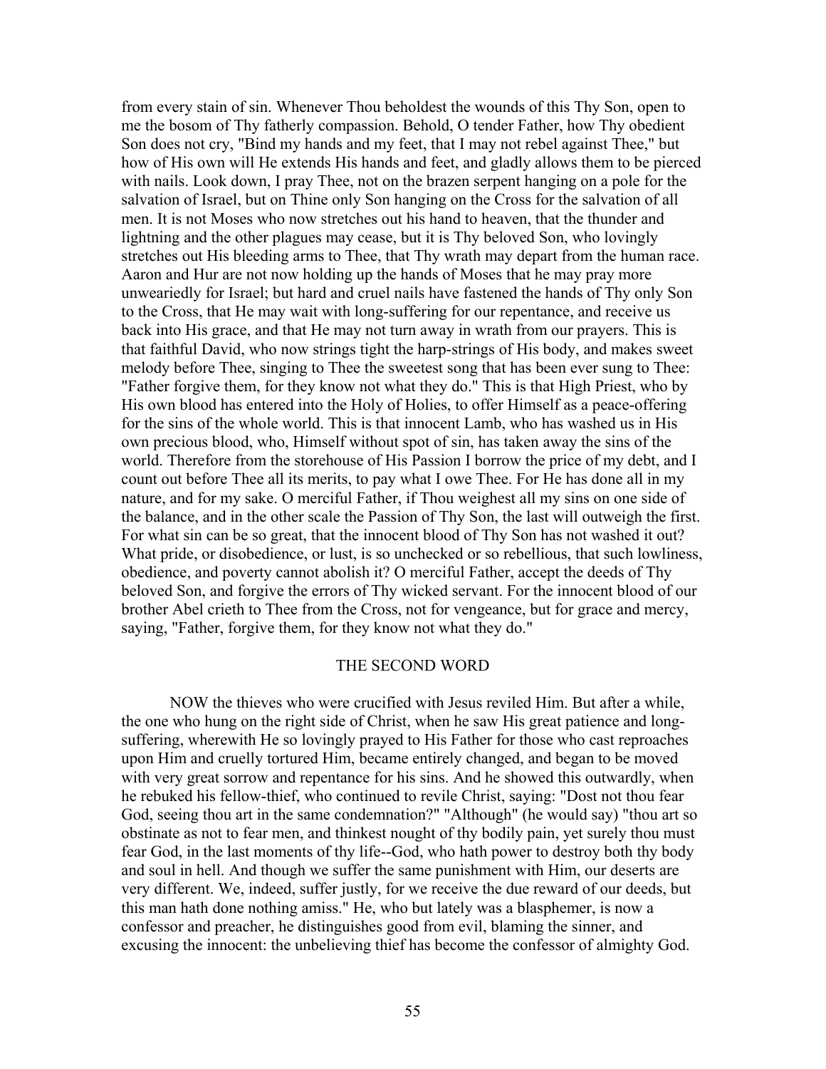from every stain of sin. Whenever Thou beholdest the wounds of this Thy Son, open to me the bosom of Thy fatherly compassion. Behold, O tender Father, how Thy obedient Son does not cry, "Bind my hands and my feet, that I may not rebel against Thee," but how of His own will He extends His hands and feet, and gladly allows them to be pierced with nails. Look down, I pray Thee, not on the brazen serpent hanging on a pole for the salvation of Israel, but on Thine only Son hanging on the Cross for the salvation of all men. It is not Moses who now stretches out his hand to heaven, that the thunder and lightning and the other plagues may cease, but it is Thy beloved Son, who lovingly stretches out His bleeding arms to Thee, that Thy wrath may depart from the human race. Aaron and Hur are not now holding up the hands of Moses that he may pray more unweariedly for Israel; but hard and cruel nails have fastened the hands of Thy only Son to the Cross, that He may wait with long-suffering for our repentance, and receive us back into His grace, and that He may not turn away in wrath from our prayers. This is that faithful David, who now strings tight the harp-strings of His body, and makes sweet melody before Thee, singing to Thee the sweetest song that has been ever sung to Thee: "Father forgive them, for they know not what they do." This is that High Priest, who by His own blood has entered into the Holy of Holies, to offer Himself as a peace-offering for the sins of the whole world. This is that innocent Lamb, who has washed us in His own precious blood, who, Himself without spot of sin, has taken away the sins of the world. Therefore from the storehouse of His Passion I borrow the price of my debt, and I count out before Thee all its merits, to pay what I owe Thee. For He has done all in my nature, and for my sake. O merciful Father, if Thou weighest all my sins on one side of the balance, and in the other scale the Passion of Thy Son, the last will outweigh the first. For what sin can be so great, that the innocent blood of Thy Son has not washed it out? What pride, or disobedience, or lust, is so unchecked or so rebellious, that such lowliness, obedience, and poverty cannot abolish it? O merciful Father, accept the deeds of Thy beloved Son, and forgive the errors of Thy wicked servant. For the innocent blood of our brother Abel crieth to Thee from the Cross, not for vengeance, but for grace and mercy, saying, "Father, forgive them, for they know not what they do."

## THE SECOND WORD

NOW the thieves who were crucified with Jesus reviled Him. But after a while, the one who hung on the right side of Christ, when he saw His great patience and long-suffering, wherewith He so lovingly prayed to His Father for those who cast reproaches upon Him and cruelly tortured Him, became entirely changed, and began to be moved with very great sorrow and repentance for his sins. And he showed this outwardly, when he rebuked his fellow-thief, who continued to revile Christ, saying: "Dost not thou fear God, seeing thou art in the same condemnation?" "Although" (he would say) "thou art so obstinate as not to fear men, and thinkest nought of thy bodily pain, yet surely thou must fear God, in the last moments of thy life--God, who hath power to destroy both thy body and soul in hell. And though we suffer the same punishment with Him, our deserts are very different. We, indeed, suffer justly, for we receive the due reward of our deeds, but this man hath done nothing amiss." He, who but lately was a blasphemer, is now a confessor and preacher, he distinguishes good from evil, blaming the sinner, and excusing the innocent: the unbelieving thief has become the confessor of almighty God.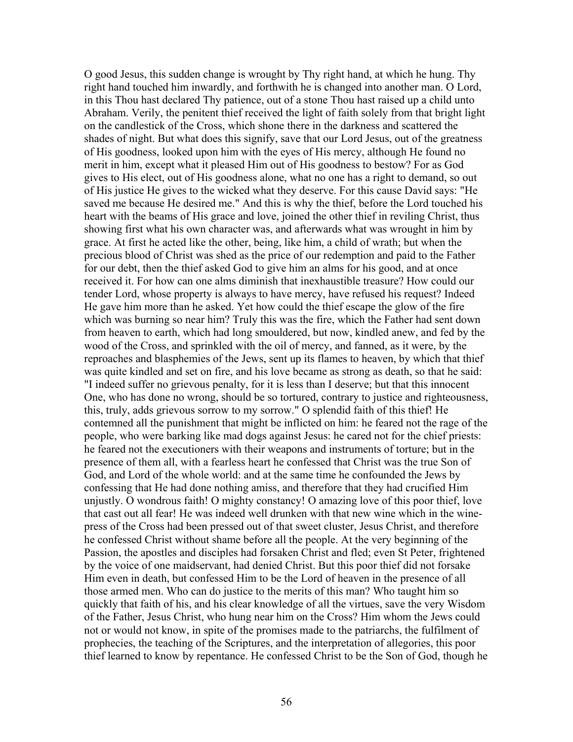O good Jesus, this sudden change is wrought by Thy right hand, at which he hung. Thy right hand touched him inwardly, and forthwith he is changed into another man. O Lord, in this Thou hast declared Thy patience, out of a stone Thou hast raised up a child unto Abraham. Verily, the penitent thief received the light of faith solely from that bright light on the candlestick of the Cross, which shone there in the darkness and scattered the shades of night. But what does this signify, save that our Lord Jesus, out of the greatness of His goodness, looked upon him with the eyes of His mercy, although He found no merit in him, except what it pleased Him out of His goodness to bestow? For as God gives to His elect, out of His goodness alone, what no one has a right to demand, so out of His justice He gives to the wicked what they deserve. For this cause David says: "He saved me because He desired me." And this is why the thief, before the Lord touched his heart with the beams of His grace and love, joined the other thief in reviling Christ, thus showing first what his own character was, and afterwards what was wrought in him by grace. At first he acted like the other, being, like him, a child of wrath; but when the precious blood of Christ was shed as the price of our redemption and paid to the Father for our debt, then the thief asked God to give him an alms for his good, and at once received it. For how can one alms diminish that inexhaustible treasure? How could our tender Lord, whose property is always to have mercy, have refused his request? Indeed He gave him more than he asked. Yet how could the thief escape the glow of the fire which was burning so near him? Truly this was the fire, which the Father had sent down from heaven to earth, which had long smouldered, but now, kindled anew, and fed by the wood of the Cross, and sprinkled with the oil of mercy, and fanned, as it were, by the reproaches and blasphemies of the Jews, sent up its flames to heaven, by which that thief was quite kindled and set on fire, and his love became as strong as death, so that he said: "I indeed suffer no grievous penalty, for it is less than I deserve; but that this innocent One, who has done no wrong, should be so tortured, contrary to justice and righteousness, this, truly, adds grievous sorrow to my sorrow." O splendid faith of this thief! He contemned all the punishment that might be inflicted on him: he feared not the rage of the people, who were barking like mad dogs against Jesus: he cared not for the chief priests: he feared not the executioners with their weapons and instruments of torture; but in the presence of them all, with a fearless heart he confessed that Christ was the true Son of God, and Lord of the whole world: and at the same time he confounded the Jews by confessing that He had done nothing amiss, and therefore that they had crucified Him unjustly. O wondrous faith! O mighty constancy! O amazing love of this poor thief, love that cast out all fear! He was indeed well drunken with that new wine which in the wine-press of the Cross had been pressed out of that sweet cluster, Jesus Christ, and therefore he confessed Christ without shame before all the people. At the very beginning of the Passion, the apostles and disciples had forsaken Christ and fled; even St Peter, frightened by the voice of one maidservant, had denied Christ. But this poor thief did not forsake Him even in death, but confessed Him to be the Lord of heaven in the presence of all those armed men. Who can do justice to the merits of this man? Who taught him so quickly that faith of his, and his clear knowledge of all the virtues, save the very Wisdom of the Father, Jesus Christ, who hung near him on the Cross? Him whom the Jews could not or would not know, in spite of the promises made to the patriarchs, the fulfilment of prophecies, the teaching of the Scriptures, and the interpretation of allegories, this poor thief learned to know by repentance. He confessed Christ to be the Son of God, though he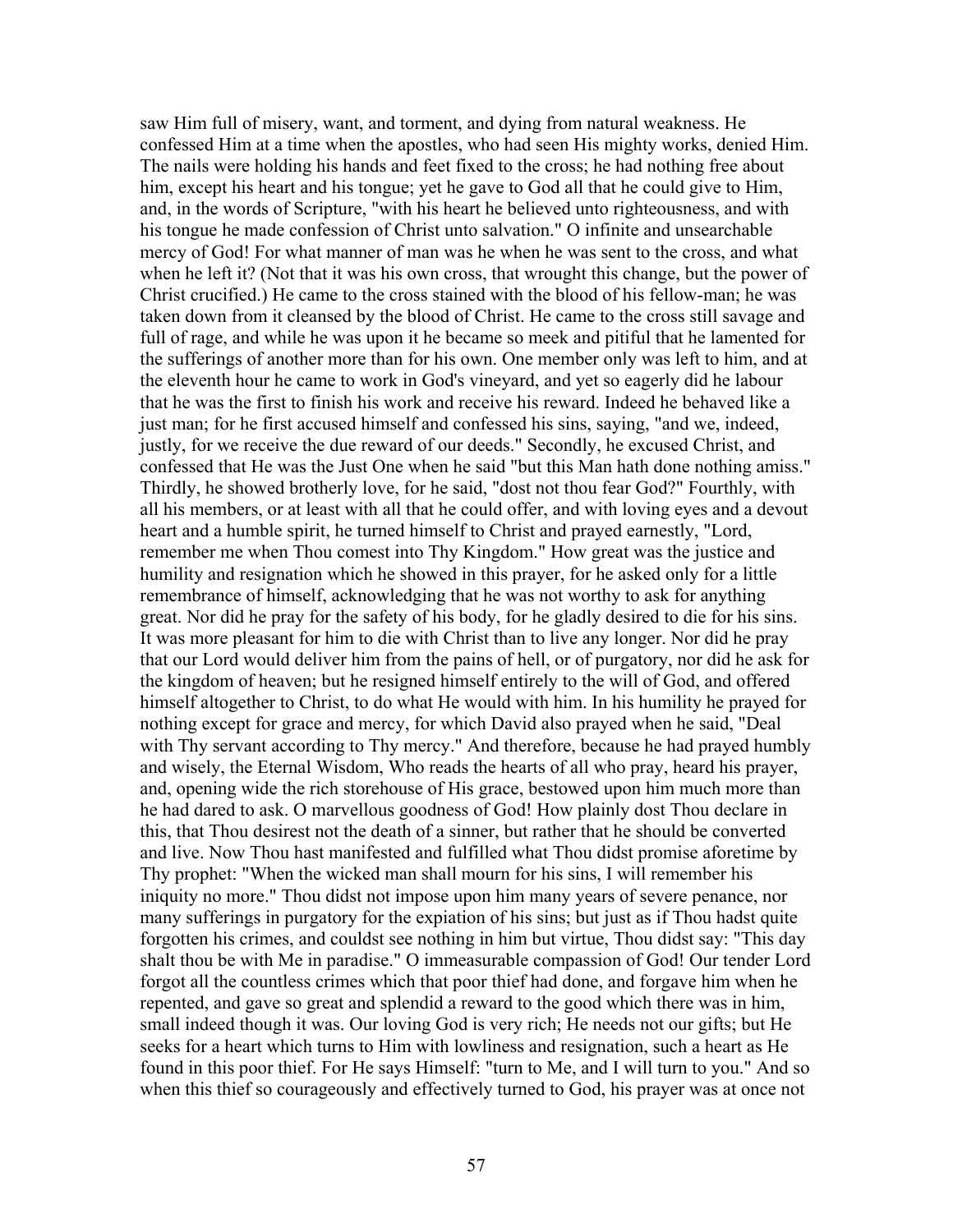saw Him full of misery, want, and torment, and dying from natural weakness. He confessed Him at a time when the apostles, who had seen His mighty works, denied Him. The nails were holding his hands and feet fixed to the cross; he had nothing free about him, except his heart and his tongue; yet he gave to God all that he could give to Him, and, in the words of Scripture, "with his heart he believed unto righteousness, and with his tongue he made confession of Christ unto salvation." O infinite and unsearchable mercy of God! For what manner of man was he when he was sent to the cross, and what when he left it? (Not that it was his own cross, that wrought this change, but the power of Christ crucified.) He came to the cross stained with the blood of his fellow-man; he was taken down from it cleansed by the blood of Christ. He came to the cross still savage and full of rage, and while he was upon it he became so meek and pitiful that he lamented for the sufferings of another more than for his own. One member only was left to him, and at the eleventh hour he came to work in God's vineyard, and yet so eagerly did he labour that he was the first to finish his work and receive his reward. Indeed he behaved like a just man; for he first accused himself and confessed his sins, saying, "and we, indeed, justly, for we receive the due reward of our deeds." Secondly, he excused Christ, and confessed that He was the Just One when he said "but this Man hath done nothing amiss." Thirdly, he showed brotherly love, for he said, "dost not thou fear God?" Fourthly, with all his members, or at least with all that he could offer, and with loving eyes and a devout heart and a humble spirit, he turned himself to Christ and prayed earnestly, "Lord, remember me when Thou comest into Thy Kingdom." How great was the justice and humility and resignation which he showed in this prayer, for he asked only for a little remembrance of himself, acknowledging that he was not worthy to ask for anything great. Nor did he pray for the safety of his body, for he gladly desired to die for his sins. It was more pleasant for him to die with Christ than to live any longer. Nor did he pray that our Lord would deliver him from the pains of hell, or of purgatory, nor did he ask for the kingdom of heaven; but he resigned himself entirely to the will of God, and offered himself altogether to Christ, to do what He would with him. In his humility he prayed for nothing except for grace and mercy, for which David also prayed when he said, "Deal with Thy servant according to Thy mercy." And therefore, because he had prayed humbly and wisely, the Eternal Wisdom, Who reads the hearts of all who pray, heard his prayer, and, opening wide the rich storehouse of His grace, bestowed upon him much more than he had dared to ask. O marvellous goodness of God! How plainly dost Thou declare in this, that Thou desirest not the death of a sinner, but rather that he should be converted and live. Now Thou hast manifested and fulfilled what Thou didst promise aforetime by Thy prophet: "When the wicked man shall mourn for his sins, I will remember his iniquity no more." Thou didst not impose upon him many years of severe penance, nor many sufferings in purgatory for the expiation of his sins; but just as if Thou hadst quite forgotten his crimes, and couldst see nothing in him but virtue, Thou didst say: "This day shalt thou be with Me in paradise." O immeasurable compassion of God! Our tender Lord forgot all the countless crimes which that poor thief had done, and forgave him when he repented, and gave so great and splendid a reward to the good which there was in him, small indeed though it was. Our loving God is very rich; He needs not our gifts; but He seeks for a heart which turns to Him with lowliness and resignation, such a heart as He found in this poor thief. For He says Himself: "turn to Me, and I will turn to you." And so when this thief so courageously and effectively turned to God, his prayer was at once not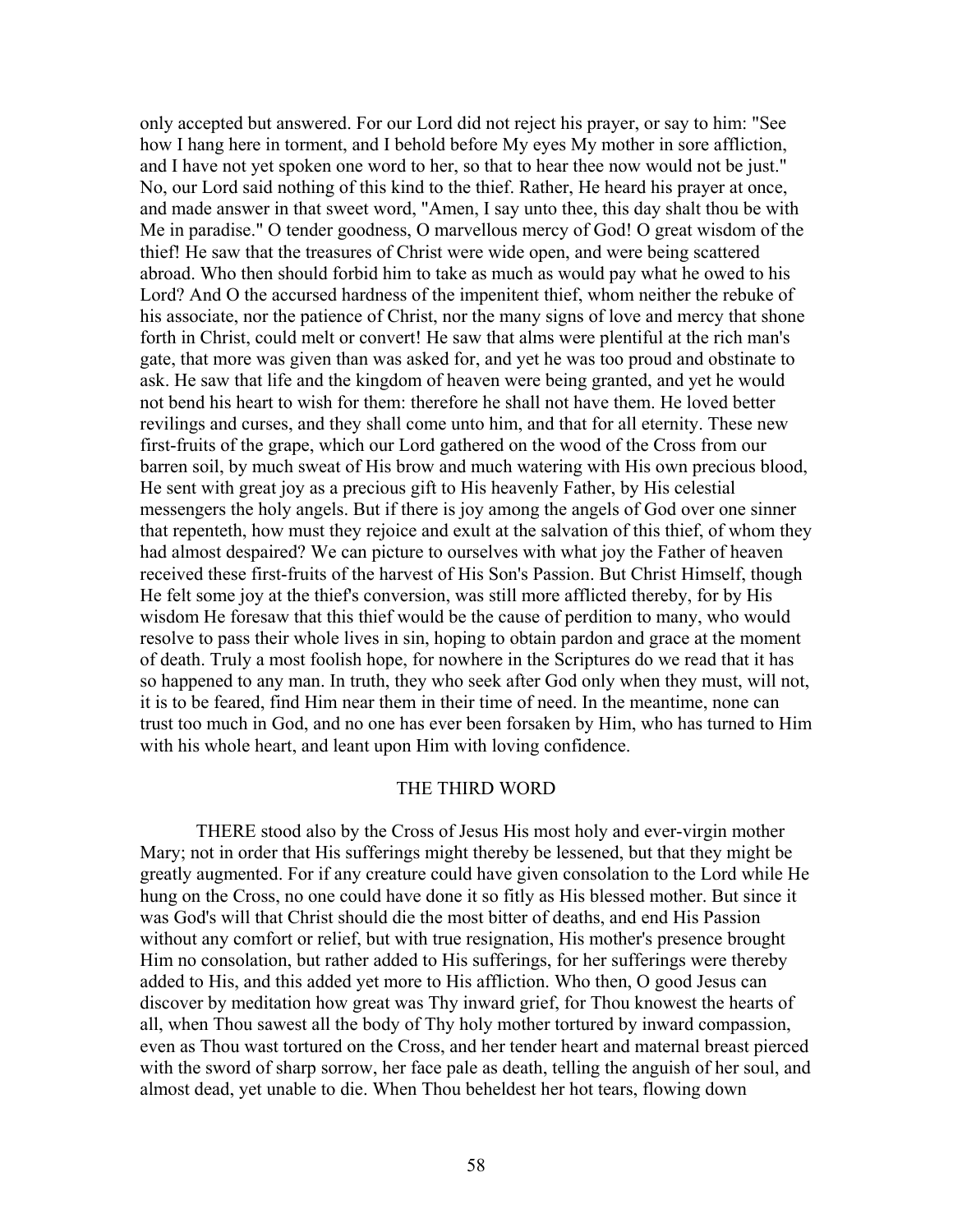only accepted but answered. For our Lord did not reject his prayer, or say to him: "See how I hang here in torment, and I behold before My eyes My mother in sore affliction, and I have not yet spoken one word to her, so that to hear thee now would not be just." No, our Lord said nothing of this kind to the thief. Rather, He heard his prayer at once, and made answer in that sweet word, "Amen, I say unto thee, this day shalt thou be with Me in paradise." O tender goodness, O marvellous mercy of God! O great wisdom of the thief! He saw that the treasures of Christ were wide open, and were being scattered abroad. Who then should forbid him to take as much as would pay what he owed to his Lord? And O the accursed hardness of the impenitent thief, whom neither the rebuke of his associate, nor the patience of Christ, nor the many signs of love and mercy that shone forth in Christ, could melt or convert! He saw that alms were plentiful at the rich man's gate, that more was given than was asked for, and yet he was too proud and obstinate to ask. He saw that life and the kingdom of heaven were being granted, and yet he would not bend his heart to wish for them: therefore he shall not have them. He loved better revilings and curses, and they shall come unto him, and that for all eternity. These new first-fruits of the grape, which our Lord gathered on the wood of the Cross from our barren soil, by much sweat of His brow and much watering with His own precious blood, He sent with great joy as a precious gift to His heavenly Father, by His celestial messengers the holy angels. But if there is joy among the angels of God over one sinner that repenteth, how must they rejoice and exult at the salvation of this thief, of whom they had almost despaired? We can picture to ourselves with what joy the Father of heaven received these first-fruits of the harvest of His Son's Passion. But Christ Himself, though He felt some joy at the thief's conversion, was still more afflicted thereby, for by His wisdom He foresaw that this thief would be the cause of perdition to many, who would resolve to pass their whole lives in sin, hoping to obtain pardon and grace at the moment of death. Truly a most foolish hope, for nowhere in the Scriptures do we read that it has so happened to any man. In truth, they who seek after God only when they must, will not, it is to be feared, find Him near them in their time of need. In the meantime, none can trust too much in God, and no one has ever been forsaken by Him, who has turned to Him with his whole heart, and leant upon Him with loving confidence.

## THE THIRD WORD

THERE stood also by the Cross of Jesus His most holy and ever-virgin mother Mary; not in order that His sufferings might thereby be lessened, but that they might be greatly augmented. For if any creature could have given consolation to the Lord while He hung on the Cross, no one could have done it so fitly as His blessed mother. But since it was God's will that Christ should die the most bitter of deaths, and end His Passion without any comfort or relief, but with true resignation, His mother's presence brought Him no consolation, but rather added to His sufferings, for her sufferings were thereby added to His, and this added yet more to His affliction. Who then, O good Jesus can discover by meditation how great was Thy inward grief, for Thou knowest the hearts of all, when Thou sawest all the body of Thy holy mother tortured by inward compassion, even as Thou wast tortured on the Cross, and her tender heart and maternal breast pierced with the sword of sharp sorrow, her face pale as death, telling the anguish of her soul, and almost dead, yet unable to die. When Thou beheldest her hot tears, flowing down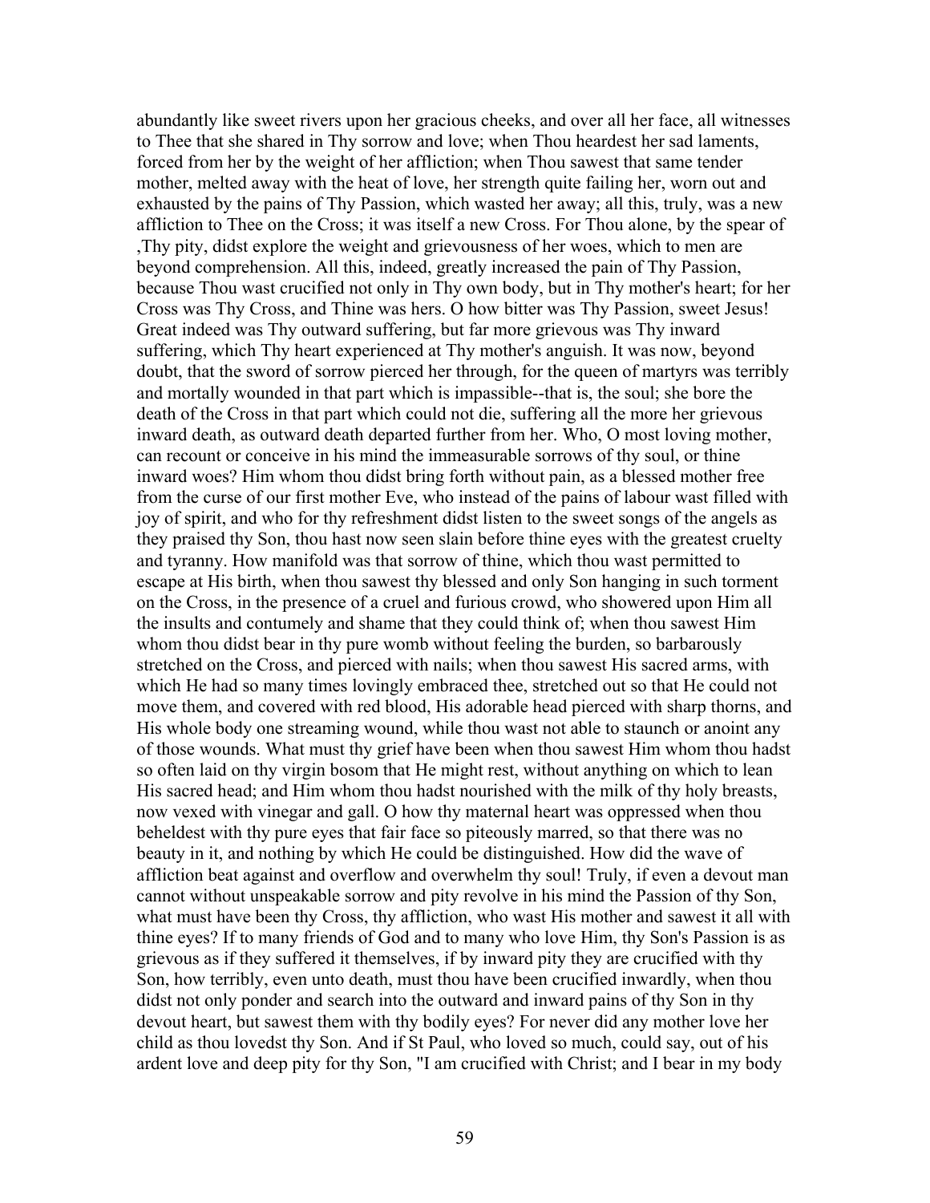abundantly like sweet rivers upon her gracious cheeks, and over all her face, all witnesses to Thee that she shared in Thy sorrow and love; when Thou heardest her sad laments, forced from her by the weight of her affliction; when Thou sawest that same tender mother, melted away with the heat of love, her strength quite failing her, worn out and exhausted by the pains of Thy Passion, which wasted her away; all this, truly, was a new affliction to Thee on the Cross; it was itself a new Cross. For Thou alone, by the spear of ,Thy pity, didst explore the weight and grievousness of her woes, which to men are beyond comprehension. All this, indeed, greatly increased the pain of Thy Passion, because Thou wast crucified not only in Thy own body, but in Thy mother's heart; for her Cross was Thy Cross, and Thine was hers. O how bitter was Thy Passion, sweet Jesus! Great indeed was Thy outward suffering, but far more grievous was Thy inward suffering, which Thy heart experienced at Thy mother's anguish. It was now, beyond doubt, that the sword of sorrow pierced her through, for the queen of martyrs was terribly and mortally wounded in that part which is impassible--that is, the soul; she bore the death of the Cross in that part which could not die, suffering all the more her grievous inward death, as outward death departed further from her. Who, O most loving mother, can recount or conceive in his mind the immeasurable sorrows of thy soul, or thine inward woes? Him whom thou didst bring forth without pain, as a blessed mother free from the curse of our first mother Eve, who instead of the pains of labour wast filled with joy of spirit, and who for thy refreshment didst listen to the sweet songs of the angels as they praised thy Son, thou hast now seen slain before thine eyes with the greatest cruelty and tyranny. How manifold was that sorrow of thine, which thou wast permitted to escape at His birth, when thou sawest thy blessed and only Son hanging in such torment on the Cross, in the presence of a cruel and furious crowd, who showered upon Him all the insults and contumely and shame that they could think of; when thou sawest Him whom thou didst bear in thy pure womb without feeling the burden, so barbarously stretched on the Cross, and pierced with nails; when thou sawest His sacred arms, with which He had so many times lovingly embraced thee, stretched out so that He could not move them, and covered with red blood, His adorable head pierced with sharp thorns, and His whole body one streaming wound, while thou wast not able to staunch or anoint any of those wounds. What must thy grief have been when thou sawest Him whom thou hadst so often laid on thy virgin bosom that He might rest, without anything on which to lean His sacred head; and Him whom thou hadst nourished with the milk of thy holy breasts, now vexed with vinegar and gall. O how thy maternal heart was oppressed when thou beheldest with thy pure eyes that fair face so piteously marred, so that there was no beauty in it, and nothing by which He could be distinguished. How did the wave of affliction beat against and overflow and overwhelm thy soul! Truly, if even a devout man cannot without unspeakable sorrow and pity revolve in his mind the Passion of thy Son, what must have been thy Cross, thy affliction, who wast His mother and sawest it all with thine eyes? If to many friends of God and to many who love Him, thy Son's Passion is as grievous as if they suffered it themselves, if by inward pity they are crucified with thy Son, how terribly, even unto death, must thou have been crucified inwardly, when thou didst not only ponder and search into the outward and inward pains of thy Son in thy devout heart, but sawest them with thy bodily eyes? For never did any mother love her child as thou lovedst thy Son. And if St Paul, who loved so much, could say, out of his ardent love and deep pity for thy Son, "I am crucified with Christ; and I bear in my body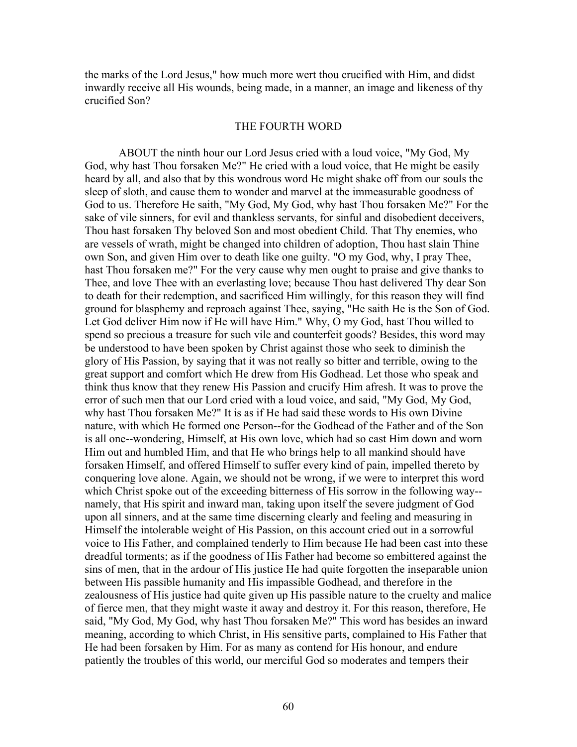the marks of the Lord Jesus," how much more wert thou crucified with Him, and didst inwardly receive all His wounds, being made, in a manner, an image and likeness of thy crucified Son?

## THE FOURTH WORD

ABOUT the ninth hour our Lord Jesus cried with a loud voice, "My God, My God, why hast Thou forsaken Me?" He cried with a loud voice, that He might be easily heard by all, and also that by this wondrous word He might shake off from our souls the sleep of sloth, and cause them to wonder and marvel at the immeasurable goodness of God to us. Therefore He saith, "My God, My God, why hast Thou forsaken Me?" For the sake of vile sinners, for evil and thankless servants, for sinful and disobedient deceivers, Thou hast forsaken Thy beloved Son and most obedient Child. That Thy enemies, who are vessels of wrath, might be changed into children of adoption, Thou hast slain Thine own Son, and given Him over to death like one guilty. "O my God, why, I pray Thee, hast Thou forsaken me?" For the very cause why men ought to praise and give thanks to Thee, and love Thee with an everlasting love; because Thou hast delivered Thy dear Son to death for their redemption, and sacrificed Him willingly, for this reason they will find ground for blasphemy and reproach against Thee, saying, "He saith He is the Son of God. Let God deliver Him now if He will have Him." Why, O my God, hast Thou willed to spend so precious a treasure for such vile and counterfeit goods? Besides, this word may be understood to have been spoken by Christ against those who seek to diminish the glory of His Passion, by saying that it was not really so bitter and terrible, owing to the great support and comfort which He drew from His Godhead. Let those who speak and think thus know that they renew His Passion and crucify Him afresh. It was to prove the error of such men that our Lord cried with a loud voice, and said, "My God, My God, why hast Thou forsaken Me?" It is as if He had said these words to His own Divine nature, with which He formed one Person--for the Godhead of the Father and of the Son is all one--wondering, Himself, at His own love, which had so cast Him down and worn Him out and humbled Him, and that He who brings help to all mankind should have forsaken Himself, and offered Himself to suffer every kind of pain, impelled thereto by conquering love alone. Again, we should not be wrong, if we were to interpret this word which Christ spoke out of the exceeding bitterness of His sorrow in the following way--namely, that His spirit and inward man, taking upon itself the severe judgment of God upon all sinners, and at the same time discerning clearly and feeling and measuring in Himself the intolerable weight of His Passion, on this account cried out in a sorrowful voice to His Father, and complained tenderly to Him because He had been cast into these dreadful torments; as if the goodness of His Father had become so embittered against the sins of men, that in the ardour of His justice He had quite forgotten the inseparable union between His passible humanity and His impassible Godhead, and therefore in the zealousness of His justice had quite given up His passible nature to the cruelty and malice of fierce men, that they might waste it away and destroy it. For this reason, therefore, He said, "My God, My God, why hast Thou forsaken Me?" This word has besides an inward meaning, according to which Christ, in His sensitive parts, complained to His Father that He had been forsaken by Him. For as many as contend for His honour, and endure patiently the troubles of this world, our merciful God so moderates and tempers their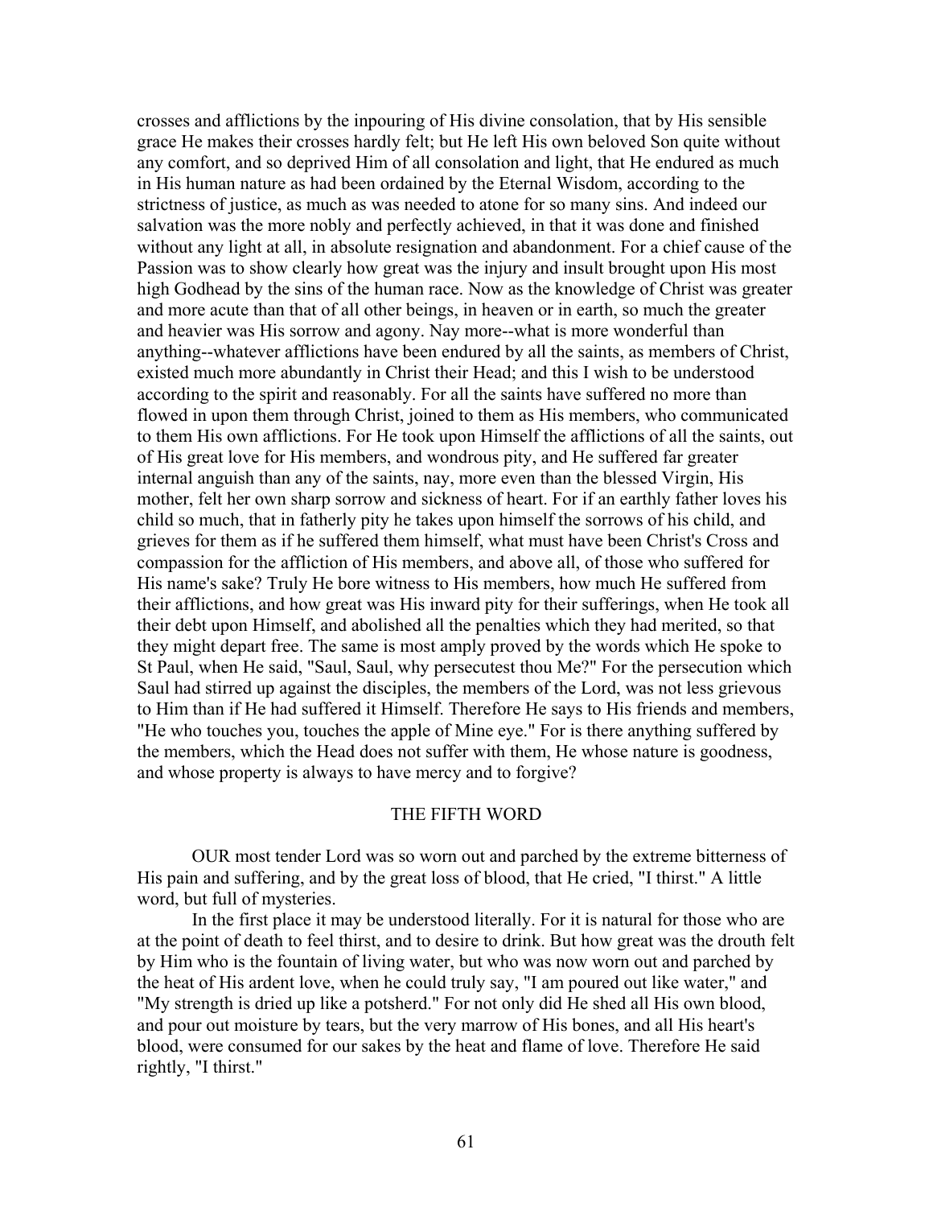crosses and afflictions by the inpouring of His divine consolation, that by His sensible grace He makes their crosses hardly felt; but He left His own beloved Son quite without any comfort, and so deprived Him of all consolation and light, that He endured as much in His human nature as had been ordained by the Eternal Wisdom, according to the strictness of justice, as much as was needed to atone for so many sins. And indeed our salvation was the more nobly and perfectly achieved, in that it was done and finished without any light at all, in absolute resignation and abandonment. For a chief cause of the Passion was to show clearly how great was the injury and insult brought upon His most high Godhead by the sins of the human race. Now as the knowledge of Christ was greater and more acute than that of all other beings, in heaven or in earth, so much the greater and heavier was His sorrow and agony. Nay more--what is more wonderful than anything--whatever afflictions have been endured by all the saints, as members of Christ, existed much more abundantly in Christ their Head; and this I wish to be understood according to the spirit and reasonably. For all the saints have suffered no more than flowed in upon them through Christ, joined to them as His members, who communicated to them His own afflictions. For He took upon Himself the afflictions of all the saints, out of His great love for His members, and wondrous pity, and He suffered far greater internal anguish than any of the saints, nay, more even than the blessed Virgin, His mother, felt her own sharp sorrow and sickness of heart. For if an earthly father loves his child so much, that in fatherly pity he takes upon himself the sorrows of his child, and grieves for them as if he suffered them himself, what must have been Christ's Cross and compassion for the affliction of His members, and above all, of those who suffered for His name's sake? Truly He bore witness to His members, how much He suffered from their afflictions, and how great was His inward pity for their sufferings, when He took all their debt upon Himself, and abolished all the penalties which they had merited, so that they might depart free. The same is most amply proved by the words which He spoke to St Paul, when He said, "Saul, Saul, why persecutest thou Me?" For the persecution which Saul had stirred up against the disciples, the members of the Lord, was not less grievous to Him than if He had suffered it Himself. Therefore He says to His friends and members, "He who touches you, touches the apple of Mine eye." For is there anything suffered by the members, which the Head does not suffer with them, He whose nature is goodness, and whose property is always to have mercy and to forgive?

## THE FIFTH WORD

OUR most tender Lord was so worn out and parched by the extreme bitterness of His pain and suffering, and by the great loss of blood, that He cried, "I thirst." A little word, but full of mysteries.

In the first place it may be understood literally. For it is natural for those who are at the point of death to feel thirst, and to desire to drink. But how great was the drouth felt by Him who is the fountain of living water, but who was now worn out and parched by the heat of His ardent love, when he could truly say, "I am poured out like water," and "My strength is dried up like a potsherd." For not only did He shed all His own blood, and pour out moisture by tears, but the very marrow of His bones, and all His heart's blood, were consumed for our sakes by the heat and flame of love. Therefore He said rightly, "I thirst."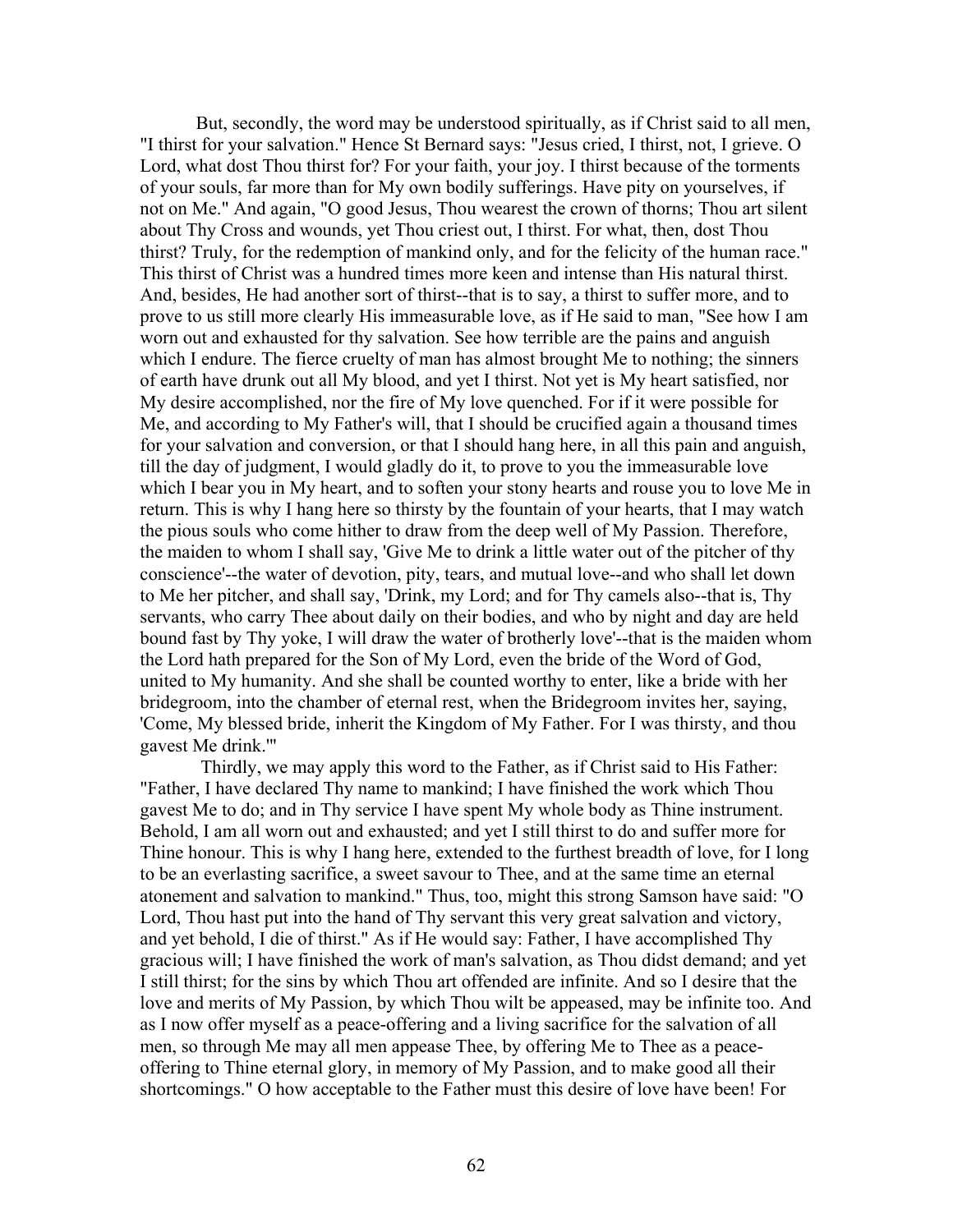But, secondly, the word may be understood spiritually, as if Christ said to all men, "I thirst for your salvation." Hence St Bernard says: "Jesus cried, I thirst, not, I grieve. O Lord, what dost Thou thirst for? For your faith, your joy. I thirst because of the torments of your souls, far more than for My own bodily sufferings. Have pity on yourselves, if not on Me." And again, "O good Jesus, Thou wearest the crown of thorns; Thou art silent about Thy Cross and wounds, yet Thou criest out, I thirst. For what, then, dost Thou thirst? Truly, for the redemption of mankind only, and for the felicity of the human race." This thirst of Christ was a hundred times more keen and intense than His natural thirst. And, besides, He had another sort of thirst--that is to say, a thirst to suffer more, and to prove to us still more clearly His immeasurable love, as if He said to man, "See how I am worn out and exhausted for thy salvation. See how terrible are the pains and anguish which I endure. The fierce cruelty of man has almost brought Me to nothing; the sinners of earth have drunk out all My blood, and yet I thirst. Not yet is My heart satisfied, nor My desire accomplished, nor the fire of My love quenched. For if it were possible for Me, and according to My Father's will, that I should be crucified again a thousand times for your salvation and conversion, or that I should hang here, in all this pain and anguish, till the day of judgment, I would gladly do it, to prove to you the immeasurable love which I bear you in My heart, and to soften your stony hearts and rouse you to love Me in return. This is why I hang here so thirsty by the fountain of your hearts, that I may watch the pious souls who come hither to draw from the deep well of My Passion. Therefore, the maiden to whom I shall say, 'Give Me to drink a little water out of the pitcher of thy conscience'--the water of devotion, pity, tears, and mutual love--and who shall let down to Me her pitcher, and shall say, 'Drink, my Lord; and for Thy camels also--that is, Thy servants, who carry Thee about daily on their bodies, and who by night and day are held bound fast by Thy yoke, I will draw the water of brotherly love'--that is the maiden whom the Lord hath prepared for the Son of My Lord, even the bride of the Word of God, united to My humanity. And she shall be counted worthy to enter, like a bride with her bridegroom, into the chamber of eternal rest, when the Bridegroom invites her, saying, 'Come, My blessed bride, inherit the Kingdom of My Father. For I was thirsty, and thou gavest Me drink.'"

Thirdly, we may apply this word to the Father, as if Christ said to His Father: "Father, I have declared Thy name to mankind; I have finished the work which Thou gavest Me to do; and in Thy service I have spent My whole body as Thine instrument. Behold, I am all worn out and exhausted; and yet I still thirst to do and suffer more for Thine honour. This is why I hang here, extended to the furthest breadth of love, for I long to be an everlasting sacrifice, a sweet savour to Thee, and at the same time an eternal atonement and salvation to mankind." Thus, too, might this strong Samson have said: "O Lord, Thou hast put into the hand of Thy servant this very great salvation and victory, and yet behold, I die of thirst." As if He would say: Father, I have accomplished Thy gracious will; I have finished the work of man's salvation, as Thou didst demand; and yet I still thirst; for the sins by which Thou art offended are infinite. And so I desire that the love and merits of My Passion, by which Thou wilt be appeased, may be infinite too. And as I now offer myself as a peace-offering and a living sacrifice for the salvation of all men, so through Me may all men appease Thee, by offering Me to Thee as a peace-offering to Thine eternal glory, in memory of My Passion, and to make good all their shortcomings." O how acceptable to the Father must this desire of love have been! For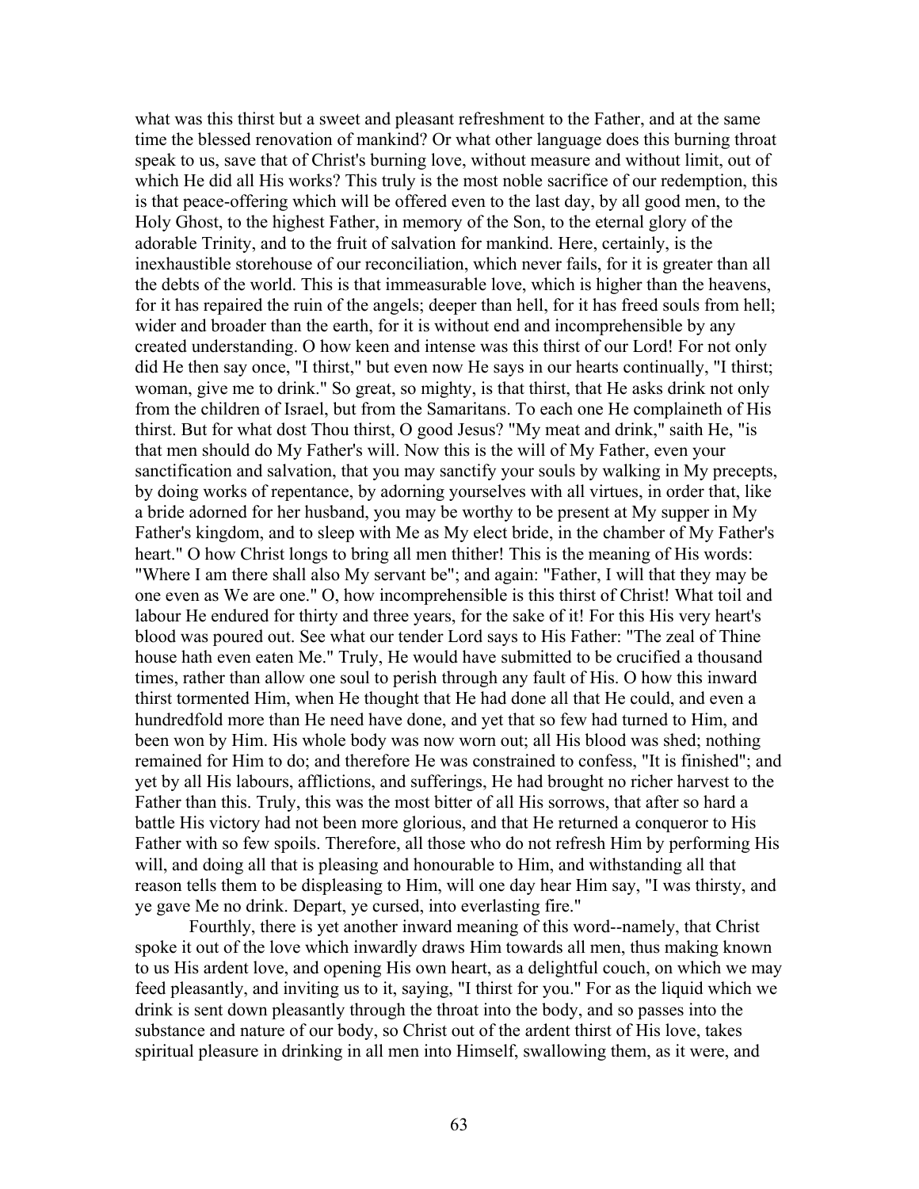what was this thirst but a sweet and pleasant refreshment to the Father, and at the same time the blessed renovation of mankind? Or what other language does this burning throat speak to us, save that of Christ's burning love, without measure and without limit, out of which He did all His works? This truly is the most noble sacrifice of our redemption, this is that peace-offering which will be offered even to the last day, by all good men, to the Holy Ghost, to the highest Father, in memory of the Son, to the eternal glory of the adorable Trinity, and to the fruit of salvation for mankind. Here, certainly, is the inexhaustible storehouse of our reconciliation, which never fails, for it is greater than all the debts of the world. This is that immeasurable love, which is higher than the heavens, for it has repaired the ruin of the angels; deeper than hell, for it has freed souls from hell; wider and broader than the earth, for it is without end and incomprehensible by any created understanding. O how keen and intense was this thirst of our Lord! For not only did He then say once, "I thirst," but even now He says in our hearts continually, "I thirst; woman, give me to drink." So great, so mighty, is that thirst, that He asks drink not only from the children of Israel, but from the Samaritans. To each one He complaineth of His thirst. But for what dost Thou thirst, O good Jesus? "My meat and drink," saith He, "is that men should do My Father's will. Now this is the will of My Father, even your sanctification and salvation, that you may sanctify your souls by walking in My precepts, by doing works of repentance, by adorning yourselves with all virtues, in order that, like a bride adorned for her husband, you may be worthy to be present at My supper in My Father's kingdom, and to sleep with Me as My elect bride, in the chamber of My Father's heart." O how Christ longs to bring all men thither! This is the meaning of His words: "Where I am there shall also My servant be"; and again: "Father, I will that they may be one even as We are one." O, how incomprehensible is this thirst of Christ! What toil and labour He endured for thirty and three years, for the sake of it! For this His very heart's blood was poured out. See what our tender Lord says to His Father: "The zeal of Thine house hath even eaten Me." Truly, He would have submitted to be crucified a thousand times, rather than allow one soul to perish through any fault of His. O how this inward thirst tormented Him, when He thought that He had done all that He could, and even a hundredfold more than He need have done, and yet that so few had turned to Him, and been won by Him. His whole body was now worn out; all His blood was shed; nothing remained for Him to do; and therefore He was constrained to confess, "It is finished"; and yet by all His labours, afflictions, and sufferings, He had brought no richer harvest to the Father than this. Truly, this was the most bitter of all His sorrows, that after so hard a battle His victory had not been more glorious, and that He returned a conqueror to His Father with so few spoils. Therefore, all those who do not refresh Him by performing His will, and doing all that is pleasing and honourable to Him, and withstanding all that reason tells them to be displeasing to Him, will one day hear Him say, "I was thirsty, and ye gave Me no drink. Depart, ye cursed, into everlasting fire."

Fourthly, there is yet another inward meaning of this word--namely, that Christ spoke it out of the love which inwardly draws Him towards all men, thus making known to us His ardent love, and opening His own heart, as a delightful couch, on which we may feed pleasantly, and inviting us to it, saying, "I thirst for you." For as the liquid which we drink is sent down pleasantly through the throat into the body, and so passes into the substance and nature of our body, so Christ out of the ardent thirst of His love, takes spiritual pleasure in drinking in all men into Himself, swallowing them, as it were, and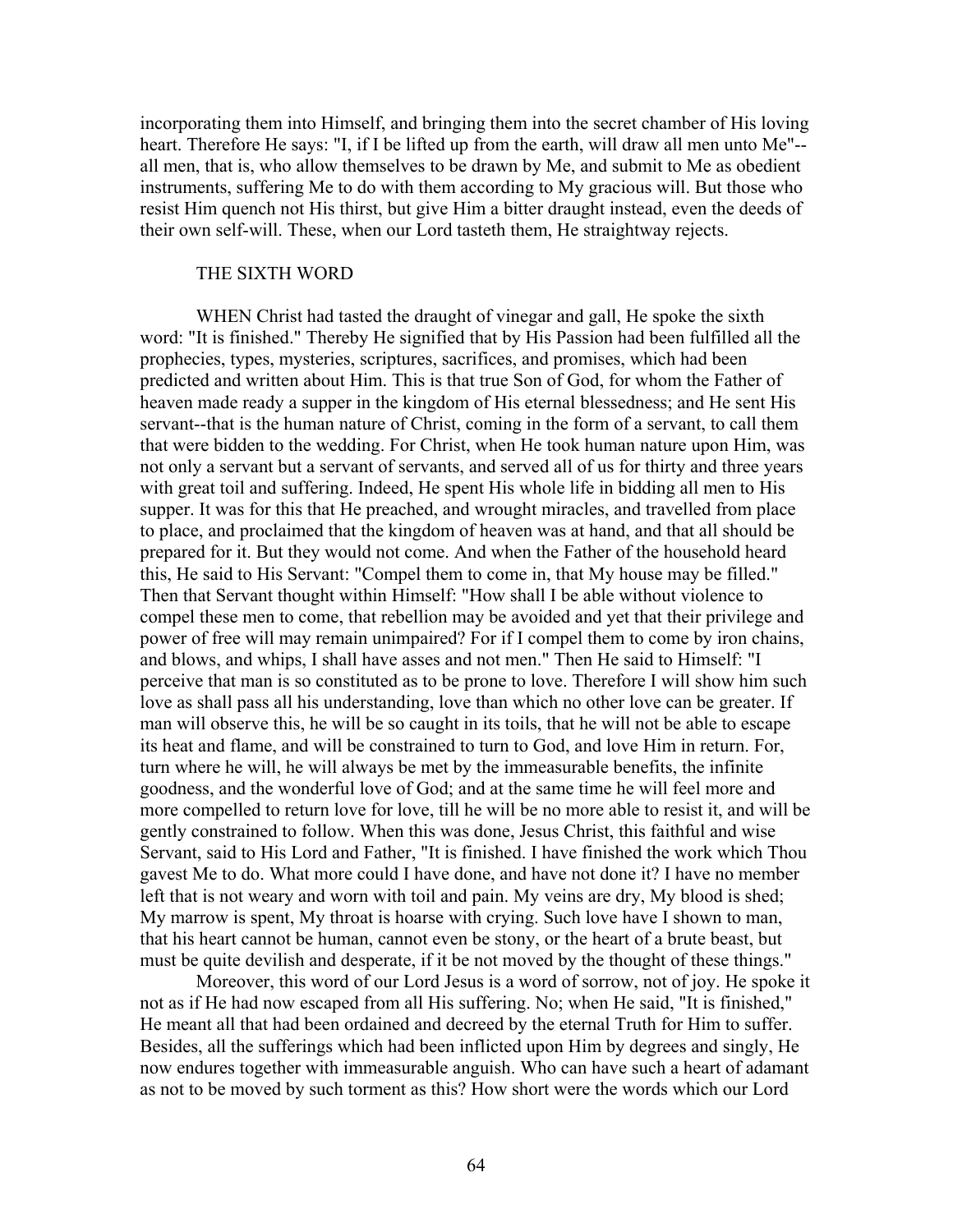incorporating them into Himself, and bringing them into the secret chamber of His loving heart. Therefore He says: "I, if I be lifted up from the earth, will draw all men unto Me"--all men, that is, who allow themselves to be drawn by Me, and submit to Me as obedient instruments, suffering Me to do with them according to My gracious will. But those who resist Him quench not His thirst, but give Him a bitter draught instead, even the deeds of their own self-will. These, when our Lord tasteth them, He straightway rejects.

## THE SIXTH WORD

WHEN Christ had tasted the draught of vinegar and gall, He spoke the sixth word: "It is finished." Thereby He signified that by His Passion had been fulfilled all the prophecies, types, mysteries, scriptures, sacrifices, and promises, which had been predicted and written about Him. This is that true Son of God, for whom the Father of heaven made ready a supper in the kingdom of His eternal blessedness; and He sent His servant--that is the human nature of Christ, coming in the form of a servant, to call them that were bidden to the wedding. For Christ, when He took human nature upon Him, was not only a servant but a servant of servants, and served all of us for thirty and three years with great toil and suffering. Indeed, He spent His whole life in bidding all men to His supper. It was for this that He preached, and wrought miracles, and travelled from place to place, and proclaimed that the kingdom of heaven was at hand, and that all should be prepared for it. But they would not come. And when the Father of the household heard this, He said to His Servant: "Compel them to come in, that My house may be filled." Then that Servant thought within Himself: "How shall I be able without violence to compel these men to come, that rebellion may be avoided and yet that their privilege and power of free will may remain unimpaired? For if I compel them to come by iron chains, and blows, and whips, I shall have asses and not men." Then He said to Himself: "I perceive that man is so constituted as to be prone to love. Therefore I will show him such love as shall pass all his understanding, love than which no other love can be greater. If man will observe this, he will be so caught in its toils, that he will not be able to escape its heat and flame, and will be constrained to turn to God, and love Him in return. For, turn where he will, he will always be met by the immeasurable benefits, the infinite goodness, and the wonderful love of God; and at the same time he will feel more and more compelled to return love for love, till he will be no more able to resist it, and will be gently constrained to follow. When this was done, Jesus Christ, this faithful and wise Servant, said to His Lord and Father, "It is finished. I have finished the work which Thou gavest Me to do. What more could I have done, and have not done it? I have no member left that is not weary and worn with toil and pain. My veins are dry, My blood is shed; My marrow is spent, My throat is hoarse with crying. Such love have I shown to man, that his heart cannot be human, cannot even be stony, or the heart of a brute beast, but must be quite devilish and desperate, if it be not moved by the thought of these things."

Moreover, this word of our Lord Jesus is a word of sorrow, not of joy. He spoke it not as if He had now escaped from all His suffering. No; when He said, "It is finished," He meant all that had been ordained and decreed by the eternal Truth for Him to suffer. Besides, all the sufferings which had been inflicted upon Him by degrees and singly, He now endures together with immeasurable anguish. Who can have such a heart of adamant as not to be moved by such torment as this? How short were the words which our Lord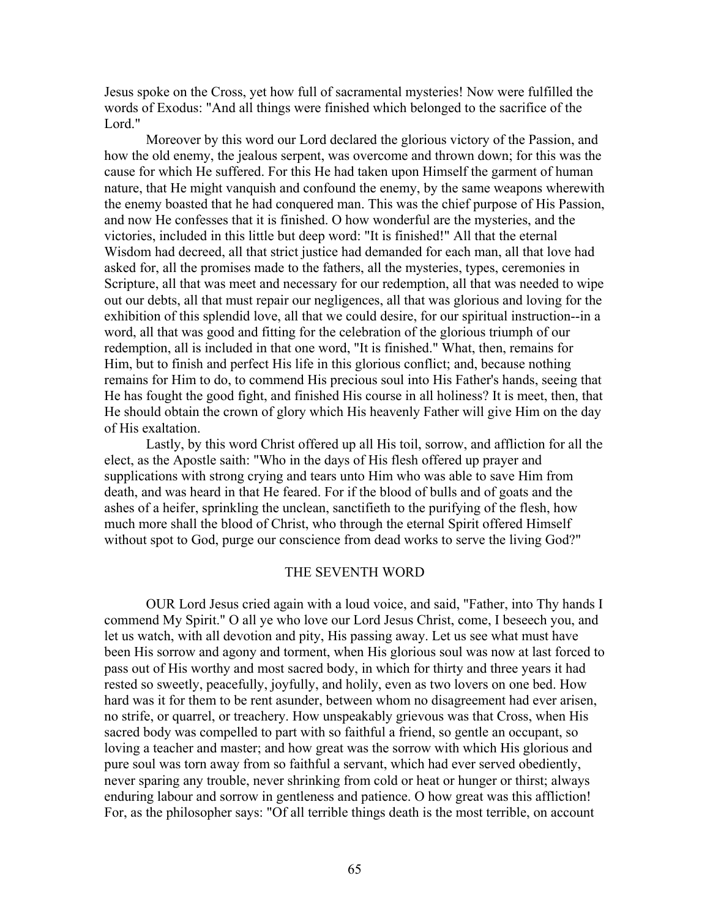Jesus spoke on the Cross, yet how full of sacramental mysteries! Now were fulfilled the words of Exodus: "And all things were finished which belonged to the sacrifice of the Lord."

Moreover by this word our Lord declared the glorious victory of the Passion, and how the old enemy, the jealous serpent, was overcome and thrown down; for this was the cause for which He suffered. For this He had taken upon Himself the garment of human nature, that He might vanquish and confound the enemy, by the same weapons wherewith the enemy boasted that he had conquered man. This was the chief purpose of His Passion, and now He confesses that it is finished. O how wonderful are the mysteries, and the victories, included in this little but deep word: "It is finished!" All that the eternal Wisdom had decreed, all that strict justice had demanded for each man, all that love had asked for, all the promises made to the fathers, all the mysteries, types, ceremonies in Scripture, all that was meet and necessary for our redemption, all that was needed to wipe out our debts, all that must repair our negligences, all that was glorious and loving for the exhibition of this splendid love, all that we could desire, for our spiritual instruction--in a word, all that was good and fitting for the celebration of the glorious triumph of our redemption, all is included in that one word, "It is finished." What, then, remains for Him, but to finish and perfect His life in this glorious conflict; and, because nothing remains for Him to do, to commend His precious soul into His Father's hands, seeing that He has fought the good fight, and finished His course in all holiness? It is meet, then, that He should obtain the crown of glory which His heavenly Father will give Him on the day of His exaltation.

Lastly, by this word Christ offered up all His toil, sorrow, and affliction for all the elect, as the Apostle saith: "Who in the days of His flesh offered up prayer and supplications with strong crying and tears unto Him who was able to save Him from death, and was heard in that He feared. For if the blood of bulls and of goats and the ashes of a heifer, sprinkling the unclean, sanctifieth to the purifying of the flesh, how much more shall the blood of Christ, who through the eternal Spirit offered Himself without spot to God, purge our conscience from dead works to serve the living God?"

## THE SEVENTH WORD

OUR Lord Jesus cried again with a loud voice, and said, "Father, into Thy hands I commend My Spirit." O all ye who love our Lord Jesus Christ, come, I beseech you, and let us watch, with all devotion and pity, His passing away. Let us see what must have been His sorrow and agony and torment, when His glorious soul was now at last forced to pass out of His worthy and most sacred body, in which for thirty and three years it had rested so sweetly, peacefully, joyfully, and holily, even as two lovers on one bed. How hard was it for them to be rent asunder, between whom no disagreement had ever arisen, no strife, or quarrel, or treachery. How unspeakably grievous was that Cross, when His sacred body was compelled to part with so faithful a friend, so gentle an occupant, so loving a teacher and master; and how great was the sorrow with which His glorious and pure soul was torn away from so faithful a servant, which had ever served obediently, never sparing any trouble, never shrinking from cold or heat or hunger or thirst; always enduring labour and sorrow in gentleness and patience. O how great was this affliction! For, as the philosopher says: "Of all terrible things death is the most terrible, on account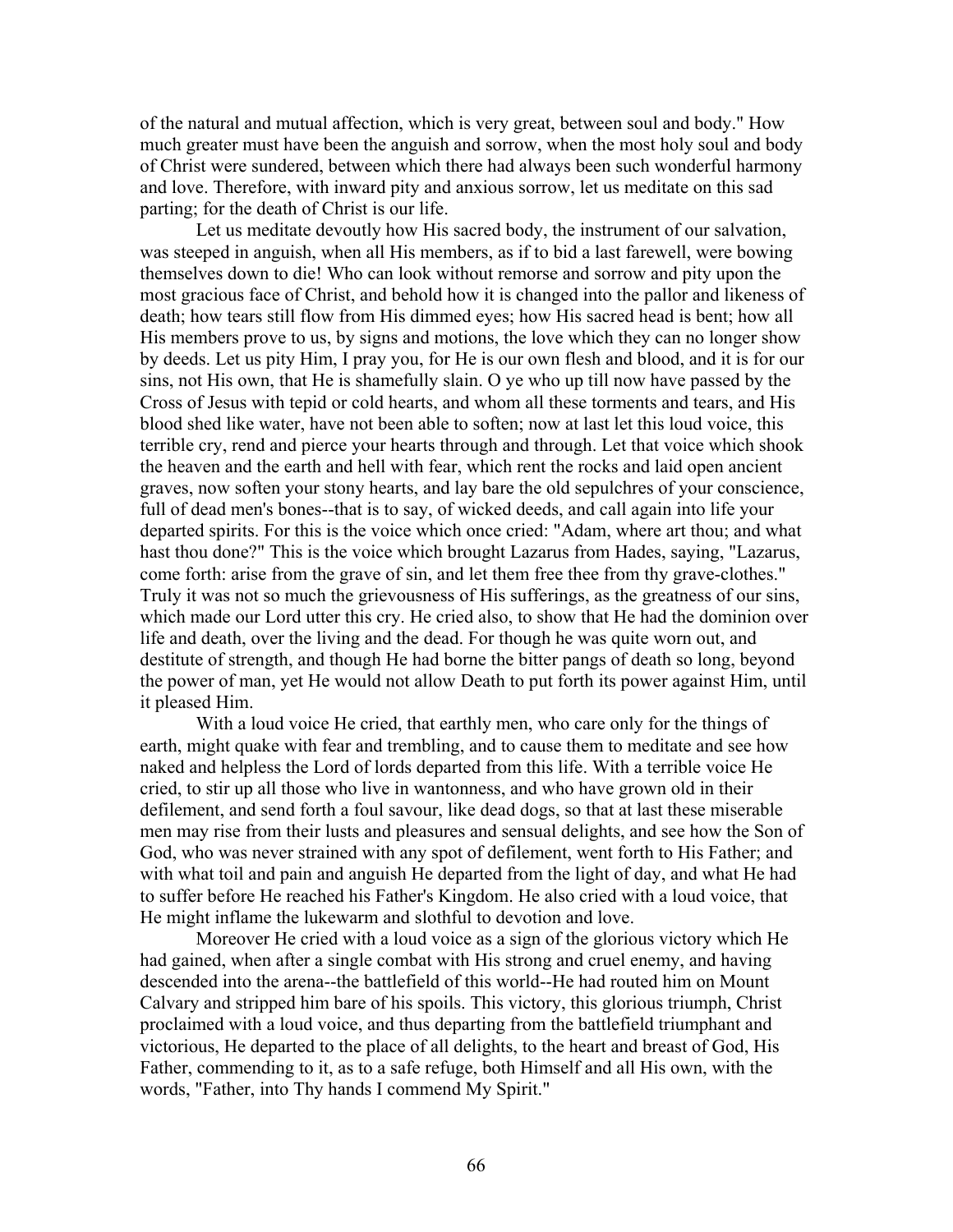of the natural and mutual affection, which is very great, between soul and body." How much greater must have been the anguish and sorrow, when the most holy soul and body of Christ were sundered, between which there had always been such wonderful harmony and love. Therefore, with inward pity and anxious sorrow, let us meditate on this sad parting; for the death of Christ is our life.

Let us meditate devoutly how His sacred body, the instrument of our salvation, was steeped in anguish, when all His members, as if to bid a last farewell, were bowing themselves down to die! Who can look without remorse and sorrow and pity upon the most gracious face of Christ, and behold how it is changed into the pallor and likeness of death; how tears still flow from His dimmed eyes; how His sacred head is bent; how all His members prove to us, by signs and motions, the love which they can no longer show by deeds. Let us pity Him, I pray you, for He is our own flesh and blood, and it is for our sins, not His own, that He is shamefully slain. O ye who up till now have passed by the Cross of Jesus with tepid or cold hearts, and whom all these torments and tears, and His blood shed like water, have not been able to soften; now at last let this loud voice, this terrible cry, rend and pierce your hearts through and through. Let that voice which shook the heaven and the earth and hell with fear, which rent the rocks and laid open ancient graves, now soften your stony hearts, and lay bare the old sepulchres of your conscience, full of dead men's bones--that is to say, of wicked deeds, and call again into life your departed spirits. For this is the voice which once cried: "Adam, where art thou; and what hast thou done?" This is the voice which brought Lazarus from Hades, saying, "Lazarus, come forth: arise from the grave of sin, and let them free thee from thy grave-clothes." Truly it was not so much the grievousness of His sufferings, as the greatness of our sins, which made our Lord utter this cry. He cried also, to show that He had the dominion over life and death, over the living and the dead. For though he was quite worn out, and destitute of strength, and though He had borne the bitter pangs of death so long, beyond the power of man, yet He would not allow Death to put forth its power against Him, until it pleased Him.

With a loud voice He cried, that earthly men, who care only for the things of earth, might quake with fear and trembling, and to cause them to meditate and see how naked and helpless the Lord of lords departed from this life. With a terrible voice He cried, to stir up all those who live in wantonness, and who have grown old in their defilement, and send forth a foul savour, like dead dogs, so that at last these miserable men may rise from their lusts and pleasures and sensual delights, and see how the Son of God, who was never strained with any spot of defilement, went forth to His Father; and with what toil and pain and anguish He departed from the light of day, and what He had to suffer before He reached his Father's Kingdom. He also cried with a loud voice, that He might inflame the lukewarm and slothful to devotion and love.

Moreover He cried with a loud voice as a sign of the glorious victory which He had gained, when after a single combat with His strong and cruel enemy, and having descended into the arena--the battlefield of this world--He had routed him on Mount Calvary and stripped him bare of his spoils. This victory, this glorious triumph, Christ proclaimed with a loud voice, and thus departing from the battlefield triumphant and victorious, He departed to the place of all delights, to the heart and breast of God, His Father, commending to it, as to a safe refuge, both Himself and all His own, with the words, "Father, into Thy hands I commend My Spirit."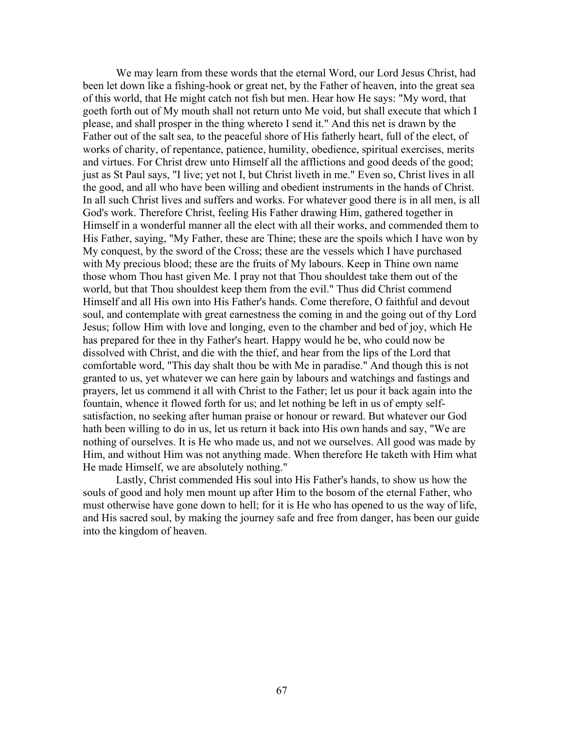We may learn from these words that the eternal Word, our Lord Jesus Christ, had been let down like a fishing-hook or great net, by the Father of heaven, into the great sea of this world, that He might catch not fish but men. Hear how He says: "My word, that goeth forth out of My mouth shall not return unto Me void, but shall execute that which I please, and shall prosper in the thing whereto I send it." And this net is drawn by the Father out of the salt sea, to the peaceful shore of His fatherly heart, full of the elect, of works of charity, of repentance, patience, humility, obedience, spiritual exercises, merits and virtues. For Christ drew unto Himself all the afflictions and good deeds of the good; just as St Paul says, "I live; yet not I, but Christ liveth in me." Even so, Christ lives in all the good, and all who have been willing and obedient instruments in the hands of Christ. In all such Christ lives and suffers and works. For whatever good there is in all men, is all God's work. Therefore Christ, feeling His Father drawing Him, gathered together in Himself in a wonderful manner all the elect with all their works, and commended them to His Father, saying, "My Father, these are Thine; these are the spoils which I have won by My conquest, by the sword of the Cross; these are the vessels which I have purchased with My precious blood; these are the fruits of My labours. Keep in Thine own name those whom Thou hast given Me. I pray not that Thou shouldest take them out of the world, but that Thou shouldest keep them from the evil." Thus did Christ commend Himself and all His own into His Father's hands. Come therefore, O faithful and devout soul, and contemplate with great earnestness the coming in and the going out of thy Lord Jesus; follow Him with love and longing, even to the chamber and bed of joy, which He has prepared for thee in thy Father's heart. Happy would he be, who could now be dissolved with Christ, and die with the thief, and hear from the lips of the Lord that comfortable word, "This day shalt thou be with Me in paradise." And though this is not granted to us, yet whatever we can here gain by labours and watchings and fastings and prayers, let us commend it all with Christ to the Father; let us pour it back again into the fountain, whence it flowed forth for us; and let nothing be left in us of empty self-satisfaction, no seeking after human praise or honour or reward. But whatever our God hath been willing to do in us, let us return it back into His own hands and say, "We are nothing of ourselves. It is He who made us, and not we ourselves. All good was made by Him, and without Him was not anything made. When therefore He taketh with Him what He made Himself, we are absolutely nothing."

Lastly, Christ commended His soul into His Father's hands, to show us how the souls of good and holy men mount up after Him to the bosom of the eternal Father, who must otherwise have gone down to hell; for it is He who has opened to us the way of life, and His sacred soul, by making the journey safe and free from danger, has been our guide into the kingdom of heaven.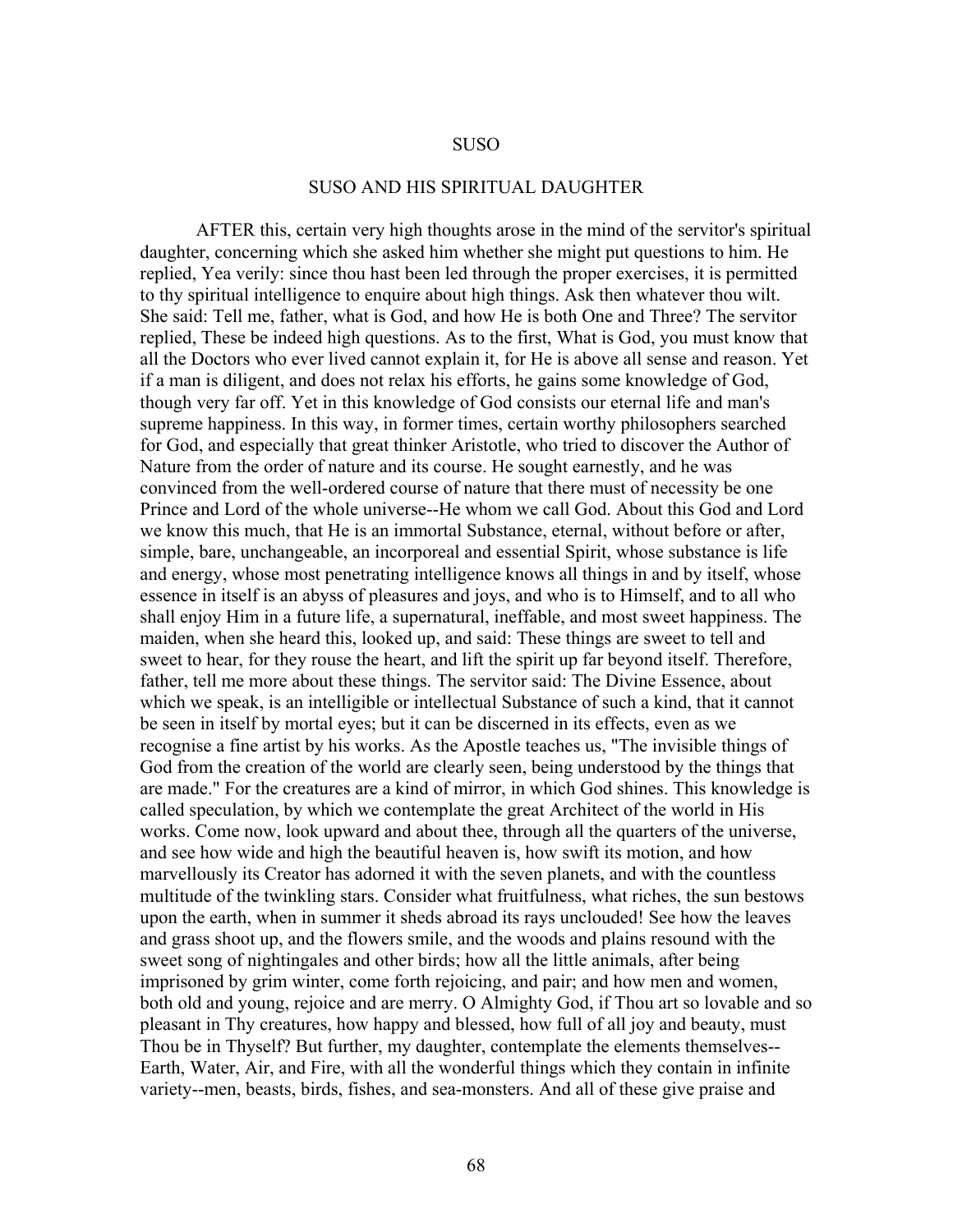# SUSO

## SUSO AND HIS SPIRITUAL DAUGHTER

AFTER this, certain very high thoughts arose in the mind of the servitor's spiritual daughter, concerning which she asked him whether she might put questions to him. He replied, Yea verily: since thou hast been led through the proper exercises, it is permitted to thy spiritual intelligence to enquire about high things. Ask then whatever thou wilt. She said: Tell me, father, what is God, and how He is both One and Three? The servitor replied, These be indeed high questions. As to the first, What is God, you must know that all the Doctors who ever lived cannot explain it, for He is above all sense and reason. Yet if a man is diligent, and does not relax his efforts, he gains some knowledge of God, though very far off. Yet in this knowledge of God consists our eternal life and man's supreme happiness. In this way, in former times, certain worthy philosophers searched for God, and especially that great thinker Aristotle, who tried to discover the Author of Nature from the order of nature and its course. He sought earnestly, and he was convinced from the well-ordered course of nature that there must of necessity be one Prince and Lord of the whole universe--He whom we call God. About this God and Lord we know this much, that He is an immortal Substance, eternal, without before or after, simple, bare, unchangeable, an incorporeal and essential Spirit, whose substance is life and energy, whose most penetrating intelligence knows all things in and by itself, whose essence in itself is an abyss of pleasures and joys, and who is to Himself, and to all who shall enjoy Him in a future life, a supernatural, ineffable, and most sweet happiness. The maiden, when she heard this, looked up, and said: These things are sweet to tell and sweet to hear, for they rouse the heart, and lift the spirit up far beyond itself. Therefore, father, tell me more about these things. The servitor said: The Divine Essence, about which we speak, is an intelligible or intellectual Substance of such a kind, that it cannot be seen in itself by mortal eyes; but it can be discerned in its effects, even as we recognise a fine artist by his works. As the Apostle teaches us, "The invisible things of God from the creation of the world are clearly seen, being understood by the things that are made." For the creatures are a kind of mirror, in which God shines. This knowledge is called speculation, by which we contemplate the great Architect of the world in His works. Come now, look upward and about thee, through all the quarters of the universe, and see how wide and high the beautiful heaven is, how swift its motion, and how marvellously its Creator has adorned it with the seven planets, and with the countless multitude of the twinkling stars. Consider what fruitfulness, what riches, the sun bestows upon the earth, when in summer it sheds abroad its rays unclouded! See how the leaves and grass shoot up, and the flowers smile, and the woods and plains resound with the sweet song of nightingales and other birds; how all the little animals, after being imprisoned by grim winter, come forth rejoicing, and pair; and how men and women, both old and young, rejoice and are merry. O Almighty God, if Thou art so lovable and so pleasant in Thy creatures, how happy and blessed, how full of all joy and beauty, must Thou be in Thyself? But further, my daughter, contemplate the elements themselves--Earth, Water, Air, and Fire, with all the wonderful things which they contain in infinite variety--men, beasts, birds, fishes, and sea-monsters. And all of these give praise and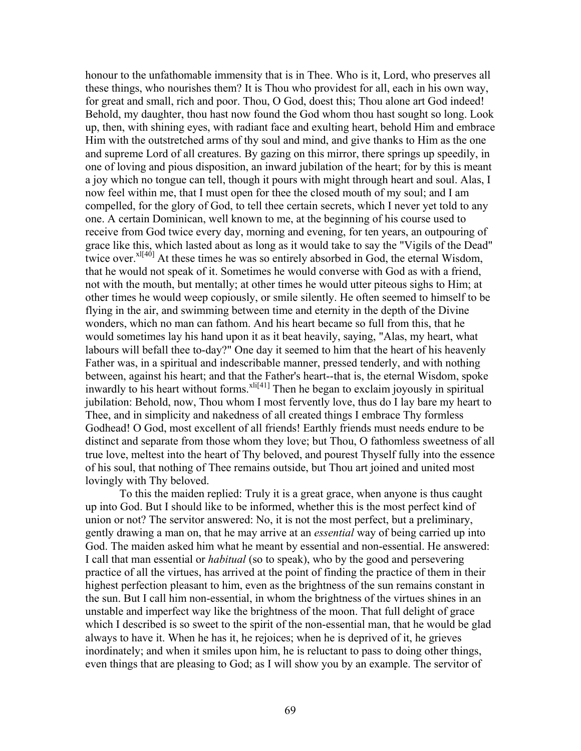honour to the unfathomable immensity that is in Thee. Who is it, Lord, who preserves all these things, who nourishes them? It is Thou who providest for all, each in his own way, for great and small, rich and poor. Thou, O God, doest this; Thou alone art God indeed! Behold, my daughter, thou hast now found the God whom thou hast sought so long. Look up, then, with shining eyes, with radiant face and exulting heart, behold Him and embrace Him with the outstretched arms of thy soul and mind, and give thanks to Him as the one and supreme Lord of all creatures. By gazing on this mirror, there springs up speedily, in one of loving and pious disposition, an inward jubilation of the heart; for by this is meant a joy which no tongue can tell, though it pours with might through heart and soul. Alas, I now feel within me, that I must open for thee the closed mouth of my soul; and I am compelled, for the glory of God, to tell thee certain secrets, which I never yet told to any one. A certain Dominican, well known to me, at the beginning of his course used to receive from God twice every day, morning and evening, for ten years, an outpouring of grace like this, which lasted about as long as it would take to say the "Vigils of the Dead" twice over.[xl[40]] At these times he was so entirely absorbed in God, the eternal Wisdom, that he would not speak of it. Sometimes he would converse with God as with a friend, not with the mouth, but mentally; at other times he would utter piteous sighs to Him; at other times he would weep copiously, or smile silently. He often seemed to himself to be flying in the air, and swimming between time and eternity in the depth of the Divine wonders, which no man can fathom. And his heart became so full from this, that he would sometimes lay his hand upon it as it beat heavily, saying, "Alas, my heart, what labours will befall thee to-day?" One day it seemed to him that the heart of his heavenly Father was, in a spiritual and indescribable manner, pressed tenderly, and with nothing between, against his heart; and that the Father's heart--that is, the eternal Wisdom, spoke inwardly to his heart without forms.[xli[41]] Then he began to exclaim joyously in spiritual jubilation: Behold, now, Thou whom I most fervently love, thus do I lay bare my heart to Thee, and in simplicity and nakedness of all created things I embrace Thy formless Godhead! O God, most excellent of all friends! Earthly friends must needs endure to be distinct and separate from those whom they love; but Thou, O fathomless sweetness of all true love, meltest into the heart of Thy beloved, and pourest Thyself fully into the essence of his soul, that nothing of Thee remains outside, but Thou art joined and united most lovingly with Thy beloved.

To this the maiden replied: Truly it is a great grace, when anyone is thus caught up into God. But I should like to be informed, whether this is the most perfect kind of union or not? The servitor answered: No, it is not the most perfect, but a preliminary, gently drawing a man on, that he may arrive at an *essential* way of being carried up into God. The maiden asked him what he meant by essential and non-essential. He answered: I call that man essential or *habitual* (so to speak), who by the good and persevering practice of all the virtues, has arrived at the point of finding the practice of them in their highest perfection pleasant to him, even as the brightness of the sun remains constant in the sun. But I call him non-essential, in whom the brightness of the virtues shines in an unstable and imperfect way like the brightness of the moon. That full delight of grace which I described is so sweet to the spirit of the non-essential man, that he would be glad always to have it. When he has it, he rejoices; when he is deprived of it, he grieves inordinately; and when it smiles upon him, he is reluctant to pass to doing other things, even things that are pleasing to God; as I will show you by an example. The servitor of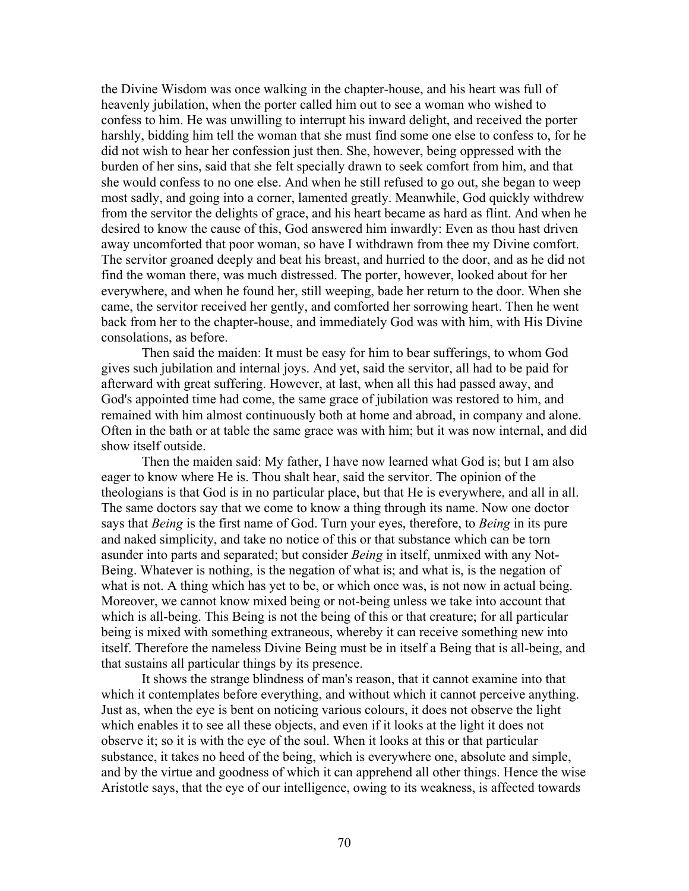the Divine Wisdom was once walking in the chapter-house, and his heart was full of heavenly jubilation, when the porter called him out to see a woman who wished to confess to him. He was unwilling to interrupt his inward delight, and received the porter harshly, bidding him tell the woman that she must find some one else to confess to, for he did not wish to hear her confession just then. She, however, being oppressed with the burden of her sins, said that she felt specially drawn to seek comfort from him, and that she would confess to no one else. And when he still refused to go out, she began to weep most sadly, and going into a corner, lamented greatly. Meanwhile, God quickly withdrew from the servitor the delights of grace, and his heart became as hard as flint. And when he desired to know the cause of this, God answered him inwardly: Even as thou hast driven away uncomforted that poor woman, so have I withdrawn from thee my Divine comfort. The servitor groaned deeply and beat his breast, and hurried to the door, and as he did not find the woman there, was much distressed. The porter, however, looked about for her everywhere, and when he found her, still weeping, bade her return to the door. When she came, the servitor received her gently, and comforted her sorrowing heart. Then he went back from her to the chapter-house, and immediately God was with him, with His Divine consolations, as before.

Then said the maiden: It must be easy for him to bear sufferings, to whom God gives such jubilation and internal joys. And yet, said the servitor, all had to be paid for afterward with great suffering. However, at last, when all this had passed away, and God's appointed time had come, the same grace of jubilation was restored to him, and remained with him almost continuously both at home and abroad, in company and alone. Often in the bath or at table the same grace was with him; but it was now internal, and did show itself outside.

Then the maiden said: My father, I have now learned what God is; but I am also eager to know where He is. Thou shalt hear, said the servitor. The opinion of the theologians is that God is in no particular place, but that He is everywhere, and all in all. The same doctors say that we come to know a thing through its name. Now one doctor says that *Being* is the first name of God. Turn your eyes, therefore, to *Being* in its pure and naked simplicity, and take no notice of this or that substance which can be torn asunder into parts and separated; but consider *Being* in itself, unmixed with any Not-Being. Whatever is nothing, is the negation of what is; and what is, is the negation of what is not. A thing which has yet to be, or which once was, is not now in actual being. Moreover, we cannot know mixed being or not-being unless we take into account that which is all-being. This Being is not the being of this or that creature; for all particular being is mixed with something extraneous, whereby it can receive something new into itself. Therefore the nameless Divine Being must be in itself a Being that is all-being, and that sustains all particular things by its presence.

It shows the strange blindness of man's reason, that it cannot examine into that which it contemplates before everything, and without which it cannot perceive anything. Just as, when the eye is bent on noticing various colours, it does not observe the light which enables it to see all these objects, and even if it looks at the light it does not observe it; so it is with the eye of the soul. When it looks at this or that particular substance, it takes no heed of the being, which is everywhere one, absolute and simple, and by the virtue and goodness of which it can apprehend all other things. Hence the wise Aristotle says, that the eye of our intelligence, owing to its weakness, is affected towards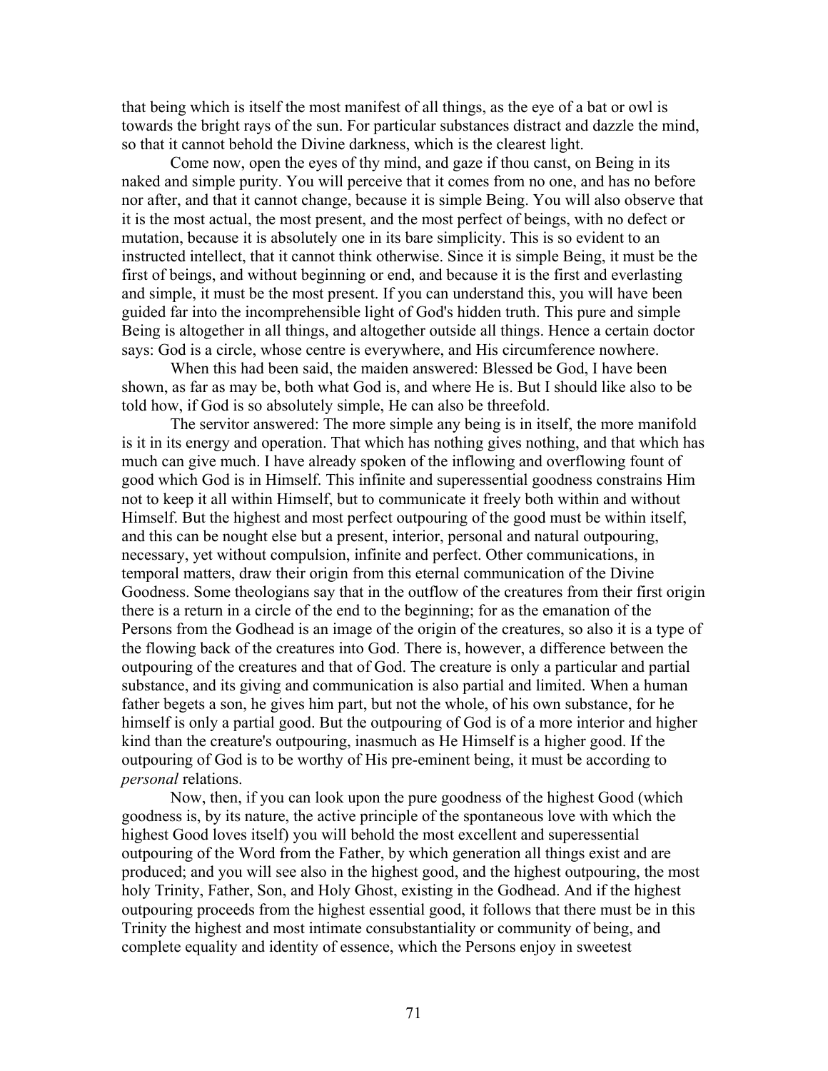that being which is itself the most manifest of all things, as the eye of a bat or owl is towards the bright rays of the sun. For particular substances distract and dazzle the mind, so that it cannot behold the Divine darkness, which is the clearest light.

Come now, open the eyes of thy mind, and gaze if thou canst, on Being in its naked and simple purity. You will perceive that it comes from no one, and has no before nor after, and that it cannot change, because it is simple Being. You will also observe that it is the most actual, the most present, and the most perfect of beings, with no defect or mutation, because it is absolutely one in its bare simplicity. This is so evident to an instructed intellect, that it cannot think otherwise. Since it is simple Being, it must be the first of beings, and without beginning or end, and because it is the first and everlasting and simple, it must be the most present. If you can understand this, you will have been guided far into the incomprehensible light of God's hidden truth. This pure and simple Being is altogether in all things, and altogether outside all things. Hence a certain doctor says: God is a circle, whose centre is everywhere, and His circumference nowhere.

When this had been said, the maiden answered: Blessed be God, I have been shown, as far as may be, both what God is, and where He is. But I should like also to be told how, if God is so absolutely simple, He can also be threefold.

The servitor answered: The more simple any being is in itself, the more manifold is it in its energy and operation. That which has nothing gives nothing, and that which has much can give much. I have already spoken of the inflowing and overflowing fount of good which God is in Himself. This infinite and superessential goodness constrains Him not to keep it all within Himself, but to communicate it freely both within and without Himself. But the highest and most perfect outpouring of the good must be within itself, and this can be nought else but a present, interior, personal and natural outpouring, necessary, yet without compulsion, infinite and perfect. Other communications, in temporal matters, draw their origin from this eternal communication of the Divine Goodness. Some theologians say that in the outflow of the creatures from their first origin there is a return in a circle of the end to the beginning; for as the emanation of the Persons from the Godhead is an image of the origin of the creatures, so also it is a type of the flowing back of the creatures into God. There is, however, a difference between the outpouring of the creatures and that of God. The creature is only a particular and partial substance, and its giving and communication is also partial and limited. When a human father begets a son, he gives him part, but not the whole, of his own substance, for he himself is only a partial good. But the outpouring of God is of a more interior and higher kind than the creature's outpouring, inasmuch as He Himself is a higher good. If the outpouring of God is to be worthy of His pre-eminent being, it must be according to *personal* relations.

Now, then, if you can look upon the pure goodness of the highest Good (which goodness is, by its nature, the active principle of the spontaneous love with which the highest Good loves itself) you will behold the most excellent and superessential outpouring of the Word from the Father, by which generation all things exist and are produced; and you will see also in the highest good, and the highest outpouring, the most holy Trinity, Father, Son, and Holy Ghost, existing in the Godhead. And if the highest outpouring proceeds from the highest essential good, it follows that there must be in this Trinity the highest and most intimate consubstantiality or community of being, and complete equality and identity of essence, which the Persons enjoy in sweetest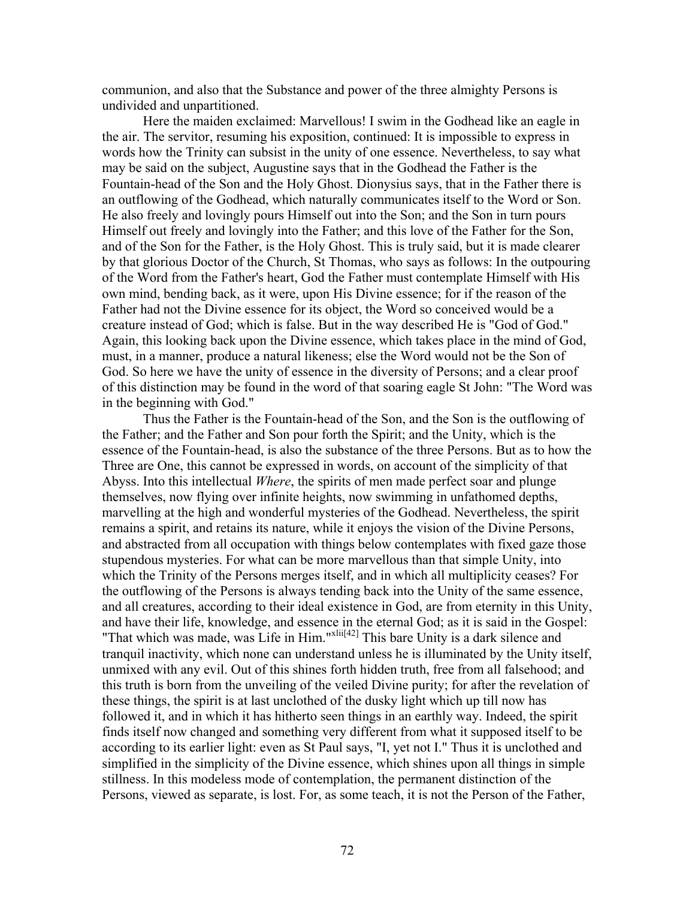communion, and also that the Substance and power of the three almighty Persons is undivided and unpartitioned.

Here the maiden exclaimed: Marvellous! I swim in the Godhead like an eagle in the air. The servitor, resuming his exposition, continued: It is impossible to express in words how the Trinity can subsist in the unity of one essence. Nevertheless, to say what may be said on the subject, Augustine says that in the Godhead the Father is the Fountain-head of the Son and the Holy Ghost. Dionysius says, that in the Father there is an outflowing of the Godhead, which naturally communicates itself to the Word or Son. He also freely and lovingly pours Himself out into the Son; and the Son in turn pours Himself out freely and lovingly into the Father; and this love of the Father for the Son, and of the Son for the Father, is the Holy Ghost. This is truly said, but it is made clearer by that glorious Doctor of the Church, St Thomas, who says as follows: In the outpouring of the Word from the Father's heart, God the Father must contemplate Himself with His own mind, bending back, as it were, upon His Divine essence; for if the reason of the Father had not the Divine essence for its object, the Word so conceived would be a creature instead of God; which is false. But in the way described He is "God of God." Again, this looking back upon the Divine essence, which takes place in the mind of God, must, in a manner, produce a natural likeness; else the Word would not be the Son of God. So here we have the unity of essence in the diversity of Persons; and a clear proof of this distinction may be found in the word of that soaring eagle St John: "The Word was in the beginning with God."

Thus the Father is the Fountain-head of the Son, and the Son is the outflowing of the Father; and the Father and Son pour forth the Spirit; and the Unity, which is the essence of the Fountain-head, is also the substance of the three Persons. But as to how the Three are One, this cannot be expressed in words, on account of the simplicity of that Abyss. Into this intellectual *Where*, the spirits of men made perfect soar and plunge themselves, now flying over infinite heights, now swimming in unfathomed depths, marvelling at the high and wonderful mysteries of the Godhead. Nevertheless, the spirit remains a spirit, and retains its nature, while it enjoys the vision of the Divine Persons, and abstracted from all occupation with things below contemplates with fixed gaze those stupendous mysteries. For what can be more marvellous than that simple Unity, into which the Trinity of the Persons merges itself, and in which all multiplicity ceases? For the outflowing of the Persons is always tending back into the Unity of the same essence, and all creatures, according to their ideal existence in God, are from eternity in this Unity, and have their life, knowledge, and essence in the eternal God; as it is said in the Gospel: "That which was made, was Life in Him."[xlii][42] This bare Unity is a dark silence and tranquil inactivity, which none can understand unless he is illuminated by the Unity itself, unmixed with any evil. Out of this shines forth hidden truth, free from all falsehood; and this truth is born from the unveiling of the veiled Divine purity; for after the revelation of these things, the spirit is at last unclothed of the dusky light which up till now has followed it, and in which it has hitherto seen things in an earthly way. Indeed, the spirit finds itself now changed and something very different from what it supposed itself to be according to its earlier light: even as St Paul says, "I, yet not I." Thus it is unclothed and simplified in the simplicity of the Divine essence, which shines upon all things in simple stillness. In this modeless mode of contemplation, the permanent distinction of the Persons, viewed as separate, is lost. For, as some teach, it is not the Person of the Father,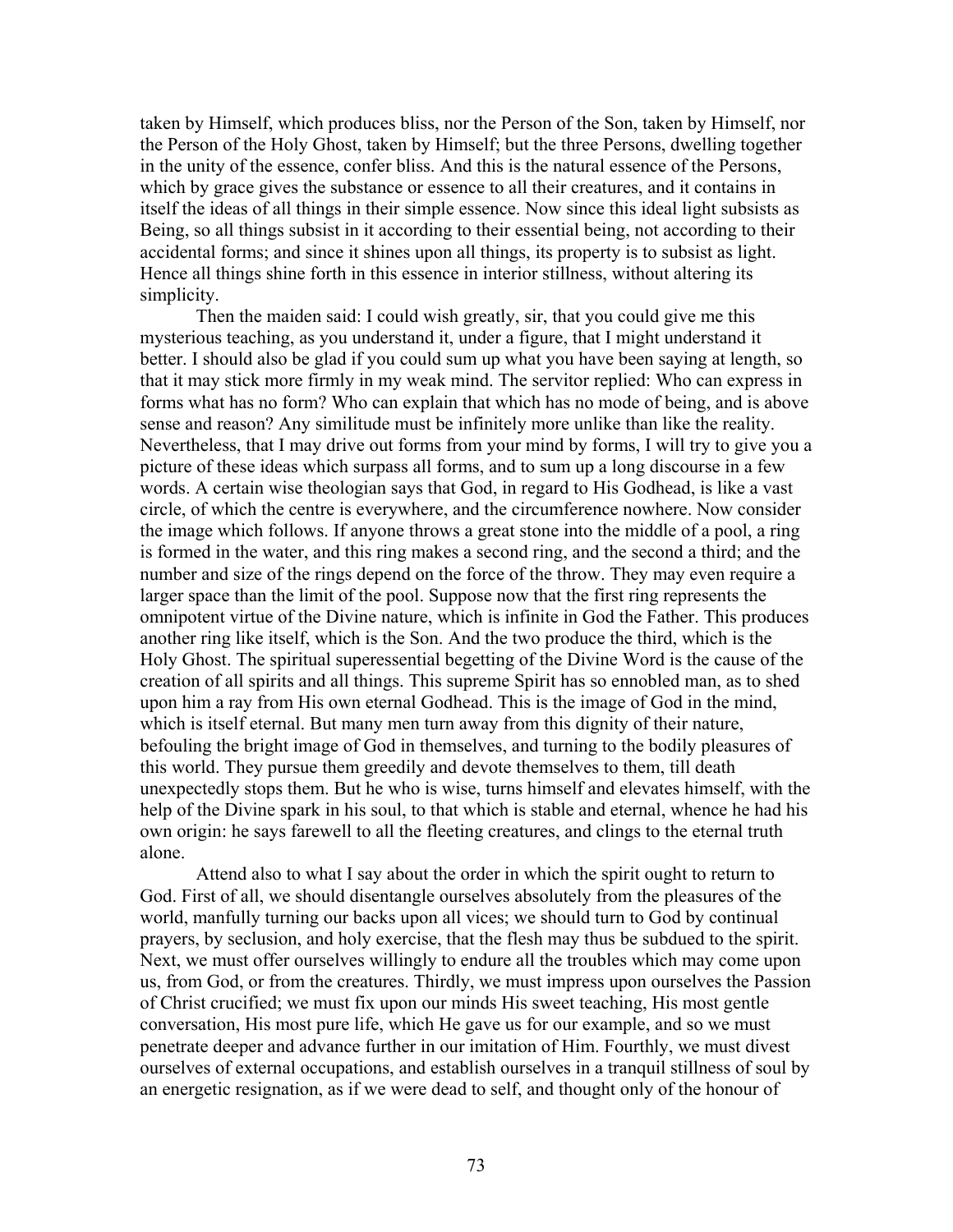taken by Himself, which produces bliss, nor the Person of the Son, taken by Himself, nor the Person of the Holy Ghost, taken by Himself; but the three Persons, dwelling together in the unity of the essence, confer bliss. And this is the natural essence of the Persons, which by grace gives the substance or essence to all their creatures, and it contains in itself the ideas of all things in their simple essence. Now since this ideal light subsists as Being, so all things subsist in it according to their essential being, not according to their accidental forms; and since it shines upon all things, its property is to subsist as light. Hence all things shine forth in this essence in interior stillness, without altering its simplicity.

Then the maiden said: I could wish greatly, sir, that you could give me this mysterious teaching, as you understand it, under a figure, that I might understand it better. I should also be glad if you could sum up what you have been saying at length, so that it may stick more firmly in my weak mind. The servitor replied: Who can express in forms what has no form? Who can explain that which has no mode of being, and is above sense and reason? Any similitude must be infinitely more unlike than like the reality. Nevertheless, that I may drive out forms from your mind by forms, I will try to give you a picture of these ideas which surpass all forms, and to sum up a long discourse in a few words. A certain wise theologian says that God, in regard to His Godhead, is like a vast circle, of which the centre is everywhere, and the circumference nowhere. Now consider the image which follows. If anyone throws a great stone into the middle of a pool, a ring is formed in the water, and this ring makes a second ring, and the second a third; and the number and size of the rings depend on the force of the throw. They may even require a larger space than the limit of the pool. Suppose now that the first ring represents the omnipotent virtue of the Divine nature, which is infinite in God the Father. This produces another ring like itself, which is the Son. And the two produce the third, which is the Holy Ghost. The spiritual superessential begetting of the Divine Word is the cause of the creation of all spirits and all things. This supreme Spirit has so ennobled man, as to shed upon him a ray from His own eternal Godhead. This is the image of God in the mind, which is itself eternal. But many men turn away from this dignity of their nature, befouling the bright image of God in themselves, and turning to the bodily pleasures of this world. They pursue them greedily and devote themselves to them, till death unexpectedly stops them. But he who is wise, turns himself and elevates himself, with the help of the Divine spark in his soul, to that which is stable and eternal, whence he had his own origin: he says farewell to all the fleeting creatures, and clings to the eternal truth alone.

Attend also to what I say about the order in which the spirit ought to return to God. First of all, we should disentangle ourselves absolutely from the pleasures of the world, manfully turning our backs upon all vices; we should turn to God by continual prayers, by seclusion, and holy exercise, that the flesh may thus be subdued to the spirit. Next, we must offer ourselves willingly to endure all the troubles which may come upon us, from God, or from the creatures. Thirdly, we must impress upon ourselves the Passion of Christ crucified; we must fix upon our minds His sweet teaching, His most gentle conversation, His most pure life, which He gave us for our example, and so we must penetrate deeper and advance further in our imitation of Him. Fourthly, we must divest ourselves of external occupations, and establish ourselves in a tranquil stillness of soul by an energetic resignation, as if we were dead to self, and thought only of the honour of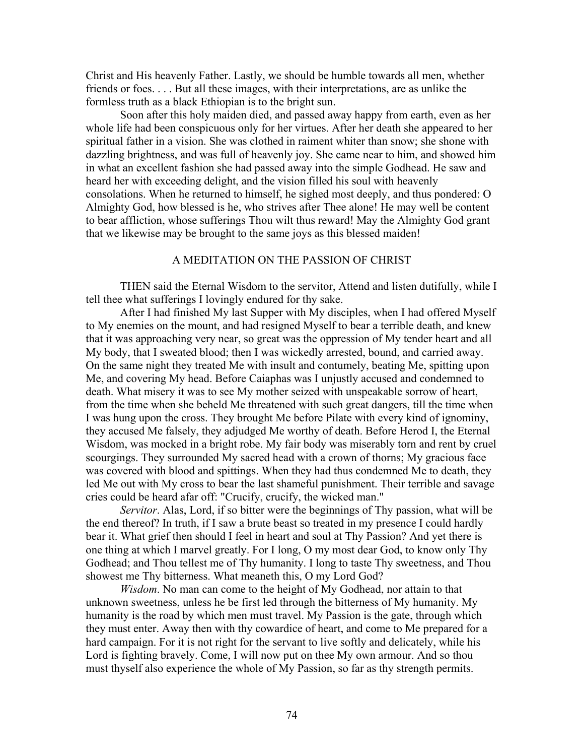Christ and His heavenly Father. Lastly, we should be humble towards all men, whether friends or foes. . . . But all these images, with their interpretations, are as unlike the formless truth as a black Ethiopian is to the bright sun.

Soon after this holy maiden died, and passed away happy from earth, even as her whole life had been conspicuous only for her virtues. After her death she appeared to her spiritual father in a vision. She was clothed in raiment whiter than snow; she shone with dazzling brightness, and was full of heavenly joy. She came near to him, and showed him in what an excellent fashion she had passed away into the simple Godhead. He saw and heard her with exceeding delight, and the vision filled his soul with heavenly consolations. When he returned to himself, he sighed most deeply, and thus pondered: O Almighty God, how blessed is he, who strives after Thee alone! He may well be content to bear affliction, whose sufferings Thou wilt thus reward! May the Almighty God grant that we likewise may be brought to the same joys as this blessed maiden!

## A MEDITATION ON THE PASSION OF CHRIST

THEN said the Eternal Wisdom to the servitor, Attend and listen dutifully, while I tell thee what sufferings I lovingly endured for thy sake.

After I had finished My last Supper with My disciples, when I had offered Myself to My enemies on the mount, and had resigned Myself to bear a terrible death, and knew that it was approaching very near, so great was the oppression of My tender heart and all My body, that I sweated blood; then I was wickedly arrested, bound, and carried away. On the same night they treated Me with insult and contumely, beating Me, spitting upon Me, and covering My head. Before Caiaphas was I unjustly accused and condemned to death. What misery it was to see My mother seized with unspeakable sorrow of heart, from the time when she beheld Me threatened with such great dangers, till the time when I was hung upon the cross. They brought Me before Pilate with every kind of ignominy, they accused Me falsely, they adjudged Me worthy of death. Before Herod I, the Eternal Wisdom, was mocked in a bright robe. My fair body was miserably torn and rent by cruel scourgings. They surrounded My sacred head with a crown of thorns; My gracious face was covered with blood and spittings. When they had thus condemned Me to death, they led Me out with My cross to bear the last shameful punishment. Their terrible and savage cries could be heard afar off: "Crucify, crucify, the wicked man."

*Servitor*. Alas, Lord, if so bitter were the beginnings of Thy passion, what will be the end thereof? In truth, if I saw a brute beast so treated in my presence I could hardly bear it. What grief then should I feel in heart and soul at Thy Passion? And yet there is one thing at which I marvel greatly. For I long, O my most dear God, to know only Thy Godhead; and Thou tellest me of Thy humanity. I long to taste Thy sweetness, and Thou showest me Thy bitterness. What meaneth this, O my Lord God?

*Wisdom*. No man can come to the height of My Godhead, nor attain to that unknown sweetness, unless he be first led through the bitterness of My humanity. My humanity is the road by which men must travel. My Passion is the gate, through which they must enter. Away then with thy cowardice of heart, and come to Me prepared for a hard campaign. For it is not right for the servant to live softly and delicately, while his Lord is fighting bravely. Come, I will now put on thee My own armour. And so thou must thyself also experience the whole of My Passion, so far as thy strength permits.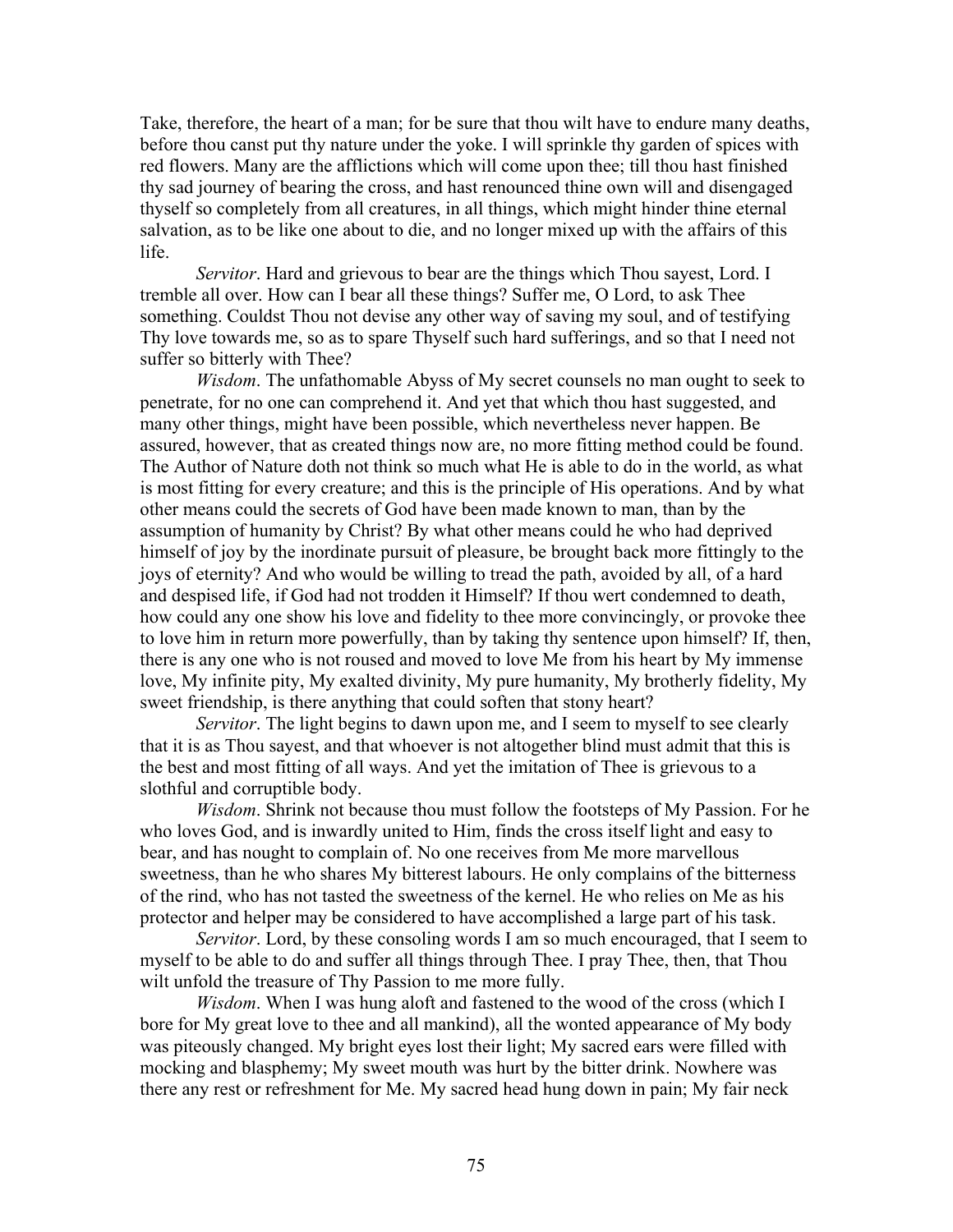Take, therefore, the heart of a man; for be sure that thou wilt have to endure many deaths, before thou canst put thy nature under the yoke. I will sprinkle thy garden of spices with red flowers. Many are the afflictions which will come upon thee; till thou hast finished thy sad journey of bearing the cross, and hast renounced thine own will and disengaged thyself so completely from all creatures, in all things, which might hinder thine eternal salvation, as to be like one about to die, and no longer mixed up with the affairs of this life.

*Servitor*. Hard and grievous to bear are the things which Thou sayest, Lord. I tremble all over. How can I bear all these things? Suffer me, O Lord, to ask Thee something. Couldst Thou not devise any other way of saving my soul, and of testifying Thy love towards me, so as to spare Thyself such hard sufferings, and so that I need not suffer so bitterly with Thee?

*Wisdom*. The unfathomable Abyss of My secret counsels no man ought to seek to penetrate, for no one can comprehend it. And yet that which thou hast suggested, and many other things, might have been possible, which nevertheless never happen. Be assured, however, that as created things now are, no more fitting method could be found. The Author of Nature doth not think so much what He is able to do in the world, as what is most fitting for every creature; and this is the principle of His operations. And by what other means could the secrets of God have been made known to man, than by the assumption of humanity by Christ? By what other means could he who had deprived himself of joy by the inordinate pursuit of pleasure, be brought back more fittingly to the joys of eternity? And who would be willing to tread the path, avoided by all, of a hard and despised life, if God had not trodden it Himself? If thou wert condemned to death, how could any one show his love and fidelity to thee more convincingly, or provoke thee to love him in return more powerfully, than by taking thy sentence upon himself? If, then, there is any one who is not roused and moved to love Me from his heart by My immense love, My infinite pity, My exalted divinity, My pure humanity, My brotherly fidelity, My sweet friendship, is there anything that could soften that stony heart?

*Servitor*. The light begins to dawn upon me, and I seem to myself to see clearly that it is as Thou sayest, and that whoever is not altogether blind must admit that this is the best and most fitting of all ways. And yet the imitation of Thee is grievous to a slothful and corruptible body.

*Wisdom*. Shrink not because thou must follow the footsteps of My Passion. For he who loves God, and is inwardly united to Him, finds the cross itself light and easy to bear, and has nought to complain of. No one receives from Me more marvellous sweetness, than he who shares My bitterest labours. He only complains of the bitterness of the rind, who has not tasted the sweetness of the kernel. He who relies on Me as his protector and helper may be considered to have accomplished a large part of his task.

*Servitor*. Lord, by these consoling words I am so much encouraged, that I seem to myself to be able to do and suffer all things through Thee. I pray Thee, then, that Thou wilt unfold the treasure of Thy Passion to me more fully.

*Wisdom*. When I was hung aloft and fastened to the wood of the cross (which I bore for My great love to thee and all mankind), all the wonted appearance of My body was piteously changed. My bright eyes lost their light; My sacred ears were filled with mocking and blasphemy; My sweet mouth was hurt by the bitter drink. Nowhere was there any rest or refreshment for Me. My sacred head hung down in pain; My fair neck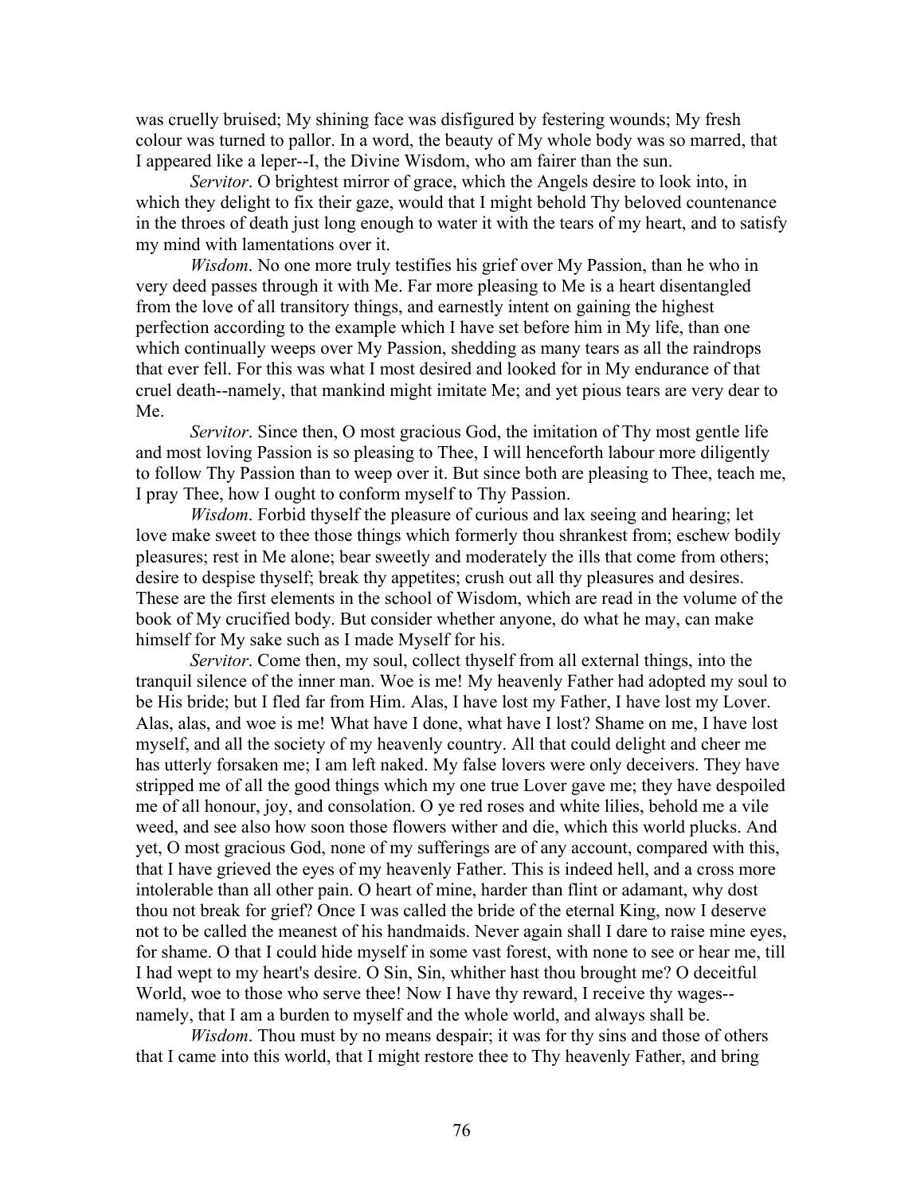was cruelly bruised; My shining face was disfigured by festering wounds; My fresh colour was turned to pallor. In a word, the beauty of My whole body was so marred, that I appeared like a leper--I, the Divine Wisdom, who am fairer than the sun.

*Servitor*. O brightest mirror of grace, which the Angels desire to look into, in which they delight to fix their gaze, would that I might behold Thy beloved countenance in the throes of death just long enough to water it with the tears of my heart, and to satisfy my mind with lamentations over it.

*Wisdom*. No one more truly testifies his grief over My Passion, than he who in very deed passes through it with Me. Far more pleasing to Me is a heart disentangled from the love of all transitory things, and earnestly intent on gaining the highest perfection according to the example which I have set before him in My life, than one which continually weeps over My Passion, shedding as many tears as all the raindrops that ever fell. For this was what I most desired and looked for in My endurance of that cruel death--namely, that mankind might imitate Me; and yet pious tears are very dear to Me.

*Servitor*. Since then, O most gracious God, the imitation of Thy most gentle life and most loving Passion is so pleasing to Thee, I will henceforth labour more diligently to follow Thy Passion than to weep over it. But since both are pleasing to Thee, teach me, I pray Thee, how I ought to conform myself to Thy Passion.

*Wisdom*. Forbid thyself the pleasure of curious and lax seeing and hearing; let love make sweet to thee those things which formerly thou shrankest from; eschew bodily pleasures; rest in Me alone; bear sweetly and moderately the ills that come from others; desire to despise thyself; break thy appetites; crush out all thy pleasures and desires. These are the first elements in the school of Wisdom, which are read in the volume of the book of My crucified body. But consider whether anyone, do what he may, can make himself for My sake such as I made Myself for his.

*Servitor*. Come then, my soul, collect thyself from all external things, into the tranquil silence of the inner man. Woe is me! My heavenly Father had adopted my soul to be His bride; but I fled far from Him. Alas, I have lost my Father, I have lost my Lover. Alas, alas, and woe is me! What have I done, what have I lost? Shame on me, I have lost myself, and all the society of my heavenly country. All that could delight and cheer me has utterly forsaken me; I am left naked. My false lovers were only deceivers. They have stripped me of all the good things which my one true Lover gave me; they have despoiled me of all honour, joy, and consolation. O ye red roses and white lilies, behold me a vile weed, and see also how soon those flowers wither and die, which this world plucks. And yet, O most gracious God, none of my sufferings are of any account, compared with this, that I have grieved the eyes of my heavenly Father. This is indeed hell, and a cross more intolerable than all other pain. O heart of mine, harder than flint or adamant, why dost thou not break for grief? Once I was called the bride of the eternal King, now I deserve not to be called the meanest of his handmaids. Never again shall I dare to raise mine eyes, for shame. O that I could hide myself in some vast forest, with none to see or hear me, till I had wept to my heart's desire. O Sin, Sin, whither hast thou brought me? O deceitful World, woe to those who serve thee! Now I have thy reward, I receive thy wages--namely, that I am a burden to myself and the whole world, and always shall be.

*Wisdom*. Thou must by no means despair; it was for thy sins and those of others that I came into this world, that I might restore thee to Thy heavenly Father, and bring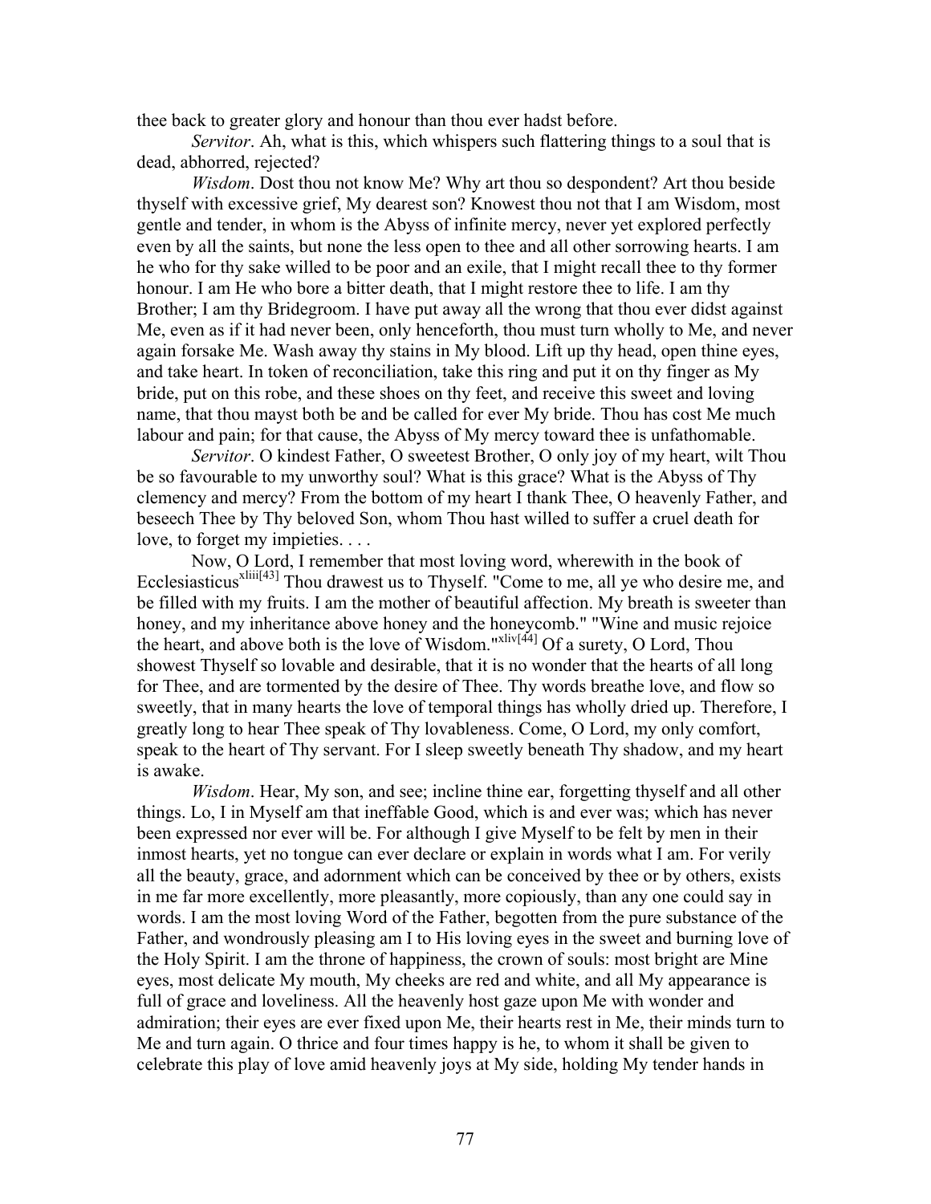thee back to greater glory and honour than thou ever hadst before.

*Servitor*. Ah, what is this, which whispers such flattering things to a soul that is dead, abhorred, rejected?

*Wisdom*. Dost thou not know Me? Why art thou so despondent? Art thou beside thyself with excessive grief, My dearest son? Knowest thou not that I am Wisdom, most gentle and tender, in whom is the Abyss of infinite mercy, never yet explored perfectly even by all the saints, but none the less open to thee and all other sorrowing hearts. I am he who for thy sake willed to be poor and an exile, that I might recall thee to thy former honour. I am He who bore a bitter death, that I might restore thee to life. I am thy Brother; I am thy Bridegroom. I have put away all the wrong that thou ever didst against Me, even as if it had never been, only henceforth, thou must turn wholly to Me, and never again forsake Me. Wash away thy stains in My blood. Lift up thy head, open thine eyes, and take heart. In token of reconciliation, take this ring and put it on thy finger as My bride, put on this robe, and these shoes on thy feet, and receive this sweet and loving name, that thou mayst both be and be called for ever My bride. Thou has cost Me much labour and pain; for that cause, the Abyss of My mercy toward thee is unfathomable.

*Servitor*. O kindest Father, O sweetest Brother, O only joy of my heart, wilt Thou be so favourable to my unworthy soul? What is this grace? What is the Abyss of Thy clemency and mercy? From the bottom of my heart I thank Thee, O heavenly Father, and beseech Thee by Thy beloved Son, whom Thou hast willed to suffer a cruel death for love, to forget my impieties. . . .

Now, O Lord, I remember that most loving word, wherewith in the book of Ecclesiasticus[xliii][43] Thou drawest us to Thyself. "Come to me, all ye who desire me, and be filled with my fruits. I am the mother of beautiful affection. My breath is sweeter than honey, and my inheritance above honey and the honeycomb." "Wine and music rejoice the heart, and above both is the love of Wisdom."[xliv][44] Of a surety, O Lord, Thou showest Thyself so lovable and desirable, that it is no wonder that the hearts of all long for Thee, and are tormented by the desire of Thee. Thy words breathe love, and flow so sweetly, that in many hearts the love of temporal things has wholly dried up. Therefore, I greatly long to hear Thee speak of Thy lovableness. Come, O Lord, my only comfort, speak to the heart of Thy servant. For I sleep sweetly beneath Thy shadow, and my heart is awake.

*Wisdom*. Hear, My son, and see; incline thine ear, forgetting thyself and all other things. Lo, I in Myself am that ineffable Good, which is and ever was; which has never been expressed nor ever will be. For although I give Myself to be felt by men in their inmost hearts, yet no tongue can ever declare or explain in words what I am. For verily all the beauty, grace, and adornment which can be conceived by thee or by others, exists in me far more excellently, more pleasantly, more copiously, than any one could say in words. I am the most loving Word of the Father, begotten from the pure substance of the Father, and wondrously pleasing am I to His loving eyes in the sweet and burning love of the Holy Spirit. I am the throne of happiness, the crown of souls: most bright are Mine eyes, most delicate My mouth, My cheeks are red and white, and all My appearance is full of grace and loveliness. All the heavenly host gaze upon Me with wonder and admiration; their eyes are ever fixed upon Me, their hearts rest in Me, their minds turn to Me and turn again. O thrice and four times happy is he, to whom it shall be given to celebrate this play of love amid heavenly joys at My side, holding My tender hands in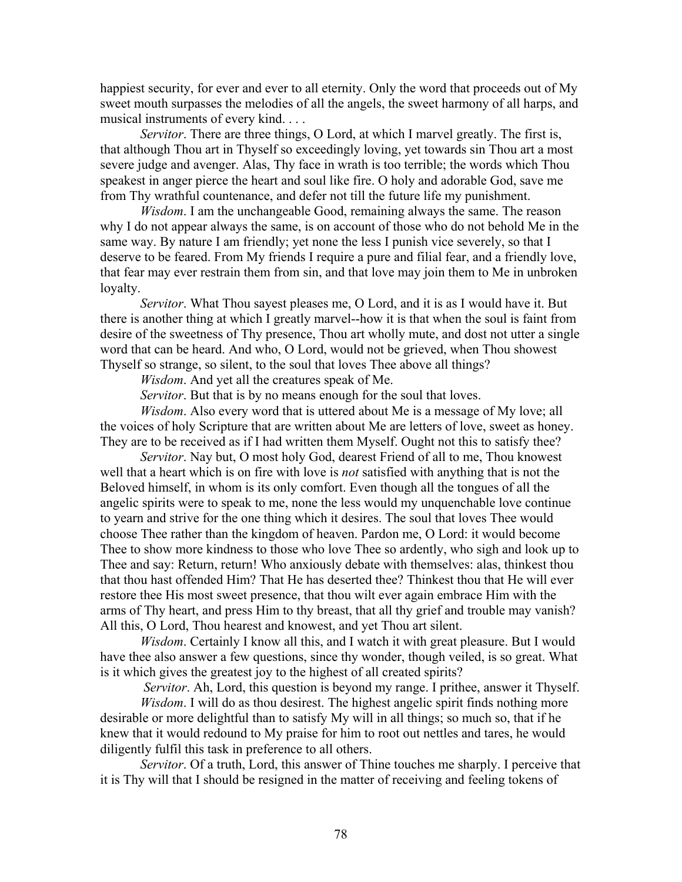happiest security, for ever and ever to all eternity. Only the word that proceeds out of My sweet mouth surpasses the melodies of all the angels, the sweet harmony of all harps, and musical instruments of every kind. . . .

*Servitor*. There are three things, O Lord, at which I marvel greatly. The first is, that although Thou art in Thyself so exceedingly loving, yet towards sin Thou art a most severe judge and avenger. Alas, Thy face in wrath is too terrible; the words which Thou speakest in anger pierce the heart and soul like fire. O holy and adorable God, save me from Thy wrathful countenance, and defer not till the future life my punishment.

*Wisdom*. I am the unchangeable Good, remaining always the same. The reason why I do not appear always the same, is on account of those who do not behold Me in the same way. By nature I am friendly; yet none the less I punish vice severely, so that I deserve to be feared. From My friends I require a pure and filial fear, and a friendly love, that fear may ever restrain them from sin, and that love may join them to Me in unbroken loyalty.

*Servitor*. What Thou sayest pleases me, O Lord, and it is as I would have it. But there is another thing at which I greatly marvel--how it is that when the soul is faint from desire of the sweetness of Thy presence, Thou art wholly mute, and dost not utter a single word that can be heard. And who, O Lord, would not be grieved, when Thou showest Thyself so strange, so silent, to the soul that loves Thee above all things?

*Wisdom*. And yet all the creatures speak of Me.

*Servitor*. But that is by no means enough for the soul that loves.

*Wisdom*. Also every word that is uttered about Me is a message of My love; all the voices of holy Scripture that are written about Me are letters of love, sweet as honey. They are to be received as if I had written them Myself. Ought not this to satisfy thee?

*Servitor*. Nay but, O most holy God, dearest Friend of all to me, Thou knowest well that a heart which is on fire with love is *not* satisfied with anything that is not the Beloved himself, in whom is its only comfort. Even though all the tongues of all the angelic spirits were to speak to me, none the less would my unquenchable love continue to yearn and strive for the one thing which it desires. The soul that loves Thee would choose Thee rather than the kingdom of heaven. Pardon me, O Lord: it would become Thee to show more kindness to those who love Thee so ardently, who sigh and look up to Thee and say: Return, return! Who anxiously debate with themselves: alas, thinkest thou that thou hast offended Him? That He has deserted thee? Thinkest thou that He will ever restore thee His most sweet presence, that thou wilt ever again embrace Him with the arms of Thy heart, and press Him to thy breast, that all thy grief and trouble may vanish? All this, O Lord, Thou hearest and knowest, and yet Thou art silent.

*Wisdom*. Certainly I know all this, and I watch it with great pleasure. But I would have thee also answer a few questions, since thy wonder, though veiled, is so great. What is it which gives the greatest joy to the highest of all created spirits?

*Servitor*. Ah, Lord, this question is beyond my range. I prithee, answer it Thyself.

*Wisdom*. I will do as thou desirest. The highest angelic spirit finds nothing more desirable or more delightful than to satisfy My will in all things; so much so, that if he knew that it would redound to My praise for him to root out nettles and tares, he would diligently fulfil this task in preference to all others.

*Servitor*. Of a truth, Lord, this answer of Thine touches me sharply. I perceive that it is Thy will that I should be resigned in the matter of receiving and feeling tokens of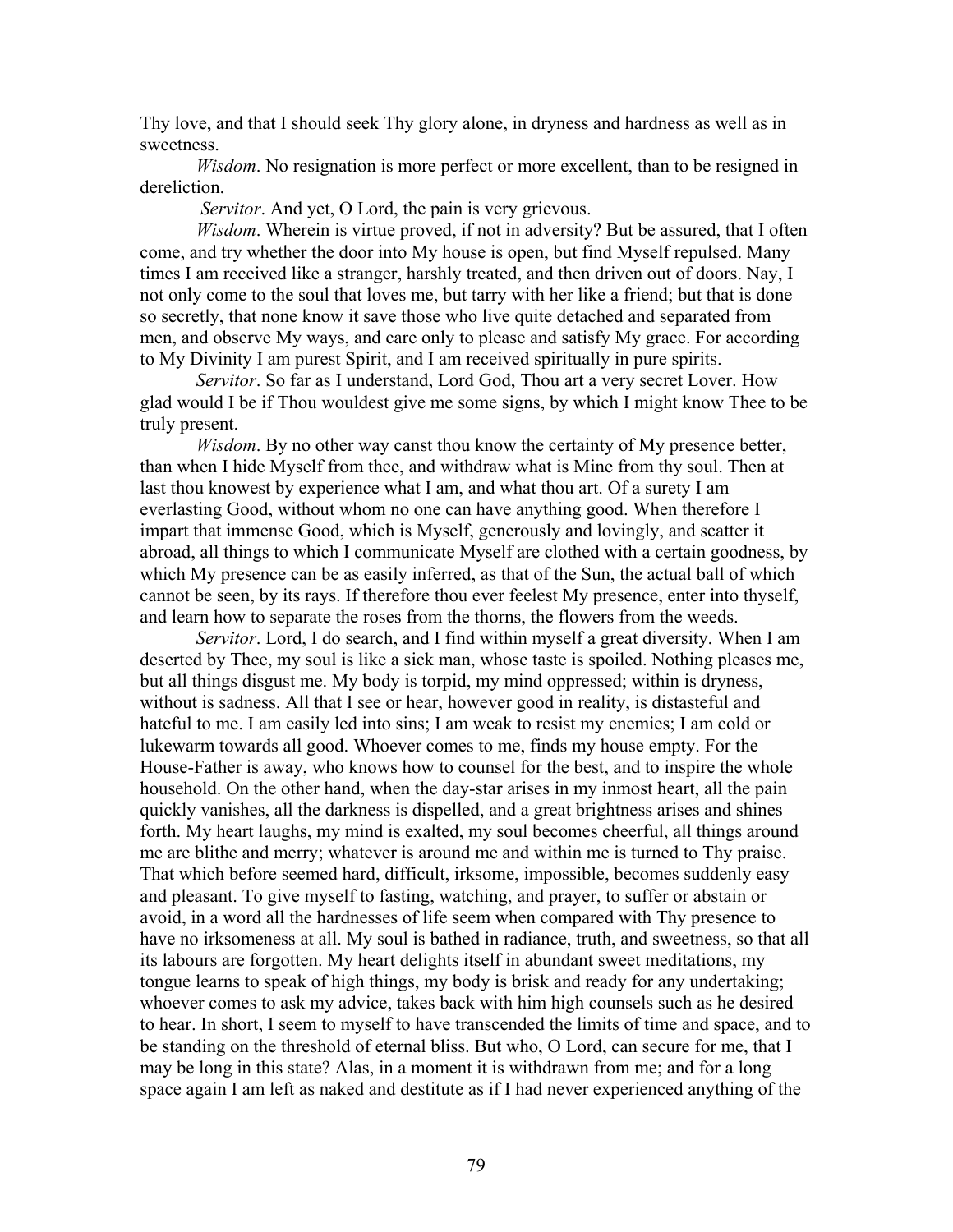Thy love, and that I should seek Thy glory alone, in dryness and hardness as well as in sweetness.

*Wisdom*. No resignation is more perfect or more excellent, than to be resigned in dereliction.

*Servitor*. And yet, O Lord, the pain is very grievous.

*Wisdom*. Wherein is virtue proved, if not in adversity? But be assured, that I often come, and try whether the door into My house is open, but find Myself repulsed. Many times I am received like a stranger, harshly treated, and then driven out of doors. Nay, I not only come to the soul that loves me, but tarry with her like a friend; but that is done so secretly, that none know it save those who live quite detached and separated from men, and observe My ways, and care only to please and satisfy My grace. For according to My Divinity I am purest Spirit, and I am received spiritually in pure spirits.

*Servitor*. So far as I understand, Lord God, Thou art a very secret Lover. How glad would I be if Thou wouldest give me some signs, by which I might know Thee to be truly present.

*Wisdom*. By no other way canst thou know the certainty of My presence better, than when I hide Myself from thee, and withdraw what is Mine from thy soul. Then at last thou knowest by experience what I am, and what thou art. Of a surety I am everlasting Good, without whom no one can have anything good. When therefore I impart that immense Good, which is Myself, generously and lovingly, and scatter it abroad, all things to which I communicate Myself are clothed with a certain goodness, by which My presence can be as easily inferred, as that of the Sun, the actual ball of which cannot be seen, by its rays. If therefore thou ever feelest My presence, enter into thyself, and learn how to separate the roses from the thorns, the flowers from the weeds.

*Servitor*. Lord, I do search, and I find within myself a great diversity. When I am deserted by Thee, my soul is like a sick man, whose taste is spoiled. Nothing pleases me, but all things disgust me. My body is torpid, my mind oppressed; within is dryness, without is sadness. All that I see or hear, however good in reality, is distasteful and hateful to me. I am easily led into sins; I am weak to resist my enemies; I am cold or lukewarm towards all good. Whoever comes to me, finds my house empty. For the House-Father is away, who knows how to counsel for the best, and to inspire the whole household. On the other hand, when the day-star arises in my inmost heart, all the pain quickly vanishes, all the darkness is dispelled, and a great brightness arises and shines forth. My heart laughs, my mind is exalted, my soul becomes cheerful, all things around me are blithe and merry; whatever is around me and within me is turned to Thy praise. That which before seemed hard, difficult, irksome, impossible, becomes suddenly easy and pleasant. To give myself to fasting, watching, and prayer, to suffer or abstain or avoid, in a word all the hardnesses of life seem when compared with Thy presence to have no irksomeness at all. My soul is bathed in radiance, truth, and sweetness, so that all its labours are forgotten. My heart delights itself in abundant sweet meditations, my tongue learns to speak of high things, my body is brisk and ready for any undertaking; whoever comes to ask my advice, takes back with him high counsels such as he desired to hear. In short, I seem to myself to have transcended the limits of time and space, and to be standing on the threshold of eternal bliss. But who, O Lord, can secure for me, that I may be long in this state? Alas, in a moment it is withdrawn from me; and for a long space again I am left as naked and destitute as if I had never experienced anything of the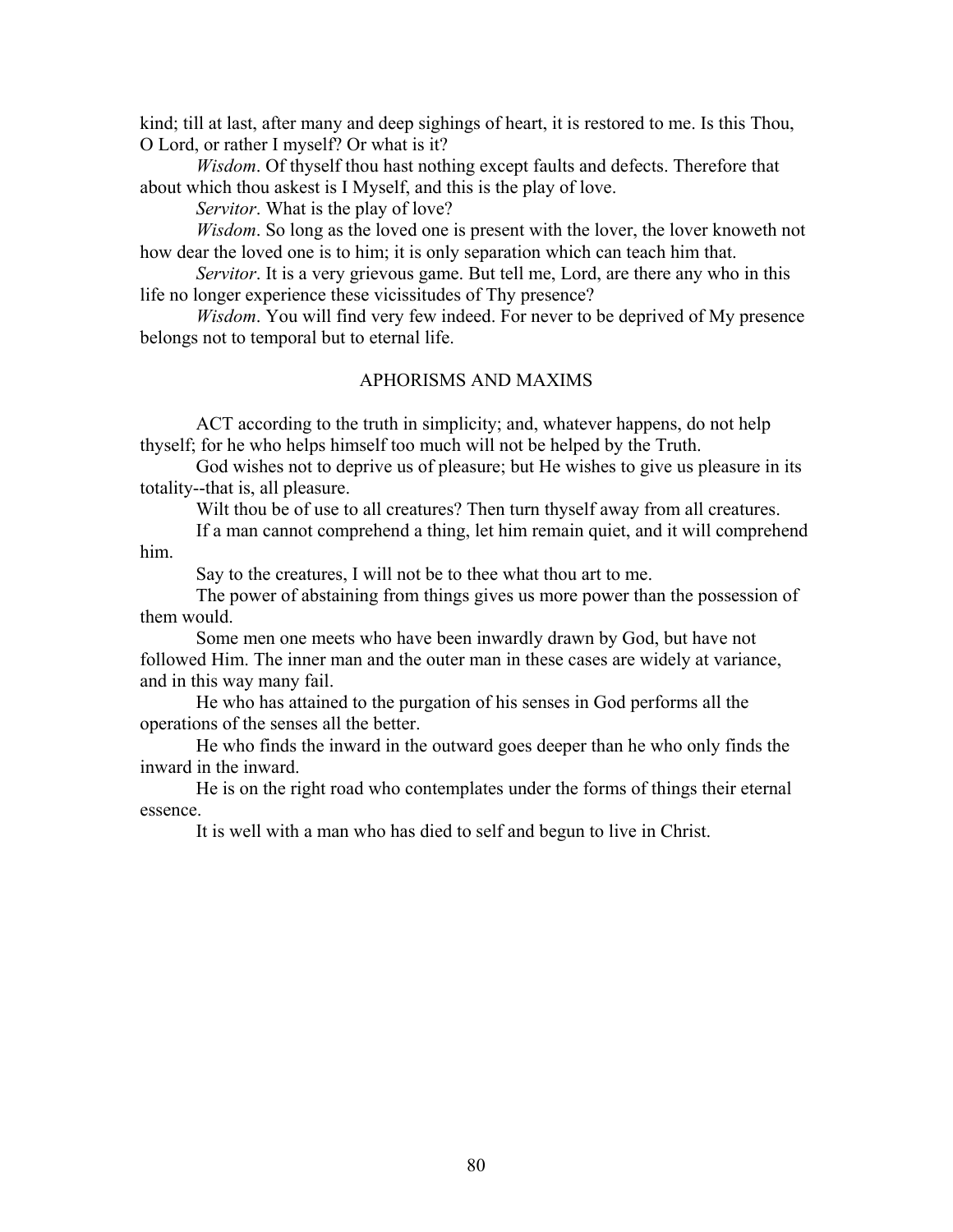kind; till at last, after many and deep sighings of heart, it is restored to me. Is this Thou, O Lord, or rather I myself? Or what is it?

*Wisdom*. Of thyself thou hast nothing except faults and defects. Therefore that about which thou askest is I Myself, and this is the play of love.

*Servitor*. What is the play of love?

*Wisdom*. So long as the loved one is present with the lover, the lover knoweth not how dear the loved one is to him; it is only separation which can teach him that.

*Servitor*. It is a very grievous game. But tell me, Lord, are there any who in this life no longer experience these vicissitudes of Thy presence?

*Wisdom*. You will find very few indeed. For never to be deprived of My presence belongs not to temporal but to eternal life.

## APHORISMS AND MAXIMS

ACT according to the truth in simplicity; and, whatever happens, do not help thyself; for he who helps himself too much will not be helped by the Truth.

God wishes not to deprive us of pleasure; but He wishes to give us pleasure in its totality--that is, all pleasure.

Wilt thou be of use to all creatures? Then turn thyself away from all creatures.

If a man cannot comprehend a thing, let him remain quiet, and it will comprehend him.

Say to the creatures, I will not be to thee what thou art to me.

The power of abstaining from things gives us more power than the possession of them would.

Some men one meets who have been inwardly drawn by God, but have not followed Him. The inner man and the outer man in these cases are widely at variance, and in this way many fail.

He who has attained to the purgation of his senses in God performs all the operations of the senses all the better.

He who finds the inward in the outward goes deeper than he who only finds the inward in the inward.

He is on the right road who contemplates under the forms of things their eternal essence.

It is well with a man who has died to self and begun to live in Christ.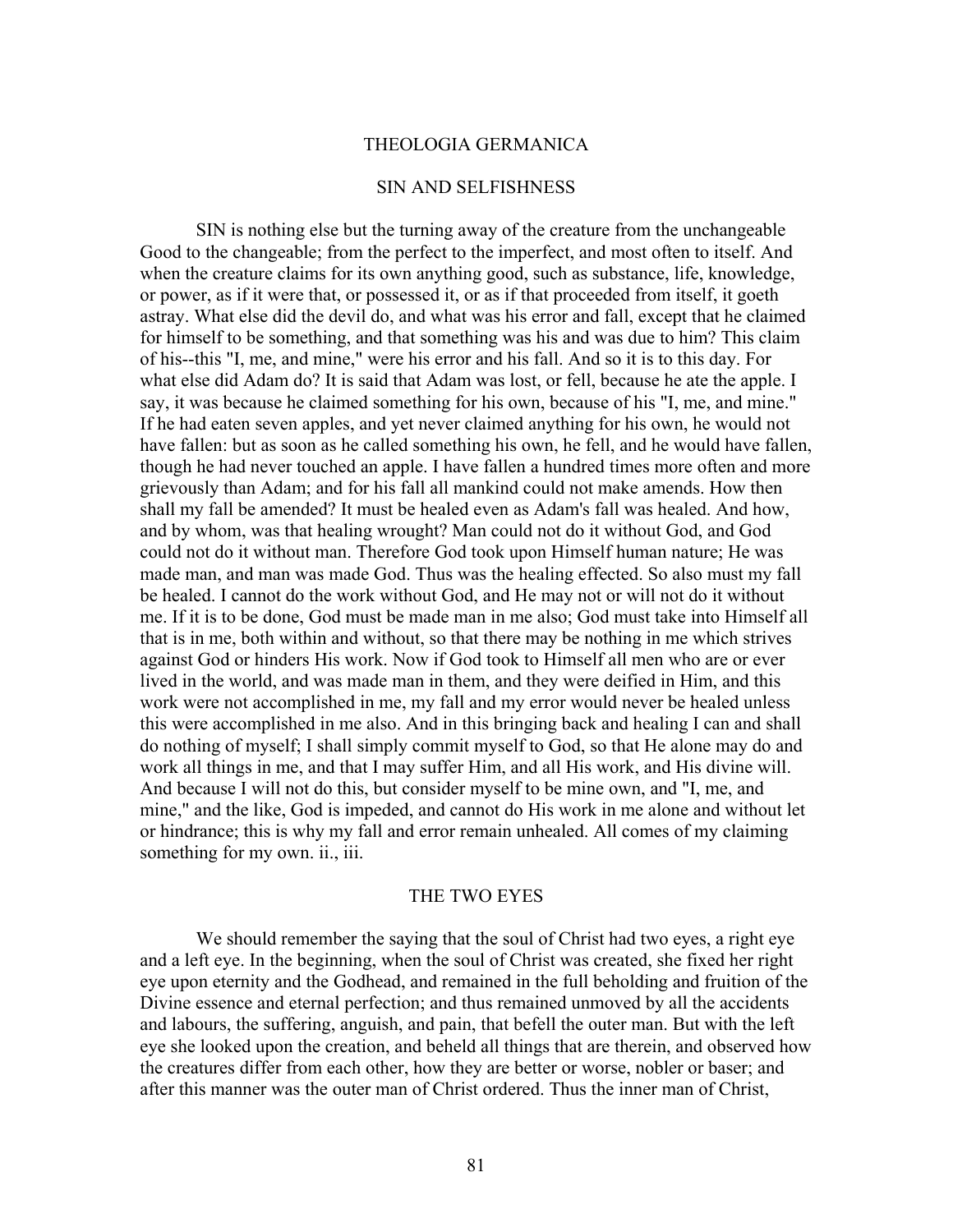# THEOLOGIA GERMANICA

## SIN AND SELFISHNESS

SIN is nothing else but the turning away of the creature from the unchangeable Good to the changeable; from the perfect to the imperfect, and most often to itself. And when the creature claims for its own anything good, such as substance, life, knowledge, or power, as if it were that, or possessed it, or as if that proceeded from itself, it goeth astray. What else did the devil do, and what was his error and fall, except that he claimed for himself to be something, and that something was his and was due to him? This claim of his--this "I, me, and mine," were his error and his fall. And so it is to this day. For what else did Adam do? It is said that Adam was lost, or fell, because he ate the apple. I say, it was because he claimed something for his own, because of his "I, me, and mine." If he had eaten seven apples, and yet never claimed anything for his own, he would not have fallen: but as soon as he called something his own, he fell, and he would have fallen, though he had never touched an apple. I have fallen a hundred times more often and more grievously than Adam; and for his fall all mankind could not make amends. How then shall my fall be amended? It must be healed even as Adam's fall was healed. And how, and by whom, was that healing wrought? Man could not do it without God, and God could not do it without man. Therefore God took upon Himself human nature; He was made man, and man was made God. Thus was the healing effected. So also must my fall be healed. I cannot do the work without God, and He may not or will not do it without me. If it is to be done, God must be made man in me also; God must take into Himself all that is in me, both within and without, so that there may be nothing in me which strives against God or hinders His work. Now if God took to Himself all men who are or ever lived in the world, and was made man in them, and they were deified in Him, and this work were not accomplished in me, my fall and my error would never be healed unless this were accomplished in me also. And in this bringing back and healing I can and shall do nothing of myself; I shall simply commit myself to God, so that He alone may do and work all things in me, and that I may suffer Him, and all His work, and His divine will. And because I will not do this, but consider myself to be mine own, and "I, me, and mine," and the like, God is impeded, and cannot do His work in me alone and without let or hindrance; this is why my fall and error remain unhealed. All comes of my claiming something for my own. ii., iii.

## THE TWO EYES

We should remember the saying that the soul of Christ had two eyes, a right eye and a left eye. In the beginning, when the soul of Christ was created, she fixed her right eye upon eternity and the Godhead, and remained in the full beholding and fruition of the Divine essence and eternal perfection; and thus remained unmoved by all the accidents and labours, the suffering, anguish, and pain, that befell the outer man. But with the left eye she looked upon the creation, and beheld all things that are therein, and observed how the creatures differ from each other, how they are better or worse, nobler or baser; and after this manner was the outer man of Christ ordered. Thus the inner man of Christ,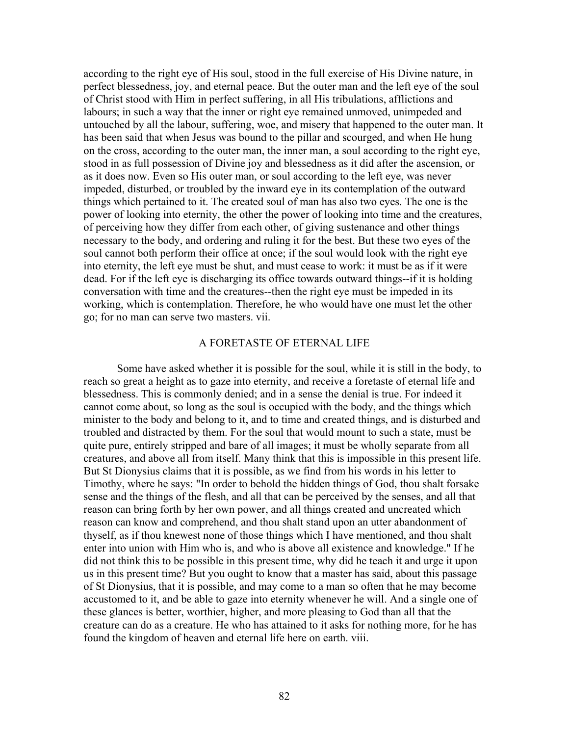according to the right eye of His soul, stood in the full exercise of His Divine nature, in perfect blessedness, joy, and eternal peace. But the outer man and the left eye of the soul of Christ stood with Him in perfect suffering, in all His tribulations, afflictions and labours; in such a way that the inner or right eye remained unmoved, unimpeded and untouched by all the labour, suffering, woe, and misery that happened to the outer man. It has been said that when Jesus was bound to the pillar and scourged, and when He hung on the cross, according to the outer man, the inner man, a soul according to the right eye, stood in as full possession of Divine joy and blessedness as it did after the ascension, or as it does now. Even so His outer man, or soul according to the left eye, was never impeded, disturbed, or troubled by the inward eye in its contemplation of the outward things which pertained to it. The created soul of man has also two eyes. The one is the power of looking into eternity, the other the power of looking into time and the creatures, of perceiving how they differ from each other, of giving sustenance and other things necessary to the body, and ordering and ruling it for the best. But these two eyes of the soul cannot both perform their office at once; if the soul would look with the right eye into eternity, the left eye must be shut, and must cease to work: it must be as if it were dead. For if the left eye is discharging its office towards outward things--if it is holding conversation with time and the creatures--then the right eye must be impeded in its working, which is contemplation. Therefore, he who would have one must let the other go; for no man can serve two masters. vii.

## A FORETASTE OF ETERNAL LIFE

Some have asked whether it is possible for the soul, while it is still in the body, to reach so great a height as to gaze into eternity, and receive a foretaste of eternal life and blessedness. This is commonly denied; and in a sense the denial is true. For indeed it cannot come about, so long as the soul is occupied with the body, and the things which minister to the body and belong to it, and to time and created things, and is disturbed and troubled and distracted by them. For the soul that would mount to such a state, must be quite pure, entirely stripped and bare of all images; it must be wholly separate from all creatures, and above all from itself. Many think that this is impossible in this present life. But St Dionysius claims that it is possible, as we find from his words in his letter to Timothy, where he says: "In order to behold the hidden things of God, thou shalt forsake sense and the things of the flesh, and all that can be perceived by the senses, and all that reason can bring forth by her own power, and all things created and uncreated which reason can know and comprehend, and thou shalt stand upon an utter abandonment of thyself, as if thou knewest none of those things which I have mentioned, and thou shalt enter into union with Him who is, and who is above all existence and knowledge." If he did not think this to be possible in this present time, why did he teach it and urge it upon us in this present time? But you ought to know that a master has said, about this passage of St Dionysius, that it is possible, and may come to a man so often that he may become accustomed to it, and be able to gaze into eternity whenever he will. And a single one of these glances is better, worthier, higher, and more pleasing to God than all that the creature can do as a creature. He who has attained to it asks for nothing more, for he has found the kingdom of heaven and eternal life here on earth. viii.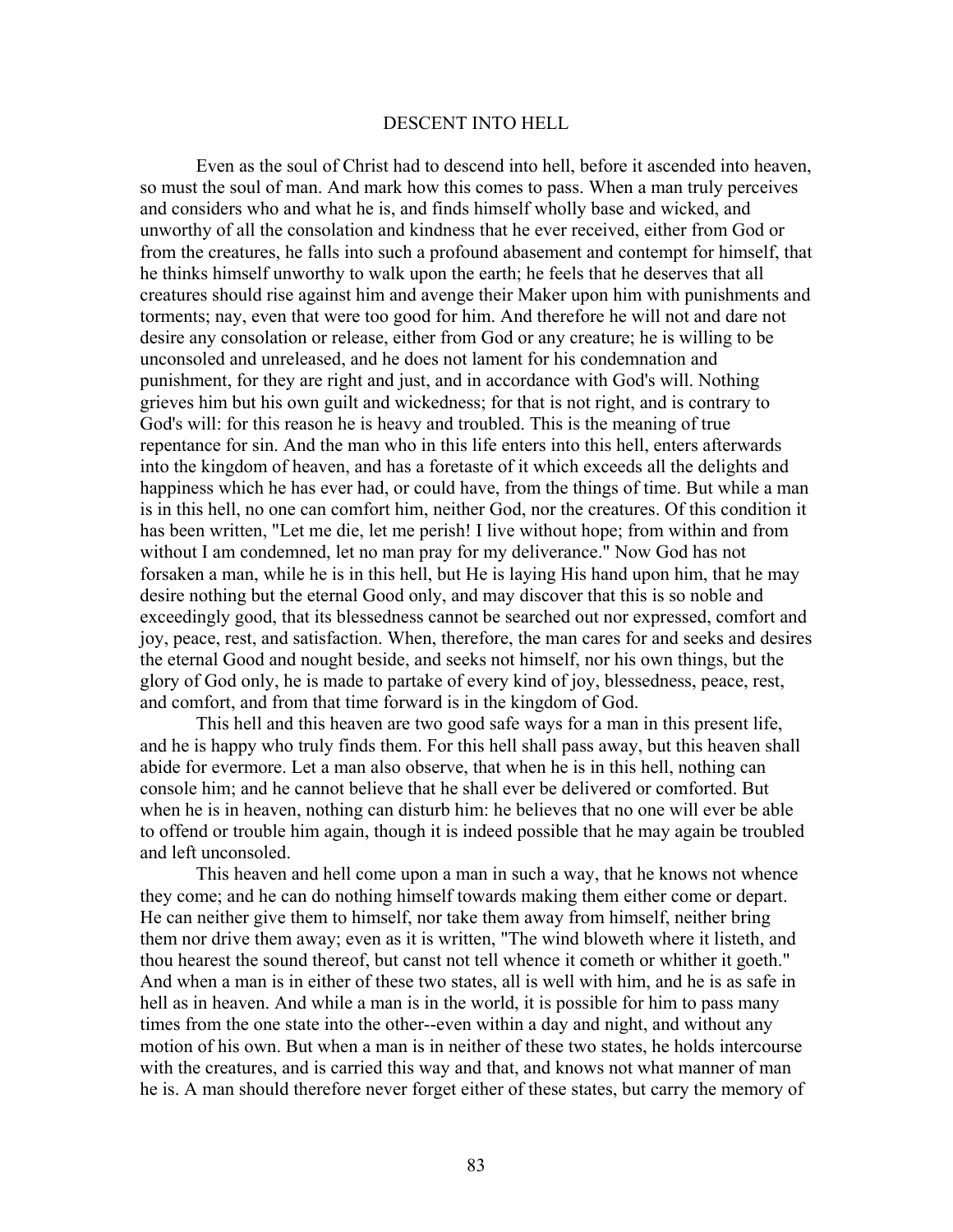# DESCENT INTO HELL

Even as the soul of Christ had to descend into hell, before it ascended into heaven, so must the soul of man. And mark how this comes to pass. When a man truly perceives and considers who and what he is, and finds himself wholly base and wicked, and unworthy of all the consolation and kindness that he ever received, either from God or from the creatures, he falls into such a profound abasement and contempt for himself, that he thinks himself unworthy to walk upon the earth; he feels that he deserves that all creatures should rise against him and avenge their Maker upon him with punishments and torments; nay, even that were too good for him. And therefore he will not and dare not desire any consolation or release, either from God or any creature; he is willing to be unconsoled and unreleased, and he does not lament for his condemnation and punishment, for they are right and just, and in accordance with God's will. Nothing grieves him but his own guilt and wickedness; for that is not right, and is contrary to God's will: for this reason he is heavy and troubled. This is the meaning of true repentance for sin. And the man who in this life enters into this hell, enters afterwards into the kingdom of heaven, and has a foretaste of it which exceeds all the delights and happiness which he has ever had, or could have, from the things of time. But while a man is in this hell, no one can comfort him, neither God, nor the creatures. Of this condition it has been written, "Let me die, let me perish! I live without hope; from within and from without I am condemned, let no man pray for my deliverance." Now God has not forsaken a man, while he is in this hell, but He is laying His hand upon him, that he may desire nothing but the eternal Good only, and may discover that this is so noble and exceedingly good, that its blessedness cannot be searched out nor expressed, comfort and joy, peace, rest, and satisfaction. When, therefore, the man cares for and seeks and desires the eternal Good and nought beside, and seeks not himself, nor his own things, but the glory of God only, he is made to partake of every kind of joy, blessedness, peace, rest, and comfort, and from that time forward is in the kingdom of God.

This hell and this heaven are two good safe ways for a man in this present life, and he is happy who truly finds them. For this hell shall pass away, but this heaven shall abide for evermore. Let a man also observe, that when he is in this hell, nothing can console him; and he cannot believe that he shall ever be delivered or comforted. But when he is in heaven, nothing can disturb him: he believes that no one will ever be able to offend or trouble him again, though it is indeed possible that he may again be troubled and left unconsoled.

This heaven and hell come upon a man in such a way, that he knows not whence they come; and he can do nothing himself towards making them either come or depart. He can neither give them to himself, nor take them away from himself, neither bring them nor drive them away; even as it is written, "The wind bloweth where it listeth, and thou hearest the sound thereof, but canst not tell whence it cometh or whither it goeth." And when a man is in either of these two states, all is well with him, and he is as safe in hell as in heaven. And while a man is in the world, it is possible for him to pass many times from the one state into the other--even within a day and night, and without any motion of his own. But when a man is in neither of these two states, he holds intercourse with the creatures, and is carried this way and that, and knows not what manner of man he is. A man should therefore never forget either of these states, but carry the memory of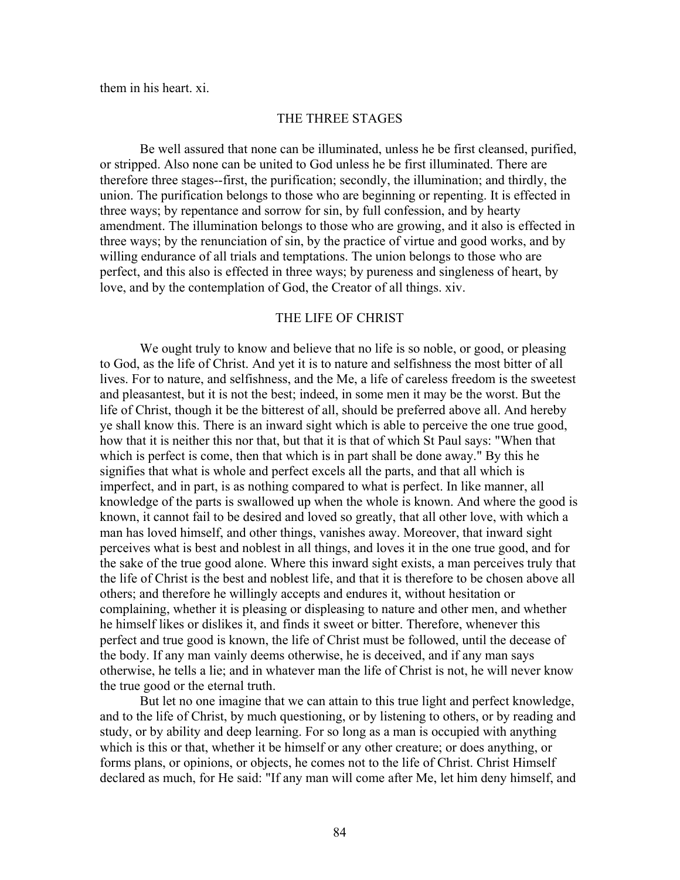them in his heart. xi.

## THE THREE STAGES

Be well assured that none can be illuminated, unless he be first cleansed, purified, or stripped. Also none can be united to God unless he be first illuminated. There are therefore three stages--first, the purification; secondly, the illumination; and thirdly, the union. The purification belongs to those who are beginning or repenting. It is effected in three ways; by repentance and sorrow for sin, by full confession, and by hearty amendment. The illumination belongs to those who are growing, and it also is effected in three ways; by the renunciation of sin, by the practice of virtue and good works, and by willing endurance of all trials and temptations. The union belongs to those who are perfect, and this also is effected in three ways; by pureness and singleness of heart, by love, and by the contemplation of God, the Creator of all things. xiv.

## THE LIFE OF CHRIST

We ought truly to know and believe that no life is so noble, or good, or pleasing to God, as the life of Christ. And yet it is to nature and selfishness the most bitter of all lives. For to nature, and selfishness, and the Me, a life of careless freedom is the sweetest and pleasantest, but it is not the best; indeed, in some men it may be the worst. But the life of Christ, though it be the bitterest of all, should be preferred above all. And hereby ye shall know this. There is an inward sight which is able to perceive the one true good, how that it is neither this nor that, but that it is that of which St Paul says: "When that which is perfect is come, then that which is in part shall be done away." By this he signifies that what is whole and perfect excels all the parts, and that all which is imperfect, and in part, is as nothing compared to what is perfect. In like manner, all knowledge of the parts is swallowed up when the whole is known. And where the good is known, it cannot fail to be desired and loved so greatly, that all other love, with which a man has loved himself, and other things, vanishes away. Moreover, that inward sight perceives what is best and noblest in all things, and loves it in the one true good, and for the sake of the true good alone. Where this inward sight exists, a man perceives truly that the life of Christ is the best and noblest life, and that it is therefore to be chosen above all others; and therefore he willingly accepts and endures it, without hesitation or complaining, whether it is pleasing or displeasing to nature and other men, and whether he himself likes or dislikes it, and finds it sweet or bitter. Therefore, whenever this perfect and true good is known, the life of Christ must be followed, until the decease of the body. If any man vainly deems otherwise, he is deceived, and if any man says otherwise, he tells a lie; and in whatever man the life of Christ is not, he will never know the true good or the eternal truth.

But let no one imagine that we can attain to this true light and perfect knowledge, and to the life of Christ, by much questioning, or by listening to others, or by reading and study, or by ability and deep learning. For so long as a man is occupied with anything which is this or that, whether it be himself or any other creature; or does anything, or forms plans, or opinions, or objects, he comes not to the life of Christ. Christ Himself declared as much, for He said: "If any man will come after Me, let him deny himself, and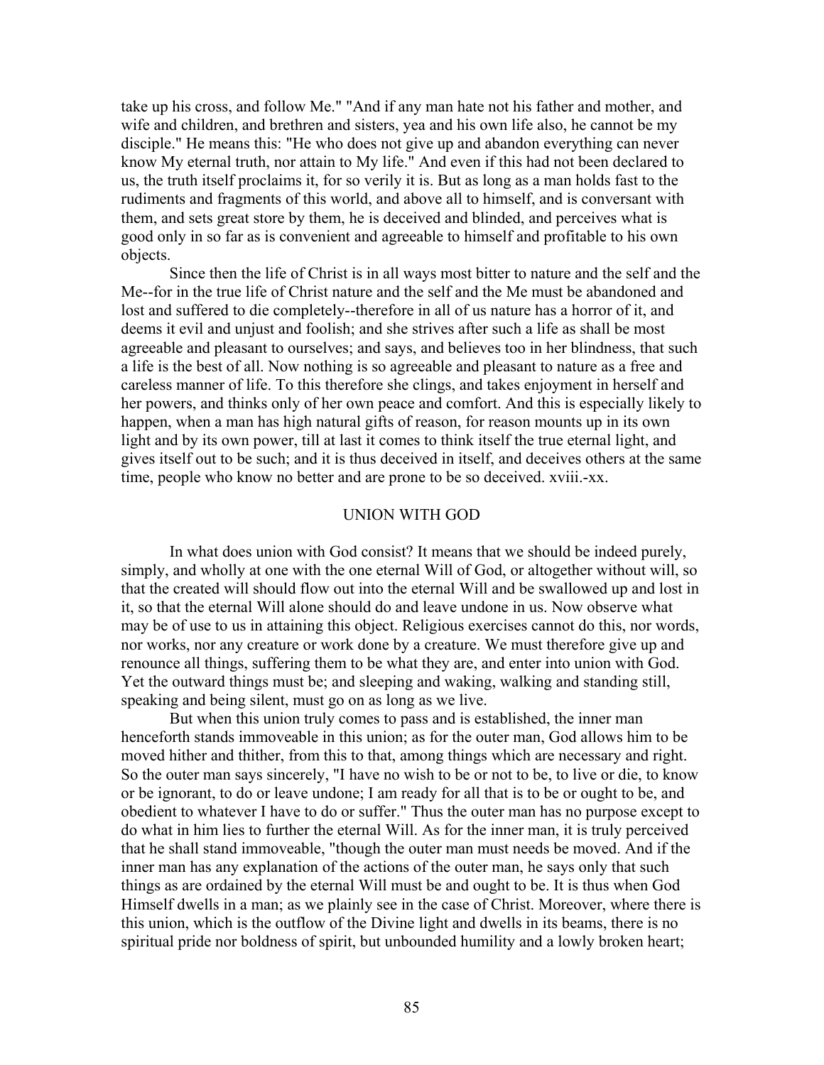take up his cross, and follow Me." "And if any man hate not his father and mother, and wife and children, and brethren and sisters, yea and his own life also, he cannot be my disciple." He means this: "He who does not give up and abandon everything can never know My eternal truth, nor attain to My life." And even if this had not been declared to us, the truth itself proclaims it, for so verily it is. But as long as a man holds fast to the rudiments and fragments of this world, and above all to himself, and is conversant with them, and sets great store by them, he is deceived and blinded, and perceives what is good only in so far as is convenient and agreeable to himself and profitable to his own objects.

Since then the life of Christ is in all ways most bitter to nature and the self and the Me--for in the true life of Christ nature and the self and the Me must be abandoned and lost and suffered to die completely--therefore in all of us nature has a horror of it, and deems it evil and unjust and foolish; and she strives after such a life as shall be most agreeable and pleasant to ourselves; and says, and believes too in her blindness, that such a life is the best of all. Now nothing is so agreeable and pleasant to nature as a free and careless manner of life. To this therefore she clings, and takes enjoyment in herself and her powers, and thinks only of her own peace and comfort. And this is especially likely to happen, when a man has high natural gifts of reason, for reason mounts up in its own light and by its own power, till at last it comes to think itself the true eternal light, and gives itself out to be such; and it is thus deceived in itself, and deceives others at the same time, people who know no better and are prone to be so deceived. xviii.-xx.

## UNION WITH GOD

In what does union with God consist? It means that we should be indeed purely, simply, and wholly at one with the one eternal Will of God, or altogether without will, so that the created will should flow out into the eternal Will and be swallowed up and lost in it, so that the eternal Will alone should do and leave undone in us. Now observe what may be of use to us in attaining this object. Religious exercises cannot do this, nor words, nor works, nor any creature or work done by a creature. We must therefore give up and renounce all things, suffering them to be what they are, and enter into union with God. Yet the outward things must be; and sleeping and waking, walking and standing still, speaking and being silent, must go on as long as we live.

But when this union truly comes to pass and is established, the inner man henceforth stands immoveable in this union; as for the outer man, God allows him to be moved hither and thither, from this to that, among things which are necessary and right. So the outer man says sincerely, "I have no wish to be or not to be, to live or die, to know or be ignorant, to do or leave undone; I am ready for all that is to be or ought to be, and obedient to whatever I have to do or suffer." Thus the outer man has no purpose except to do what in him lies to further the eternal Will. As for the inner man, it is truly perceived that he shall stand immoveable, "though the outer man must needs be moved. And if the inner man has any explanation of the actions of the outer man, he says only that such things as are ordained by the eternal Will must be and ought to be. It is thus when God Himself dwells in a man; as we plainly see in the case of Christ. Moreover, where there is this union, which is the outflow of the Divine light and dwells in its beams, there is no spiritual pride nor boldness of spirit, but unbounded humility and a lowly broken heart;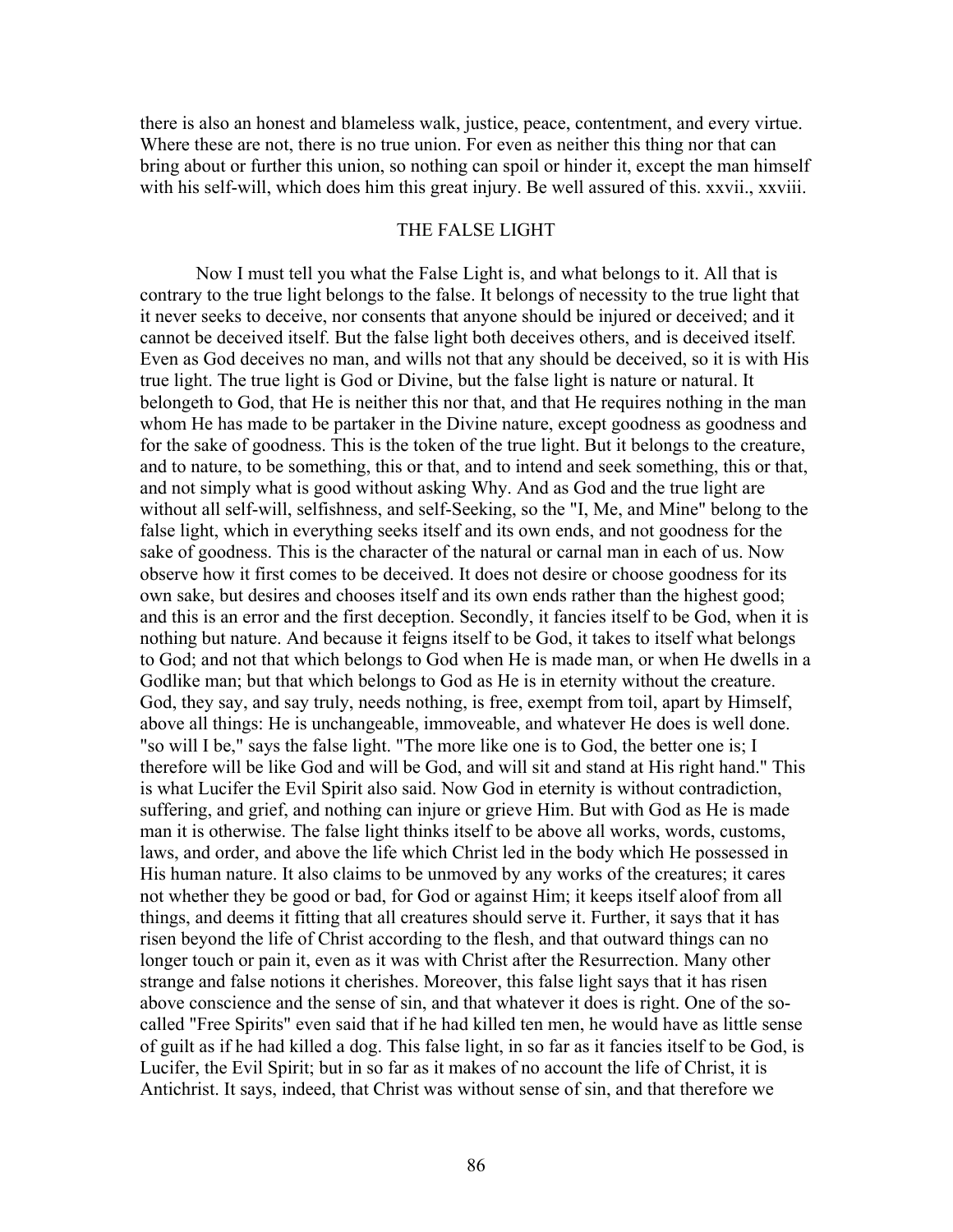there is also an honest and blameless walk, justice, peace, contentment, and every virtue. Where these are not, there is no true union. For even as neither this thing nor that can bring about or further this union, so nothing can spoil or hinder it, except the man himself with his self-will, which does him this great injury. Be well assured of this. xxvii., xxviii.

## THE FALSE LIGHT

Now I must tell you what the False Light is, and what belongs to it. All that is contrary to the true light belongs to the false. It belongs of necessity to the true light that it never seeks to deceive, nor consents that anyone should be injured or deceived; and it cannot be deceived itself. But the false light both deceives others, and is deceived itself. Even as God deceives no man, and wills not that any should be deceived, so it is with His true light. The true light is God or Divine, but the false light is nature or natural. It belongeth to God, that He is neither this nor that, and that He requires nothing in the man whom He has made to be partaker in the Divine nature, except goodness as goodness and for the sake of goodness. This is the token of the true light. But it belongs to the creature, and to nature, to be something, this or that, and to intend and seek something, this or that, and not simply what is good without asking Why. And as God and the true light are without all self-will, selfishness, and self-Seeking, so the "I, Me, and Mine" belong to the false light, which in everything seeks itself and its own ends, and not goodness for the sake of goodness. This is the character of the natural or carnal man in each of us. Now observe how it first comes to be deceived. It does not desire or choose goodness for its own sake, but desires and chooses itself and its own ends rather than the highest good; and this is an error and the first deception. Secondly, it fancies itself to be God, when it is nothing but nature. And because it feigns itself to be God, it takes to itself what belongs to God; and not that which belongs to God when He is made man, or when He dwells in a Godlike man; but that which belongs to God as He is in eternity without the creature. God, they say, and say truly, needs nothing, is free, exempt from toil, apart by Himself, above all things: He is unchangeable, immoveable, and whatever He does is well done. "so will I be," says the false light. "The more like one is to God, the better one is; I therefore will be like God and will be God, and will sit and stand at His right hand." This is what Lucifer the Evil Spirit also said. Now God in eternity is without contradiction, suffering, and grief, and nothing can injure or grieve Him. But with God as He is made man it is otherwise. The false light thinks itself to be above all works, words, customs, laws, and order, and above the life which Christ led in the body which He possessed in His human nature. It also claims to be unmoved by any works of the creatures; it cares not whether they be good or bad, for God or against Him; it keeps itself aloof from all things, and deems it fitting that all creatures should serve it. Further, it says that it has risen beyond the life of Christ according to the flesh, and that outward things can no longer touch or pain it, even as it was with Christ after the Resurrection. Many other strange and false notions it cherishes. Moreover, this false light says that it has risen above conscience and the sense of sin, and that whatever it does is right. One of the so-called "Free Spirits" even said that if he had killed ten men, he would have as little sense of guilt as if he had killed a dog. This false light, in so far as it fancies itself to be God, is Lucifer, the Evil Spirit; but in so far as it makes of no account the life of Christ, it is Antichrist. It says, indeed, that Christ was without sense of sin, and that therefore we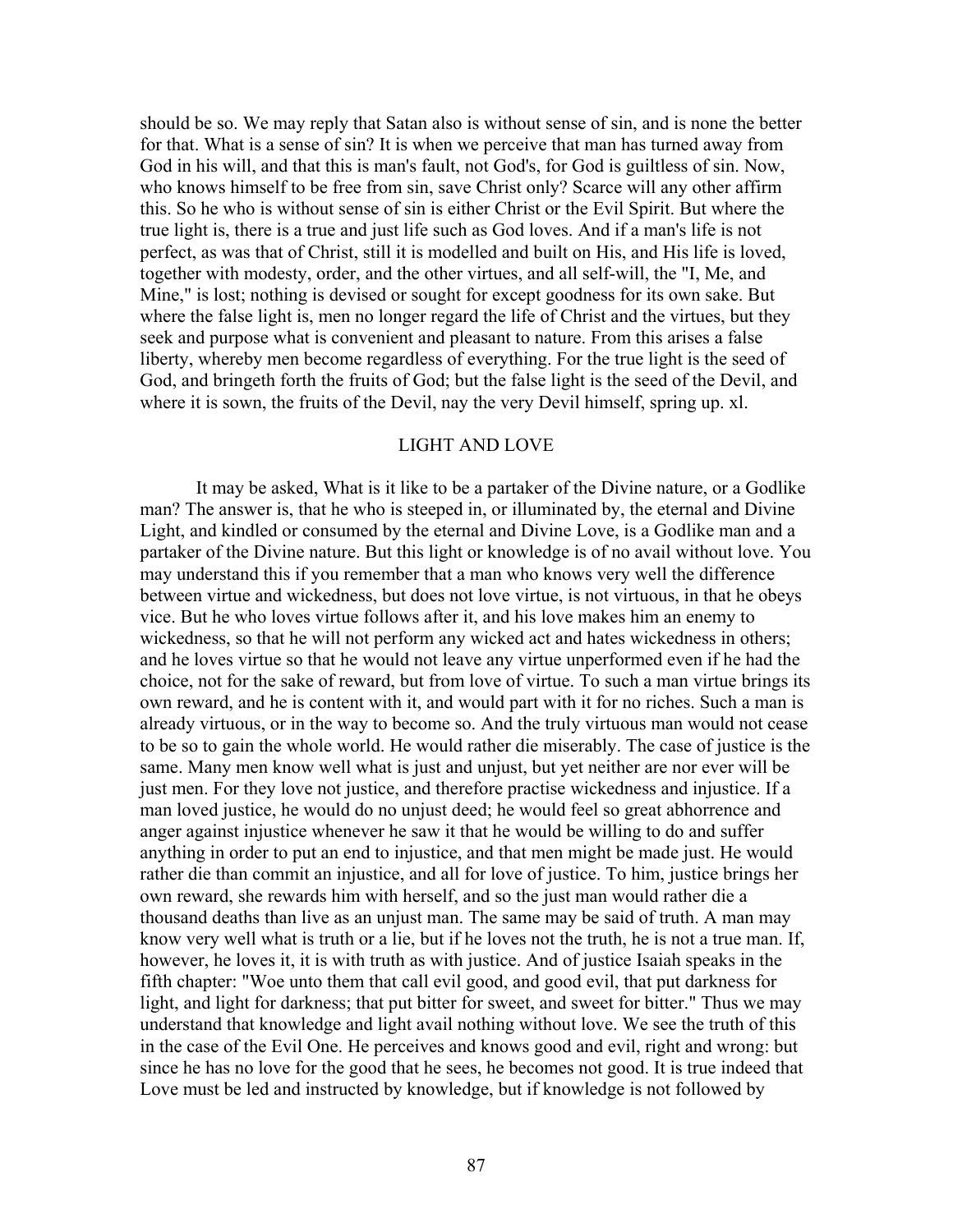should be so. We may reply that Satan also is without sense of sin, and is none the better for that. What is a sense of sin? It is when we perceive that man has turned away from God in his will, and that this is man's fault, not God's, for God is guiltless of sin. Now, who knows himself to be free from sin, save Christ only? Scarce will any other affirm this. So he who is without sense of sin is either Christ or the Evil Spirit. But where the true light is, there is a true and just life such as God loves. And if a man's life is not perfect, as was that of Christ, still it is modelled and built on His, and His life is loved, together with modesty, order, and the other virtues, and all self-will, the "I, Me, and Mine," is lost; nothing is devised or sought for except goodness for its own sake. But where the false light is, men no longer regard the life of Christ and the virtues, but they seek and purpose what is convenient and pleasant to nature. From this arises a false liberty, whereby men become regardless of everything. For the true light is the seed of God, and bringeth forth the fruits of God; but the false light is the seed of the Devil, and where it is sown, the fruits of the Devil, nay the very Devil himself, spring up. xl.

## LIGHT AND LOVE

It may be asked, What is it like to be a partaker of the Divine nature, or a Godlike man? The answer is, that he who is steeped in, or illuminated by, the eternal and Divine Light, and kindled or consumed by the eternal and Divine Love, is a Godlike man and a partaker of the Divine nature. But this light or knowledge is of no avail without love. You may understand this if you remember that a man who knows very well the difference between virtue and wickedness, but does not love virtue, is not virtuous, in that he obeys vice. But he who loves virtue follows after it, and his love makes him an enemy to wickedness, so that he will not perform any wicked act and hates wickedness in others; and he loves virtue so that he would not leave any virtue unperformed even if he had the choice, not for the sake of reward, but from love of virtue. To such a man virtue brings its own reward, and he is content with it, and would part with it for no riches. Such a man is already virtuous, or in the way to become so. And the truly virtuous man would not cease to be so to gain the whole world. He would rather die miserably. The case of justice is the same. Many men know well what is just and unjust, but yet neither are nor ever will be just men. For they love not justice, and therefore practise wickedness and injustice. If a man loved justice, he would do no unjust deed; he would feel so great abhorrence and anger against injustice whenever he saw it that he would be willing to do and suffer anything in order to put an end to injustice, and that men might be made just. He would rather die than commit an injustice, and all for love of justice. To him, justice brings her own reward, she rewards him with herself, and so the just man would rather die a thousand deaths than live as an unjust man. The same may be said of truth. A man may know very well what is truth or a lie, but if he loves not the truth, he is not a true man. If, however, he loves it, it is with truth as with justice. And of justice Isaiah speaks in the fifth chapter: "Woe unto them that call evil good, and good evil, that put darkness for light, and light for darkness; that put bitter for sweet, and sweet for bitter." Thus we may understand that knowledge and light avail nothing without love. We see the truth of this in the case of the Evil One. He perceives and knows good and evil, right and wrong: but since he has no love for the good that he sees, he becomes not good. It is true indeed that Love must be led and instructed by knowledge, but if knowledge is not followed by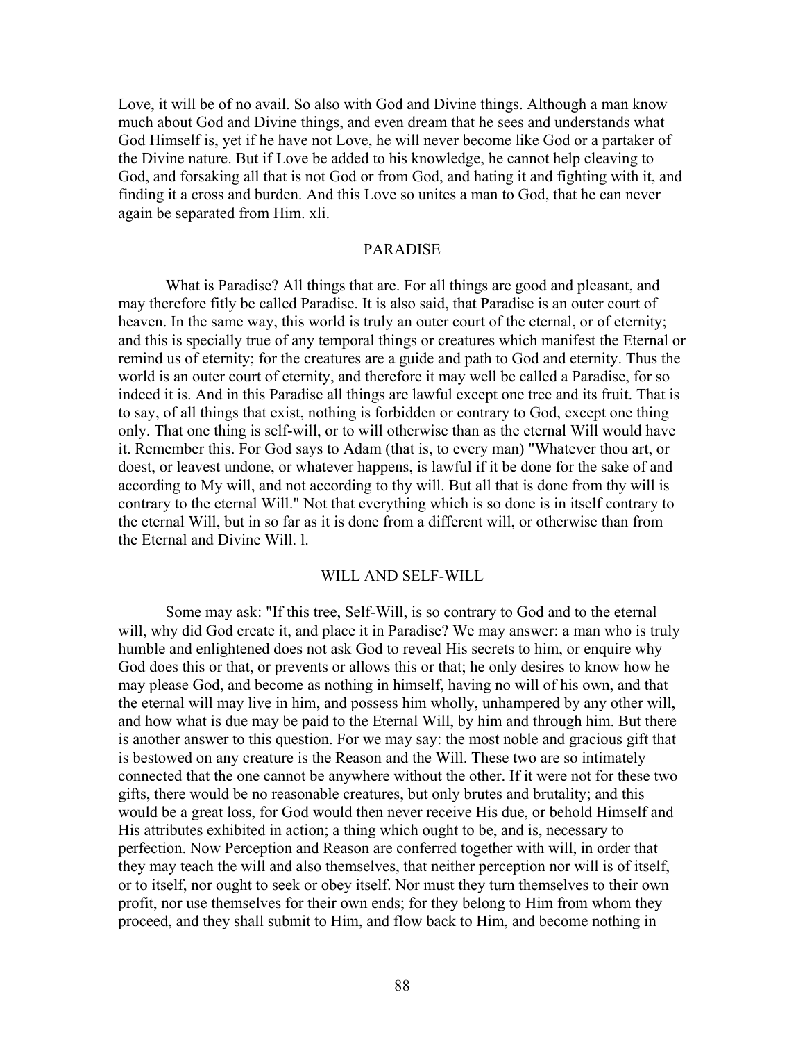Love, it will be of no avail. So also with God and Divine things. Although a man know much about God and Divine things, and even dream that he sees and understands what God Himself is, yet if he have not Love, he will never become like God or a partaker of the Divine nature. But if Love be added to his knowledge, he cannot help cleaving to God, and forsaking all that is not God or from God, and hating it and fighting with it, and finding it a cross and burden. And this Love so unites a man to God, that he can never again be separated from Him. xli.

## PARADISE

What is Paradise? All things that are. For all things are good and pleasant, and may therefore fitly be called Paradise. It is also said, that Paradise is an outer court of heaven. In the same way, this world is truly an outer court of the eternal, or of eternity; and this is specially true of any temporal things or creatures which manifest the Eternal or remind us of eternity; for the creatures are a guide and path to God and eternity. Thus the world is an outer court of eternity, and therefore it may well be called a Paradise, for so indeed it is. And in this Paradise all things are lawful except one tree and its fruit. That is to say, of all things that exist, nothing is forbidden or contrary to God, except one thing only. That one thing is self-will, or to will otherwise than as the eternal Will would have it. Remember this. For God says to Adam (that is, to every man) "Whatever thou art, or doest, or leavest undone, or whatever happens, is lawful if it be done for the sake of and according to My will, and not according to thy will. But all that is done from thy will is contrary to the eternal Will." Not that everything which is so done is in itself contrary to the eternal Will, but in so far as it is done from a different will, or otherwise than from the Eternal and Divine Will. l.

## WILL AND SELF-WILL

Some may ask: "If this tree, Self-Will, is so contrary to God and to the eternal will, why did God create it, and place it in Paradise? We may answer: a man who is truly humble and enlightened does not ask God to reveal His secrets to him, or enquire why God does this or that, or prevents or allows this or that; he only desires to know how he may please God, and become as nothing in himself, having no will of his own, and that the eternal will may live in him, and possess him wholly, unhampered by any other will, and how what is due may be paid to the Eternal Will, by him and through him. But there is another answer to this question. For we may say: the most noble and gracious gift that is bestowed on any creature is the Reason and the Will. These two are so intimately connected that the one cannot be anywhere without the other. If it were not for these two gifts, there would be no reasonable creatures, but only brutes and brutality; and this would be a great loss, for God would then never receive His due, or behold Himself and His attributes exhibited in action; a thing which ought to be, and is, necessary to perfection. Now Perception and Reason are conferred together with will, in order that they may teach the will and also themselves, that neither perception nor will is of itself, or to itself, nor ought to seek or obey itself. Nor must they turn themselves to their own profit, nor use themselves for their own ends; for they belong to Him from whom they proceed, and they shall submit to Him, and flow back to Him, and become nothing in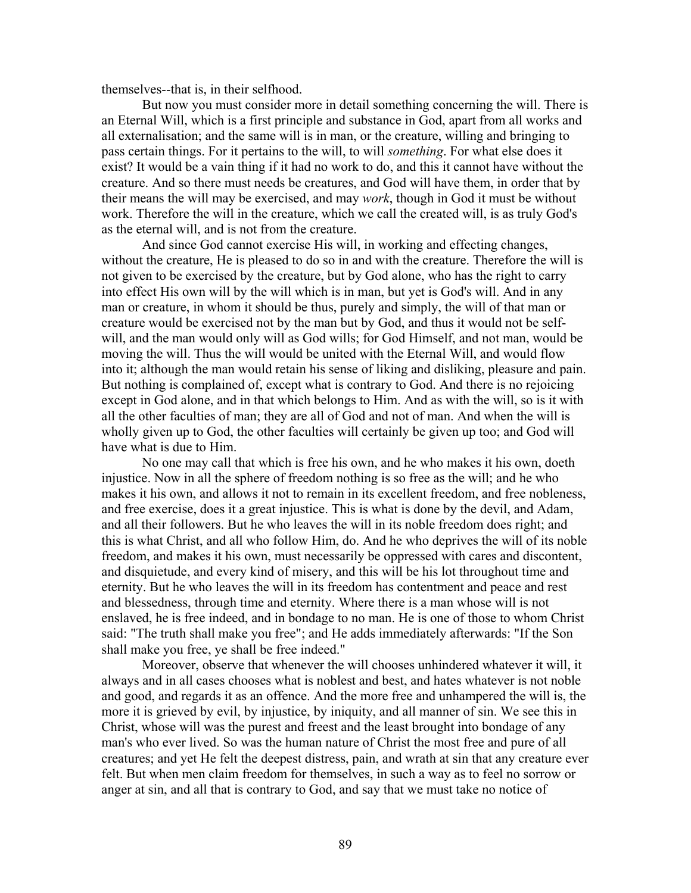themselves--that is, in their selfhood.

But now you must consider more in detail something concerning the will. There is an Eternal Will, which is a first principle and substance in God, apart from all works and all externalisation; and the same will is in man, or the creature, willing and bringing to pass certain things. For it pertains to the will, to will *something*. For what else does it exist? It would be a vain thing if it had no work to do, and this it cannot have without the creature. And so there must needs be creatures, and God will have them, in order that by their means the will may be exercised, and may *work*, though in God it must be without work. Therefore the will in the creature, which we call the created will, is as truly God's as the eternal will, and is not from the creature.

And since God cannot exercise His will, in working and effecting changes, without the creature, He is pleased to do so in and with the creature. Therefore the will is not given to be exercised by the creature, but by God alone, who has the right to carry into effect His own will by the will which is in man, but yet is God's will. And in any man or creature, in whom it should be thus, purely and simply, the will of that man or creature would be exercised not by the man but by God, and thus it would not be self-will, and the man would only will as God wills; for God Himself, and not man, would be moving the will. Thus the will would be united with the Eternal Will, and would flow into it; although the man would retain his sense of liking and disliking, pleasure and pain. But nothing is complained of, except what is contrary to God. And there is no rejoicing except in God alone, and in that which belongs to Him. And as with the will, so is it with all the other faculties of man; they are all of God and not of man. And when the will is wholly given up to God, the other faculties will certainly be given up too; and God will have what is due to Him.

No one may call that which is free his own, and he who makes it his own, doeth injustice. Now in all the sphere of freedom nothing is so free as the will; and he who makes it his own, and allows it not to remain in its excellent freedom, and free nobleness, and free exercise, does it a great injustice. This is what is done by the devil, and Adam, and all their followers. But he who leaves the will in its noble freedom does right; and this is what Christ, and all who follow Him, do. And he who deprives the will of its noble freedom, and makes it his own, must necessarily be oppressed with cares and discontent, and disquietude, and every kind of misery, and this will be his lot throughout time and eternity. But he who leaves the will in its freedom has contentment and peace and rest and blessedness, through time and eternity. Where there is a man whose will is not enslaved, he is free indeed, and in bondage to no man. He is one of those to whom Christ said: "The truth shall make you free"; and He adds immediately afterwards: "If the Son shall make you free, ye shall be free indeed."

Moreover, observe that whenever the will chooses unhindered whatever it will, it always and in all cases chooses what is noblest and best, and hates whatever is not noble and good, and regards it as an offence. And the more free and unhampered the will is, the more it is grieved by evil, by injustice, by iniquity, and all manner of sin. We see this in Christ, whose will was the purest and freest and the least brought into bondage of any man's who ever lived. So was the human nature of Christ the most free and pure of all creatures; and yet He felt the deepest distress, pain, and wrath at sin that any creature ever felt. But when men claim freedom for themselves, in such a way as to feel no sorrow or anger at sin, and all that is contrary to God, and say that we must take no notice of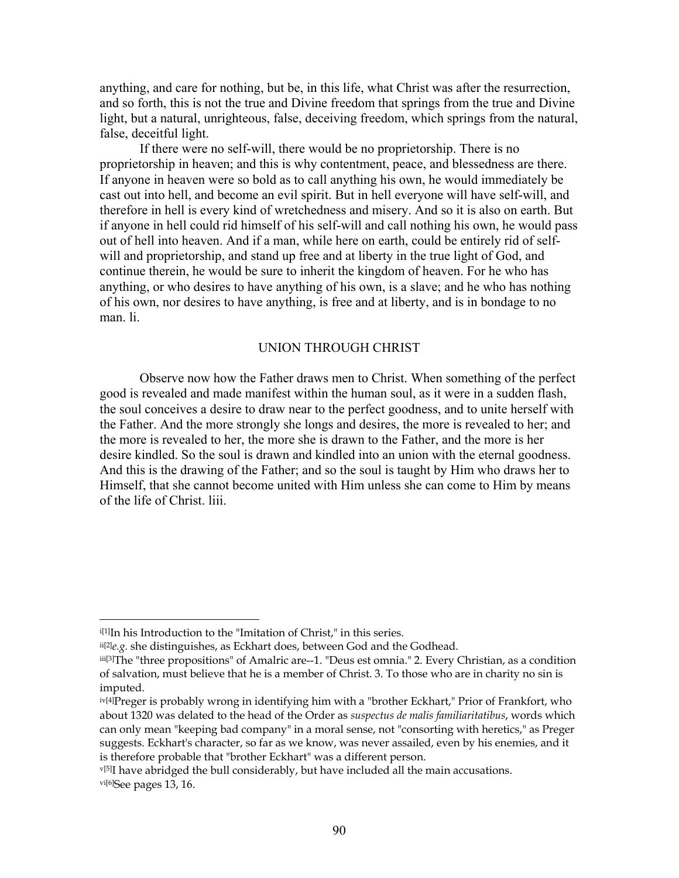anything, and care for nothing, but be, in this life, what Christ was after the resurrection, and so forth, this is not the true and Divine freedom that springs from the true and Divine light, but a natural, unrighteous, false, deceiving freedom, which springs from the natural, false, deceitful light.

If there were no self-will, there would be no proprietorship. There is no proprietorship in heaven; and this is why contentment, peace, and blessedness are there. If anyone in heaven were so bold as to call anything his own, he would immediately be cast out into hell, and become an evil spirit. But in hell everyone will have self-will, and therefore in hell is every kind of wretchedness and misery. And so it is also on earth. But if anyone in hell could rid himself of his self-will and call nothing his own, he would pass out of hell into heaven. And if a man, while here on earth, could be entirely rid of self-will and proprietorship, and stand up free and at liberty in the true light of God, and continue therein, he would be sure to inherit the kingdom of heaven. For he who has anything, or who desires to have anything of his own, is a slave; and he who has nothing of his own, nor desires to have anything, is free and at liberty, and is in bondage to no man. li.

## UNION THROUGH CHRIST

Observe now how the Father draws men to Christ. When something of the perfect good is revealed and made manifest within the human soul, as it were in a sudden flash, the soul conceives a desire to draw near to the perfect goodness, and to unite herself with the Father. And the more strongly she longs and desires, the more is revealed to her; and the more is revealed to her, the more she is drawn to the Father, and the more is her desire kindled. So the soul is drawn and kindled into an union with the eternal goodness. And this is the drawing of the Father; and so the soul is taught by Him who draws her to Himself, that she cannot become united with Him unless she can come to Him by means of the life of Christ. liii.

---

i[1]In his Introduction to the "Imitation of Christ," in this series.

ii[2]*e.g.* she distinguishes, as Eckhart does, between God and the Godhead.

iii[3]The "three propositions" of Amalric are--1. "Deus est omnia." 2. Every Christian, as a condition of salvation, must believe that he is a member of Christ. 3. To those who are in charity no sin is imputed.

iv[4]Preger is probably wrong in identifying him with a "brother Eckhart," Prior of Frankfort, who about 1320 was delated to the head of the Order as *suspectus de malis familiaritatibus*, words which can only mean "keeping bad company" in a moral sense, not "consorting with heretics," as Preger suggests. Eckhart's character, so far as we know, was never assailed, even by his enemies, and it is therefore probable that "brother Eckhart" was a different person.

v[5]I have abridged the bull considerably, but have included all the main accusations.

vi[6]See pages 13, 16.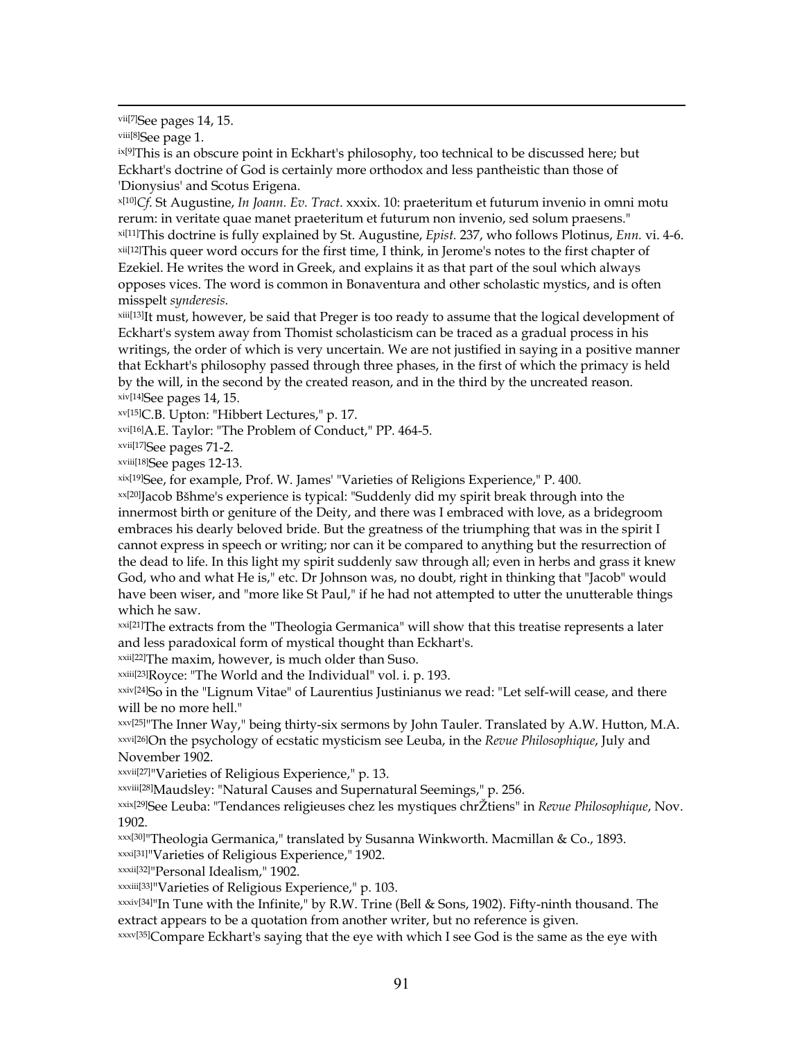vii[7]See pages 14, 15.

viii[8]See page 1.

ix[9]This is an obscure point in Eckhart's philosophy, too technical to be discussed here; but Eckhart's doctrine of God is certainly more orthodox and less pantheistic than those of 'Dionysius' and Scotus Erigena.

x[10]*Cf*. St Augustine, *In Joann. Ev. Tract*. xxxix. 10: praeteritum et futurum invenio in omni motu rerum: in veritate quae manet praeteritum et futurum non invenio, sed solum praesens."

xi[11]This doctrine is fully explained by St. Augustine, *Epist.* 237, who follows Plotinus, *Enn.* vi. 4-6.

xii[12]This queer word occurs for the first time, I think, in Jerome's notes to the first chapter of Ezekiel. He writes the word in Greek, and explains it as that part of the soul which always opposes vices. The word is common in Bonaventura and other scholastic mystics, and is often misspelt *synderesis*.

xiii[13]It must, however, be said that Preger is too ready to assume that the logical development of Eckhart's system away from Thomist scholasticism can be traced as a gradual process in his writings, the order of which is very uncertain. We are not justified in saying in a positive manner that Eckhart's philosophy passed through three phases, in the first of which the primacy is held by the will, in the second by the created reason, and in the third by the uncreated reason.

xiv[14]See pages 14, 15.

xv[15]C.B. Upton: "Hibbert Lectures," p. 17.

xvi[16]A.E. Taylor: "The Problem of Conduct," PP. 464-5.

xvii[17]See pages 71-2.

xviii[18]See pages 12-13.

xix[19]See, for example, Prof. W. James' "Varieties of Religions Experience," P. 400.

xx[20]Jacob Bšhme's experience is typical: "Suddenly did my spirit break through into the innermost birth or geniture of the Deity, and there was I embraced with love, as a bridegroom embraces his dearly beloved bride. But the greatness of the triumphing that was in the spirit I cannot express in speech or writing; nor can it be compared to anything but the resurrection of the dead to life. In this light my spirit suddenly saw through all; even in herbs and grass it knew God, who and what He is," etc. Dr Johnson was, no doubt, right in thinking that "Jacob" would have been wiser, and "more like St Paul," if he had not attempted to utter the unutterable things which he saw.

xxi[21]The extracts from the "Theologia Germanica" will show that this treatise represents a later and less paradoxical form of mystical thought than Eckhart's.

xxii[22]The maxim, however, is much older than Suso.

xxiii[23]Royce: "The World and the Individual" vol. i. p. 193.

xxiv[24]So in the "Lignum Vitae" of Laurentius Justinianus we read: "Let self-will cease, and there will be no more hell."

xxv[25]"The Inner Way," being thirty-six sermons by John Tauler. Translated by A.W. Hutton, M.A.

xxvi[26]On the psychology of ecstatic mysticism see Leuba, in the *Revue Philosophique*, July and November 1902.

xxvii[27]"Varieties of Religious Experience," p. 13.

xxviii[28]Maudsley: "Natural Causes and Supernatural Seemings," p. 256.

xxix[29]See Leuba: "Tendances religieuses chez les mystiques chrŽtiens" in *Revue Philosophique*, Nov. 1902.

xxx[30]"Theologia Germanica," translated by Susanna Winkworth. Macmillan & Co., 1893.

xxxi[31]"Varieties of Religious Experience," 1902.

xxxii[32]"Personal Idealism," 1902.

xxxiii[33]"Varieties of Religious Experience," p. 103.

xxxiv[34]"In Tune with the Infinite," by R.W. Trine (Bell & Sons, 1902). Fifty-ninth thousand. The extract appears to be a quotation from another writer, but no reference is given.

xxxv[35]Compare Eckhart's saying that the eye with which I see God is the same as the eye with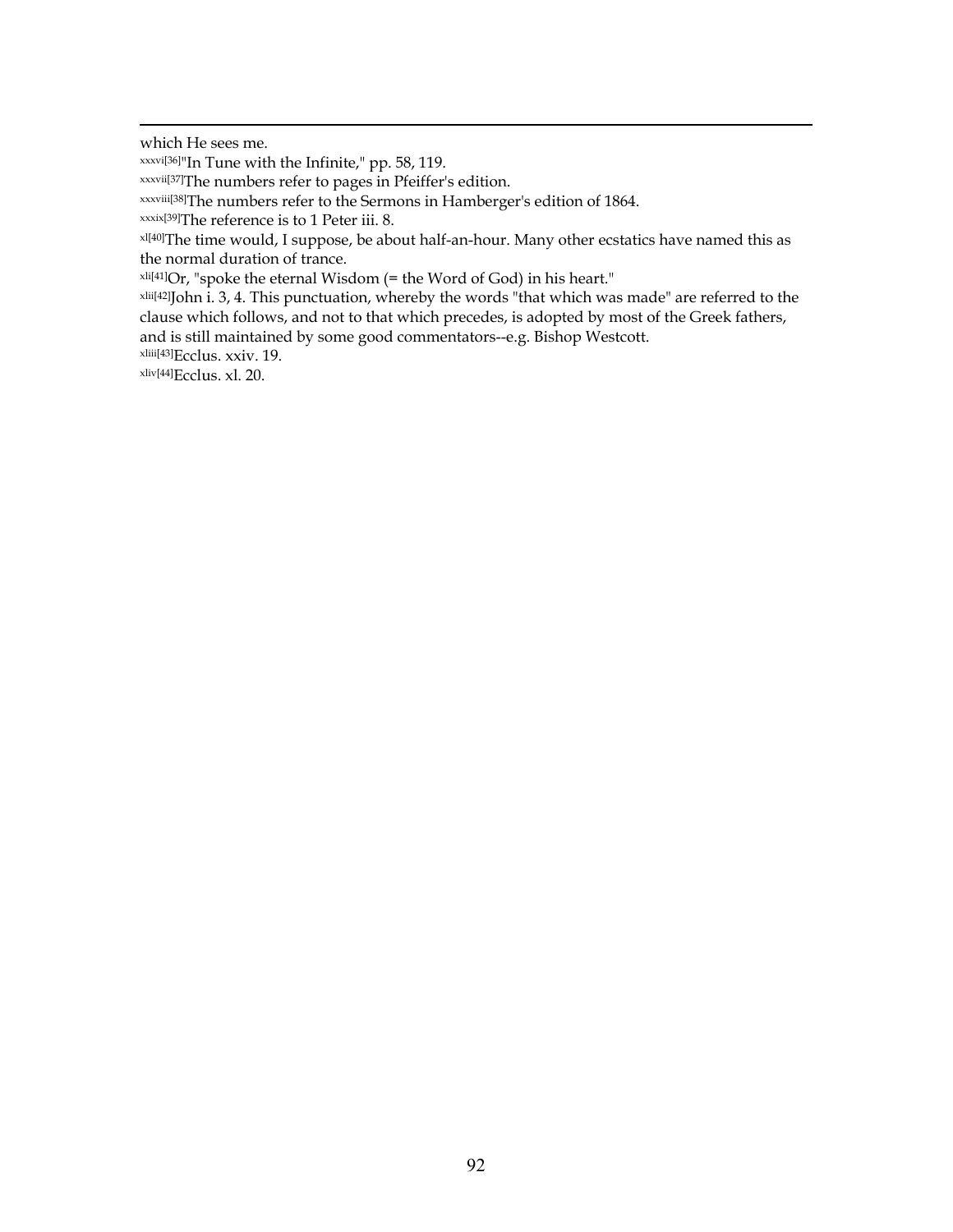which He sees me.

xxxvi[36]"In Tune with the Infinite," pp. 58, 119.

xxxvii[37]The numbers refer to pages in Pfeiffer's edition.

xxxviii[38]The numbers refer to the Sermons in Hamberger's edition of 1864.

xxxix[39]The reference is to 1 Peter iii. 8.

xl[40]The time would, I suppose, be about half-an-hour. Many other ecstatics have named this as the normal duration of trance.

xli[41]Or, "spoke the eternal Wisdom (= the Word of God) in his heart."

xlii[42]John i. 3, 4. This punctuation, whereby the words "that which was made" are referred to the clause which follows, and not to that which precedes, is adopted by most of the Greek fathers, and is still maintained by some good commentators--e.g. Bishop Westcott.

xliii[43]Ecclus. xxiv. 19.

xliv[44]Ecclus. xl. 20.